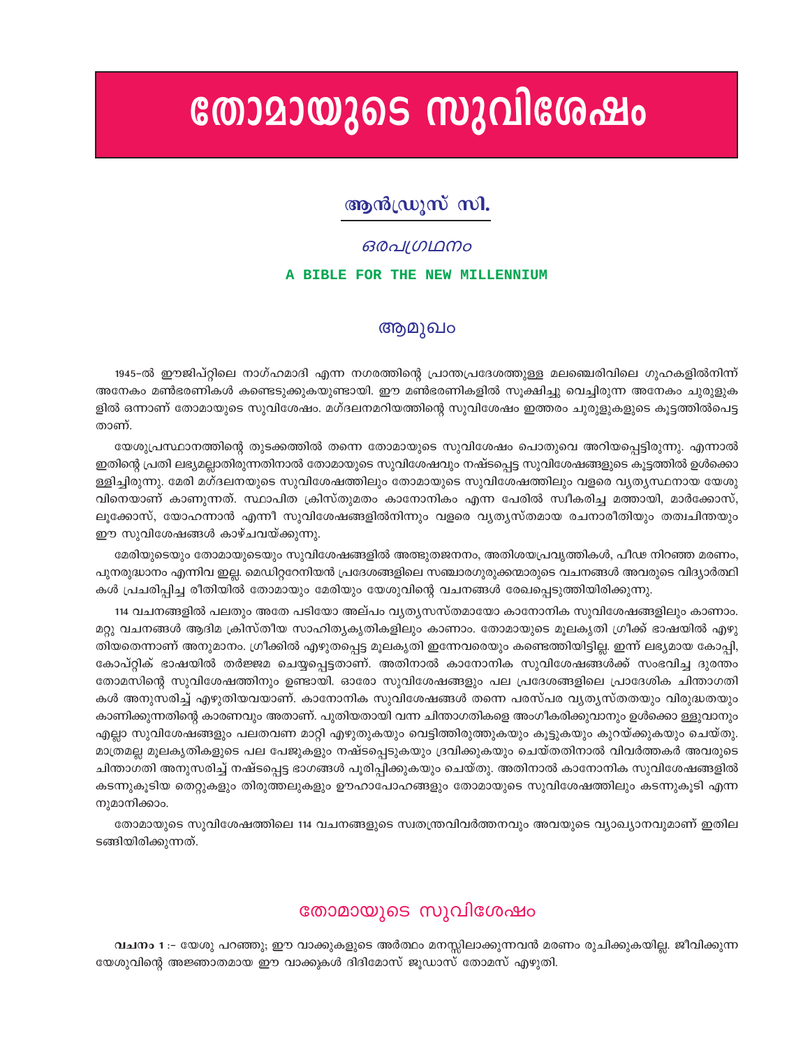# തോമായുടെ സുവിശേഷം

## ആൻഡ്രൂസ് സി.

*ഒരപഗ്രഥനം*

**A BIBLE FOR THE NEW MILLENNIUM**

## ആമുഖം

1945–ൽ ഈജിപ്റ്റിലെ നാഗ്ഹമാദി എന്ന നഗരത്തിന്റെ പ്രാന്തപ്രദേശത്തുള്ള മലഞ്ചെരിവിലെ ഗുഹകളിൽനിന്ന് അനേകം മൺഭരണികൾ കണ്ടെടുക്കുകയുണ്ടായി. ഈ മൺഭരണികളിൽ സൂക്ഷിച്ചു വെച്ചിരുന്ന അനേകം ചുരുളുകളിൽ ഒന്നാണ് തോമായുടെ സുവിശേഷം. മഗ്ദലനമറിയത്തിന്റെ സുവിശേഷം ഇത്തരം ചുരുളുകളുടെ കൂട്ടത്തിൽപെട്ടതാണ്.

യേശുപ്രസ്ഥാനത്തിന്റെ തുടക്കത്തിൽ തന്നെ തോമായുടെ സുവിശേഷം പൊതുവെ അറിയപ്പെട്ടിരുന്നു. എന്നാൽ ഇതിന്റെ പ്രതി ലഭ്യമല്ലാതിരുന്നതിനാൽ തോമായുടെ സുവിശേഷവും നഷ്ടപ്പെട്ട സുവിശേഷങ്ങളുടെ കൂട്ടത്തിൽ ഉൾക്കൊള്ളിച്ചിരുന്നു. മേരി മഗ്ദലനയുടെ സുവിശേഷത്തിലും തോമായുടെ സുവിശേഷത്തിലും വളരെ വ്യത്യസ്ഥനായ യേശുവിനെയാണ് കാണുന്നത്. സ്ഥാപിത ക്രിസ്തുമതം കാനോനികം എന്ന പേരിൽ സ്വീകരിച്ച മത്തായി, മാർക്കോസ്, ലൂക്കോസ്, യോഹന്നാൻ എന്നീ സുവിശേഷങ്ങളിൽനിന്നും വളരെ വ്യത്യസ്തമായ രചനാരീതിയും തത്വചിന്തയും ഈ സുവിശേഷങ്ങൾ കാഴ്ചവയ്ക്കുന്നു.

മേരിയുടെയും തോമായുടെയും സുവിശേഷങ്ങളിൽ അത്ഭുതജനനം, അതിശയപ്രവൃത്തികൾ, പീഢ നിറഞ്ഞ മരണം, പുനരുദ്ധാനം എന്നിവ ഇല്ല. മെഡിറ്ററേനിയൻ പ്രദേശങ്ങളിലെ സഞ്ചാരഗുരുക്കന്മാരുടെ വചനങ്ങൾ അവരുടെ വിദ്യാർത്ഥികൾ പ്രചരിപ്പിച്ച രീതിയിൽ തോമായും മേരിയും യേശുവിന്റെ വചനങ്ങൾ രേഖപ്പെടുത്തിയിരിക്കുന്നു.

114 വചനങ്ങളിൽ പലതും അതേ പടിയോ അല്പം വ്യത്യസ്തമായോ കാനോനിക സുവിശേഷങ്ങളിലും കാണാം. മറ്റു വചനങ്ങൾ ആദിമ ക്രിസ്തീയ സാഹിത്യകൃതികളിലും കാണാം. തോമായുടെ മൂലകൃതി ഗ്രീക്ക് ഭാഷയിൽ എഴുതിയതെന്നാണ് അനുമാനം. ഗ്രീക്കിൽ എഴുതപ്പെട്ട മൂലകൃതി ഇന്നേവരെയും കണ്ടെത്തിയിട്ടില്ല. ഇന്ന് ലഭ്യമായ കോപ്പി, കോപ്റ്റിക് ഭാഷയിൽ തർജ്ജമ ചെയ്യപ്പെട്ടതാണ്. അതിനാൽ കാനോനിക സുവിശേഷങ്ങൾക്ക് സംഭവിച്ച ദുരന്തം തോമസിന്റെ സുവിശേഷത്തിനും ഉണ്ടായി. ഓരോ സുവിശേഷങ്ങളും പല പ്രദേശങ്ങളിലെ പ്രാദേശിക ചിന്താഗതികൾ അനുസരിച്ച് എഴുതിയവയാണ്. കാനോനിക സുവിശേഷങ്ങൾ തന്നെ പരസ്പര വ്യത്യസ്തതയും വിരുദ്ധതയും കാണിക്കുന്നതിന്റെ കാരണവും അതാണ്. പുതിയതായി വന്ന ചിന്താഗതികളെ അംഗീകരിക്കുവാനും ഉൾക്കൊള്ളുവാനും എല്ലാ സുവിശേഷങ്ങളും പലതവണ മാറ്റി എഴുതുകയും വെട്ടിത്തിരുത്തുകയും കൂട്ടുകയും കുറയ്ക്കുകയും ചെയ്തു. മാത്രമല്ല മൂലകൃതികളുടെ പല പേജുകളും നഷ്ടപ്പെടുകയും ദ്രവിക്കുകയും ചെയ്തതിനാൽ വിവർത്തകർ അവരുടെ ചിന്താഗതി അനുസരിച്ച് നഷ്ടപ്പെട്ട ഭാഗങ്ങൾ പൂരിപ്പിക്കുകയും ചെയ്തു. അതിനാൽ കാനോനിക സുവിശേഷങ്ങളിൽ കടന്നുകൂടിയ തെറ്റുകളും തിരുത്തലുകളും ഊഹാപോഹങ്ങളും തോമായുടെ സുവിശേഷത്തിലും കടന്നുകൂടി എന്നനുമാനിക്കാം.

തോമായുടെ സുവിശേഷത്തിലെ 114 വചനങ്ങളുടെ സ്വതന്ത്രവിവർത്തനവും അവയുടെ വ്യാഖ്യാനവുമാണ് ഇതിലടങ്ങിയിരിക്കുന്നത്.

## തോമായുടെ സുവിശേഷം

**വചനം 1** :- യേശു പറഞ്ഞു; ഈ വാക്കുകളുടെ അർത്ഥം മനസ്സിലാക്കുന്നവൻ മരണം രുചിക്കുകയില്ല. ജീവിക്കുന്ന യേശുവിന്റെ അജ്ഞാതമായ ഈ വാക്കുകൾ ദിദിമോസ് ജൂഡാസ് തോമസ് എഴുതി.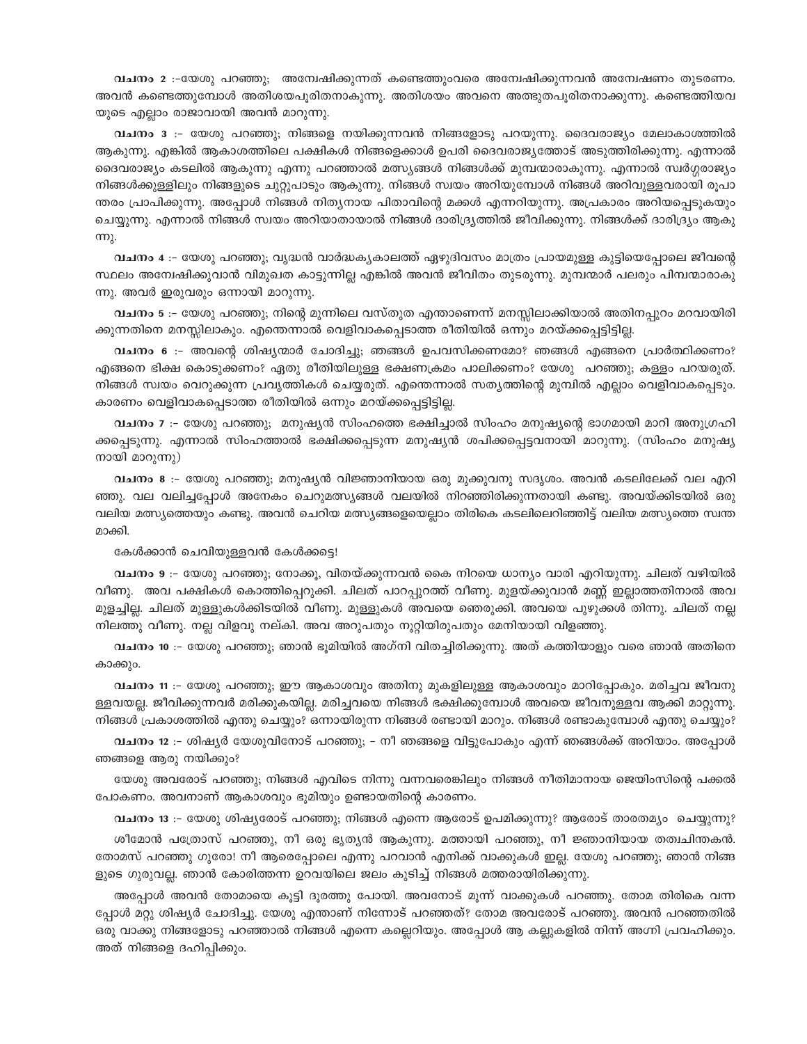**വചനം 2** :-യേശു പറഞ്ഞു; അന്വേഷിക്കുന്നത് കണ്ടെത്തുംവരെ അന്വേഷിക്കുന്നവൻ അന്വേഷണം തുടരണം. അവൻ കണ്ടെത്തുമ്പോൾ അതിശയപൂരിതനാകുന്നു. അതിശയം അവനെ അത്ഭുതപൂരിതനാക്കുന്നു. കണ്ടെത്തിയവയുടെ എല്ലാം രാജാവായി അവൻ മാറുന്നു.

**വചനം 3** :- യേശു പറഞ്ഞു; നിങ്ങളെ നയിക്കുന്നവൻ നിങ്ങളോടു പറയുന്നു. ദൈവരാജ്യം മേലാകാശത്തിൽ ആകുന്നു. എങ്കിൽ ആകാശത്തിലെ പക്ഷികൾ നിങ്ങളെക്കാൾ ഉപരി ദൈവരാജ്യത്തോട് അടുത്തിരിക്കുന്നു. എന്നാൽ ദൈവരാജ്യം കടലിൽ ആകുന്നു എന്നു പറഞ്ഞാൽ മത്സ്യങ്ങൾ നിങ്ങൾക്ക് മുമ്പന്മാരാകുന്നു. എന്നാൽ സ്വർഗ്ഗരാജ്യം നിങ്ങൾക്കുള്ളിലും നിങ്ങളുടെ ചുറ്റുപാടും ആകുന്നു. നിങ്ങൾ സ്വയം അറിയുമ്പോൾ നിങ്ങൾ അറിവുള്ളവരായി രൂപാന്തരം പ്രാപിക്കുന്നു. അപ്പോൾ നിങ്ങൾ നിത്യനായ പിതാവിന്റെ മക്കൾ എന്നറിയുന്നു. അപ്രകാരം അറിയപ്പെടുകയും ചെയ്യുന്നു. എന്നാൽ നിങ്ങൾ സ്വയം അറിയാതായാൽ നിങ്ങൾ ദാരിദ്ര്യത്തിൽ ജീവിക്കുന്നു. നിങ്ങൾക്ക് ദാരിദ്ര്യം ആകുന്നു.

**വചനം 4** :- യേശു പറഞ്ഞു; വൃദ്ധൻ വാർദ്ധക്യകാലത്ത് ഏഴുദിവസം മാത്രം പ്രായമുള്ള കുട്ടിയെപ്പോലെ ജീവന്റെ സ്ഥലം അന്വേഷിക്കുവാൻ വിമുഖത കാട്ടുന്നില്ല എങ്കിൽ അവൻ ജീവിതം തുടരുന്നു. മുമ്പന്മാർ പലരും പിമ്പന്മാരാകുന്നു. അവർ ഇരുവരും ഒന്നായി മാറുന്നു.

**വചനം 5** :- യേശു പറഞ്ഞു; നിന്റെ മുന്നിലെ വസ്തുത എന്താണെന്ന് മനസ്സിലാക്കിയാൽ അതിനപ്പുറം മറവായിരിക്കുന്നതിനെ മനസ്സിലാകും. എന്തെന്നാൽ വെളിവാകപ്പെടാത്ത രീതിയിൽ ഒന്നും മറയ്ക്കപ്പെട്ടിട്ടില്ല.

**വചനം 6** :- അവന്റെ ശിഷ്യന്മാർ ചോദിച്ചു; ഞങ്ങൾ ഉപവസിക്കണമോ? ഞങ്ങൾ എങ്ങനെ പ്രാർത്ഥിക്കണം? എങ്ങനെ ഭിക്ഷ കൊടുക്കണം? ഏതു രീതിയിലുള്ള ഭക്ഷണക്രമം പാലിക്കണം? യേശു പറഞ്ഞു; കള്ളം പറയരുത്. നിങ്ങൾ സ്വയം വെറുക്കുന്ന പ്രവൃത്തികൾ ചെയ്യരുത്. എന്തെന്നാൽ സത്യത്തിന്റെ മുമ്പിൽ എല്ലാം വെളിവാകപ്പെടും. കാരണം വെളിവാകപ്പെടാത്ത രീതിയിൽ ഒന്നും മറയ്ക്കപ്പെട്ടിട്ടില്ല.

**വചനം 7** :- യേശു പറഞ്ഞു; മനുഷ്യൻ സിംഹത്തെ ഭക്ഷിച്ചാൽ സിംഹം മനുഷ്യന്റെ ഭാഗമായി മാറി അനുഗ്രഹിക്കപ്പെടുന്നു. എന്നാൽ സിംഹത്താൽ ഭക്ഷിക്കപ്പെടുന്ന മനുഷ്യൻ ശപിക്കപ്പെട്ടവനായി മാറുന്നു. (സിംഹം മനുഷ്യനായി മാറുന്നു)

**വചനം 8** :- യേശു പറഞ്ഞു; മനുഷ്യൻ വിജ്ഞാനിയായ ഒരു മുക്കുവനു സദൃശം. അവൻ കടലിലേക്ക് വല എറിഞ്ഞു. വല വലിച്ചപ്പോൾ അനേകം ചെറുമത്സ്യങ്ങൾ വലയിൽ നിറഞ്ഞിരിക്കുന്നതായി കണ്ടു. അവയ്ക്കിടയിൽ ഒരു വലിയ മത്സ്യത്തെയും കണ്ടു. അവൻ ചെറിയ മത്സ്യങ്ങളെയെല്ലാം തിരികെ കടലിലെറിഞ്ഞിട്ട് വലിയ മത്സ്യത്തെ സ്വന്തമാക്കി.

കേൾക്കാൻ ചെവിയുള്ളവൻ കേൾക്കട്ടെ!

**വചനം 9** :- യേശു പറഞ്ഞു; നോക്കൂ, വിതയ്ക്കുന്നവൻ കൈ നിറയെ ധാന്യം വാരി എറിയുന്നു. ചിലത് വഴിയിൽ വീണു. അവ പക്ഷികൾ കൊത്തിപ്പെറുക്കി. ചിലത് പാറപ്പുറത്ത് വീണു. മുളയ്ക്കുവാൻ മണ്ണ് ഇല്ലാത്തതിനാൽ അവ മുളച്ചില്ല. ചിലത് മുള്ളുകൾക്കിടയിൽ വീണു. മുള്ളുകൾ അവയെ ഞെരുക്കി. അവയെ പുഴുക്കൾ തിന്നു. ചിലത് നല്ല നിലത്തു വീണു. നല്ല വിളവു നല്കി. അവ അറുപതും നൂറ്റിയിരുപതും മേനിയായി വിളഞ്ഞു.

**വചനം 10** :- യേശു പറഞ്ഞു; ഞാൻ ഭൂമിയിൽ അഗ്നി വിതച്ചിരിക്കുന്നു. അത് കത്തിയാളും വരെ ഞാൻ അതിനെ കാക്കും.

**വചനം 11** :- യേശു പറഞ്ഞു; ഈ ആകാശവും അതിനു മുകളിലുള്ള ആകാശവും മാറിപ്പോകും. മരിച്ചവ ജീവനുള്ളവയല്ല. ജീവിക്കുന്നവർ മരിക്കുകയില്ല. മരിച്ചവയെ നിങ്ങൾ ഭക്ഷിക്കുമ്പോൾ അവയെ ജീവനുള്ളവ ആക്കി മാറ്റുന്നു. നിങ്ങൾ പ്രകാശത്തിൽ എന്തു ചെയ്യും? ഒന്നായിരുന്ന നിങ്ങൾ രണ്ടായി മാറും. നിങ്ങൾ രണ്ടാകുമ്പോൾ എന്തു ചെയ്യും?

**വചനം 12** :- ശിഷ്യർ യേശുവിനോട് പറഞ്ഞു; - നീ ഞങ്ങളെ വിട്ടുപോകും എന്ന് ഞങ്ങൾക്ക് അറിയാം. അപ്പോൾ ഞങ്ങളെ ആരു നയിക്കും?

യേശു അവരോട് പറഞ്ഞു; നിങ്ങൾ എവിടെ നിന്നു വന്നവരെങ്കിലും നിങ്ങൾ നീതിമാനായ ജെയിംസിന്റെ പക്കൽ പോകണം. അവനാണ് ആകാശവും ഭൂമിയും ഉണ്ടായതിന്റെ കാരണം.

**വചനം 13** :- യേശു ശിഷ്യരോട് പറഞ്ഞു; നിങ്ങൾ എന്നെ ആരോട് ഉപമിക്കുന്നു? ആരോട് താരതമ്യം ചെയ്യുന്നു?

ശീമോൻ പത്രോസ് പറഞ്ഞു, നീ ഒരു ഭൃത്യൻ ആകുന്നു. മത്തായി പറഞ്ഞു, നീ ജ്ഞാനിയായ തത്വചിന്തകൻ. തോമസ് പറഞ്ഞു ഗുരോ! നീ ആരെപ്പോലെ എന്നു പറവാൻ എനിക്ക് വാക്കുകൾ ഇല്ല. യേശു പറഞ്ഞു; ഞാൻ നിങ്ങളുടെ ഗുരുവല്ല. ഞാൻ കോരിത്തന്ന ഉറവയിലെ ജലം കുടിച്ച് നിങ്ങൾ മത്തരായിരിക്കുന്നു.

അപ്പോൾ അവൻ തോമായെ കൂട്ടി ദൂരത്തു പോയി. അവനോട് മൂന്ന് വാക്കുകൾ പറഞ്ഞു. തോമ തിരികെ വന്നപ്പോൾ മറ്റു ശിഷ്യർ ചോദിച്ചു. യേശു എന്താണ് നിന്നോട് പറഞ്ഞത്? തോമ അവരോട് പറഞ്ഞു. അവൻ പറഞ്ഞതിൽ ഒരു വാക്കു നിങ്ങളോടു പറഞ്ഞാൽ നിങ്ങൾ എന്നെ കല്ലെറിയും. അപ്പോൾ ആ കല്ലുകളിൽ നിന്ന് അഗ്നി പ്രവഹിക്കും. അത് നിങ്ങളെ ദഹിപ്പിക്കും.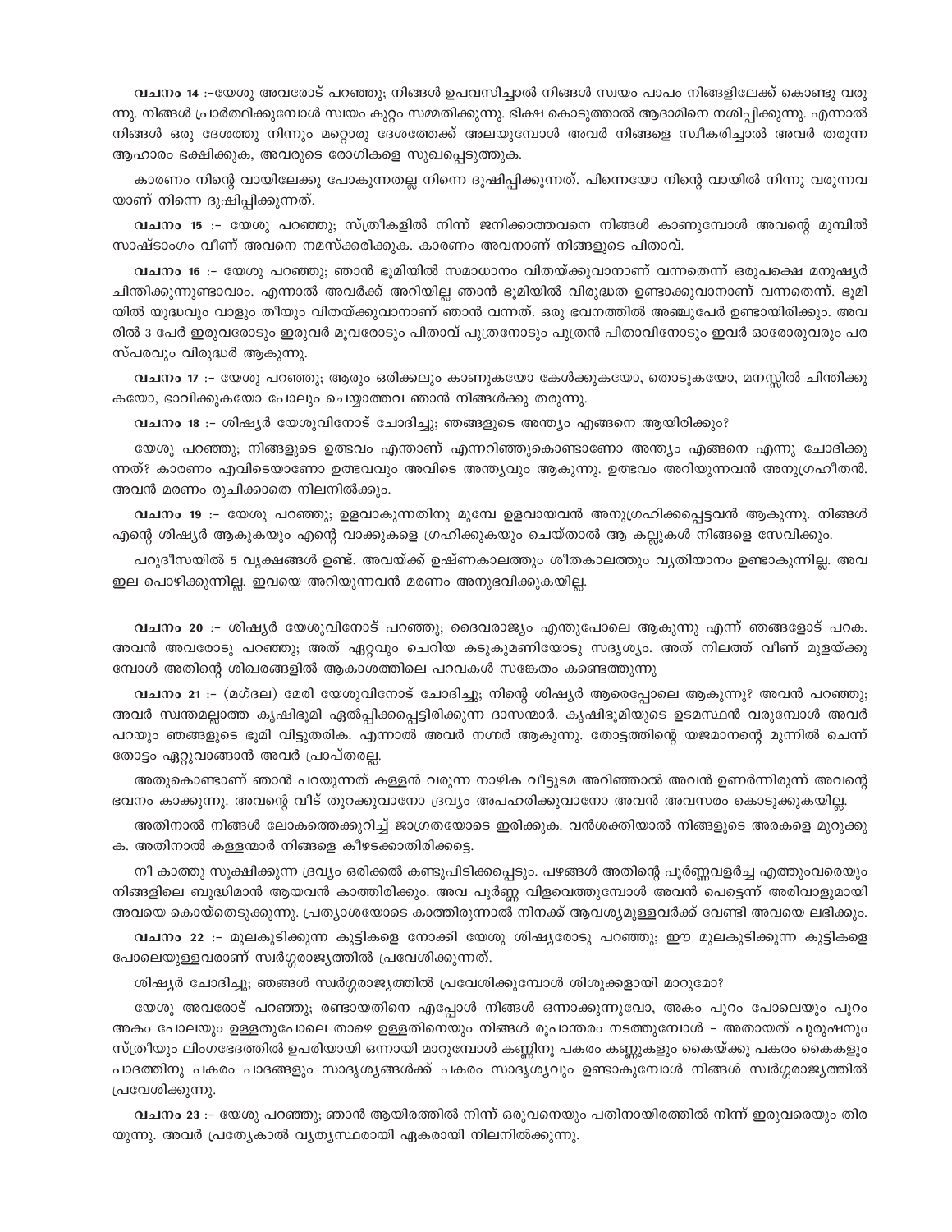**വചനം 14** :-യേശു അവരോട് പറഞ്ഞു; നിങ്ങൾ ഉപവസിച്ചാൽ നിങ്ങൾ സ്വയം പാപം നിങ്ങളിലേക്ക് കൊണ്ടു വരുന്നു. നിങ്ങൾ പ്രാർത്ഥിക്കുമ്പോൾ സ്വയം കുറ്റം സമ്മതിക്കുന്നു. ഭിക്ഷ കൊടുത്താൽ ആദാമിനെ നശിപ്പിക്കുന്നു. എന്നാൽ നിങ്ങൾ ഒരു ദേശത്തു നിന്നും മറ്റൊരു ദേശത്തേക്ക് അലയുമ്പോൾ അവർ നിങ്ങളെ സ്വീകരിച്ചാൽ അവർ തരുന്ന ആഹാരം ഭക്ഷിക്കുക, അവരുടെ രോഗികളെ സുഖപ്പെടുത്തുക.

കാരണം നിന്റെ വായിലേക്കു പോകുന്നതല്ല നിന്നെ ദുഷിപ്പിക്കുന്നത്. പിന്നെയോ നിന്റെ വായിൽ നിന്നു വരുന്നവയാണ് നിന്നെ ദുഷിപ്പിക്കുന്നത്.

**വചനം 15** :- യേശു പറഞ്ഞു; സ്ത്രീകളിൽ നിന്ന് ജനിക്കാത്തവനെ നിങ്ങൾ കാണുമ്പോൾ അവന്റെ മുമ്പിൽ സാഷ്ടാംഗം വീണ് അവനെ നമസ്ക്കരിക്കുക. കാരണം അവനാണ് നിങ്ങളുടെ പിതാവ്.

**വചനം 16** :- യേശു പറഞ്ഞു; ഞാൻ ഭൂമിയിൽ സമാധാനം വിതയ്ക്കുവാനാണ് വന്നതെന്ന് ഒരുപക്ഷെ മനുഷ്യർ ചിന്തിക്കുന്നുണ്ടാവാം. എന്നാൽ അവർക്ക് അറിയില്ല ഞാൻ ഭൂമിയിൽ വിരുദ്ധത ഉണ്ടാക്കുവാനാണ് വന്നതെന്ന്. ഭൂമിയിൽ യുദ്ധവും വാളും തീയും വിതയ്ക്കുവാനാണ് ഞാൻ വന്നത്. ഒരു ഭവനത്തിൽ അഞ്ചുപേർ ഉണ്ടായിരിക്കും. അവരിൽ 3 പേർ ഇരുവരോടും ഇരുവർ മൂവരോടും പിതാവ് പുത്രനോടും പുത്രൻ പിതാവിനോടും ഇവർ ഓരോരുവരും പരസ്പരവും വിരുദ്ധർ ആകുന്നു.

**വചനം 17** :- യേശു പറഞ്ഞു; ആരും ഒരിക്കലും കാണുകയോ കേൾക്കുകയോ, തൊടുകയോ, മനസ്സിൽ ചിന്തിക്കുകയോ, ഭാവിക്കുകയോ പോലും ചെയ്യാത്തവ ഞാൻ നിങ്ങൾക്കു തരുന്നു.

**വചനം 18** :- ശിഷ്യർ യേശുവിനോട് ചോദിച്ചു; ഞങ്ങളുടെ അന്ത്യം എങ്ങനെ ആയിരിക്കും?

യേശു പറഞ്ഞു; നിങ്ങളുടെ ഉത്ഭവം എന്താണ് എന്നറിഞ്ഞുകൊണ്ടാണോ അന്ത്യം എങ്ങനെ എന്നു ചോദിക്കുന്നത്? കാരണം എവിടെയാണോ ഉത്ഭവവും അവിടെ അന്ത്യവും ആകുന്നു. ഉത്ഭവം അറിയുന്നവൻ അനുഗ്രഹീതൻ. അവൻ മരണം രുചിക്കാതെ നിലനിൽക്കും.

**വചനം 19** :- യേശു പറഞ്ഞു; ഉളവാകുന്നതിനു മുമ്പേ ഉളവായവൻ അനുഗ്രഹിക്കപ്പെട്ടവൻ ആകുന്നു. നിങ്ങൾ എന്റെ ശിഷ്യർ ആകുകയും എന്റെ വാക്കുകളെ ഗ്രഹിക്കുകയും ചെയ്താൽ ആ കല്ലുകൾ നിങ്ങളെ സേവിക്കും.

പറുദീസയിൽ 5 വൃക്ഷങ്ങൾ ഉണ്ട്. അവയ്ക്ക് ഉഷ്ണകാലത്തും ശീതകാലത്തും വ്യതിയാനം ഉണ്ടാകുന്നില്ല. അവ ഇല പൊഴിക്കുന്നില്ല. ഇവയെ അറിയുന്നവൻ മരണം അനുഭവിക്കുകയില്ല.

**വചനം 20** :- ശിഷ്യർ യേശുവിനോട് പറഞ്ഞു; ദൈവരാജ്യം എന്തുപോലെ ആകുന്നു എന്ന് ഞങ്ങളോട് പറക. അവൻ അവരോടു പറഞ്ഞു; അത് ഏറ്റവും ചെറിയ കടുകുമണിയോടു സദൃശ്യം. അത് നിലത്ത് വീണ് മുളയ്ക്കുമ്പോൾ അതിന്റെ ശിഖരങ്ങളിൽ ആകാശത്തിലെ പറവകൾ സങ്കേതം കണ്ടെത്തുന്നു

**വചനം 21** :- (മഗ്ദല) മേരി യേശുവിനോട് ചോദിച്ചു; നിന്റെ ശിഷ്യർ ആരെപ്പോലെ ആകുന്നു? അവൻ പറഞ്ഞു; അവർ സ്വന്തമല്ലാത്ത കൃഷിഭൂമി ഏൽപ്പിക്കപ്പെട്ടിരിക്കുന്ന ദാസന്മാർ. കൃഷിഭൂമിയുടെ ഉടമസ്ഥൻ വരുമ്പോൾ അവർ പറയും ഞങ്ങളുടെ ഭൂമി വിട്ടുതരിക. എന്നാൽ അവർ നഗ്നർ ആകുന്നു. തോട്ടത്തിന്റെ യജമാനന്റെ മുന്നിൽ ചെന്ന് തോട്ടം ഏറ്റുവാങ്ങാൻ അവർ പ്രാപ്തരല്ല.

അതുകൊണ്ടാണ് ഞാൻ പറയുന്നത് കള്ളൻ വരുന്ന നാഴിക വീട്ടുടമ അറിഞ്ഞാൽ അവൻ ഉണർന്നിരുന്ന് അവന്റെ ഭവനം കാക്കുന്നു. അവന്റെ വീട് തുറക്കുവാനോ ദ്രവ്യം അപഹരിക്കുവാനോ അവൻ അവസരം കൊടുക്കുകയില്ല.

അതിനാൽ നിങ്ങൾ ലോകത്തെക്കുറിച്ച് ജാഗ്രതയോടെ ഇരിക്കുക. വൻശക്തിയാൽ നിങ്ങളുടെ അരകളെ മുറുക്കുക. അതിനാൽ കള്ളന്മാർ നിങ്ങളെ കീഴടക്കാതിരിക്കട്ടെ.

നീ കാത്തു സൂക്ഷിക്കുന്ന ദ്രവ്യം ഒരിക്കൽ കണ്ടുപിടിക്കപ്പെടും. പഴങ്ങൾ അതിന്റെ പൂർണ്ണവളർച്ച എത്തുംവരെയും നിങ്ങളിലെ ബുദ്ധിമാൻ ആയവൻ കാത്തിരിക്കും. അവ പൂർണ്ണ വിളവെത്തുമ്പോൾ അവൻ പെട്ടെന്ന് അരിവാളുമായി അവയെ കൊയ്തെടുക്കുന്നു. പ്രത്യാശയോടെ കാത്തിരുന്നാൽ നിനക്ക് ആവശ്യമുള്ളവർക്ക് വേണ്ടി അവയെ ലഭിക്കും.

**വചനം 22** :- മുലകുടിക്കുന്ന കുട്ടികളെ നോക്കി യേശു ശിഷ്യരോടു പറഞ്ഞു; ഈ മുലകുടിക്കുന്ന കുട്ടികളെ പോലെയുള്ളവരാണ് സ്വർഗ്ഗരാജ്യത്തിൽ പ്രവേശിക്കുന്നത്.

ശിഷ്യർ ചോദിച്ചു; ഞങ്ങൾ സ്വർഗ്ഗരാജ്യത്തിൽ പ്രവേശിക്കുമ്പോൾ ശിശുക്കളായി മാറുമോ?

യേശു അവരോട് പറഞ്ഞു; രണ്ടായതിനെ എപ്പോൾ നിങ്ങൾ ഒന്നാക്കുന്നുവോ, അകം പുറം പോലെയും പുറം അകം പോലെയും ഉള്ളതുപോലെ താഴെ ഉള്ളതിനെയും നിങ്ങൾ രൂപാന്തരം നടത്തുമ്പോൾ – അതായത് പുരുഷനും സ്ത്രീയും ലിംഗഭേദത്തിൽ ഉപരിയായി ഒന്നായി മാറുമ്പോൾ കണ്ണിനു പകരം കണ്ണുകളും കൈയ്ക്കു പകരം കൈകളും പാദത്തിനു പകരം പാദങ്ങളും സാദൃശ്യങ്ങൾക്ക് പകരം സാദൃശ്യവും ഉണ്ടാകുമ്പോൾ നിങ്ങൾ സ്വർഗ്ഗരാജ്യത്തിൽ പ്രവേശിക്കുന്നു.

**വചനം 23** :- യേശു പറഞ്ഞു; ഞാൻ ആയിരത്തിൽ നിന്ന് ഒരുവനെയും പതിനായിരത്തിൽ നിന്ന് ഇരുവരെയും തിരയുന്നു. അവർ പ്രത്യേകാൽ വ്യത്യസ്ഥരായി ഏകരായി നിലനിൽക്കുന്നു.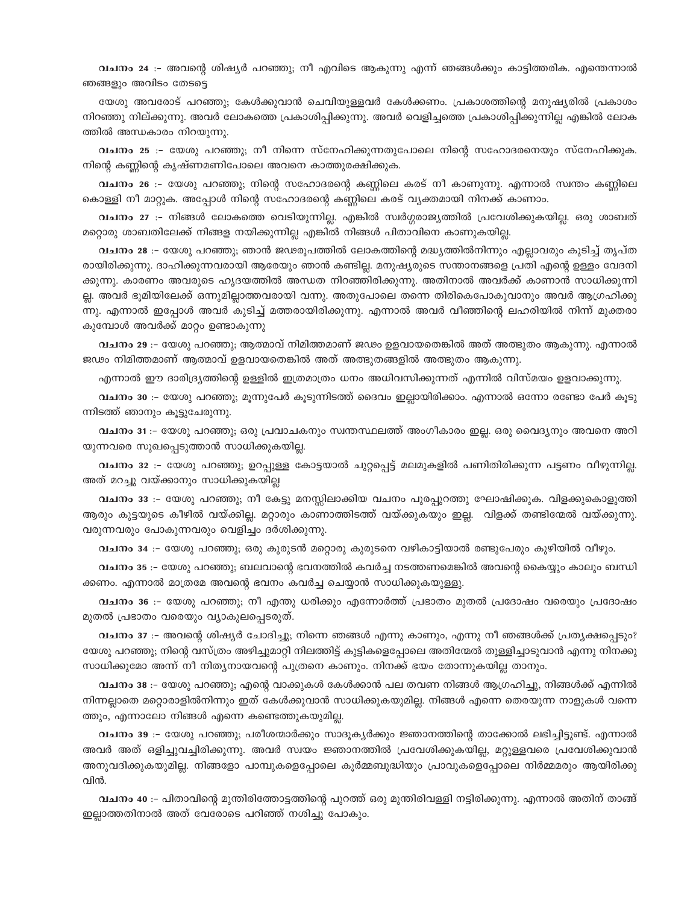**വചനം 24** :- അവന്റെ ശിഷ്യർ പറഞ്ഞു; നീ എവിടെ ആകുന്നു എന്ന് ഞങ്ങൾക്കും കാട്ടിത്തരിക. എന്തെന്നാൽ ഞങ്ങളും അവിടം തേടട്ടെ

യേശു അവരോട് പറഞ്ഞു; കേൾക്കുവാൻ ചെവിയുള്ളവർ കേൾക്കണം. പ്രകാശത്തിന്റെ മനുഷ്യരിൽ പ്രകാശം നിറഞ്ഞു നില്ക്കുന്നു. അവർ ലോകത്തെ പ്രകാശിപ്പിക്കുന്നു. അവർ വെളിച്ചത്തെ പ്രകാശിപ്പിക്കുന്നില്ല എങ്കിൽ ലോകത്തിൽ അന്ധകാരം നിറയുന്നു.

**വചനം 25** :- യേശു പറഞ്ഞു; നീ നിന്നെ സ്നേഹിക്കുന്നതുപോലെ നിന്റെ സഹോദരനെയും സ്നേഹിക്കുക. നിന്റെ കണ്ണിന്റെ കൃഷ്ണമണിപോലെ അവനെ കാത്തുരക്ഷിക്കുക.

**വചനം 26** :- യേശു പറഞ്ഞു; നിന്റെ സഹോദരന്റെ കണ്ണിലെ കരട് നീ കാണുന്നു. എന്നാൽ സ്വന്തം കണ്ണിലെ കൊള്ളി നീ മാറ്റുക. അപ്പോൾ നിന്റെ സഹോദരന്റെ കണ്ണിലെ കരട് വ്യക്തമായി നിനക്ക് കാണാം.

**വചനം 27** :- നിങ്ങൾ ലോകത്തെ വെടിയുന്നില്ല. എങ്കിൽ സ്വർഗ്ഗരാജ്യത്തിൽ പ്രവേശിക്കുകയില്ല. ഒരു ശാബത് മറ്റൊരു ശാബതിലേക്ക് നിങ്ങള നയിക്കുന്നില്ല എങ്കിൽ നിങ്ങൾ പിതാവിനെ കാണുകയില്ല.

**വചനം 28** :- യേശു പറഞ്ഞു; ഞാൻ ജഡരൂപത്തിൽ ലോകത്തിന്റെ മദ്ധ്യത്തിൽനിന്നും എല്ലാവരും കുടിച്ച് തൃപ്തരായിരിക്കുന്നു. ദാഹിക്കുന്നവരായി ആരേയും ഞാൻ കണ്ടില്ല. മനുഷ്യരുടെ സന്താനങ്ങളെ പ്രതി എന്റെ ഉള്ളം വേദനിക്കുന്നു. കാരണം അവരുടെ ഹൃദയത്തിൽ അന്ധത നിറഞ്ഞിരിക്കുന്നു. അതിനാൽ അവർക്ക് കാണാൻ സാധിക്കുന്നില്ല. അവർ ഭൂമിയിലേക്ക് ഒന്നുമില്ലാത്തവരായി വന്നു. അതുപോലെ തന്നെ തിരികെപോകുവാനും അവർ ആഗ്രഹിക്കുന്നു. എന്നാൽ ഇപ്പോൾ അവർ കുടിച്ച് മത്തരായിരിക്കുന്നു. എന്നാൽ അവർ വീഞ്ഞിന്റെ ലഹരിയിൽ നിന്ന് മുക്തരാകുമ്പോൾ അവർക്ക് മാറ്റം ഉണ്ടാകുന്നു

**വചനം 29** :- യേശു പറഞ്ഞു; ആത്മാവ് നിമിത്തമാണ് ജഡം ഉളവായതെങ്കിൽ അത് അത്ഭുതം ആകുന്നു. എന്നാൽ ജഡം നിമിത്തമാണ് ആത്മാവ് ഉളവായതെങ്കിൽ അത് അത്ഭുതങ്ങളിൽ അത്ഭുതം ആകുന്നു.

എന്നാൽ ഈ ദാരിദ്ര്യത്തിന്റെ ഉള്ളിൽ ഇത്രമാത്രം ധനം അധിവസിക്കുന്നത് എന്നിൽ വിസ്മയം ഉളവാക്കുന്നു.

**വചനം 30** :- യേശു പറഞ്ഞു; മൂന്നുപേർ കൂടുന്നിടത്ത് ദൈവം ഇല്ലായിരിക്കാം. എന്നാൽ ഒന്നോ രണ്ടോ പേർ കൂടുന്നിടത്ത് ഞാനും കൂട്ടുചേരുന്നു.

**വചനം 31** :- യേശു പറഞ്ഞു; ഒരു പ്രവാചകനും സ്വന്തസ്ഥലത്ത് അംഗീകാരം ഇല്ല. ഒരു വൈദ്യനും അവനെ അറിയുന്നവരെ സുഖപ്പെടുത്താൻ സാധിക്കുകയില്ല.

**വചനം 32** :- യേശു പറഞ്ഞു; ഉറപ്പുള്ള കോട്ടയാൽ ചുറ്റപ്പെട്ട് മലമുകളിൽ പണിതിരിക്കുന്ന പട്ടണം വീഴുന്നില്ല. അത് മറച്ചു വയ്ക്കാനും സാധിക്കുകയില്ല

**വചനം 33** :- യേശു പറഞ്ഞു; നീ കേട്ടു മനസ്സിലാക്കിയ വചനം പുരപ്പുറത്തു ഘോഷിക്കുക. വിളക്കുകൊളുത്തി ആരും കുട്ടയുടെ കീഴിൽ വയ്ക്കില്ല. മറ്റാരും കാണാത്തിടത്ത് വയ്ക്കുകയും ഇല്ല. വിളക്ക് തണ്ടിന്മേൽ വയ്ക്കുന്നു. വരുന്നവരും പോകുന്നവരും വെളിച്ചം ദർശിക്കുന്നു.

**വചനം 34** :- യേശു പറഞ്ഞു; ഒരു കുരുടൻ മറ്റൊരു കുരുടനെ വഴികാട്ടിയാൽ രണ്ടുപേരും കുഴിയിൽ വീഴും.

**വചനം 35** :- യേശു പറഞ്ഞു; ബലവാന്റെ ഭവനത്തിൽ കവർച്ച നടത്തണമെങ്കിൽ അവന്റെ കൈയ്യും കാലും ബന്ധിക്കണം. എന്നാൽ മാത്രമേ അവന്റെ ഭവനം കവർച്ച ചെയ്യാൻ സാധിക്കുകയുള്ളൂ.

**വചനം 36** :- യേശു പറഞ്ഞു; നീ എന്തു ധരിക്കും എന്നോർത്ത് പ്രഭാതം മുതൽ പ്രദോഷം വരെയും പ്രദോഷം മുതൽ പ്രഭാതം വരെയും വ്യാകുലപ്പെടരുത്.

**വചനം 37** :- അവന്റെ ശിഷ്യർ ചോദിച്ചു; നിന്നെ ഞങ്ങൾ എന്നു കാണും, എന്നു നീ ഞങ്ങൾക്ക് പ്രത്യക്ഷപ്പെടും? യേശു പറഞ്ഞു; നിന്റെ വസ്ത്രം അഴിച്ചുമാറ്റി നിലത്തിട്ട് കുട്ടികളെപ്പോലെ അതിന്മേൽ തുള്ളിച്ചാടുവാൻ എന്നു നിനക്കു സാധിക്കുമോ അന്ന് നീ നിത്യനായവന്റെ പുത്രനെ കാണും. നിനക്ക് ഭയം തോന്നുകയില്ല താനും.

**വചനം 38** :- യേശു പറഞ്ഞു; എന്റെ വാക്കുകൾ കേൾക്കാൻ പല തവണ നിങ്ങൾ ആഗ്രഹിച്ചു, നിങ്ങൾക്ക് എന്നിൽ നിന്നല്ലാതെ മറ്റൊരാളിൽനിന്നും ഇത് കേൾക്കുവാൻ സാധിക്കുകയുമില്ല. നിങ്ങൾ എന്നെ തെരയുന്ന നാളുകൾ വന്നെത്തും, എന്നാലോ നിങ്ങൾ എന്നെ കണ്ടെത്തുകയുമില്ല.

**വചനം 39** :- യേശു പറഞ്ഞു; പരീശന്മാർക്കും സാദൂക്യർക്കും ജ്ഞാനത്തിന്റെ താക്കോൽ ലഭിച്ചിട്ടുണ്ട്. എന്നാൽ അവർ അത് ഒളിച്ചുവച്ചിരിക്കുന്നു. അവർ സ്വയം ജ്ഞാനത്തിൽ പ്രവേശിക്കുകയില്ല, മറ്റുള്ളവരെ പ്രവേശിക്കുവാൻ അനുവദിക്കുകയുമില്ല. നിങ്ങളോ പാമ്പുകളെപ്പോലെ കൂർമ്മബുദ്ധിയും പ്രാവുകളെപ്പോലെ നിർമ്മമരും ആയിരിക്കുവിൻ.

**വചനം 40** :- പിതാവിന്റെ മുന്തിരിത്തോട്ടത്തിന്റെ പുറത്ത് ഒരു മുന്തിരിവള്ളി നട്ടിരിക്കുന്നു. എന്നാൽ അതിന് താങ്ങ് ഇല്ലാത്തതിനാൽ അത് വേരോടെ പറിഞ്ഞ് നശിച്ചു പോകും.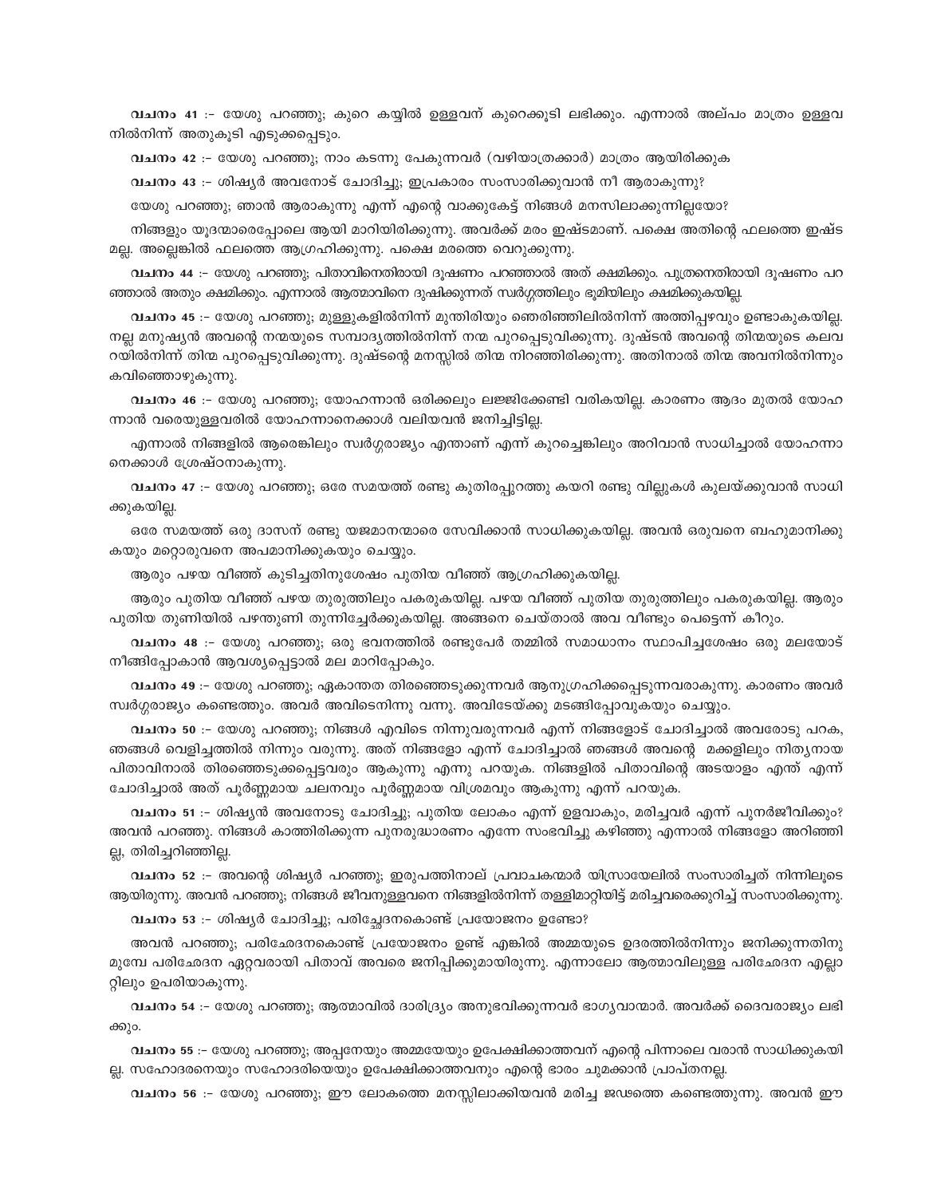**വചനം 41** :- യേശു പറഞ്ഞു; കുറെ കയ്യിൽ ഉള്ളവന് കുറെക്കൂടി ലഭിക്കും. എന്നാൽ അല്പം മാത്രം ഉള്ളവനിൽനിന്ന് അതുകൂടി എടുക്കപ്പെടും.

**വചനം 42** :- യേശു പറഞ്ഞു; നാം കടന്നു പേകുന്നവർ (വഴിയാത്രക്കാർ) മാത്രം ആയിരിക്കുക

**വചനം 43** :- ശിഷ്യർ അവനോട് ചോദിച്ചു; ഇപ്രകാരം സംസാരിക്കുവാൻ നീ ആരാകുന്നു?

യേശു പറഞ്ഞു; ഞാൻ ആരാകുന്നു എന്ന് എന്റെ വാക്കുകേട്ട് നിങ്ങൾ മനസിലാക്കുന്നില്ലയോ?

നിങ്ങളും യൂദന്മാരെപ്പോലെ ആയി മാറിയിരിക്കുന്നു. അവർക്ക് മരം ഇഷ്ടമാണ്. പക്ഷെ അതിന്റെ ഫലത്തെ ഇഷ്ടമല്ല. അല്ലെങ്കിൽ ഫലത്തെ ആഗ്രഹിക്കുന്നു. പക്ഷെ മരത്തെ വെറുക്കുന്നു.

**വചനം 44** :- യേശു പറഞ്ഞു; പിതാവിനെതിരായി ദൂഷണം പറഞ്ഞാൽ അത് ക്ഷമിക്കും. പുത്രനെതിരായി ദൂഷണം പറഞ്ഞാൽ അതും ക്ഷമിക്കും. എന്നാൽ ആത്മാവിനെ ദുഷിക്കുന്നത് സ്വർഗ്ഗത്തിലും ഭൂമിയിലും ക്ഷമിക്കുകയില്ല.

**വചനം 45** :- യേശു പറഞ്ഞു; മുള്ളുകളിൽനിന്ന് മുന്തിരിയും ഞെരിഞ്ഞിലിൽനിന്ന് അത്തിപ്പഴവും ഉണ്ടാകുകയില്ല. നല്ല മനുഷ്യൻ അവന്റെ നന്മയുടെ സമ്പാദ്യത്തിൽനിന്ന് നന്മ പുറപ്പെടുവിക്കുന്നു. ദുഷ്ടൻ അവന്റെ തിന്മയുടെ കലവറയിൽനിന്ന് തിന്മ പുറപ്പെടുവിക്കുന്നു. ദുഷ്ടന്റെ മനസ്സിൽ തിന്മ നിറഞ്ഞിരിക്കുന്നു. അതിനാൽ തിന്മ അവനിൽനിന്നും കവിഞ്ഞൊഴുകുന്നു.

**വചനം 46** :- യേശു പറഞ്ഞു; യോഹന്നാൻ ഒരിക്കലും ലജ്ജിക്കേണ്ടി വരികയില്ല. കാരണം ആദം മുതൽ യോഹന്നാൻ വരെയുള്ളവരിൽ യോഹന്നാനെക്കാൾ വലിയവൻ ജനിച്ചിട്ടില്ല.

എന്നാൽ നിങ്ങളിൽ ആരെങ്കിലും സ്വർഗ്ഗരാജ്യം എന്താണ് എന്ന് കുറച്ചെങ്കിലും അറിവാൻ സാധിച്ചാൽ യോഹന്നാനെക്കാൾ ശ്രേഷ്ഠനാകുന്നു.

**വചനം 47** :- യേശു പറഞ്ഞു; ഒരേ സമയത്ത് രണ്ടു കുതിരപ്പുറത്തു കയറി രണ്ടു വില്ലുകൾ കുലയ്ക്കുവാൻ സാധിക്കുകയില്ല.

ഒരേ സമയത്ത് ഒരു ദാസന് രണ്ടു യജമാനന്മാരെ സേവിക്കാൻ സാധിക്കുകയില്ല. അവൻ ഒരുവനെ ബഹുമാനിക്കുകയും മറ്റൊരുവനെ അപമാനിക്കുകയും ചെയ്യും.

ആരും പഴയ വീഞ്ഞ് കുടിച്ചതിനുശേഷം പുതിയ വീഞ്ഞ് ആഗ്രഹിക്കുകയില്ല.

ആരും പുതിയ വീഞ്ഞ് പഴയ തുരുത്തിലും പകരുകയില്ല. പഴയ വീഞ്ഞ് പുതിയ തുരുത്തിലും പകരുകയില്ല. ആരും പുതിയ തുണിയിൽ പഴന്തുണി തുന്നിച്ചേർക്കുകയില്ല. അങ്ങനെ ചെയ്താൽ അവ വീണ്ടും പെട്ടെന്ന് കീറും.

**വചനം 48** :- യേശു പറഞ്ഞു; ഒരു ഭവനത്തിൽ രണ്ടുപേർ തമ്മിൽ സമാധാനം സ്ഥാപിച്ചശേഷം ഒരു മലയോട് നീങ്ങിപ്പോകാൻ ആവശ്യപ്പെട്ടാൽ മല മാറിപ്പോകും.

**വചനം 49** :- യേശു പറഞ്ഞു; ഏകാന്തത തിരഞ്ഞെടുക്കുന്നവർ ആനുഗ്രഹിക്കപ്പെടുന്നവരാകുന്നു. കാരണം അവർ സ്വർഗ്ഗരാജ്യം കണ്ടെത്തും. അവർ അവിടെനിന്നു വന്നു. അവിടേയ്ക്കു മടങ്ങിപ്പോവുകയും ചെയ്യും.

**വചനം 50** :- യേശു പറഞ്ഞു; നിങ്ങൾ എവിടെ നിന്നുവരുന്നവർ എന്ന് നിങ്ങളോട് ചോദിച്ചാൽ അവരോടു പറക, ഞങ്ങൾ വെളിച്ചത്തിൽ നിന്നും വരുന്നു. അത് നിങ്ങളോ എന്ന് ചോദിച്ചാൽ ഞങ്ങൾ അവന്റെ മക്കളിലും നിത്യനായ പിതാവിനാൽ തിരഞ്ഞെടുക്കപ്പെട്ടവരും ആകുന്നു എന്നു പറയുക. നിങ്ങളിൽ പിതാവിന്റെ അടയാളം എന്ത് എന്ന് ചോദിച്ചാൽ അത് പൂർണ്ണമായ ചലനവും പൂർണ്ണമായ വിശ്രമവും ആകുന്നു എന്ന് പറയുക.

**വചനം 51** :- ശിഷ്യൻ അവനോടു ചോദിച്ചു; പുതിയ ലോകം എന്ന് ഉളവാകും, മരിച്ചവർ എന്ന് പുനർജീവിക്കും? അവൻ പറഞ്ഞു. നിങ്ങൾ കാത്തിരിക്കുന്ന പുനരുദ്ധാരണം എന്നേ സംഭവിച്ചു കഴിഞ്ഞു എന്നാൽ നിങ്ങളോ അറിഞ്ഞില്ല, തിരിച്ചറിഞ്ഞില്ല.

**വചനം 52** :- അവന്റെ ശിഷ്യർ പറഞ്ഞു; ഇരുപത്തിനാല് പ്രവാചകന്മാർ യിസ്രായേലിൽ സംസാരിച്ചത് നിന്നിലൂടെ ആയിരുന്നു. അവൻ പറഞ്ഞു; നിങ്ങൾ ജീവനുള്ളവനെ നിങ്ങളിൽനിന്ന് തള്ളിമാറ്റിയിട്ട് മരിച്ചവരെക്കുറിച്ച് സംസാരിക്കുന്നു.

**വചനം 53** :- ശിഷ്യർ ചോദിച്ചു; പരിച്ഛേദനകൊണ്ട് പ്രയോജനം ഉണ്ടോ?

അവൻ പറഞ്ഞു; പരിഛേദനകൊണ്ട് പ്രയോജനം ഉണ്ട് എങ്കിൽ അമ്മയുടെ ഉദരത്തിൽനിന്നും ജനിക്കുന്നതിനു മുമ്പേ പരിഛേദന ഏറ്റവരായി പിതാവ് അവരെ ജനിപ്പിക്കുമായിരുന്നു. എന്നാലോ ആത്മാവിലുള്ള പരിഛേദന എല്ലാറ്റിലും ഉപരിയാകുന്നു.

**വചനം 54** :- യേശു പറഞ്ഞു; ആത്മാവിൽ ദാരിദ്ര്യം അനുഭവിക്കുന്നവർ ഭാഗ്യവാന്മാർ. അവർക്ക് ദൈവരാജ്യം ലഭിക്കും.

**വചനം 55** :- യേശു പറഞ്ഞു; അപ്പനേയും അമ്മയേയും ഉപേക്ഷിക്കാത്തവന് എന്റെ പിന്നാലെ വരാൻ സാധിക്കുകയില്ല. സഹോദരനെയും സഹോദരിയെയും ഉപേക്ഷിക്കാത്തവനും എന്റെ ഭാരം ചുമക്കാൻ പ്രാപ്തനല്ല.

**വചനം 56** :- യേശു പറഞ്ഞു; ഈ ലോകത്തെ മനസ്സിലാക്കിയവൻ മരിച്ച ജഡത്തെ കണ്ടെത്തുന്നു. അവൻ ഈ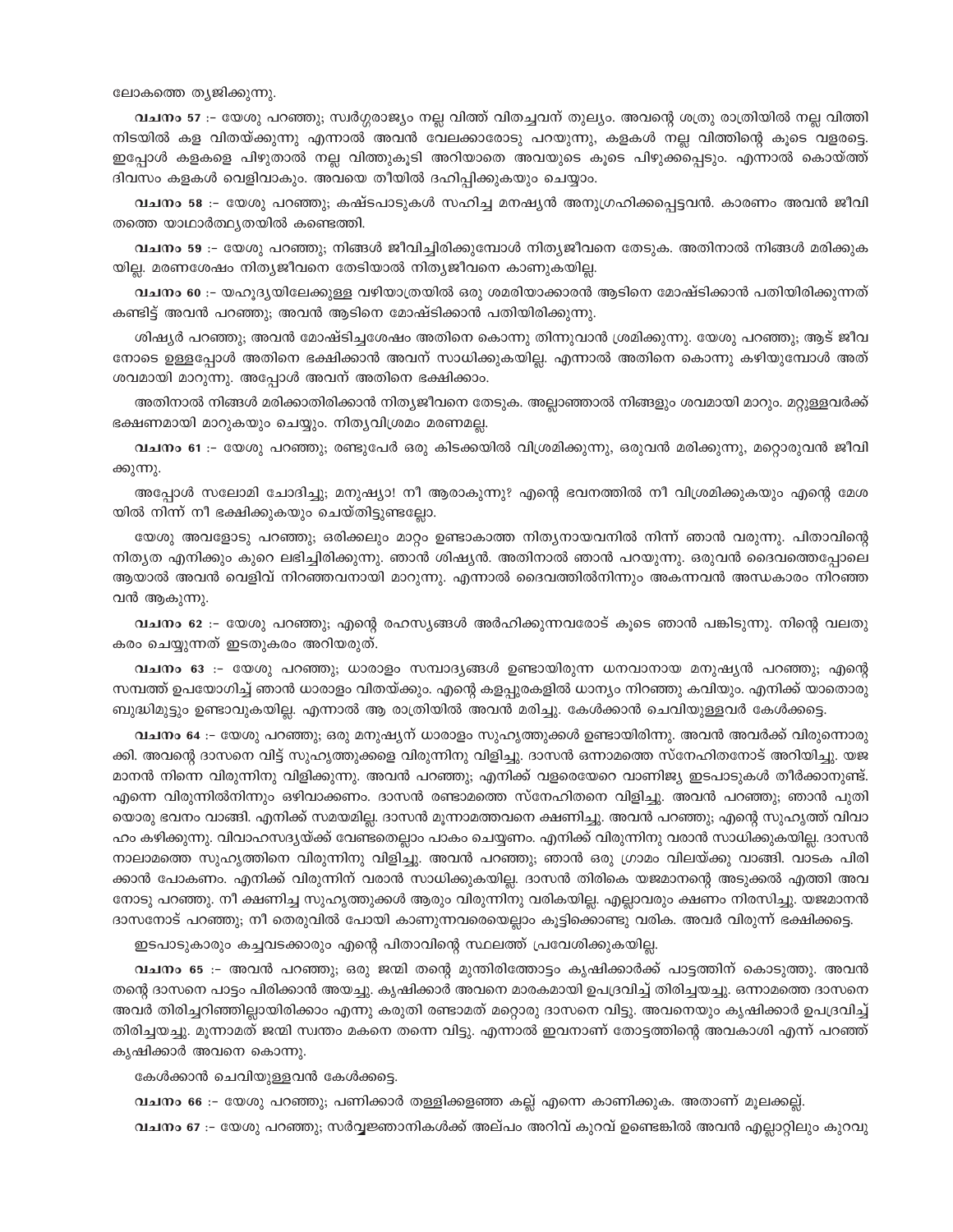ലോകത്തെ ത്യജിക്കുന്നു.

**വചനം 57** :- യേശു പറഞ്ഞു; സ്വർഗ്ഗരാജ്യം നല്ല വിത്ത് വിതച്ചവന് തുല്യം. അവന്റെ ശത്രു രാത്രിയിൽ നല്ല വിത്തിനിടയിൽ കള വിതയ്ക്കുന്നു എന്നാൽ അവൻ വേലക്കാരോടു പറയുന്നു, കളകൾ നല്ല വിത്തിന്റെ കൂടെ വളരട്ടെ. ഇപ്പോൾ കളകളെ പിഴുതാൽ നല്ല വിത്തുകൂടി അറിയാതെ അവയുടെ കൂടെ പിഴുക്കപ്പെടും. എന്നാൽ കൊയ്ത്ത് ദിവസം കളകൾ വെളിവാകും. അവയെ തീയിൽ ദഹിപ്പിക്കുകയും ചെയ്യാം.

**വചനം 58** :- യേശു പറഞ്ഞു; കഷ്ടപാടുകൾ സഹിച്ച മനഷ്യൻ അനുഗ്രഹിക്കപ്പെട്ടവൻ. കാരണം അവൻ ജീവിതത്തെ യാഥാർത്ഥ്യതയിൽ കണ്ടെത്തി.

**വചനം 59** :- യേശു പറഞ്ഞു; നിങ്ങൾ ജീവിച്ചിരിക്കുമ്പോൾ നിത്യജീവനെ തേടുക. അതിനാൽ നിങ്ങൾ മരിക്കുകയില്ല. മരണശേഷം നിത്യജീവനെ തേടിയാൽ നിത്യജീവനെ കാണുകയില്ല.

**വചനം 60** :- യഹൂദ്യയിലേക്കുള്ള വഴിയാത്രയിൽ ഒരു ശമരിയാക്കാരൻ ആടിനെ മോഷ്ടിക്കാൻ പതിയിരിക്കുന്നത് കണ്ടിട്ട് അവൻ പറഞ്ഞു; അവൻ ആടിനെ മോഷ്ടിക്കാൻ പതിയിരിക്കുന്നു.

ശിഷ്യർ പറഞ്ഞു; അവൻ മോഷ്ടിച്ചശേഷം അതിനെ കൊന്നു തിന്നുവാൻ ശ്രമിക്കുന്നു. യേശു പറഞ്ഞു; ആട് ജീവനോടെ ഉള്ളപ്പോൾ അതിനെ ഭക്ഷിക്കാൻ അവന് സാധിക്കുകയില്ല. എന്നാൽ അതിനെ കൊന്നു കഴിയുമ്പോൾ അത് ശവമായി മാറുന്നു. അപ്പോൾ അവന് അതിനെ ഭക്ഷിക്കാം.

അതിനാൽ നിങ്ങൾ മരിക്കാതിരിക്കാൻ നിത്യജീവനെ തേടുക. അല്ലാഞ്ഞാൽ നിങ്ങളും ശവമായി മാറും. മറ്റുള്ളവർക്ക് ഭക്ഷണമായി മാറുകയും ചെയ്യും. നിത്യവിശ്രമം മരണമല്ല.

**വചനം 61** :- യേശു പറഞ്ഞു; രണ്ടുപേർ ഒരു കിടക്കയിൽ വിശ്രമിക്കുന്നു, ഒരുവൻ മരിക്കുന്നു, മറ്റൊരുവൻ ജീവിക്കുന്നു.

അപ്പോൾ സലോമി ചോദിച്ചു; മനുഷ്യാ! നീ ആരാകുന്നു? എന്റെ ഭവനത്തിൽ നീ വിശ്രമിക്കുകയും എന്റെ മേശയിൽ നിന്ന് നീ ഭക്ഷിക്കുകയും ചെയ്തിട്ടുണ്ടല്ലോ.

യേശു അവളോടു പറഞ്ഞു; ഒരിക്കലും മാറ്റം ഉണ്ടാകാത്ത നിത്യനായവനിൽ നിന്ന് ഞാൻ വരുന്നു. പിതാവിന്റെ നിത്യത എനിക്കും കുറെ ലഭിച്ചിരിക്കുന്നു. ഞാൻ ശിഷ്യൻ. അതിനാൽ ഞാൻ പറയുന്നു. ഒരുവൻ ദൈവത്തെപ്പോലെ ആയാൽ അവൻ വെളിവ് നിറഞ്ഞവനായി മാറുന്നു. എന്നാൽ ദൈവത്തിൽനിന്നും അകന്നവൻ അന്ധകാരം നിറഞ്ഞവൻ ആകുന്നു.

**വചനം 62** :- യേശു പറഞ്ഞു; എന്റെ രഹസ്യങ്ങൾ അർഹിക്കുന്നവരോട് കൂടെ ഞാൻ പങ്കിടുന്നു. നിന്റെ വലതു കരം ചെയ്യുന്നത് ഇടതുകരം അറിയരുത്.

**വചനം 63** :- യേശു പറഞ്ഞു; ധാരാളം സമ്പാദ്യങ്ങൾ ഉണ്ടായിരുന്ന ധനവാനായ മനുഷ്യൻ പറഞ്ഞു; എന്റെ സമ്പത്ത് ഉപയോഗിച്ച് ഞാൻ ധാരാളം വിതയ്ക്കും. എന്റെ കളപ്പുരകളിൽ ധാന്യം നിറഞ്ഞു കവിയും. എനിക്ക് യാതൊരു ബുദ്ധിമുട്ടും ഉണ്ടാവുകയില്ല. എന്നാൽ ആ രാത്രിയിൽ അവൻ മരിച്ചു. കേൾക്കാൻ ചെവിയുള്ളവർ കേൾക്കട്ടെ.

**വചനം 64** :- യേശു പറഞ്ഞു; ഒരു മനുഷ്യന് ധാരാളം സുഹൃത്തുക്കൾ ഉണ്ടായിരിന്നു. അവൻ അവർക്ക് വിരുന്നൊരുക്കി. അവന്റെ ദാസനെ വിട്ട് സുഹൃത്തുക്കളെ വിരുന്നിനു വിളിച്ചു. ദാസൻ ഒന്നാമത്തെ സ്നേഹിതനോട് അറിയിച്ചു. യജമാനൻ നിന്നെ വിരുന്നിനു വിളിക്കുന്നു. അവൻ പറഞ്ഞു; എനിക്ക് വളരെയേറെ വാണിജ്യ ഇടപാടുകൾ തീർക്കാനുണ്ട്. എന്നെ വിരുന്നിൽനിന്നും ഒഴിവാക്കണം. ദാസൻ രണ്ടാമത്തെ സ്നേഹിതനെ വിളിച്ചു. അവൻ പറഞ്ഞു; ഞാൻ പുതിയൊരു ഭവനം വാങ്ങി. എനിക്ക് സമയമില്ല. ദാസൻ മൂന്നാമത്തവനെ ക്ഷണിച്ചു. അവൻ പറഞ്ഞു; എന്റെ സുഹൃത്ത് വിവാഹം കഴിക്കുന്നു. വിവാഹസദ്യയ്ക്ക് വേണ്ടതെല്ലാം പാകം ചെയ്യണം. എനിക്ക് വിരുന്നിനു വരാൻ സാധിക്കുകയില്ല. ദാസൻ നാലാമത്തെ സുഹൃത്തിനെ വിരുന്നിനു വിളിച്ചു. അവൻ പറഞ്ഞു; ഞാൻ ഒരു ഗ്രാമം വിലയ്ക്കു വാങ്ങി. വാടക പിരിക്കാൻ പോകണം. എനിക്ക് വിരുന്നിന് വരാൻ സാധിക്കുകയില്ല. ദാസൻ തിരികെ യജമാനന്റെ അടുക്കൽ എത്തി അവനോടു പറഞ്ഞു. നീ ക്ഷണിച്ച സുഹൃത്തുക്കൾ ആരും വിരുന്നിനു വരികയില്ല. എല്ലാവരും ക്ഷണം നിരസിച്ചു. യജമാനൻ ദാസനോട് പറഞ്ഞു; നീ തെരുവിൽ പോയി കാണുന്നവരെയെല്ലാം കൂട്ടിക്കൊണ്ടു വരിക. അവർ വിരുന്ന് ഭക്ഷിക്കട്ടെ.

ഇടപാടുകാരും കച്ചവടക്കാരും എന്റെ പിതാവിന്റെ സ്ഥലത്ത് പ്രവേശിക്കുകയില്ല.

**വചനം 65** :- അവൻ പറഞ്ഞു; ഒരു ജന്മി തന്റെ മുന്തിരിത്തോട്ടം കൃഷിക്കാർക്ക് പാട്ടത്തിന് കൊടുത്തു. അവൻ തന്റെ ദാസനെ പാട്ടം പിരിക്കാൻ അയച്ചു. കൃഷിക്കാർ അവനെ മാരകമായി ഉപദ്രവിച്ച് തിരിച്ചയച്ചു. ഒന്നാമത്തെ ദാസനെ അവർ തിരിച്ചറിഞ്ഞില്ലായിരിക്കാം എന്നു കരുതി രണ്ടാമത് മറ്റൊരു ദാസനെ വിട്ടു. അവനെയും കൃഷിക്കാർ ഉപദ്രവിച്ച് തിരിച്ചയച്ചു. മൂന്നാമത് ജന്മി സ്വന്തം മകനെ തന്നെ വിട്ടു. എന്നാൽ ഇവനാണ് തോട്ടത്തിന്റെ അവകാശി എന്ന് പറഞ്ഞ് കൃഷിക്കാർ അവനെ കൊന്നു.

കേൾക്കാൻ ചെവിയുള്ളവൻ കേൾക്കട്ടെ.

**വചനം 66** :- യേശു പറഞ്ഞു; പണിക്കാർ തള്ളിക്കളഞ്ഞ കല്ല് എന്നെ കാണിക്കുക. അതാണ് മൂലക്കല്ല്.

**വചനം 67** :- യേശു പറഞ്ഞു; സർവ്വജ്ഞാനികൾക്ക് അല്പം അറിവ് കുറവ് ഉണ്ടെങ്കിൽ അവൻ എല്ലാറ്റിലും കുറവു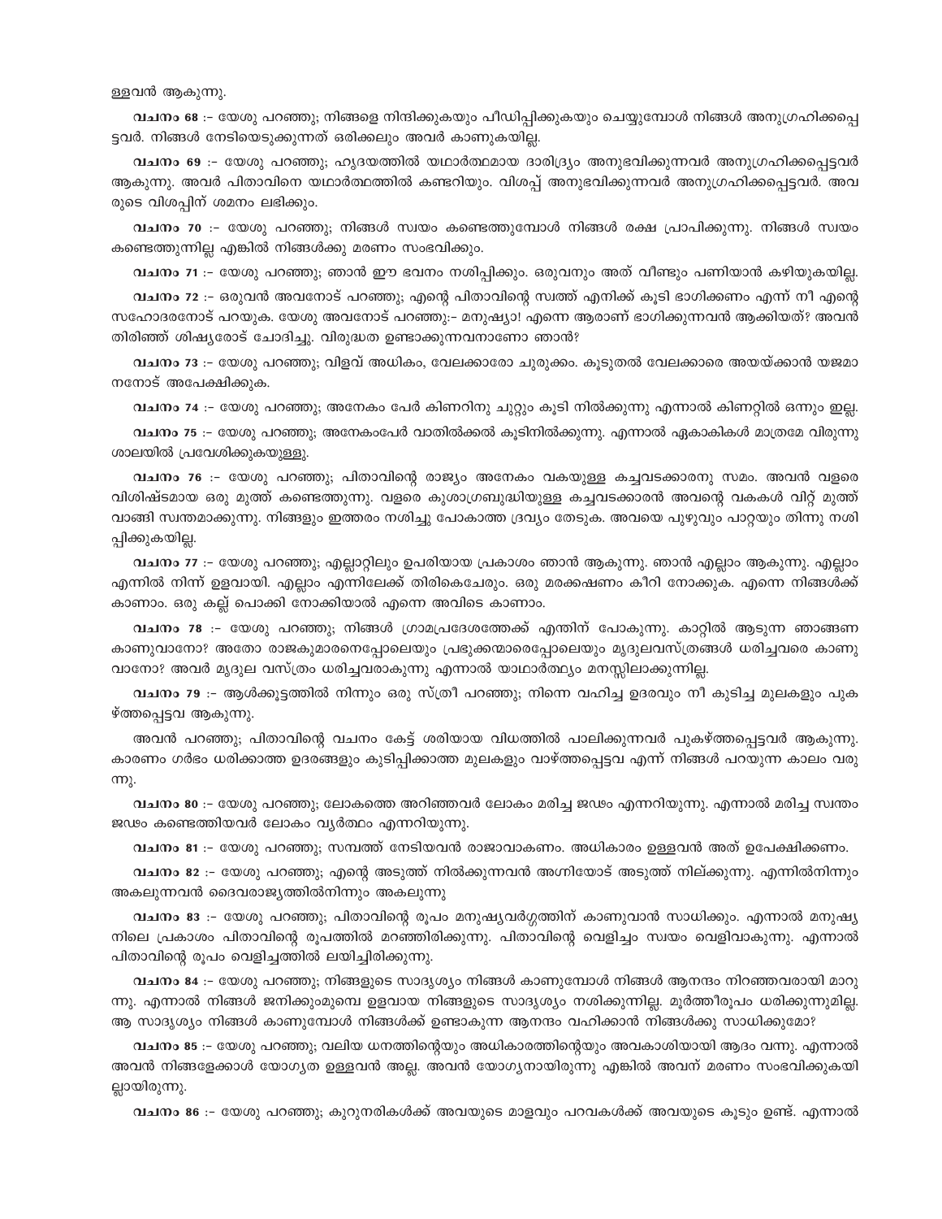ള്ളവൻ ആകുന്നു.

**വചനം 68** :- യേശു പറഞ്ഞു; നിങ്ങളെ നിന്ദിക്കുകയും പീഡിപ്പിക്കുകയും ചെയ്യുമ്പോൾ നിങ്ങൾ അനുഗ്രഹിക്കപ്പെട്ടവർ. നിങ്ങൾ നേടിയെടുക്കുന്നത് ഒരിക്കലും അവർ കാണുകയില്ല.

**വചനം 69** :- യേശു പറഞ്ഞു; ഹൃദയത്തിൽ യഥാർത്ഥമായ ദാരിദ്ര്യം അനുഭവിക്കുന്നവർ അനുഗ്രഹിക്കപ്പെട്ടവർ ആകുന്നു. അവർ പിതാവിനെ യഥാർത്ഥത്തിൽ കണ്ടറിയും. വിശപ്പ് അനുഭവിക്കുന്നവർ അനുഗ്രഹിക്കപ്പെട്ടവർ. അവരുടെ വിശപ്പിന് ശമനം ലഭിക്കും.

**വചനം 70** :- യേശു പറഞ്ഞു; നിങ്ങൾ സ്വയം കണ്ടെത്തുമ്പോൾ നിങ്ങൾ രക്ഷ പ്രാപിക്കുന്നു. നിങ്ങൾ സ്വയം കണ്ടെത്തുന്നില്ല എങ്കിൽ നിങ്ങൾക്കു മരണം സംഭവിക്കും.

**വചനം 71** :- യേശു പറഞ്ഞു; ഞാൻ ഈ ഭവനം നശിപ്പിക്കും. ഒരുവനും അത് വീണ്ടും പണിയാൻ കഴിയുകയില്ല.

**വചനം 72** :- ഒരുവൻ അവനോട് പറഞ്ഞു; എന്റെ പിതാവിന്റെ സ്വത്ത് എനിക്ക് കൂടി ഭാഗിക്കണം എന്ന് നീ എന്റെ സഹോദരനോട് പറയുക. യേശു അവനോട് പറഞ്ഞു:- മനുഷ്യാ! എന്നെ ആരാണ് ഭാഗിക്കുന്നവൻ ആക്കിയത്? അവൻ തിരിഞ്ഞ് ശിഷ്യരോട് ചോദിച്ചു. വിരുദ്ധത ഉണ്ടാക്കുന്നവനാണോ ഞാൻ?

**വചനം 73** :- യേശു പറഞ്ഞു; വിളവ് അധികം, വേലക്കാരോ ചുരുക്കം. കൂടുതൽ വേലക്കാരെ അയയ്ക്കാൻ യജമാനനോട് അപേക്ഷിക്കുക.

**വചനം 74** :- യേശു പറഞ്ഞു; അനേകം പേർ കിണറിനു ചുറ്റും കൂടി നിൽക്കുന്നു എന്നാൽ കിണറ്റിൽ ഒന്നും ഇല്ല.

**വചനം 75** :- യേശു പറഞ്ഞു; അനേകംപേർ വാതിൽക്കൽ കൂടിനിൽക്കുന്നു. എന്നാൽ ഏകാകികൾ മാത്രമേ വിരുന്നുശാലയിൽ പ്രവേശിക്കുകയുള്ളു.

**വചനം 76** :- യേശു പറഞ്ഞു; പിതാവിന്റെ രാജ്യം അനേകം വകയുള്ള കച്ചവടക്കാരനു സമം. അവൻ വളരെ വിശിഷ്ടമായ ഒരു മുത്ത് കണ്ടെത്തുന്നു. വളരെ കുശാഗ്രബുദ്ധിയുള്ള കച്ചവടക്കാരൻ അവന്റെ വകകൾ വിറ്റ് മുത്ത് വാങ്ങി സ്വന്തമാക്കുന്നു. നിങ്ങളും ഇത്തരം നശിച്ചു പോകാത്ത ദ്രവ്യം തേടുക. അവയെ പുഴുവും പാറ്റയും തിന്നു നശിപ്പിക്കുകയില്ല.

**വചനം 77** :- യേശു പറഞ്ഞു; എല്ലാറ്റിലും ഉപരിയായ പ്രകാശം ഞാൻ ആകുന്നു. ഞാൻ എല്ലാം ആകുന്നു. എല്ലാം എന്നിൽ നിന്ന് ഉളവായി. എല്ലാം എന്നിലേക്ക് തിരികെചേരും. ഒരു മരക്കഷണം കീറി നോക്കുക. എന്നെ നിങ്ങൾക്ക് കാണാം. ഒരു കല്ല് പൊക്കി നോക്കിയാൽ എന്നെ അവിടെ കാണാം.

**വചനം 78** :- യേശു പറഞ്ഞു; നിങ്ങൾ ഗ്രാമപ്രദേശത്തേക്ക് എന്തിന് പോകുന്നു. കാറ്റിൽ ആടുന്ന ഞാങ്ങണ കാണുവാനോ? അതോ രാജകുമാരനെപ്പോലെയും പ്രഭുക്കന്മാരെപ്പോലെയും മൃദുലവസ്ത്രങ്ങൾ ധരിച്ചവരെ കാണുവാനോ? അവർ മൃദുല വസ്ത്രം ധരിച്ചവരാകുന്നു എന്നാൽ യാഥാർത്ഥ്യം മനസ്സിലാക്കുന്നില്ല.

**വചനം 79** :- ആൾക്കൂട്ടത്തിൽ നിന്നും ഒരു സ്ത്രീ പറഞ്ഞു; നിന്നെ വഹിച്ച ഉദരവും നീ കുടിച്ച മുലകളും പുകഴ്ത്തപ്പെട്ടവ ആകുന്നു.

അവൻ പറഞ്ഞു; പിതാവിന്റെ വചനം കേട്ട് ശരിയായ വിധത്തിൽ പാലിക്കുന്നവർ പുകഴ്ത്തപ്പെട്ടവർ ആകുന്നു. കാരണം ഗർഭം ധരിക്കാത്ത ഉദരങ്ങളും കുടിപ്പിക്കാത്ത മുലകളും വാഴ്ത്തപ്പെട്ടവ എന്ന് നിങ്ങൾ പറയുന്ന കാലം വരുന്നു.

**വചനം 80** :- യേശു പറഞ്ഞു; ലോകത്തെ അറിഞ്ഞവർ ലോകം മരിച്ച ജഢം എന്നറിയുന്നു. എന്നാൽ മരിച്ച സ്വന്തം ജഢം കണ്ടെത്തിയവർ ലോകം വ്യർത്ഥം എന്നറിയുന്നു.

**വചനം 81** :- യേശു പറഞ്ഞു; സമ്പത്ത് നേടിയവൻ രാജാവാകണം. അധികാരം ഉള്ളവൻ അത് ഉപേക്ഷിക്കണം.

**വചനം 82** :- യേശു പറഞ്ഞു; എന്റെ അടുത്ത് നിൽക്കുന്നവൻ അഗ്നിയോട് അടുത്ത് നില്ക്കുന്നു. എന്നിൽനിന്നും അകലുന്നവൻ ദൈവരാജ്യത്തിൽനിന്നും അകലുന്നു

**വചനം 83** :- യേശു പറഞ്ഞു; പിതാവിന്റെ രൂപം മനുഷ്യവർഗ്ഗത്തിന് കാണുവാൻ സാധിക്കും. എന്നാൽ മനുഷ്യനിലെ പ്രകാശം പിതാവിന്റെ രൂപത്തിൽ മറഞ്ഞിരിക്കുന്നു. പിതാവിന്റെ വെളിച്ചം സ്വയം വെളിവാകുന്നു. എന്നാൽ പിതാവിന്റെ രൂപം വെളിച്ചത്തിൽ ലയിച്ചിരിക്കുന്നു.

**വചനം 84** :- യേശു പറഞ്ഞു; നിങ്ങളുടെ സാദൃശ്യം നിങ്ങൾ കാണുമ്പോൾ നിങ്ങൾ ആനന്ദം നിറഞ്ഞവരായി മാറുന്നു. എന്നാൽ നിങ്ങൾ ജനിക്കുംമുമ്പെ ഉളവായ നിങ്ങളുടെ സാദൃശ്യം നശിക്കുന്നില്ല. മൂർത്തീരൂപം ധരിക്കുന്നുമില്ല. ആ സാദൃശ്യം നിങ്ങൾ കാണുമ്പോൾ നിങ്ങൾക്ക് ഉണ്ടാകുന്ന ആനന്ദം വഹിക്കാൻ നിങ്ങൾക്കു സാധിക്കുമോ?

**വചനം 85** :- യേശു പറഞ്ഞു; വലിയ ധനത്തിന്റെയും അധികാരത്തിന്റെയും അവകാശിയായി ആദം വന്നു. എന്നാൽ അവൻ നിങ്ങളേക്കാൾ യോഗ്യത ഉള്ളവൻ അല്ല. അവൻ യോഗ്യനായിരുന്നു എങ്കിൽ അവന് മരണം സംഭവിക്കുകയില്ലായിരുന്നു.

**വചനം 86** :- യേശു പറഞ്ഞു; കുറുനരികൾക്ക് അവയുടെ മാളവും പറവകൾക്ക് അവയുടെ കൂടും ഉണ്ട്. എന്നാൽ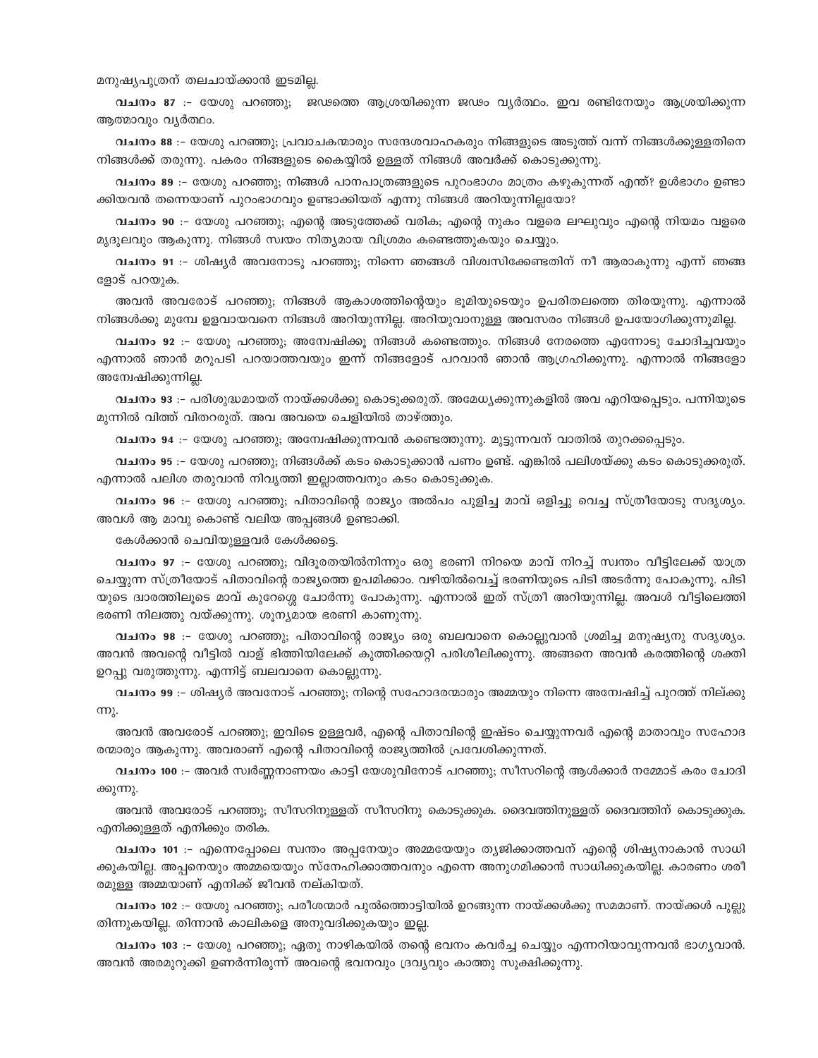മനുഷ്യപുത്രന് തലചായ്ക്കാൻ ഇടമില്ല.

**വചനം 87** :- യേശു പറഞ്ഞു; ജഢത്തെ ആശ്രയിക്കുന്ന ജഢം വ്യർത്ഥം. ഇവ രണ്ടിനേയും ആശ്രയിക്കുന്ന ആത്മാവും വ്യർത്ഥം.

**വചനം 88** :- യേശു പറഞ്ഞു; പ്രവാചകന്മാരും സന്ദേശവാഹകരും നിങ്ങളുടെ അടുത്ത് വന്ന് നിങ്ങൾക്കുള്ളതിനെ നിങ്ങൾക്ക് തരുന്നു. പകരം നിങ്ങളുടെ കൈയ്യിൽ ഉള്ളത് നിങ്ങൾ അവർക്ക് കൊടുക്കുന്നു.

**വചനം 89** :- യേശു പറഞ്ഞു; നിങ്ങൾ പാനപാത്രങ്ങളുടെ പുറംഭാഗം മാത്രം കഴുകുന്നത് എന്ത്? ഉൾഭാഗം ഉണ്ടാക്കിയവൻ തന്നെയാണ് പുറംഭാഗവും ഉണ്ടാക്കിയത് എന്നു നിങ്ങൾ അറിയുന്നില്ലയോ?

**വചനം 90** :- യേശു പറഞ്ഞു; എന്റെ അടുത്തേക്ക് വരിക; എന്റെ നുകം വളരെ ലഘുവും എന്റെ നിയമം വളരെ മൃദുലവും ആകുന്നു. നിങ്ങൾ സ്വയം നിത്യമായ വിശ്രമം കണ്ടെത്തുകയും ചെയ്യും.

**വചനം 91** :- ശിഷ്യർ അവനോടു പറഞ്ഞു; നിന്നെ ഞങ്ങൾ വിശ്വസിക്കേണ്ടതിന് നീ ആരാകുന്നു എന്ന് ഞങ്ങളോട് പറയുക.

അവൻ അവരോട് പറഞ്ഞു; നിങ്ങൾ ആകാശത്തിന്റെയും ഭൂമിയുടെയും ഉപരിതലത്തെ തിരയുന്നു. എന്നാൽ നിങ്ങൾക്കു മുമ്പേ ഉളവായവനെ നിങ്ങൾ അറിയുന്നില്ല. അറിയുവാനുള്ള അവസരം നിങ്ങൾ ഉപയോഗിക്കുന്നുമില്ല.

**വചനം 92** :- യേശു പറഞ്ഞു; അന്വേഷിക്കൂ നിങ്ങൾ കണ്ടെത്തും. നിങ്ങൾ നേരത്തെ എന്നോടു ചോദിച്ചവയും എന്നാൽ ഞാൻ മറുപടി പറയാത്തവയും ഇന്ന് നിങ്ങളോട് പറവാൻ ഞാൻ ആഗ്രഹിക്കുന്നു. എന്നാൽ നിങ്ങളോ അന്വേഷിക്കുന്നില്ല.

**വചനം 93** :- പരിശുദ്ധമായത് നായ്ക്കൾക്കു കൊടുക്കരുത്. അമേധ്യക്കുന്നുകളിൽ അവ എറിയപ്പെടും. പന്നിയുടെ മുന്നിൽ വിത്ത് വിതറരുത്. അവ അവയെ ചെളിയിൽ താഴ്ത്തും.

**വചനം 94** :- യേശു പറഞ്ഞു; അന്വേഷിക്കുന്നവൻ കണ്ടെത്തുന്നു. മുട്ടുന്നവന് വാതിൽ തുറക്കപ്പെടും.

**വചനം 95** :- യേശു പറഞ്ഞു; നിങ്ങൾക്ക് കടം കൊടുക്കാൻ പണം ഉണ്ട്. എങ്കിൽ പലിശയ്ക്കു കടം കൊടുക്കരുത്. എന്നാൽ പലിശ തരുവാൻ നിവൃത്തി ഇല്ലാത്തവനും കടം കൊടുക്കുക.

**വചനം 96** :- യേശു പറഞ്ഞു; പിതാവിന്റെ രാജ്യം അൽപം പുളിച്ച മാവ് ഒളിച്ചു വെച്ച സ്ത്രീയോടു സദൃശ്യം. അവൾ ആ മാവു കൊണ്ട് വലിയ അപ്പങ്ങൾ ഉണ്ടാക്കി.

കേൾക്കാൻ ചെവിയുള്ളവർ കേൾക്കട്ടെ.

**വചനം 97** :- യേശു പറഞ്ഞു; വിദൂരതയിൽനിന്നും ഒരു ഭരണി നിറയെ മാവ് നിറച്ച് സ്വന്തം വീട്ടിലേക്ക് യാത്ര ചെയ്യുന്ന സ്ത്രീയോട് പിതാവിന്റെ രാജ്യത്തെ ഉപമിക്കാം. വഴിയിൽവെച്ച് ഭരണിയുടെ പിടി അടർന്നു പോകുന്നു. പിടിയുടെ ദ്വാരത്തിലൂടെ മാവ് കുറേശ്ശെ ചോർന്നു പോകുന്നു. എന്നാൽ ഇത് സ്ത്രീ അറിയുന്നില്ല. അവൾ വീട്ടിലെത്തി ഭരണി നിലത്തു വയ്ക്കുന്നു. ശൂന്യമായ ഭരണി കാണുന്നു.

**വചനം 98** :- യേശു പറഞ്ഞു; പിതാവിന്റെ രാജ്യം ഒരു ബലവാനെ കൊല്ലുവാൻ ശ്രമിച്ച മനുഷ്യനു സദൃശ്യം. അവൻ അവന്റെ വീട്ടിൽ വാള് ഭിത്തിയിലേക്ക് കുത്തിക്കയറ്റി പരിശീലിക്കുന്നു. അങ്ങനെ അവൻ കരത്തിന്റെ ശക്തി ഉറപ്പു വരുത്തുന്നു. എന്നിട്ട് ബലവാനെ കൊല്ലുന്നു.

**വചനം 99** :- ശിഷ്യർ അവനോട് പറഞ്ഞു; നിന്റെ സഹോദരന്മാരും അമ്മയും നിന്നെ അന്വേഷിച്ച് പുറത്ത് നില്ക്കുന്നു.

അവൻ അവരോട് പറഞ്ഞു; ഇവിടെ ഉള്ളവർ, എന്റെ പിതാവിന്റെ ഇഷ്ടം ചെയ്യുന്നവർ എന്റെ മാതാവും സഹോദരന്മാരും ആകുന്നു. അവരാണ് എന്റെ പിതാവിന്റെ രാജ്യത്തിൽ പ്രവേശിക്കുന്നത്.

**വചനം 100** :- അവർ സ്വർണ്ണനാണയം കാട്ടി യേശുവിനോട് പറഞ്ഞു; സീസറിന്റെ ആൾക്കാർ നമ്മോട് കരം ചോദിക്കുന്നു.

അവൻ അവരോട് പറഞ്ഞു; സീസറിനുള്ളത് സീസറിനു കൊടുക്കുക. ദൈവത്തിനുള്ളത് ദൈവത്തിന് കൊടുക്കുക. എനിക്കുള്ളത് എനിക്കും തരിക.

**വചനം 101** :- എന്നെപ്പോലെ സ്വന്തം അപ്പനേയും അമ്മയേയും ത്യജിക്കാത്തവന് എന്റെ ശിഷ്യനാകാൻ സാധിക്കുകയില്ല. അപ്പനെയും അമ്മയെയും സ്നേഹിക്കാത്തവനും എന്നെ അനുഗമിക്കാൻ സാധിക്കുകയില്ല. കാരണം ശരീരമുള്ള അമ്മയാണ് എനിക്ക് ജീവൻ നല്കിയത്.

**വചനം 102** :- യേശു പറഞ്ഞു; പരീശന്മാർ പുൽത്തൊട്ടിയിൽ ഉറങ്ങുന്ന നായ്ക്കൾക്കു സമമാണ്. നായ്ക്കൾ പുല്ലു തിന്നുകയില്ല. തിന്നാൻ കാലികളെ അനുവദിക്കുകയും ഇല്ല.

**വചനം 103** :- യേശു പറഞ്ഞു; ഏതു നാഴികയിൽ തന്റെ ഭവനം കവർച്ച ചെയ്യും എന്നറിയാവുന്നവൻ ഭാഗ്യവാൻ. അവൻ അരമുറുക്കി ഉണർന്നിരുന്ന് അവന്റെ ഭവനവും ദ്രവ്യവും കാത്തു സൂക്ഷിക്കുന്നു.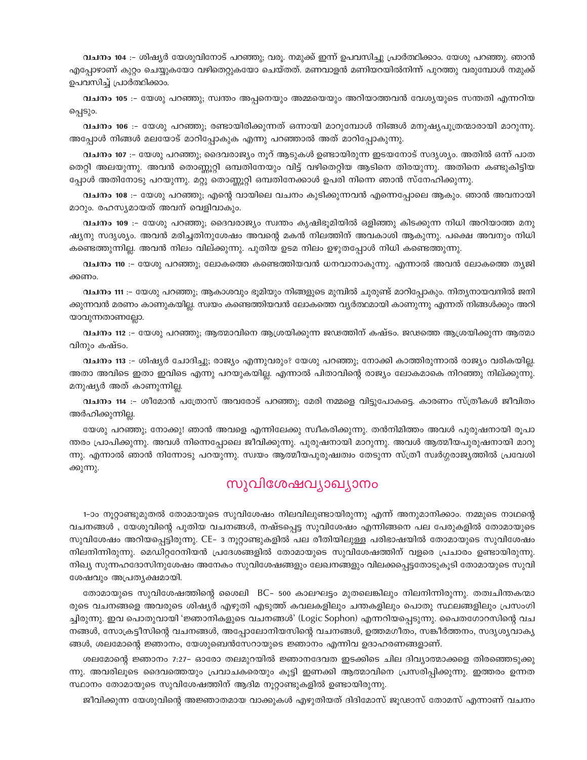**വചനം 104** :- ശിഷ്യർ യേശുവിനോട് പറഞ്ഞു; വരൂ. നമുക്ക് ഇന്ന് ഉപവസിച്ചു പ്രാർത്ഥിക്കാം. യേശു പറഞ്ഞു. ഞാൻ എപ്പോഴാണ് കുറ്റം ചെയ്യുകയോ വഴിതെറ്റുകയോ ചെയ്തത്. മണവാളൻ മണിയറയിൽനിന്ന് പുറത്തു വരുമ്പോൾ നമുക്ക് ഉപവസിച്ച് പ്രാർത്ഥിക്കാം.

**വചനം 105** :- യേശു പറഞ്ഞു; സ്വന്തം അപ്പനെയും അമ്മയെയും അറിയാത്തവൻ വേശ്യയുടെ സന്തതി എന്നറിയപ്പെടും.

**വചനം 106** :- യേശു പറഞ്ഞു; രണ്ടായിരിക്കുന്നത് ഒന്നായി മാറുമ്പോൾ നിങ്ങൾ മനുഷ്യപുത്രന്മാരായി മാറുന്നു. അപ്പോൾ നിങ്ങൾ മലയോട് മാറിപ്പോകുക എന്നു പറഞ്ഞാൽ അത് മാറിപ്പോകുന്നു.

**വചനം 107** :- യേശു പറഞ്ഞു; ദൈവരാജ്യം നൂറ് ആടുകൾ ഉണ്ടായിരുന്ന ഇടയനോട് സദൃശ്യം. അതിൽ ഒന്ന് പാത തെറ്റി അലയുന്നു. അവൻ തൊണ്ണൂറ്റി ഒമ്പതിനേയും വിട്ട് വഴിതെറ്റിയ ആടിനെ തിരയുന്നു. അതിനെ കണ്ടുകിട്ടിയപ്പോൾ അതിനോടു പറയുന്നു. മറ്റു തൊണ്ണൂറ്റി ഒമ്പതിനേക്കാൾ ഉപരി നിന്നെ ഞാൻ സ്നേഹിക്കുന്നു.

**വചനം 108** :- യേശു പറഞ്ഞു; എന്റെ വായിലെ വചനം കുടിക്കുന്നവൻ എന്നെപ്പോലെ ആകും. ഞാൻ അവനായി മാറും. രഹസ്യമായത് അവന് വെളിവാകും.

**വചനം 109** :- യേശു പറഞ്ഞു; ദൈവരാജ്യം സ്വന്തം കൃഷിഭൂമിയിൽ ഒളിഞ്ഞു കിടക്കുന്ന നിധി അറിയാത്ത മനുഷ്യനു സദൃശ്യം. അവൻ മരിച്ചതിനുശേഷം അവന്റെ മകൻ നിലത്തിന് അവകാശി ആകുന്നു. പക്ഷെ അവനും നിധി കണ്ടെത്തുന്നില്ല. അവൻ നിലം വില്ക്കുന്നു. പുതിയ ഉടമ നിലം ഉഴുതപ്പോൾ നിധി കണ്ടെത്തുന്നു.

**വചനം 110** :- യേശു പറഞ്ഞു; ലോകത്തെ കണ്ടെത്തിയവൻ ധനവാനാകുന്നു. എന്നാൽ അവൻ ലോകത്തെ ത്യജിക്കണം.

**വചനം 111** :- യേശു പറഞ്ഞു; ആകാശവും ഭൂമിയും നിങ്ങളുടെ മുമ്പിൽ ചുരുണ്ട് മാറിപ്പോകും. നിത്യനായവനിൽ ജനിക്കുന്നവൻ മരണം കാണുകയില്ല. സ്വയം കണ്ടെത്തിയവൻ ലോകത്തെ വ്യർത്ഥമായി കാണുന്നു എന്നത് നിങ്ങൾക്കും അറിയാവുന്നതാണല്ലോ.

**വചനം 112** :- യേശു പറഞ്ഞു; ആത്മാവിനെ ആശ്രയിക്കുന്ന ജഢത്തിന് കഷ്ടം. ജഢത്തെ ആശ്രയിക്കുന്ന ആത്മാവിനും കഷ്ടം.

**വചനം 113** :- ശിഷ്യർ ചോദിച്ചു; രാജ്യം എന്നുവരും? യേശു പറഞ്ഞു; നോക്കി കാത്തിരുന്നാൽ രാജ്യം വരികയില്ല. അതാ അവിടെ ഇതാ ഇവിടെ എന്നു പറയുകയില്ല. എന്നാൽ പിതാവിന്റെ രാജ്യം ലോകമാകെ നിറഞ്ഞു നില്ക്കുന്നു. മനുഷ്യർ അത് കാണുന്നില്ല.

**വചനം 114** :- ശീമോൻ പത്രോസ് അവരോട് പറഞ്ഞു; മേരി നമ്മളെ വിട്ടുപോകട്ടെ. കാരണം സ്ത്രീകൾ ജീവിതം അർഹിക്കുന്നില്ല.

യേശു പറഞ്ഞു; നോക്കു! ഞാൻ അവളെ എന്നിലേക്കു സ്വീകരിക്കുന്നു. തൻനിമിത്തം അവൾ പുരുഷനായി രൂപാന്തരം പ്രാപിക്കുന്നു. അവൾ നിന്നെപ്പോലെ ജീവിക്കുന്നു. പുരുഷനായി മാറുന്നു. അവൾ ആത്മീയപുരുഷനായി മാറുന്നു. എന്നാൽ ഞാൻ നിന്നോടു പറയുന്നു. സ്വയം ആത്മീയപുരുഷത്വം തേടുന്ന സ്ത്രീ സ്വർഗ്ഗരാജ്യത്തിൽ പ്രവേശിക്കുന്നു.

## സുവിശേഷവ്യാഖ്യാനം

1-ാം നൂറ്റാണ്ടുമുതൽ തോമായുടെ സുവിശേഷം നിലവിലുണ്ടായിരുന്നു എന്ന് അനുമാനിക്കാം. നമ്മുടെ നാഥന്റെ വചനങ്ങൾ , യേശുവിന്റെ പുതിയ വചനങ്ങൾ, നഷ്ടപ്പെട്ട സുവിശേഷം എന്നിങ്ങനെ പല പേരുകളിൽ തോമായുടെ സുവിശേഷം അറിയപ്പെട്ടിരുന്നു. CE- 3 നൂറ്റാണ്ടുകളിൽ പല രീതിയിലുള്ള പരിഭാഷയിൽ തോമായുടെ സുവിശേഷം നിലനിന്നിരുന്നു. മെഡിറ്ററേനിയൻ പ്രദേശങ്ങളിൽ തോമായുടെ സുവിശേഷത്തിന് വളരെ പ്രചാരം ഉണ്ടായിരുന്നു. നിഖ്യ സുന്നഹദോസിനുശേഷം അനേകം സുവിശേഷങ്ങളും ലേഖനങ്ങളും വിലക്കപ്പെട്ടതോടുകൂടി തോമായുടെ സുവിശേഷവും അപ്രത്യക്ഷമായി.

തോമായുടെ സുവിശേഷത്തിന്റെ ശൈലി BC- 500 കാലഘട്ടം മുതലെങ്കിലും നിലനിന്നിരുന്നു. തത്വചിന്തകന്മാരുടെ വചനങ്ങളെ അവരുടെ ശിഷ്യർ എഴുതി എടുത്ത് കവലകളിലും ചന്തകളിലും പൊതു സ്ഥലങ്ങളിലും പ്രസംഗിച്ചിരുന്നു. ഇവ പൊതുവായി 'ജ്ഞാനികളുടെ വചനങ്ങൾ' (Logic Sophon) എന്നറിയപ്പെടുന്നു. പൈതഗോറസിന്റെ വചനങ്ങൾ, സോക്രട്ടീസിന്റെ വചനങ്ങൾ, അപ്പോലോനിയസിന്റെ വചനങ്ങൾ, ഉത്തമഗീതം, സങ്കീർത്തനം, സദൃശ്യവാക്യങ്ങൾ, ശലമോന്റെ ജ്ഞാനം, യേശുബെൻസേറായുടെ ജ്ഞാനം എന്നിവ ഉദാഹരണങ്ങളാണ്.

ശലമോന്റെ ജ്ഞാനം 7:27- ഓരോ തലമുറയിൽ ജ്ഞാനദേവത ഇടക്കിടെ ചില ദിവ്യാത്മാക്കളെ തിരഞ്ഞെടുക്കുന്നു. അവരിലൂടെ ദൈവത്തെയും പ്രവാചകരെയും കൂട്ടി ഇണക്കി ആത്മാവിനെ പ്രസരിപ്പിക്കുന്നു. ഇത്തരം ഉന്നത സ്ഥാനം തോമായുടെ സുവിശേഷത്തിന് ആദിമ നൂറ്റാണ്ടുകളിൽ ഉണ്ടായിരുന്നു.

ജീവിക്കുന്ന യേശുവിന്റെ അജ്ഞാതമായ വാക്കുകൾ എഴുതിയത് ദിദിമോസ് ജൂഡാസ് തോമസ് എന്നാണ് വചനം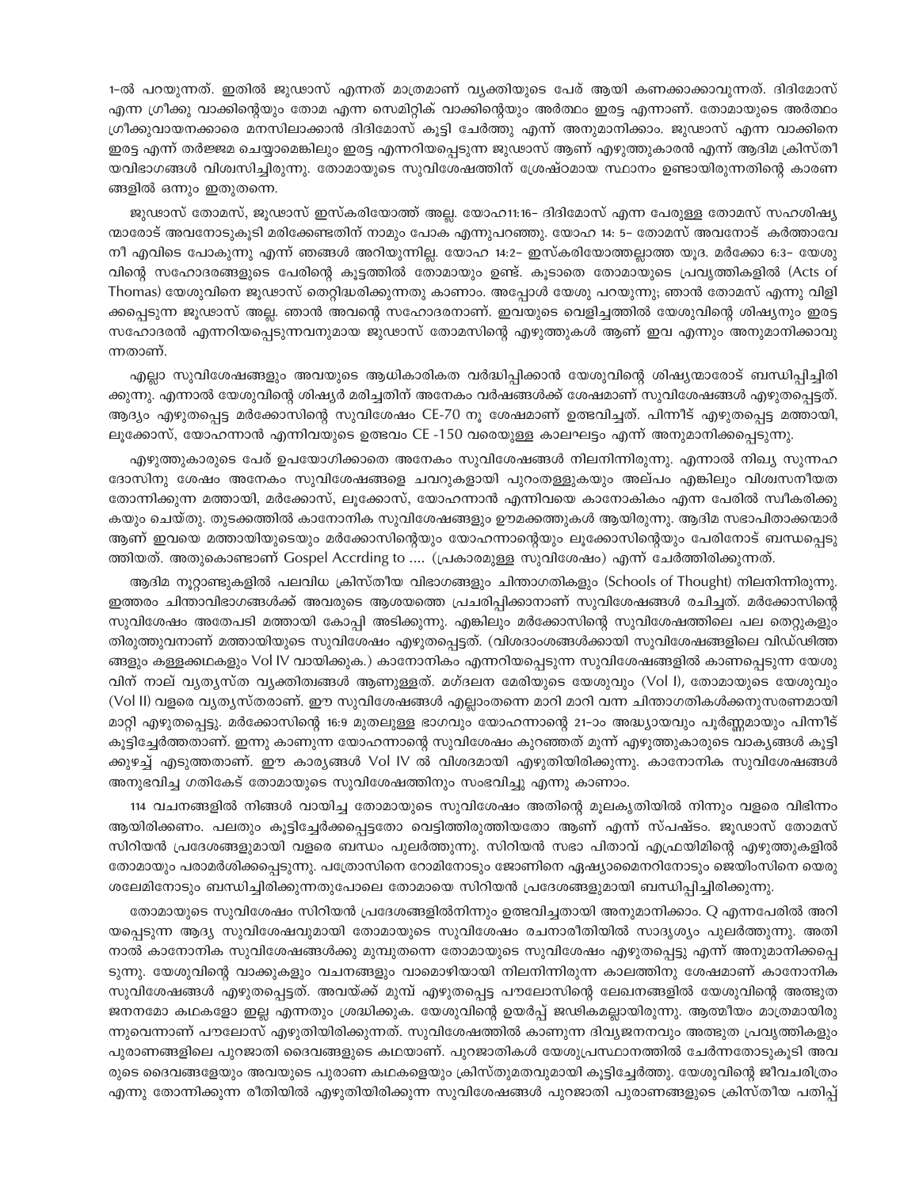1-ൽ പറയുന്നത്. ഇതിൽ ജൂഡാസ് എന്നത് മാത്രമാണ് വ്യക്തിയുടെ പേര് ആയി കണക്കാക്കാവുന്നത്. ദിദിമോസ് എന്ന ഗ്രീക്കു വാക്കിന്റെയും തോമ എന്ന സെമിറ്റിക് വാക്കിന്റെയും അർത്ഥം ഇരട്ട എന്നാണ്. തോമായുടെ അർത്ഥം ഗ്രീക്കുവായനക്കാരെ മനസിലാക്കാൻ ദിദിമോസ് കൂട്ടി ചേർത്തു എന്ന് അനുമാനിക്കാം. ജൂഡാസ് എന്ന വാക്കിനെ ഇരട്ട എന്ന് തർജ്ജമ ചെയ്യാമെങ്കിലും ഇരട്ട എന്നറിയപ്പെടുന്ന ജൂഡാസ് ആണ് എഴുത്തുകാരൻ എന്ന് ആദിമ ക്രിസ്തീയവിഭാഗങ്ങൾ വിശ്വസിച്ചിരുന്നു. തോമായുടെ സുവിശേഷത്തിന് ശ്രേഷ്ഠമായ സ്ഥാനം ഉണ്ടായിരുന്നതിന്റെ കാരണങ്ങളിൽ ഒന്നും ഇതുതന്നെ.

ജൂഡാസ് തോമസ്, ജൂഡാസ് ഇസ്കരിയോത്ത് അല്ല. യോഹ11:16- ദിദിമോസ് എന്ന പേരുള്ള തോമസ് സഹശിഷ്യന്മാരോട് അവനോടുകൂടി മരിക്കേണ്ടതിന് നാമും പോക എന്നുപറഞ്ഞു. യോഹ 14: 5- തോമസ് അവനോട് കർത്താവേ നീ എവിടെ പോകുന്നു എന്ന് ഞങ്ങൾ അറിയുന്നില്ല. യോഹ 14:2- ഇസ്കരിയോത്തല്ലാത്ത യൂദ. മർക്കോ 6:3- യേശുവിന്റെ സഹോദരങ്ങളുടെ പേരിന്റെ കൂട്ടത്തിൽ തോമായും ഉണ്ട്. കൂടാതെ തോമായുടെ പ്രവൃത്തികളിൽ (Acts of Thomas) യേശുവിനെ ജൂഡാസ് തെറ്റിദ്ധരിക്കുന്നതു കാണാം. അപ്പോൾ യേശു പറയുന്നു; ഞാൻ തോമസ് എന്നു വിളിക്കപ്പെടുന്ന ജൂഡാസ് അല്ല. ഞാൻ അവന്റെ സഹോദരനാണ്. ഇവയുടെ വെളിച്ചത്തിൽ യേശുവിന്റെ ശിഷ്യനും ഇരട്ട സഹോദരൻ എന്നറിയപ്പെടുന്നവനുമായ ജൂഡാസ് തോമസിന്റെ എഴുത്തുകൾ ആണ് ഇവ എന്നും അനുമാനിക്കാവുന്നതാണ്.

എല്ലാ സുവിശേഷങ്ങളും അവയുടെ ആധികാരികത വർദ്ധിപ്പിക്കാൻ യേശുവിന്റെ ശിഷ്യന്മാരോട് ബന്ധിപ്പിച്ചിരിക്കുന്നു. എന്നാൽ യേശുവിന്റെ ശിഷ്യർ മരിച്ചതിന് അനേകം വർഷങ്ങൾക്ക് ശേഷമാണ് സുവിശേഷങ്ങൾ എഴുതപ്പെട്ടത്. ആദ്യം എഴുതപ്പെട്ട മർക്കോസിന്റെ സുവിശേഷം CE-70 നു ശേഷമാണ് ഉത്ഭവിച്ചത്. പിന്നീട് എഴുതപ്പെട്ട മത്തായി, ലൂക്കോസ്, യോഹന്നാൻ എന്നിവയുടെ ഉത്ഭവം CE -150 വരെയുള്ള കാലഘട്ടം എന്ന് അനുമാനിക്കപ്പെടുന്നു.

എഴുത്തുകാരുടെ പേര് ഉപയോഗിക്കാതെ അനേകം സുവിശേഷങ്ങൾ നിലനിന്നിരുന്നു. എന്നാൽ നിഖ്യ സുന്നഹദോസിനു ശേഷം അനേകം സുവിശേഷങ്ങളെ ചവറുകളായി പുറംതള്ളുകയും അല്പം എങ്കിലും വിശ്വസനീയത തോന്നിക്കുന്ന മത്തായി, മർക്കോസ്, ലൂക്കോസ്, യോഹന്നാൻ എന്നിവയെ കാനോനികം എന്ന പേരിൽ സ്വീകരിക്കുകയും ചെയ്തു. തുടക്കത്തിൽ കാനോനിക സുവിശേഷങ്ങളും ഊമക്കത്തുകൾ ആയിരുന്നു. ആദിമ സഭാപിതാക്കന്മാർ ആണ് ഇവയെ മത്തായിയുടെയും മർക്കോസിന്റെയും യോഹന്നാന്റെയും ലൂക്കോസിന്റെയും പേരിനോട് ബന്ധപ്പെടുത്തിയത്. അതുകൊണ്ടാണ് Gospel Accrding to .... (പ്രകാരമുള്ള സുവിശേഷം) എന്ന് ചേർത്തിരിക്കുന്നത്.

ആദിമ നൂറ്റാണ്ടുകളിൽ പലവിധ ക്രിസ്തീയ വിഭാഗങ്ങളും ചിന്താഗതികളും (Schools of Thought) നിലനിന്നിരുന്നു. ഇത്തരം ചിന്താവിഭാഗങ്ങൾക്ക് അവരുടെ ആശയത്തെ പ്രചരിപ്പിക്കാനാണ് സുവിശേഷങ്ങൾ രചിച്ചത്. മർക്കോസിന്റെ സുവിശേഷം അതേപടി മത്തായി കോപ്പി അടിക്കുന്നു. എങ്കിലും മർക്കോസിന്റെ സുവിശേഷത്തിലെ പല തെറ്റുകളും തിരുത്തുവനാണ് മത്തായിയുടെ സുവിശേഷം എഴുതപ്പെട്ടത്. (വിശദാംശങ്ങൾക്കായി സുവിശേഷങ്ങളിലെ വിഡ്ഢിത്തങ്ങളും കള്ളക്കഥകളും Vol IV വായിക്കുക.) കാനോനികം എന്നറിയപ്പെടുന്ന സുവിശേഷങ്ങളിൽ കാണപ്പെടുന്ന യേശുവിന് നാല് വ്യത്യസ്ത വ്യക്തിത്വങ്ങൾ ആണുള്ളത്. മഗ്ദലന മേരിയുടെ യേശുവും (Vol I), തോമായുടെ യേശുവും (Vol II) വളരെ വ്യത്യസ്തരാണ്. ഈ സുവിശേഷങ്ങൾ എല്ലാംതന്നെ മാറി മാറി വന്ന ചിന്താഗതികൾക്കനുസരണമായി മാറ്റി എഴുതപ്പെട്ടു. മർക്കോസിന്റെ 16:9 മുതലുള്ള ഭാഗവും യോഹന്നാന്റെ 21-ാം അദ്ധ്യായവും പൂർണ്ണമായും പിന്നീട് കൂട്ടിച്ചേർത്തതാണ്. ഇന്നു കാണുന്ന യോഹന്നാന്റെ സുവിശേഷം കുറഞ്ഞത് മൂന്ന് എഴുത്തുകാരുടെ വാക്യങ്ങൾ കൂട്ടിക്കുഴച്ച് എടുത്തതാണ്. ഈ കാര്യങ്ങൾ Vol IV ൽ വിശദമായി എഴുതിയിരിക്കുന്നു. കാനോനിക സുവിശേഷങ്ങൾ അനുഭവിച്ച ഗതികേട് തോമായുടെ സുവിശേഷത്തിനും സംഭവിച്ചു എന്നു കാണാം.

114 വചനങ്ങളിൽ നിങ്ങൾ വായിച്ച തോമായുടെ സുവിശേഷം അതിന്റെ മൂലകൃതിയിൽ നിന്നും വളരെ വിഭിന്നം ആയിരിക്കണം. പലതും കൂട്ടിച്ചേർക്കപ്പെട്ടതോ വെട്ടിത്തിരുത്തിയതോ ആണ് എന്ന് സ്പഷ്ടം. ജൂഡാസ് തോമസ് സിറിയൻ പ്രദേശങ്ങളുമായി വളരെ ബന്ധം പുലർത്തുന്നു. സിറിയൻ സഭാ പിതാവ് എഫ്രയിമിന്റെ എഴുത്തുകളിൽ തോമായും പരാമർശിക്കപ്പെടുന്നു. പത്രോസിനെ റോമിനോടും ജോണിനെ ഏഷ്യാമൈനറിനോടും ജെയിംസിനെ യെരുശലേമിനോടും ബന്ധിച്ചിരിക്കുന്നതുപോലെ തോമായെ സിറിയൻ പ്രദേശങ്ങളുമായി ബന്ധിപ്പിച്ചിരിക്കുന്നു.

തോമായുടെ സുവിശേഷം സിറിയൻ പ്രദേശങ്ങളിൽനിന്നും ഉത്ഭവിച്ചതായി അനുമാനിക്കാം. Q എന്നപേരിൽ അറിയപ്പെടുന്ന ആദ്യ സുവിശേഷവുമായി തോമായുടെ സുവിശേഷം രചനാരീതിയിൽ സാദൃശ്യം പുലർത്തുന്നു. അതിനാൽ കാനോനിക സുവിശേഷങ്ങൾക്കു മുമ്പുതന്നെ തോമായുടെ സുവിശേഷം എഴുതപ്പെട്ടു എന്ന് അനുമാനിക്കപ്പെടുന്നു. യേശുവിന്റെ വാക്കുകളും വചനങ്ങളും വാമൊഴിയായി നിലനിന്നിരുന്ന കാലത്തിനു ശേഷമാണ് കാനോനിക സുവിശേഷങ്ങൾ എഴുതപ്പെട്ടത്. അവയ്ക്ക് മുമ്പ് എഴുതപ്പെട്ട പൗലോസിന്റെ ലേഖനങ്ങളിൽ യേശുവിന്റെ അത്ഭുത ജനനമോ കഥകളോ ഇല്ല എന്നതും ശ്രദ്ധിക്കുക. യേശുവിന്റെ ഉയർപ്പ് ജഢികമല്ലായിരുന്നു. ആത്മീയം മാത്രമായിരുന്നുവെന്നാണ് പൗലോസ് എഴുതിയിരിക്കുന്നത്. സുവിശേഷത്തിൽ കാണുന്ന ദിവ്യജനനവും അത്ഭുത പ്രവൃത്തികളും പുരാണങ്ങളിലെ പുറജാതി ദൈവങ്ങളുടെ കഥയാണ്. പുറജാതികൾ യേശുപ്രസ്ഥാനത്തിൽ ചേർന്നതോടുകൂടി അവരുടെ ദൈവങ്ങളേയും അവയുടെ പുരാണ കഥകളെയും ക്രിസ്തുമതവുമായി കൂട്ടിച്ചേർത്തു. യേശുവിന്റെ ജീവചരിത്രം എന്നു തോന്നിക്കുന്ന രീതിയിൽ എഴുതിയിരിക്കുന്ന സുവിശേഷങ്ങൾ പുറജാതി പുരാണങ്ങളുടെ ക്രിസ്തീയ പതിപ്പ്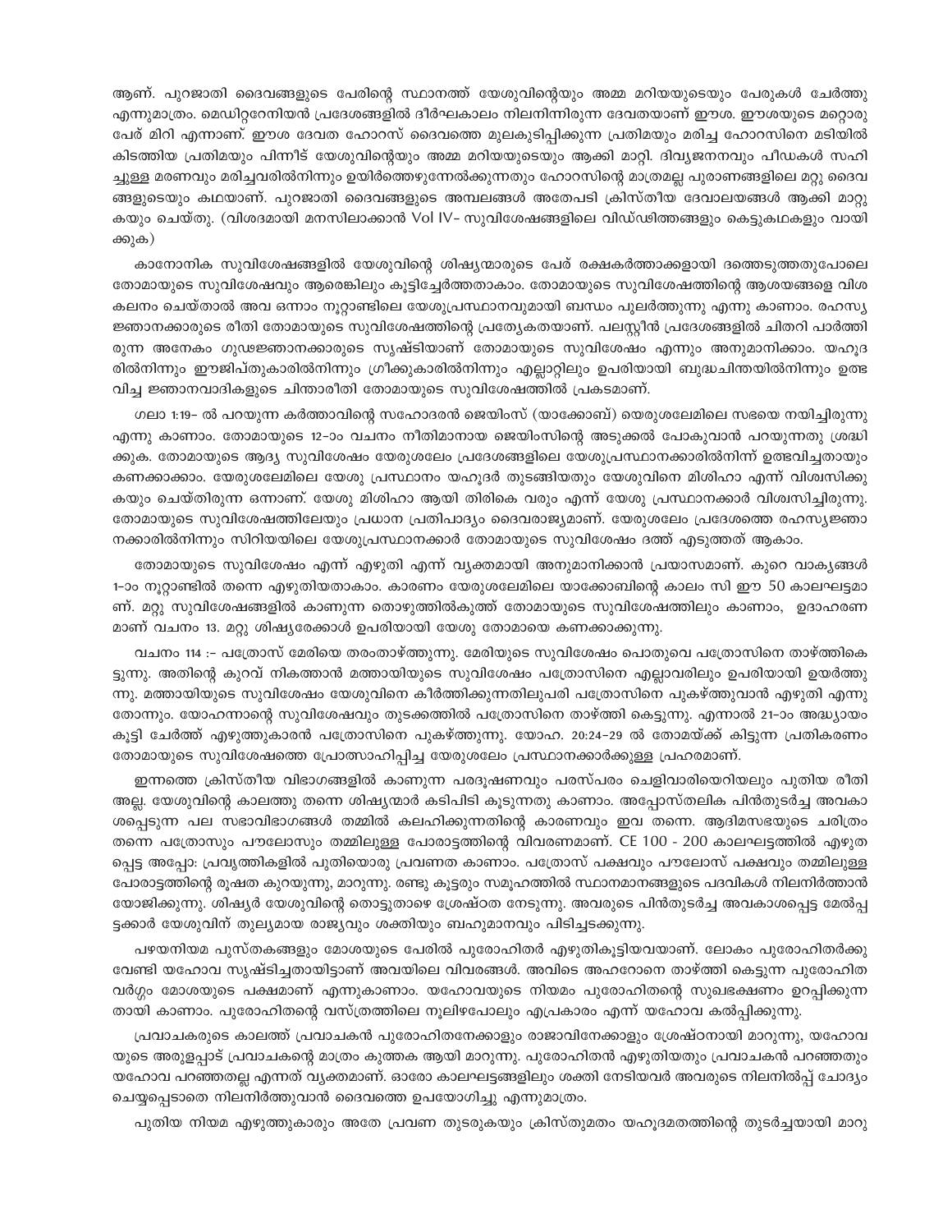ആണ്. പുറജാതി ദൈവങ്ങളുടെ പേരിന്റെ സ്ഥാനത്ത് യേശുവിന്റെയും അമ്മ മറിയയുടെയും പേരുകൾ ചേർത്തു എന്നുമാത്രം. മെഡിറ്ററേനിയൻ പ്രദേശങ്ങളിൽ ദീർഘകാലം നിലനിന്നിരുന്ന ദേവതയാണ് ഈശ. ഈശയുടെ മറ്റൊരു പേര് മിറി എന്നാണ്. ഈശ ദേവത ഹോറസ് ദൈവത്തെ മുലകുടിപ്പിക്കുന്ന പ്രതിമയും മരിച്ച ഹോറസിനെ മടിയിൽ കിടത്തിയ പ്രതിമയും പിന്നീട് യേശുവിന്റെയും അമ്മ മറിയയുടെയും ആക്കി മാറ്റി. ദിവ്യജനനവും പീഡകൾ സഹിച്ചുള്ള മരണവും മരിച്ചവരിൽനിന്നും ഉയിർത്തെഴുന്നേൽക്കുന്നതും ഹോറസിന്റെ മാത്രമല്ല പുരാണങ്ങളിലെ മറ്റു ദൈവങ്ങളുടെയും കഥയാണ്. പുറജാതി ദൈവങ്ങളുടെ അമ്പലങ്ങൾ അതേപടി ക്രിസ്തീയ ദേവാലയങ്ങൾ ആക്കി മാറ്റുകയും ചെയ്തു. (വിശദമായി മനസിലാക്കാൻ Vol IV- സുവിശേഷങ്ങളിലെ വിഡ്ഢിത്തങ്ങളും കെട്ടുകഥകളും വായിക്കുക)

കാനോനിക സുവിശേഷങ്ങളിൽ യേശുവിന്റെ ശിഷ്യന്മാരുടെ പേര് രക്ഷകർത്താക്കളായി ദത്തെടുത്തതുപോലെ തോമായുടെ സുവിശേഷവും ആരെങ്കിലും കൂട്ടിച്ചേർത്തതാകാം. തോമായുടെ സുവിശേഷത്തിന്റെ ആശയങ്ങളെ വിശകലനം ചെയ്താൽ അവ ഒന്നാം നൂറ്റാണ്ടിലെ യേശുപ്രസ്ഥാനവുമായി ബന്ധം പുലർത്തുന്നു എന്നു കാണാം. രഹസ്യ ജ്ഞാനക്കാരുടെ രീതി തോമായുടെ സുവിശേഷത്തിന്റെ പ്രത്യേകതയാണ്. പലസ്റ്റീൻ പ്രദേശങ്ങളിൽ ചിതറി പാർത്തിരുന്ന അനേകം ഗൂഢജ്ഞാനക്കാരുടെ സൃഷ്ടിയാണ് തോമായുടെ സുവിശേഷം എന്നും അനുമാനിക്കാം. യഹൂദരിൽനിന്നും ഈജിപ്തുകാരിൽനിന്നും ഗ്രീക്കുകാരിൽനിന്നും എല്ലാറ്റിലും ഉപരിയായി ബുദ്ധചിന്തയിൽനിന്നും ഉത്ഭവിച്ച ജ്ഞാനവാദികളുടെ ചിന്താരീതി തോമായുടെ സുവിശേഷത്തിൽ പ്രകടമാണ്.

ഗലാ 1:19- ൽ പറയുന്ന കർത്താവിന്റെ സഹോദരൻ ജെയിംസ് (യാക്കോബ്) യെരുശലേമിലെ സഭയെ നയിച്ചിരുന്നു എന്നു കാണാം. തോമായുടെ 12-ാം വചനം നീതിമാനായ ജെയിംസിന്റെ അടുക്കൽ പോകുവാൻ പറയുന്നതു ശ്രദ്ധിക്കുക. തോമായുടെ ആദ്യ സുവിശേഷം യേരുശലേം പ്രദേശങ്ങളിലെ യേശുപ്രസ്ഥാനക്കാരിൽനിന്ന് ഉത്ഭവിച്ചതായും കണക്കാക്കാം. യേരുശലേമിലെ യേശു പ്രസ്ഥാനം യഹൂദർ തുടങ്ങിയതും യേശുവിനെ മിശിഹാ എന്ന് വിശ്വസിക്കുകയും ചെയ്തിരുന്ന ഒന്നാണ്. യേശു മിശിഹാ ആയി തിരികെ വരും എന്ന് യേശു പ്രസ്ഥാനക്കാർ വിശ്വസിച്ചിരുന്നു. തോമായുടെ സുവിശേഷത്തിലേയും പ്രധാന പ്രതിപാദ്യം ദൈവരാജ്യമാണ്. യേരുശലേം പ്രദേശത്തെ രഹസ്യജ്ഞാനക്കാരിൽനിന്നും സിറിയയിലെ യേശുപ്രസ്ഥാനക്കാർ തോമായുടെ സുവിശേഷം ദത്ത് എടുത്തത് ആകാം.

തോമായുടെ സുവിശേഷം എന്ന് എഴുതി എന്ന് വ്യക്തമായി അനുമാനിക്കാൻ പ്രയാസമാണ്. കുറെ വാക്യങ്ങൾ 1-ാം നൂറ്റാണ്ടിൽ തന്നെ എഴുതിയതാകാം. കാരണം യേരുശലേമിലെ യാക്കോബിന്റെ കാലം സി ഈ 50 കാലഘട്ടമാണ്. മറ്റു സുവിശേഷങ്ങളിൽ കാണുന്ന തൊഴുത്തിൽകുത്ത് തോമായുടെ സുവിശേഷത്തിലും കാണാം, ഉദാഹരണമാണ് വചനം 13. മറ്റു ശിഷ്യരേക്കാൾ ഉപരിയായി യേശു തോമായെ കണക്കാക്കുന്നു.

വചനം 114 :- പത്രോസ് മേരിയെ തരംതാഴ്ത്തുന്നു. മേരിയുടെ സുവിശേഷം പൊതുവെ പത്രോസിനെ താഴ്ത്തികെട്ടുന്നു. അതിന്റെ കുറവ് നികത്താൻ മത്തായിയുടെ സുവിശേഷം പത്രോസിനെ എല്ലാവരിലും ഉപരിയായി ഉയർത്തുന്നു. മത്തായിയുടെ സുവിശേഷം യേശുവിനെ കീർത്തിക്കുന്നതിലുപരി പത്രോസിനെ പുകഴ്ത്തുവാൻ എഴുതി എന്നു തോന്നും. യോഹന്നാന്റെ സുവിശേഷവും തുടക്കത്തിൽ പത്രോസിനെ താഴ്ത്തി കെട്ടുന്നു. എന്നാൽ 21-ാം അദ്ധ്യായം കൂട്ടി ചേർത്ത് എഴുത്തുകാരൻ പത്രോസിനെ പുകഴ്ത്തുന്നു. യോഹ. 20:24-29 ൽ തോമയ്ക്ക് കിട്ടുന്ന പ്രതികരണം തോമായുടെ സുവിശേഷത്തെ പ്രോത്സാഹിപ്പിച്ച യേരുശലേം പ്രസ്ഥാനക്കാർക്കുള്ള പ്രഹരമാണ്.

ഇന്നത്തെ ക്രിസ്തീയ വിഭാഗങ്ങളിൽ കാണുന്ന പരദൂഷണവും പരസ്പരം ചെളിവാരിയെറിയലും പുതിയ രീതി അല്ല. യേശുവിന്റെ കാലത്തു തന്നെ ശിഷ്യന്മാർ കടിപിടി കൂടുന്നതു കാണാം. അപ്പോസ്തലിക പിൻതുടർച്ച അവകാശപ്പെടുന്ന പല സഭാവിഭാഗങ്ങൾ തമ്മിൽ കലഹിക്കുന്നതിന്റെ കാരണവും ഇവ തന്നെ. ആദിമസഭയുടെ ചരിത്രം തന്നെ പത്രോസും പൗലോസും തമ്മിലുള്ള പോരാട്ടത്തിന്റെ വിവരണമാണ്. CE 100 - 200 കാലഘട്ടത്തിൽ എഴുതപ്പെട്ട അപ്പോ: പ്രവൃത്തികളിൽ പുതിയൊരു പ്രവണത കാണാം. പത്രോസ് പക്ഷവും പൗലോസ് പക്ഷവും തമ്മിലുള്ള പോരാട്ടത്തിന്റെ രൂക്ഷത കുറയുന്നു, മാറുന്നു. രണ്ടു കൂട്ടരും സമൂഹത്തിൽ സ്ഥാനമാനങ്ങളുടെ പദവികൾ നിലനിർത്താൻ യോജിക്കുന്നു. ശിഷ്യർ യേശുവിന്റെ തൊട്ടുതാഴെ ശ്രേഷ്ഠത നേടുന്നു. അവരുടെ പിൻതുടർച്ച അവകാശപ്പെട്ട മേൽപ്പട്ടക്കാർ യേശുവിന് തുല്യമായ രാജ്യവും ശക്തിയും ബഹുമാനവും പിടിച്ചടക്കുന്നു.

പഴയനിയമ പുസ്തകങ്ങളും മോശയുടെ പേരിൽ പുരോഹിതർ എഴുതികൂട്ടിയവയാണ്. ലോകം പുരോഹിതർക്കു വേണ്ടി യഹോവ സൃഷ്ടിച്ചതായിട്ടാണ് അവയിലെ വിവരങ്ങൾ. അവിടെ അഹറോനെ താഴ്ത്തി കെട്ടുന്ന പുരോഹിത വർഗ്ഗം മോശയുടെ പക്ഷമാണ് എന്നുകാണാം. യഹോവയുടെ നിയമം പുരോഹിതന്റെ സുഖഭക്ഷണം ഉറപ്പിക്കുന്നതായി കാണാം. പുരോഹിതന്റെ വസ്ത്രത്തിലെ നൂലിഴപോലും എപ്രകാരം എന്ന് യഹോവ കൽപ്പിക്കുന്നു.

പ്രവാചകരുടെ കാലത്ത് പ്രവാചകൻ പുരോഹിതനേക്കാളും രാജാവിനേക്കാളും ശ്രേഷ്ഠനായി മാറുന്നു, യഹോവയുടെ അരുളപ്പാട് പ്രവാചകന്റെ മാത്രം കുത്തക ആയി മാറുന്നു. പുരോഹിതൻ എഴുതിയതും പ്രവാചകൻ പറഞ്ഞതും യഹോവ പറഞ്ഞതല്ല എന്നത് വ്യക്തമാണ്. ഓരോ കാലഘട്ടങ്ങളിലും ശക്തി നേടിയവർ അവരുടെ നിലനിൽപ്പ് ചോദ്യം ചെയ്യപ്പെടാതെ നിലനിർത്തുവാൻ ദൈവത്തെ ഉപയോഗിച്ചു എന്നുമാത്രം.

പുതിയ നിയമ എഴുത്തുകാരും അതേ പ്രവണ തുടരുകയും ക്രിസ്തുമതം യഹൂദമതത്തിന്റെ തുടർച്ചയായി മാറു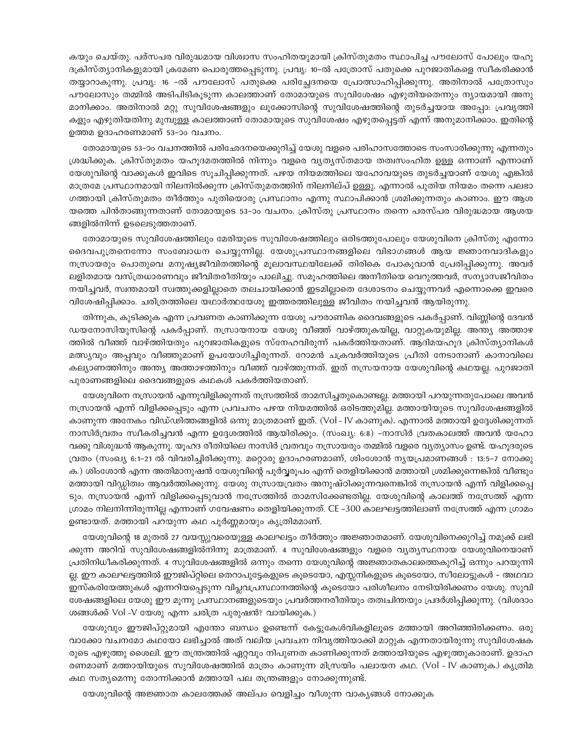കയും ചെയ്തു. പര്സപര വിരുദ്ധമായ വിശ്വാസ സംഹിതയുമായി ക്രിസ്തുമതം സ്ഥാപിച്ച പൗലോസ് പോലും യഹൂദക്രിസ്ത്യാനികളുമായി ക്രമേണ പൊരുത്തപ്പെടുന്നു. പ്രവൃ: 10-ൽ പത്രോസ് പതുക്കെ പുറജാതികളെ സ്വീകരിക്കാൻ തയ്യാറാകുന്നു. പ്രവൃ: 16 -ൽ പൗലോസ് പതുക്കെ പരിച്ഛേദനയെ പ്രോത്സാഹിപ്പിക്കുന്നു. അതിനാൽ പത്രോസും പൗലോസും തമ്മിൽ അടിപിടികൂടുന്ന കാലത്താണ് തോമായുടെ സുവിശേഷം എഴുതിയതെന്നും ന്യായമായി അനുമാനിക്കാം. അതിനാൽ മറ്റു സുവിശേഷങ്ങളും ലൂക്കോസിന്റെ സുവിശേഷത്തിന്റെ തുടർച്ചയായ അപ്പോ: പ്രവൃത്തികളും എഴുതിയതിനു മുമ്പുള്ള കാലത്താണ് തോമായുടെ സുവിശേഷം എഴുതപ്പെട്ടത് എന്ന് അനുമാനിക്കാം. ഇതിന്റെ ഉത്തമ ഉദാഹരണമാണ് 53-ാം വചനം.

തോമായുടെ 53-ാം വചനത്തിൽ പരിഛേദനയെക്കുറിച്ച് യേശു വളരെ പരിഹാസത്തോടെ സംസാരിക്കുന്നു എന്നതും ശ്രദ്ധിക്കുക. ക്രിസ്തുമതം യഹൂദമതത്തിൽ നിന്നും വളരെ വ്യത്യസ്തമായ തത്വസംഹിത ഉള്ള ഒന്നാണ് എന്നാണ് യേശുവിന്റെ വാക്കുകൾ ഇവിടെ സൂചിപ്പിക്കുന്നത്. പഴയ നിയമത്തിലെ യഹോവയുടെ തുടർച്ചയാണ് യേശു എങ്കിൽ മാത്രമേ പ്രസ്ഥാനമായി നിലനിൽക്കുന്ന ക്രിസ്തുമതത്തിന് നിലനില്പ് ഉള്ളൂ. എന്നാൽ പുതിയ നിയമം തന്നെ പലഭാഗത്തായി ക്രിസ്തുമതം തീർത്തും പുതിയൊരു പ്രസ്ഥാനം എന്നു സ്ഥാപിക്കാൻ ശ്രമിക്കുന്നതും കാണാം. ഈ ആശയത്തെ പിൻതാങ്ങുന്നതാണ് തോമായുടെ 53-ാം വചനം. ക്രിസ്തു പ്രസ്ഥാനം തന്നെ പരസ്പര വിരുദ്ധമായ ആശയങ്ങളിൽനിന്ന് ഉടലെടുത്തതാണ്.

തോമായുടെ സുവിശേഷത്തിലും മേരിയുടെ സുവിശേഷത്തിലും ഒരിടത്തുപോലും യേശുവിനെ ക്രിസ്തു എന്നോ ദൈവപുത്രനെന്നോ സംബോധന ചെയ്യുന്നില്ല. യേശുപ്രസ്ഥാനങ്ങളിലെ വിഭാഗങ്ങൾ ആയ ജ്ഞാനവാദികളും നസ്രായരും പൊതുവെ മനുഷ്യജീവിതത്തിന്റെ മൂലാവസ്ഥയിലേക്ക് തിരികെ പോകുവാൻ പ്രേരിപ്പിക്കുന്നു. അവർ ലളിതമായ വസ്ത്രധാരണവും ജീവിതരീതിയും പാലിച്ചു. സമൂഹത്തിലെ അനീതിയെ വെറുത്തവർ, സന്യാസജീവിതം നയിച്ചവർ, സ്വന്തമായി സ്വത്തുക്കളില്ലാതെ തലചായിക്കാൻ ഇടമില്ലാതെ ദേശാടനം ചെയ്യുന്നവർ എന്നൊക്കെ ഇവരെ വിശേഷിപ്പിക്കാം. ചരിത്രത്തിലെ യഥാർത്ഥയേശു ഇത്തരത്തിലുള്ള ജീവിതം നയിച്ചവൻ ആയിരുന്നു.

തിന്നുക, കുടിക്കുക എന്ന പ്രവണത കാണിക്കുന്ന യേശു പൗരാണിക ദൈവങ്ങളുടെ പകർപ്പാണ്. വിണ്ണിന്റെ ദേവൻ ഡയനോസിയുസിന്റെ പകർപ്പാണ്. നസ്രായനായ യേശു വീഞ്ഞ് വാഴ്ത്തുകയില്ല, വാറ്റുകയുമില്ല. അന്ത്യ അത്താഴത്തിൽ വീഞ്ഞ് വാഴ്ത്തിയതും പുറജാതികളുടെ സ്നേഹവിരുന്ന് പകർത്തിയതാണ്. ആദിമയഹൂദ ക്രിസ്ത്യാനികൾ മത്സ്യവും അപ്പവും വീഞ്ഞുമാണ് ഉപയോഗിച്ചിരുന്നത്. റോമൻ ചക്രവർത്തിയുടെ പ്രീതി നേടാനാണ് കാനാവിലെ കല്യാണത്തിനും അന്ത്യ അത്താഴത്തിനും വീഞ്ഞ് വാഴ്ത്തുന്നത്. ഇത് നസ്രയനായ യേശുവിന്റെ കഥയല്ല. പുറജാതി പുരാണങ്ങളിലെ ദൈവങ്ങളുടെ കഥകൾ പകർത്തിയതാണ്.

യേശുവിനെ നസ്രായൻ എന്നുവിളിക്കുന്നത് നസ്രത്തിൽ താമസിച്ചതുകൊണ്ടല്ല. മത്തായി പറയുന്നതുപോലെ അവൻ നസ്രായൻ എന്ന് വിളിക്കപ്പെടും എന്ന പ്രവചനം പഴയ നിയമത്തിൽ ഒരിടത്തുമില്ല. മത്തായിയുടെ സുവിശേഷങ്ങളിൽ കാണുന്ന അനേകം വിഡ്ഢിത്തങ്ങളിൽ ഒന്നു മാത്രമാണ് ഇത്. (Vol - IV കാണുക). എന്നാൽ മത്തായി ഉദ്ദേശിക്കുന്നത് നാസിർവ്രതം സ്വീകരിച്ചവൻ എന്ന ഉദ്ദേശത്തിൽ ആയിരിക്കും. (സംഖ്യ: 6:8) -നാസിർ വ്രതകാലത്ത് അവൻ യഹോവക്കു വിശുദ്ധൻ ആകുന്നു. യൂഹദ രീതിയിലെ നാസിർ വ്രതവും നസ്രായരും തമ്മിൽ വളരെ വ്യത്യാസം ഉണ്ട്. യഹൂദരുടെ വ്രതം (സംഖ്യ 6:1-21 ൽ വിവരിച്ചിരിക്കുന്നു. മറ്റൊരു ഉദാഹരണമാണ്, ശിംശോൻ ന്യയപ്രമാണങ്ങൾ : 13:5-7 നോക്കുക.) ശിംശോൻ എന്ന അതിമാനുഷൻ യേശുവിന്റെ പൂർവ്വരൂപം എന്ന് തെളിയിക്കാൻ മത്തായി ശ്രമിക്കുന്നെങ്കിൽ വീണ്ടും മത്തായി വിഡ്ഢിത്വം ആവർത്തിക്കുന്നു. യേശു നസ്രായവ്രതം അനുഷ്ഠിക്കുന്നവനെങ്കിൽ നസ്രായൻ എന്ന് വിളിക്കപ്പെടും. നസ്രായൻ എന്ന് വിളിക്കപ്പെടുവാൻ നസ്രേത്തിൽ താമസിക്കേണ്ടതില്ല. യേശുവിന്റെ കാലത്ത് നസ്രേത്ത് എന്ന ഗ്രാമം നിലനിന്നിരുന്നില്ല എന്നാണ് ഗവേഷണം തെളിയിക്കുന്നത്. CE -300 കാലഘട്ടത്തിലാണ് നസ്രേത്ത് എന്ന ഗ്രാമം ഉണ്ടായത്. മത്തായി പറയുന്ന കഥ പൂർണ്ണമായും കൃത്രിമമാണ്.

യേശുവിന്റെ 18 മുതൽ 27 വയസ്സുവരെയുള്ള കാലഘട്ടം തീർത്തും അജ്ഞാതമാണ്. യേശുവിനെക്കുറിച്ച് നമുക്ക് ലഭിക്കുന്ന അറിവ് സുവിശേഷങ്ങളിൽനിന്നു മാത്രമാണ്. 4 സുവിശേഷങ്ങളും വളരെ വ്യത്യസ്ഥനായ യേശുവിനെയാണ് പ്രതിനിധീകരിക്കുന്നത്. 4 സുവിശേഷങ്ങളിൽ ഒന്നും തന്നെ യേശുവിന്റെ അജ്ഞാതകാലത്തെകുറിച്ച് ഒന്നും പറയുന്നില്ല. ഈ കാലഘട്ടത്തിൽ ഈജിപ്റ്റിലെ തെറാപുട്ടേകളുടെ കൂടെയോ, എസ്സനികളുടെ കൂടെയോ, സീലോട്ടുകൾ - അഥവാ ഇസ്കരിയേത്തുകൾ എന്നറിയപ്പെടുന്ന വിപ്ലവപ്രസ്ഥാനത്തിന്റെ കൂടെയോ പരിശീലനം നേടിയിരിക്കണം യേശു. സുവിശേഷങ്ങളിലെ യേശു ഈ മൂന്നു പ്രസ്ഥാനങ്ങളുടെയും പ്രവർത്തനരീതിയും തത്വചിന്തയും പ്രദർശിപ്പിക്കുന്നു. (വിശദാംശങ്ങൾക്ക് Vol -V യേശു എന്ന ചരിത്ര പുരുഷൻ? വായിക്കുക.)

യേശുവും ഈജിപ്റ്റുമായി എന്തോ ബന്ധം ഉണ്ടെന്ന് കേട്ടുകേൾവികളിലൂടെ മത്തായി അറിഞ്ഞിരിക്കണം. ഒരു വാക്കോ വചനമോ കഥയോ ലഭിച്ചാൽ അത് വലിയ പ്രവചന നിവൃത്തിയാക്കി മാറ്റുക എന്നതായിരുന്നു സുവിശേഷകരുടെ എഴുത്തു ശൈലി. ഈ തന്ത്രത്തിൽ ഏറ്റവും നിപുണത കാണിക്കുന്നത് മത്തായിയുടെ എഴുത്തുകാരാണ്. ഉദാഹരണമാണ് മത്തായിയുടെ സുവിശേഷത്തിൽ മാത്രം കാണുന്ന മിസ്രയിം പലായന കഥ. (Vol - IV കാണുക.) കൃത്രിമ കഥ സത്യമെന്നു തോന്നിക്കാൻ മത്തായി പല തന്ത്രങ്ങളും നോക്കുന്നുണ്ട്.

യേശുവിന്റെ അജ്ഞാത കാലത്തേക്ക് അല്പം വെളിച്ചം വീശുന്ന വാക്യങ്ങൾ നോക്കുക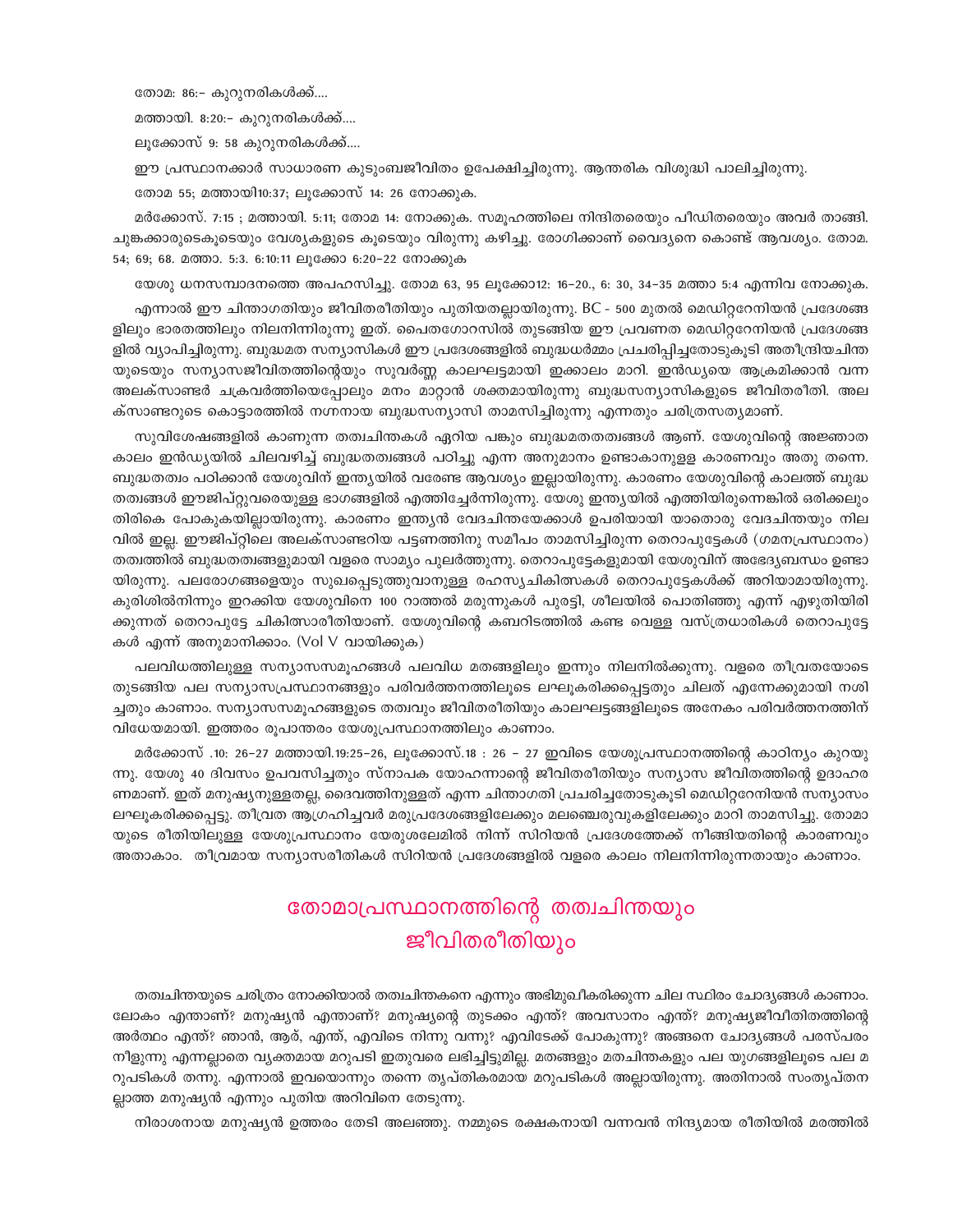തോമ: 86:- കുറുനരികൾക്ക്....

മത്തായി. 8:20:- കുറുനരികൾക്ക്....

ലൂക്കോസ് 9: 58 കുറുനരികൾക്ക്....

ഈ പ്രസ്ഥാനക്കാർ സാധാരണ കുടുംബജീവിതം ഉപേക്ഷിച്ചിരുന്നു. ആന്തരിക വിശുദ്ധി പാലിച്ചിരുന്നു.

തോമ 55; മത്തായി10:37; ലൂക്കോസ് 14: 26 നോക്കുക.

മർക്കോസ്. 7:15 ; മത്തായി. 5:11; തോമ 14: നോക്കുക. സമൂഹത്തിലെ നിന്ദിതരെയും പീഡിതരെയും അവർ താങ്ങി. ചുങ്കക്കാരുടെകൂടെയും വേശ്യകളുടെ കൂടെയും വിരുന്നു കഴിച്ചു. രോഗിക്കാണ് വൈദ്യനെ കൊണ്ട് ആവശ്യം. തോമ. 54; 69; 68. മത്താ. 5:3. 6:10:11 ലൂക്കോ 6:20-22 നോക്കുക

യേശു ധനസമ്പാദനത്തെ അപഹസിച്ചു. തോമ 63, 95 ലൂക്കോ12: 16-20., 6: 30, 34-35 മത്താ 5:4 എന്നിവ നോക്കുക.

എന്നാൽ ഈ ചിന്താഗതിയും ജീവിതരീതിയും പുതിയതല്ലായിരുന്നു. BC - 500 മുതൽ മെഡിറ്ററേനിയൻ പ്രദേശങ്ങളിലും ഭാരതത്തിലും നിലനിന്നിരുന്നു ഇത്. പൈതഗോറസിൽ തുടങ്ങിയ ഈ പ്രവണത മെഡിറ്ററേനിയൻ പ്രദേശങ്ങളിൽ വ്യാപിച്ചിരുന്നു. ബുദ്ധമത സന്യാസികൾ ഈ പ്രദേശങ്ങളിൽ ബുദ്ധധർമ്മം പ്രചരിപ്പിച്ചതോടുകൂടി അതീന്ദ്രിയചിന്തയുടെയും സന്യാസജീവിതത്തിന്റെയും സുവർണ്ണ കാലഘട്ടമായി ഇക്കാലം മാറി. ഇൻഡ്യയെ ആക്രമിക്കാൻ വന്ന അലക്സാണ്ടർ ചക്രവർത്തിയെപ്പോലും മനം മാറ്റാൻ ശക്തമായിരുന്നു ബുദ്ധസന്യാസികളുടെ ജീവിതരീതി. അലക്സാണ്ടറുടെ കൊട്ടാരത്തിൽ നഗ്നനായ ബുദ്ധസന്യാസി താമസിച്ചിരുന്നു എന്നതും ചരിത്രസത്യമാണ്.

സുവിശേഷങ്ങളിൽ കാണുന്ന തത്വചിന്തകൾ ഏറിയ പങ്കും ബുദ്ധമതതത്വങ്ങൾ ആണ്. യേശുവിന്റെ അജ്ഞാത കാലം ഇൻഡ്യയിൽ ചിലവഴിച്ച് ബുദ്ധതത്വങ്ങൾ പഠിച്ചു എന്ന അനുമാനം ഉണ്ടാകാനുള്ള കാരണവും അതു തന്നെ. ബുദ്ധതത്വം പഠിക്കാൻ യേശുവിന് ഇന്ത്യയിൽ വരേണ്ട ആവശ്യം ഇല്ലായിരുന്നു. കാരണം യേശുവിന്റെ കാലത്ത് ബുദ്ധതത്വങ്ങൾ ഈജിപ്റ്റുവരെയുള്ള ഭാഗങ്ങളിൽ എത്തിച്ചേർന്നിരുന്നു. യേശു ഇന്ത്യയിൽ എത്തിയിരുന്നെങ്കിൽ ഒരിക്കലും തിരികെ പോകുകയില്ലായിരുന്നു. കാരണം ഇന്ത്യൻ വേദചിന്തയേക്കാൾ ഉപരിയായി യാതൊരു വേദചിന്തയും നിലവിൽ ഇല്ല. ഈജിപ്റ്റിലെ അലക്സാണ്ടറിയ പട്ടണത്തിനു സമീപം താമസിച്ചിരുന്ന തെറാപുട്ടേകൾ (ഗമനപ്രസ്ഥാനം) തത്വത്തിൽ ബുദ്ധതത്വങ്ങളുമായി വളരെ സാമ്യം പുലർത്തുന്നു. തെറാപുട്ടേകളുമായി യേശുവിന് അഭേദ്യബന്ധം ഉണ്ടായിരുന്നു. പലരോഗങ്ങളെയും സുഖപ്പെടുത്തുവാനുള്ള രഹസ്യചികിത്സകൾ തെറാപുട്ടേകൾക്ക് അറിയാമായിരുന്നു. കുരിശിൽനിന്നും ഇറക്കിയ യേശുവിനെ 100 റാത്തൽ മരുന്നുകൾ പുരട്ടി, ശീലയിൽ പൊതിഞ്ഞു എന്ന് എഴുതിയിരിക്കുന്നത് തെറാപുട്ടേ ചികിത്സാരീതിയാണ്. യേശുവിന്റെ കബറിടത്തിൽ കണ്ട വെള്ള വസ്ത്രധാരികൾ തെറാപുട്ടേകൾ എന്ന് അനുമാനിക്കാം. (Vol V വായിക്കുക)

പലവിധത്തിലുള്ള സന്യാസസമൂഹങ്ങൾ പലവിധ മതങ്ങളിലും ഇന്നും നിലനിൽക്കുന്നു. വളരെ തീവ്രതയോടെ തുടങ്ങിയ പല സന്യാസപ്രസ്ഥാനങ്ങളും പരിവർത്തനത്തിലൂടെ ലഘൂകരിക്കപ്പെട്ടതും ചിലത് എന്നേക്കുമായി നശിച്ചതും കാണാം. സന്യാസസമൂഹങ്ങളുടെ തത്വവും ജീവിതരീതിയും കാലഘട്ടങ്ങളിലൂടെ അനേകം പരിവർത്തനത്തിന് വിധേയമായി. ഇത്തരം രൂപാന്തരം യേശുപ്രസ്ഥാനത്തിലും കാണാം.

മർക്കോസ് .10: 26-27 മത്തായി.19:25-26, ലൂക്കോസ്.18 : 26 - 27 ഇവിടെ യേശുപ്രസ്ഥാനത്തിന്റെ കാഠിന്യം കുറയുന്നു. യേശു 40 ദിവസം ഉപവസിച്ചതും സ്നാപക യോഹന്നാന്റെ ജീവിതരീതിയും സന്യാസ ജീവിതത്തിന്റെ ഉദാഹരണമാണ്. ഇത് മനുഷ്യനുള്ളതല്ല, ദൈവത്തിനുള്ളത് എന്ന ചിന്താഗതി പ്രചരിച്ചതോടുകൂടി മെഡിറ്ററേനിയൻ സന്യാസം ലഘൂകരിക്കപ്പെട്ടു. തീവ്രത ആഗ്രഹിച്ചവർ മരുപ്രദേശങ്ങളിലേക്കും മലഞ്ചെരുവുകളിലേക്കും മാറി താമസിച്ചു. തോമായുടെ രീതിയിലുള്ള യേശുപ്രസ്ഥാനം യേരുശലേമിൽ നിന്ന് സിറിയൻ പ്രദേശത്തേക്ക് നീങ്ങിയതിന്റെ കാരണവും അതാകാം. തീവ്രമായ സന്യാസരീതികൾ സിറിയൻ പ്രദേശങ്ങളിൽ വളരെ കാലം നിലനിന്നിരുന്നതായും കാണാം.

# തോമാപ്രസ്ഥാനത്തിന്റെ തത്വചിന്തയും ജീവിതരീതിയും

തത്വചിന്തയുടെ ചരിത്രം നോക്കിയാൽ തത്വചിന്തകനെ എന്നും അഭിമുഖീകരിക്കുന്ന ചില സ്ഥിരം ചോദ്യങ്ങൾ കാണാം. ലോകം എന്താണ്? മനുഷ്യൻ എന്താണ്? മനുഷ്യന്റെ തുടക്കം എന്ത്? അവസാനം എന്ത്? മനുഷ്യജീവിതത്തിന്റെ അർത്ഥം എന്ത്? ഞാൻ, ആര്, എന്ത്, എവിടെ നിന്നു വന്നു? എവിടേക്ക് പോകുന്നു? അങ്ങനെ ചോദ്യങ്ങൾ പരസ്പരം നീളുന്നു എന്നല്ലാതെ വ്യക്തമായ മറുപടി ഇതുവരെ ലഭിച്ചിട്ടുമില്ല. മതങ്ങളും മതചിന്തകളും പല യുഗങ്ങളിലൂടെ പല മറുപടികൾ തന്നു. എന്നാൽ ഇവയൊന്നും തന്നെ തൃപ്തികരമായ മറുപടികൾ അല്ലായിരുന്നു. അതിനാൽ സംതൃപ്തനല്ലാത്ത മനുഷ്യൻ എന്നും പുതിയ അറിവിനെ തേടുന്നു.

നിരാശനായ മനുഷ്യൻ ഉത്തരം തേടി അലഞ്ഞു. നമ്മുടെ രക്ഷകനായി വന്നവൻ നിന്ദ്യമായ രീതിയിൽ മരത്തിൽ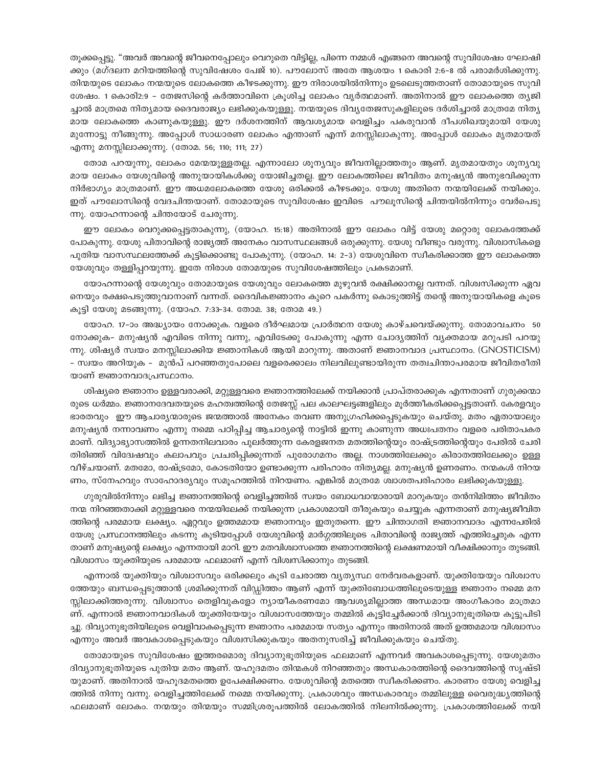തുക്കപ്പെട്ടു. "അവർ അവന്റെ ജീവനെപ്പോലും വെറുതെ വിട്ടില്ല, പിന്നെ നമ്മൾ എങ്ങനെ അവന്റെ സുവിശേഷം ഘോഷിക്കും (മഗ്ദലന മറിയത്തിന്റെ സുവിഷേശം പേജ് 10). പൗലോസ് അതേ ആശയം 1 കൊരി 2:6–8 ൽ പരാമർശിക്കുന്നു. തിന്മയുടെ ലോകം നന്മയുടെ ലോകത്തെ കീഴടക്കുന്നു. ഈ നിരാശയിൽനിന്നും ഉടലെടുത്തതാണ് തോമായുടെ സുവിശേഷം. 1 കൊരി2:9 – തേജസിന്റെ കർത്താവിനെ ക്രൂശിച്ച ലോകം വ്യർത്ഥമാണ്. അതിനാൽ ഈ ലോകത്തെ ത്യജിച്ചാൽ മാത്രമെ നിത്യമായ ദൈവരാജ്യം ലഭിക്കുകയുള്ളു. നന്മയുടെ ദിവ്യതേജസുകളിലൂടെ ദർശിച്ചാൽ മാത്രമേ നിത്യമായ ലോകത്തെ കാണുകയുള്ളു. ഈ ദർശനത്തിന് ആവശ്യമായ വെളിച്ചം പകരുവാൻ ദീപശിഖയുമായി യേശു മുന്നോട്ടു നീങ്ങുന്നു. അപ്പോൾ സാധാരണ ലോകം എന്താണ് എന്ന് മനസ്സിലാകുന്നു. അപ്പോൾ ലോകം മൃതമായത് എന്നു മനസ്സിലാക്കുന്നു. (തോമ. 56; 110; 111; 27)

തോമ പറയുന്നു, ലോകം മേന്മയുള്ളതല്ല. എന്നാലോ ശൂന്യവും ജീവനില്ലാത്തതും ആണ്. മൃതമായതും ശൂന്യവുമായ ലോകം യേശുവിന്റെ അനുയായികൾക്കു യോജിച്ചതല്ല. ഈ ലോകത്തിലെ ജീവിതം മനുഷ്യൻ അനുഭവിക്കുന്ന നിർഭാഗ്യം മാത്രമാണ്. ഈ അധമലോകത്തെ യേശു ഒരിക്കൽ കീഴടക്കും. യേശു അതിനെ നന്മയിലേക്ക് നയിക്കും. ഇത് പൗലോസിന്റെ വേദചിന്തയാണ്. തോമായുടെ സുവിശേഷം ഇവിടെ പൗലൂസിന്റെ ചിന്തയിൽനിന്നും വേർപെടുന്നു. യോഹന്നാന്റെ ചിന്തയോട് ചേരുന്നു.

ഈ ലോകം വെറുക്കപ്പെട്ടതാകുന്നു, (യോഹ. 15:18) അതിനാൽ ഈ ലോകം വിട്ട് യേശു മറ്റൊരു ലോകത്തേക്ക് പോകുന്നു. യേശു പിതാവിന്റെ രാജ്യത്ത് അനേകം വാസസ്ഥലങ്ങൾ ഒരുക്കുന്നു. യേശു വീണ്ടും വരുന്നു. വിശ്വാസികളെ പുതിയ വാസസ്ഥലത്തേക്ക് കൂട്ടിക്കൊണ്ടു പോകുന്നു. (യോഹ. 14: 2–3) യേശുവിനെ സ്വീകരിക്കാത്ത ഈ ലോകത്തെ യേശുവും തള്ളിപ്പറയുന്നു. ഇതേ നിരാശ തോമയുടെ സുവിശേഷത്തിലും പ്രകടമാണ്.

യോഹന്നാന്റെ യേശുവും തോമായുടെ യേശുവും ലോകത്തെ മുഴുവൻ രക്ഷിക്കാനല്ല വന്നത്. വിശ്വസിക്കുന്ന ഏവനെയും രക്ഷപെടുത്തുവാനാണ് വന്നത്. ദൈവികജ്ഞാനം കുറെ പകർന്നു കൊടുത്തിട്ട് തന്റെ അനുയായികളെ കൂടെ കൂട്ടി യേശു മടങ്ങുന്നു. (യോഹ. 7:33–34. തോമ. 38; തോമ 49.)

യോഹ. 17–ാം അദ്ധ്യായം നോക്കുക. വളരെ ദീർഘമായ പ്രാർത്ഥന യേശു കാഴ്ചവെയ്ക്കുന്നു. തോമാവചനം 50 നോക്കുക– മനുഷ്യൻ എവിടെ നിന്നു വന്നു, എവിടേക്കു പോകുന്നു എന്ന ചോദ്യത്തിന് വ്യക്തമായ മറുപടി പറയുന്നു. ശിഷ്യർ സ്വയം മനസ്സിലാക്കിയ ജ്ഞാനികൾ ആയി മാറുന്നു. അതാണ് ജ്ഞാനവാദ പ്രസ്ഥാനം. (GNOSTICISM) – സ്വയം അറിയുക – മുൻപ് പറഞ്ഞതുപോലെ വളരെക്കാലം നിലവിലുണ്ടായിരുന്ന തത്വചിന്താപരമായ ജീവിതരീതിയാണ് ജ്ഞാനവാദപ്രസ്ഥാനം.

ശിഷ്യരെ ജ്ഞാനം ഉള്ളവരാക്കി, മറ്റുള്ളവരെ ജ്ഞാനത്തിലേക്ക് നയിക്കാൻ പ്രാപ്തരാക്കുക എന്നതാണ് ഗുരുക്കന്മാരുടെ ധർമ്മം. ജ്ഞാനദേവതയുടെ മഹത്വത്തിന്റെ തേജസ്സ് പല കാലഘട്ടങ്ങളിലും മൂർത്തീകരിക്കപ്പെട്ടതാണ്. കേരളവും ഭാരതവും ഈ ആചാര്യന്മാരുടെ ജന്മത്താൽ അനേകം തവണ അനുഗ്രഹിക്കപ്പെടുകയും ചെയ്തു. മതം ഏതായാലും മനുഷ്യൻ നന്നാവണം എന്നു നമ്മെ പഠിപ്പിച്ച ആചാര്യന്റെ നാട്ടിൽ ഇന്നു കാണുന്ന അധഃപതനം വളരെ പരിതാപകരമാണ്. വിദ്യാഭ്യാസത്തിൽ ഉന്നതനിലവാരം പുലർത്തുന്ന കേരളജനത മതത്തിന്റെയും രാഷ്ട്രത്തിന്റെയും പേരിൽ ചേരി തിരിഞ്ഞ് വിദ്വേഷവും കലാപവും പ്രചരിപ്പിക്കുന്നത് പുരോഗമനം അല്ല. നാശത്തിലേക്കും കിരാതത്തിലേക്കും ഉള്ള വീഴ്ചയാണ്. മതമോ, രാഷ്ട്രമോ, കോടതിയോ ഉണ്ടാക്കുന്ന പരിഹാരം നിത്യമല്ല. മനുഷ്യൻ ഉണരണം. നന്മകൾ നിറയണം, സ്നേഹവും സാഹോദര്യവും സമൂഹത്തിൽ നിറയണം. എങ്കിൽ മാത്രമേ ശാശ്വതപരിഹാരം ലഭിക്കുകയുള്ളു.

ഗുരുവിൽനിന്നും ലഭിച്ച ജ്ഞാനത്തിന്റെ വെളിച്ചത്തിൽ സ്വയം ബോധവാന്മാരായി മാറുകയും തൻനിമിത്തം ജീവിതം നന്മ നിറഞ്ഞതാക്കി മറ്റുള്ളവരെ നന്മയിലേക്ക് നയിക്കുന്ന പ്രകാശമായി തീരുകയും ചെയ്യുക എന്നതാണ് മനുഷ്യജീവിതത്തിന്റെ പരമമായ ലക്ഷ്യം. ഏറ്റവും ഉത്തമമായ ജ്ഞാനവും ഇതുതന്നെ. ഈ ചിന്താഗതി ജ്ഞാനവാദം എന്നപേരിൽ യേശു പ്രസ്ഥാനത്തിലും കടന്നു കൂടിയപ്പോൾ യേശുവിന്റെ മാർഗ്ഗത്തിലൂടെ പിതാവിന്റെ രാജ്യത്ത് എത്തിച്ചേരുക എന്നതാണ് മനുഷ്യന്റെ ലക്ഷ്യം എന്നതായി മാറി. ഈ മതവിശ്വാസത്തെ ജ്ഞാനത്തിന്റെ ലക്ഷണമായി വീക്ഷിക്കാനും തുടങ്ങി. വിശ്വാസം യുക്തിയുടെ പരമമായ ഫലമാണ് എന്ന് വിശ്വസിക്കാനും തുടങ്ങി.

എന്നാൽ യുക്തിയും വിശ്വാസവും ഒരിക്കലും കൂടി ചേരാത്ത വ്യത്യസ്ഥ നേർവരകളാണ്. യുക്തിയേയും വിശ്വാസത്തേയും ബന്ധപ്പെടുത്താൻ ശ്രമിക്കുന്നത് വിഡ്ഢിത്തം ആണ് എന്ന് യുക്തിബോധത്തിലൂടെയുള്ള ജ്ഞാനം നമ്മെ മനസ്സിലാക്കിത്തരുന്നു. വിശ്വാസം തെളിവുകളോ ന്യായീകരണമോ ആവശ്യമില്ലാത്ത അന്ധമായ അംഗീകാരം മാത്രമാണ്. എന്നാൽ ജ്ഞാനവാദികൾ യുക്തിയേയും വിശ്വാസത്തേയും തമ്മിൽ കൂട്ടിച്ചേർക്കാൻ ദിവ്യാനുഭൂതിയെ കൂട്ടുപിടിച്ചു. ദിവ്യാനുഭൂതിയിലൂടെ വെളിവാക്കപ്പെടുന്ന ജ്ഞാനം പരമമായ സത്യം എന്നും അതിനാൽ അത് ഉത്തമമായ വിശ്വാസം എന്നും അവർ അവകാശപ്പെടുകയും വിശ്വസിക്കുകയും അതനുസരിച്ച് ജീവിക്കുകയും ചെയ്തു.

തോമായുടെ സുവിശേഷം ഇത്തരമൊരു ദിവ്യാനുഭൂതിയുടെ ഫലമാണ് എന്നവർ അവകാശപ്പെടുന്നു. യേശുമതം ദിവ്യാനുഭൂതിയുടെ പുതിയ മതം ആണ്. യഹൂദമതം തിന്മകൾ നിറഞ്ഞതും അന്ധകാരത്തിന്റെ ദൈവത്തിന്റെ സൃഷ്ടിയുമാണ്. അതിനാൽ യഹൂദമതത്തെ ഉപേക്ഷിക്കണം. യേശുവിന്റെ മതത്തെ സ്വീകരിക്കണം. കാരണം യേശു വെളിച്ചത്തിൽ നിന്നു വന്നു. വെളിച്ചത്തിലേക്ക് നമ്മെ നയിക്കുന്നു. പ്രകാശവും അന്ധകാരവും തമ്മിലുള്ള വൈരുദ്ധ്യത്തിന്റെ ഫലമാണ് ലോകം. നന്മയും തിന്മയും സമ്മിശ്രരൂപത്തിൽ ലോകത്തിൽ നിലനിൽക്കുന്നു. പ്രകാശത്തിലേക്ക് നയി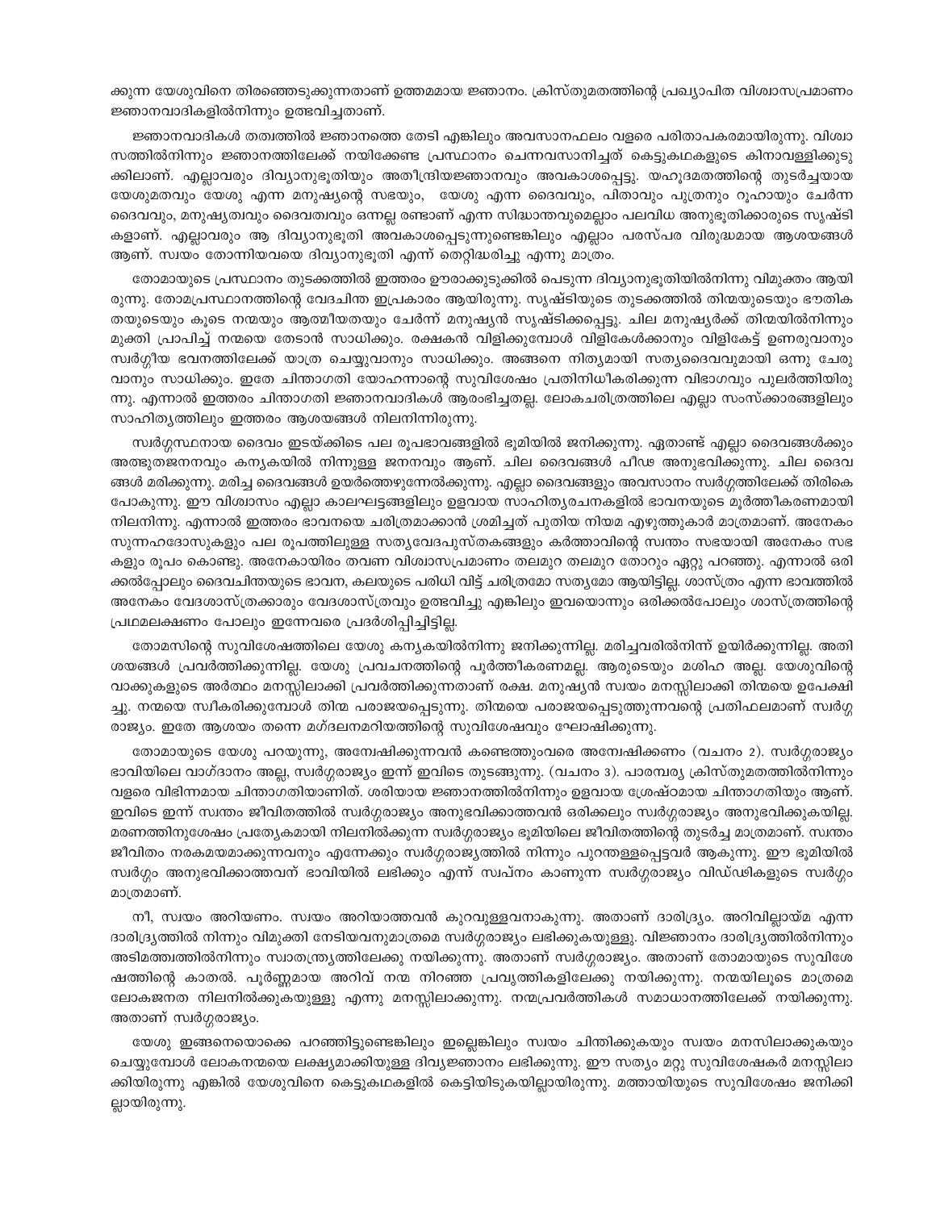ക്കുന്ന യേശുവിനെ തിരഞ്ഞെടുക്കുന്നതാണ് ഉത്തമമായ ജ്ഞാനം. ക്രിസ്തുമതത്തിന്റെ പ്രഖ്യാപിത വിശ്വാസപ്രമാണം ജ്ഞാനവാദികളിൽനിന്നും ഉത്ഭവിച്ചതാണ്.

ജ്ഞാനവാദികൾ തത്വത്തിൽ ജ്ഞാനത്തെ തേടി എങ്കിലും അവസാനഫലം വളരെ പരിതാപകരമായിരുന്നു. വിശ്വാസത്തിൽനിന്നും ജ്ഞാനത്തിലേക്ക് നയിക്കേണ്ട പ്രസ്ഥാനം ചെന്നവസാനിച്ചത് കെട്ടുകഥകളുടെ കിനാവള്ളിക്കുടുക്കിലാണ്. എല്ലാവരും ദിവ്യാനുഭൂതിയും അതീന്ദ്രിയജ്ഞാനവും അവകാശപ്പെട്ടു. യഹൂദമതത്തിന്റെ തുടർച്ചയായ യേശുമതവും യേശു എന്ന മനുഷ്യന്റെ സഭയും, യേശു എന്ന ദൈവവും, പിതാവും പുത്രനും റൂഹായും ചേർന്ന ദൈവവും, മനുഷ്യത്വവും ദൈവത്വവും ഒന്നല്ല രണ്ടാണ് എന്ന സിദ്ധാന്തവുമെല്ലാം പലവിധ അനുഭൂതിക്കാരുടെ സൃഷ്ടികളാണ്. എല്ലാവരും ആ ദിവ്യാനുഭൂതി അവകാശപ്പെടുന്നുണ്ടെങ്കിലും എല്ലാം പരസ്പര വിരുദ്ധമായ ആശയങ്ങൾ ആണ്. സ്വയം തോന്നിയവയെ ദിവ്യാനുഭൂതി എന്ന് തെറ്റിദ്ധരിച്ചു എന്നു മാത്രം.

തോമായുടെ പ്രസ്ഥാനം തുടക്കത്തിൽ ഇത്തരം ഊരാക്കുടുക്കിൽ പെടുന്ന ദിവ്യാനുഭൂതിയിൽനിന്നു വിമുക്തം ആയിരുന്നു. തോമപ്രസ്ഥാനത്തിന്റെ വേദചിന്ത ഇപ്രകാരം ആയിരുന്നു. സൃഷ്ടിയുടെ തുടക്കത്തിൽ തിന്മയുടെയും ഭൗതികതയുടെയും കൂടെ നന്മയും ആത്മീയതയും ചേർന്ന് മനുഷ്യൻ സൃഷ്ടിക്കപ്പെട്ടു. ചില മനുഷ്യർക്ക് തിന്മയിൽനിന്നും മുക്തി പ്രാപിച്ച് നന്മയെ തേടാൻ സാധിക്കും. രക്ഷകൻ വിളിക്കുമ്പോൾ വിളികേൾക്കാനും വിളികേട്ട് ഉണരുവാനും സ്വർഗ്ഗീയ ഭവനത്തിലേക്ക് യാത്ര ചെയ്യുവാനും സാധിക്കും. അങ്ങനെ നിത്യമായി സത്യദൈവവുമായി ഒന്നു ചേരുവാനും സാധിക്കും. ഇതേ ചിന്താഗതി യോഹന്നാന്റെ സുവിശേഷം പ്രതിനിധീകരിക്കുന്ന വിഭാഗവും പുലർത്തിയിരുന്നു. എന്നാൽ ഇത്തരം ചിന്താഗതി ജ്ഞാനവാദികൾ ആരംഭിച്ചതല്ല. ലോകചരിത്രത്തിലെ എല്ലാ സംസ്ക്കാരങ്ങളിലും സാഹിത്യത്തിലും ഇത്തരം ആശയങ്ങൾ നിലനിന്നിരുന്നു.

സ്വർഗ്ഗസ്ഥനായ ദൈവം ഇടയ്ക്കിടെ പല രൂപഭാവങ്ങളിൽ ഭൂമിയിൽ ജനിക്കുന്നു. ഏതാണ്ട് എല്ലാ ദൈവങ്ങൾക്കും അത്ഭുതജനനവും കന്യകയിൽ നിന്നുള്ള ജനനവും ആണ്. ചില ദൈവങ്ങൾ പീഢ അനുഭവിക്കുന്നു. ചില ദൈവങ്ങൾ മരിക്കുന്നു. മരിച്ച ദൈവങ്ങൾ ഉയർത്തെഴുന്നേൽക്കുന്നു. എല്ലാ ദൈവങ്ങളും അവസാനം സ്വർഗ്ഗത്തിലേക്ക് തിരികെ പോകുന്നു. ഈ വിശ്വാസം എല്ലാ കാലഘട്ടങ്ങളിലും ഉളവായ സാഹിത്യരചനകളിൽ ഭാവനയുടെ മൂർത്തീകരണമായി നിലനിന്നു. എന്നാൽ ഇത്തരം ഭാവനയെ ചരിത്രമാക്കാൻ ശ്രമിച്ചത് പുതിയ നിയമ എഴുത്തുകാർ മാത്രമാണ്. അനേകം സുന്നഹദോസുകളും പല രൂപത്തിലുള്ള സത്യവേദപുസ്തകങ്ങളും കർത്താവിന്റെ സ്വന്തം സഭയായി അനേകം സഭകളും രൂപം കൊണ്ടു. അനേകായിരം തവണ വിശ്വാസപ്രമാണം തലമുറ തലമുറ തോറും ഏറ്റു പറഞ്ഞു. എന്നാൽ ഒരിക്കൽപ്പോലും ദൈവചിന്തയുടെ ഭാവന, കലയുടെ പരിധി വിട്ട് ചരിത്രമോ സത്യമോ ആയിട്ടില്ല. ശാസ്ത്രം എന്ന ഭാവത്തിൽ അനേകം വേദശാസ്ത്രക്കാരും വേദശാസ്ത്രവും ഉത്ഭവിച്ചു എങ്കിലും ഇവയൊന്നും ഒരിക്കൽപോലും ശാസ്ത്രത്തിന്റെ പ്രഥമലക്ഷണം പോലും ഇന്നേവരെ പ്രദർശിപ്പിച്ചിട്ടില്ല.

തോമസിന്റെ സുവിശേഷത്തിലെ യേശു കന്യകയിൽനിന്നു ജനിക്കുന്നില്ല. മരിച്ചവരിൽനിന്ന് ഉയിർക്കുന്നില്ല. അതിശയങ്ങൾ പ്രവർത്തിക്കുന്നില്ല. യേശു പ്രവചനത്തിന്റെ പൂർത്തീകരണമല്ല. ആരുടെയും മശിഹ അല്ല. യേശുവിന്റെ വാക്കുകളുടെ അർത്ഥം മനസ്സിലാക്കി പ്രവർത്തിക്കുന്നതാണ് രക്ഷ. മനുഷ്യൻ സ്വയം മനസ്സിലാക്കി തിന്മയെ ഉപേക്ഷിച്ചു. നന്മയെ സ്വീകരിക്കുമ്പോൾ തിന്മ പരാജയപ്പെടുന്നു. തിന്മയെ പരാജയപ്പെടുത്തുന്നവന്റെ പ്രതിഫലമാണ് സ്വർഗ്ഗരാജ്യം. ഇതേ ആശയം തന്നെ മഗ്ദലനമറിയത്തിന്റെ സുവിശേഷവും ഘോഷിക്കുന്നു.

തോമായുടെ യേശു പറയുന്നു, അന്വേഷിക്കുന്നവൻ കണ്ടെത്തുംവരെ അന്വേഷിക്കണം (വചനം 2). സ്വർഗ്ഗരാജ്യം ഭാവിയിലെ വാഗ്ദാനം അല്ല, സ്വർഗ്ഗരാജ്യം ഇന്ന് ഇവിടെ തുടങ്ങുന്നു. (വചനം 3). പാരമ്പര്യ ക്രിസ്തുമതത്തിൽനിന്നും വളരെ വിഭിന്നമായ ചിന്താഗതിയാണിത്. ശരിയായ ജ്ഞാനത്തിൽനിന്നും ഉളവായ ശ്രേഷ്ഠമായ ചിന്താഗതിയും ആണ്. ഇവിടെ ഇന്ന് സ്വന്തം ജീവിതത്തിൽ സ്വർഗ്ഗരാജ്യം അനുഭവിക്കാത്തവൻ ഒരിക്കലും സ്വർഗ്ഗരാജ്യം അനുഭവിക്കുകയില്ല. മരണത്തിനുശേഷം പ്രത്യേകമായി നിലനിൽക്കുന്ന സ്വർഗ്ഗരാജ്യം ഭൂമിയിലെ ജീവിതത്തിന്റെ തുടർച്ച മാത്രമാണ്. സ്വന്തം ജീവിതം നരകമയമാക്കുന്നവനും എന്നേക്കും സ്വർഗ്ഗരാജ്യത്തിൽ നിന്നും പുറന്തള്ളപ്പെട്ടവർ ആകുന്നു. ഈ ഭൂമിയിൽ സ്വർഗ്ഗം അനുഭവിക്കാത്തവന് ഭാവിയിൽ ലഭിക്കും എന്ന് സ്വപ്നം കാണുന്ന സ്വർഗ്ഗരാജ്യം വിഡ്ഢികളുടെ സ്വർഗ്ഗം മാത്രമാണ്.

നീ, സ്വയം അറിയണം. സ്വയം അറിയാത്തവൻ കുറവുള്ളവനാകുന്നു. അതാണ് ദാരിദ്ര്യം. അറിവില്ലായ്മ എന്ന ദാരിദ്ര്യത്തിൽ നിന്നും വിമുക്തി നേടിയവനുമാത്രമെ സ്വർഗ്ഗരാജ്യം ലഭിക്കുകയുള്ളു. വിജ്ഞാനം ദാരിദ്ര്യത്തിൽനിന്നും അടിമത്വത്തിൽനിന്നും സ്വാതന്ത്ര്യത്തിലേക്കു നയിക്കുന്നു. അതാണ് സ്വർഗ്ഗരാജ്യം. അതാണ് തോമായുടെ സുവിശേഷത്തിന്റെ കാതൽ. പൂർണ്ണമായ അറിവ് നന്മ നിറഞ്ഞ പ്രവൃത്തികളിലേക്കു നയിക്കുന്നു. നന്മയിലൂടെ മാത്രമെ ലോകജനത നിലനിൽക്കുകയുള്ളു എന്നു മനസ്സിലാക്കുന്നു. നന്മപ്രവർത്തികൾ സമാധാനത്തിലേക്ക് നയിക്കുന്നു. അതാണ് സ്വർഗ്ഗരാജ്യം.

യേശു ഇങ്ങനെയൊക്കെ പറഞ്ഞിട്ടുണ്ടെങ്കിലും ഇല്ലെങ്കിലും സ്വയം ചിന്തിക്കുകയും സ്വയം മനസിലാക്കുകയും ചെയ്യുമ്പോൾ ലോകനന്മയെ ലക്ഷ്യമാക്കിയുള്ള ദിവ്യജ്ഞാനം ലഭിക്കുന്നു. ഈ സത്യം മറ്റു സുവിശേഷകർ മനസ്സിലാക്കിയിരുന്നു എങ്കിൽ യേശുവിനെ കെട്ടുകഥകളിൽ കെട്ടിയിടുകയില്ലായിരുന്നു. മത്തായിയുടെ സുവിശേഷം ജനിക്കില്ലായിരുന്നു.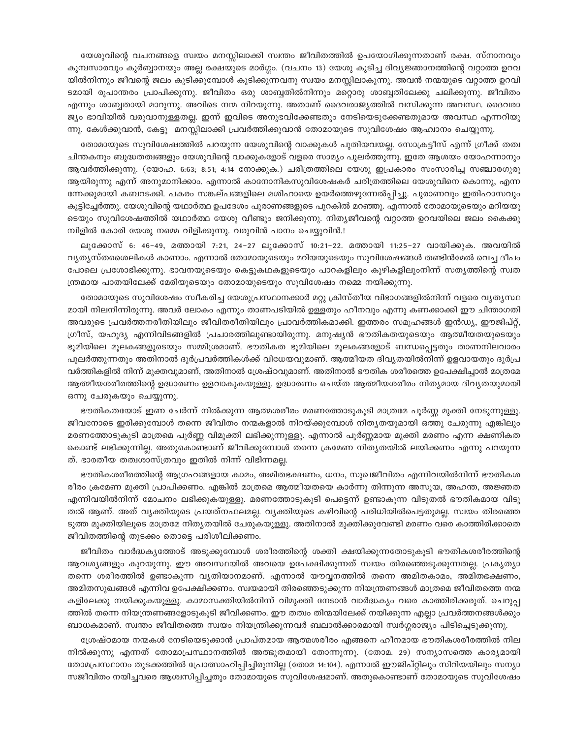യേശുവിന്റെ വചനങ്ങളെ സ്വയം മനസ്സിലാക്കി സ്വന്തം ജീവിതത്തിൽ ഉപയോഗിക്കുന്നതാണ് രക്ഷ. സ്നാനവും കുമ്പസാരവും കുർബ്ബാനയും അല്ല രക്ഷയുടെ മാർഗ്ഗം. (വചനം 13) യേശു കുടിച്ച ദിവ്യജ്ഞാനത്തിന്റെ വറ്റാത്ത ഉറവയിൽനിന്നും ജീവന്റെ ജലം കുടിക്കുമ്പോൾ കുടിക്കുന്നവനു സ്വയം മനസ്സിലാകുന്നു. അവൻ നന്മയുടെ വറ്റാത്ത ഉറവിടമായി രൂപാന്തരം പ്രാപിക്കുന്നു. ജീവിതം ഒരു ശാബ്ബതിൽനിന്നും മറ്റൊരു ശാബ്ബതിലേക്കു ചലിക്കുന്നു. ജീവിതം എന്നും ശാബ്ബതായി മാറുന്നു. അവിടെ നന്മ നിറയുന്നു. അതാണ് ദൈവരാജ്യത്തിൽ വസിക്കുന്ന അവസ്ഥ. ദൈവരാജ്യം ഭാവിയിൽ വരുവാനുള്ളതല്ല. ഇന്ന് ഇവിടെ അനുഭവിക്കേണ്ടതും നേടിയെടുക്കേണ്ടതുമായ അവസ്ഥ എന്നറിയുന്നു. കേൾക്കുവാൻ, കേട്ടു മനസ്സിലാക്കി പ്രവർത്തിക്കുവാൻ തോമായുടെ സുവിശേഷം ആഹ്വാനം ചെയ്യുന്നു.

തോമായുടെ സുവിശേഷത്തിൽ പറയുന്ന യേശുവിന്റെ വാക്കുകൾ പുതിയവയല്ല. സോക്രട്ടീസ് എന്ന് ഗ്രീക്ക് തത്വചിന്തകനും ബുദ്ധതത്വങ്ങളും യേശുവിന്റെ വാക്കുകളോട് വളരെ സാമ്യം പുലർത്തുന്നു. ഇതേ ആശയം യോഹന്നാനും ആവർത്തിക്കുന്നു. (യോഹ. 6:63; 8:51; 4:14 നോക്കുക.) ചരിത്രത്തിലെ യേശു ഇപ്രകാരം സംസാരിച്ച സഞ്ചാരഗുരു ആയിരുന്നു എന്ന് അനുമാനിക്കാം. എന്നാൽ കാനോനികസുവിശേഷകർ ചരിത്രത്തിലെ യേശുവിനെ കൊന്നു, എന്നന്നേക്കുമായി കബറടക്കി. പകരം സങ്കല്പങ്ങളിലെ മശിഹായെ ഉയർത്തെഴുന്നേൽപ്പിച്ചു. പുരാണവും ഇതിഹാസവും കൂട്ടിച്ചേർത്തു. യേശുവിന്റെ യഥാർത്ഥ ഉപദേശം പുരാണങ്ങളുടെ പുറകിൽ മറഞ്ഞു. എന്നാൽ തോമായുടെയും മറിയയുടെയും സുവിശേഷത്തിൽ യഥാർത്ഥ യേശു വീണ്ടും ജനിക്കുന്നു. നിത്യജീവന്റെ വറ്റാത്ത ഉറവയിലെ ജലം കൈക്കുമ്പിളിൽ കോരി യേശു നമ്മെ വിളിക്കുന്നു. വരുവിൻ പാനം ചെയ്യുവിൻ.!

ലൂക്കോസ് 6: 46–49, മത്തായി 7:21, 24–27 ലൂക്കോസ് 10:21–22. മത്തായി 11:25–27 വായിക്കുക. അവയിൽ വ്യത്യസ്തശൈലികൾ കാണാം. എന്നാൽ തോമായുടെയും മറിയയുടെയും സുവിശേഷങ്ങൾ തണ്ടിൻമേൽ വെച്ച ദീപം പോലെ പ്രശോഭിക്കുന്നു. ഭാവനയുടെയും കെട്ടുകഥകളുടെയും പാറകളിലും കുഴികളിലുംനിന്ന് സത്യത്തിന്റെ സ്വതന്ത്രമായ പാതയിലേക്ക് മേരിയുടെയും തോമായുടെയും സുവിശേഷം നമ്മെ നയിക്കുന്നു.

തോമായുടെ സുവിശേഷം സ്വീകരിച്ച യേശുപ്രസ്ഥാനക്കാർ മറ്റു ക്രിസ്തീയ വിഭാഗങ്ങളിൽനിന്ന് വളരെ വ്യത്യസ്ഥമായി നിലനിന്നിരുന്നു. അവർ ലോകം എന്നും താണപടിയിൽ ഉള്ളതും ഹീനവും എന്നു കണക്കാക്കി ഈ ചിന്താഗതി അവരുടെ പ്രവർത്തനരീതിയിലും ജീവിതരീതിയിലും പ്രാവർത്തികമാക്കി. ഇത്തരം സമൂഹങ്ങൾ ഇൻഡ്യ, ഈജിപ്റ്റ്, ഗ്രീസ്, യഹൂദ്യ എന്നിവിടങ്ങളിൽ പ്രചാരത്തിലുണ്ടായിരുന്നു. മനുഷ്യൻ ഭൗതികതയുടെയും ആത്മീയതയുടെയും ഭൂമിയിലെ മൂലകങ്ങളുടെയും സമ്മിശ്രമാണ്. ഭൗതികത ഭൂമിയിലെ മൂലകങ്ങളോട് ബന്ധപ്പെട്ടതും താണനിലവാരം പുലർത്തുന്നതും അതിനാൽ ദുർപ്രവർത്തികൾക്ക് വിധേയവുമാണ്. ആത്മീയത ദിവ്യതയിൽനിന്ന് ഉളവായതും ദുർപ്രവർത്തികളിൽ നിന്ന് മുക്തവുമാണ്, അതിനാൽ ശ്രേഷ്ഠവുമാണ്. അതിനാൽ ഭൗതിക ശരീരത്തെ ഉപേക്ഷിച്ചാൽ മാത്രമേ ആത്മീയശരീരത്തിന്റെ ഉദ്ധാരണം ഉളവാകുകയുള്ളു. ഉദ്ധാരണം ചെയ്ത ആത്മീയശരീരം നിത്യമായ ദിവ്യതയുമായി ഒന്നു ചേരുകയും ചെയ്യുന്നു.

ഭൗതികതയോട് ഇണ ചേർന്ന് നിൽക്കുന്ന ആത്മശരീരം മരണത്തോടുകൂടി മാത്രമേ പൂർണ്ണ മുക്തി നേടുന്നുള്ളു. ജീവനോടെ ഇരിക്കുമ്പോൾ തന്നെ ജീവിതം നന്മകളാൽ നിറയ്ക്കുമ്പോൾ നിത്യതയുമായി ഒത്തു ചേരുന്നു എങ്കിലും മരണത്തോടുകൂടി മാത്രമെ പൂർണ്ണ വിമുക്തി ലഭിക്കുന്നുള്ളു. എന്നാൽ പൂർണ്ണമായ മുക്തി മരണം എന്ന ക്ഷണികത കൊണ്ട് ലഭിക്കുന്നില്ല. അതുകൊണ്ടാണ് ജീവിക്കുമ്പോൾ തന്നെ ക്രമേണ നിത്യതയിൽ ലയിക്കണം എന്നു പറയുന്നത്. ഭാരതീയ തത്വശാസ്ത്രവും ഇതിൽ നിന്ന് വിഭിന്നമല്ല.

ഭൗതികശരീരത്തിന്റെ ആഗ്രഹങ്ങളായ കാമം, അമിതഭക്ഷണം, ധനം, സുഖജീവിതം എന്നിവയിൽനിന്ന് ഭൗതികശരീരം ക്രമേണ മുക്തി പ്രാപിക്കണം. എങ്കിൽ മാത്രമെ ആത്മീയതയെ കാർന്നു തിന്നുന്ന അസൂയ, അഹന്ത, അജ്ഞത എന്നിവയിൽനിന്ന് മോചനം ലഭിക്കുകയുള്ളു. മരണത്തോടുകൂടി പെട്ടെന്ന് ഉണ്ടാകുന്ന വിടുതൽ ഭൗതികമായ വിടുതൽ ആണ്. അത് വ്യക്തിയുടെ പ്രയത്നഫലമല്ല. വ്യക്തിയുടെ കഴിവിന്റെ പരിധിയിൽപെട്ടതുമല്ല. സ്വയം തിരഞ്ഞെടുത്ത മുക്തിയിലൂടെ മാത്രമേ നിത്യതയിൽ ചേരുകയുള്ളു. അതിനാൽ മുക്തിക്കുവേണ്ടി മരണം വരെ കാത്തിരിക്കാതെ ജീവിതത്തിന്റെ തുടക്കം തൊട്ടെ പരിശീലിക്കണം.

ജീവിതം വാർദ്ധക്യത്തോട് അടുക്കുമ്പോൾ ശരീരത്തിന്റെ ശക്തി ക്ഷയിക്കുന്നതോടുകൂടി ഭൗതികശരീരത്തിന്റെ ആവശ്യങ്ങളും കുറയുന്നു. ഈ അവസ്ഥയിൽ അവയെ ഉപേക്ഷിക്കുന്നത് സ്വയം തിരഞ്ഞെടുക്കുന്നതല്ല. പ്രകൃത്യാ തന്നെ ശരീരത്തിൽ ഉണ്ടാകുന്ന വ്യതിയാനമാണ്. എന്നാൽ യൗവ്വനത്തിൽ തന്നെ അമിതകാമം, അമിതഭക്ഷണം, അമിതസുഖങ്ങൾ എന്നിവ ഉപേക്ഷിക്കണം. സ്വയമായി തിരഞ്ഞെടുക്കുന്ന നിയന്ത്രണങ്ങൾ മാത്രമെ ജീവിതത്തെ നന്മകളിലേക്കു നയിക്കുകയുള്ളു. കാമാസക്തിയിൽനിന്ന് വിമുക്തി നേടാൻ വാർദ്ധക്യം വരെ കാത്തിരിക്കരുത്. ചെറുപ്പത്തിൽ തന്നെ നിയന്ത്രണങ്ങളോടുകൂടി ജീവിക്കണം. ഈ തത്വം തിന്മയിലേക്ക് നയിക്കുന്ന എല്ലാ പ്രവർത്തനങ്ങൾക്കും ബാധകമാണ്. സ്വന്തം ജീവിതത്തെ സ്വയം നിയന്ത്രിക്കുന്നവർ ബലാൽക്കാരമായി സ്വർഗ്ഗരാജ്യം പിടിച്ചെടുക്കുന്നു.

ശ്രേഷ്ഠമായ നന്മകൾ നേടിയെടുക്കാൻ പ്രാപ്തമായ ആത്മശരീരം എങ്ങനെ ഹീനമായ ഭൗതികശരീരത്തിൽ നിലനിൽക്കുന്നു എന്നത് തോമാപ്രസ്ഥാനത്തിൽ അത്ഭുതമായി തോന്നുന്നു. (തോമ. 29) സന്യാസത്തെ കാര്യമായി തോമപ്രസ്ഥാനം തുടക്കത്തിൽ പ്രോത്സാഹിപ്പിച്ചിരുന്നില്ല (തോമ 14:104). എന്നാൽ ഈജിപ്റ്റിലും സിറിയയിലും സന്യാസജീവിതം നയിച്ചവരെ ആശ്വസിപ്പിച്ചതും തോമായുടെ സുവിശേഷമാണ്. അതുകൊണ്ടാണ് തോമായുടെ സുവിശേഷം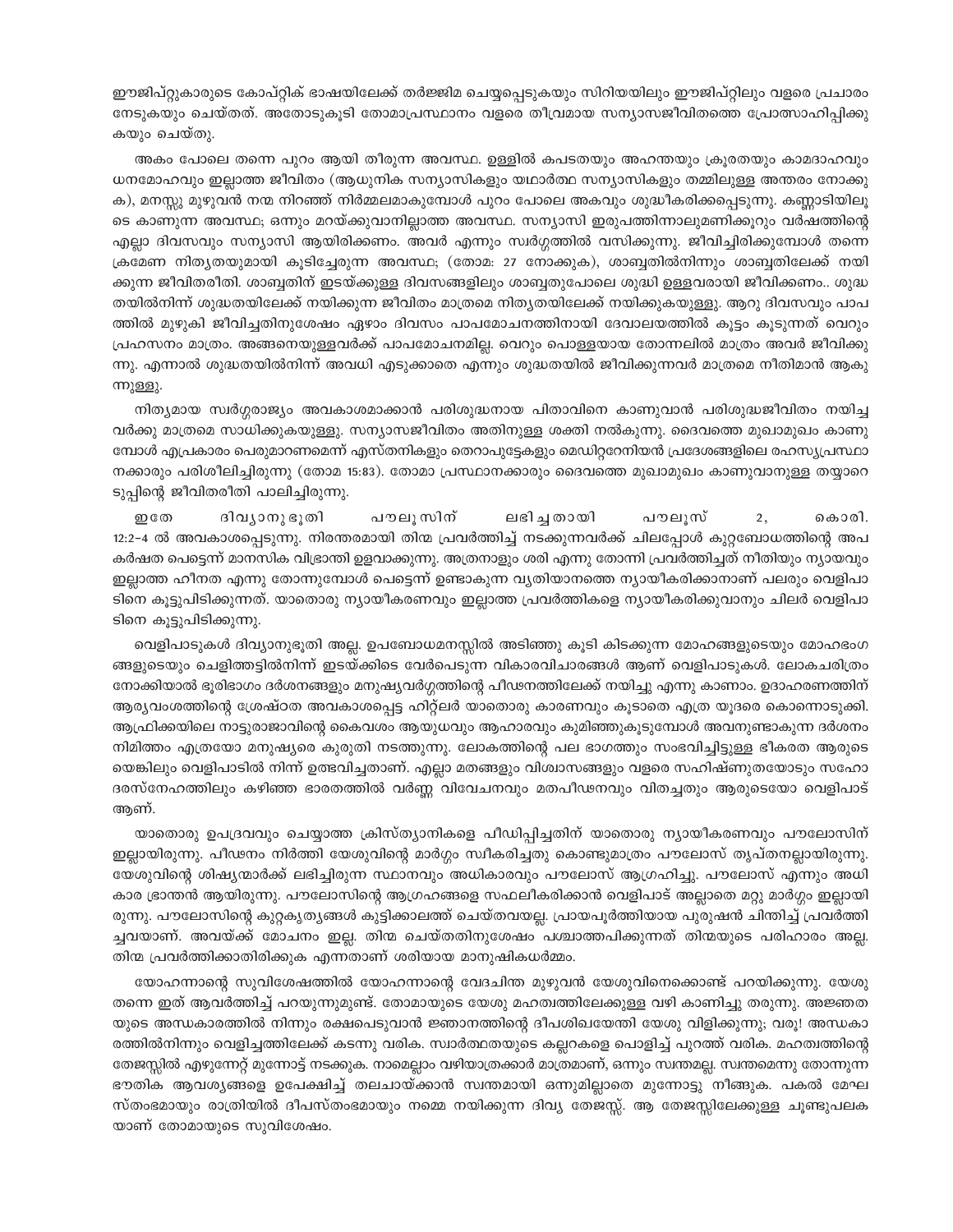ഈജിപ്റ്റുകാരുടെ കോപ്റ്റിക് ഭാഷയിലേക്ക് തർജ്ജിമ ചെയ്യപ്പെടുകയും സിറിയയിലും ഈജിപ്റ്റിലും വളരെ പ്രചാരം നേടുകയും ചെയ്തത്. അതോടുകൂടി തോമാപ്രസ്ഥാനം വളരെ തീവ്രമായ സന്യാസജീവിതത്തെ പ്രോത്സാഹിപ്പിക്കുകയും ചെയ്തു.

അകം പോലെ തന്നെ പുറം ആയി തീരുന്ന അവസ്ഥ. ഉള്ളിൽ കപടതയും അഹന്തയും ക്രൂരതയും കാമദാഹവും ധനമോഹവും ഇല്ലാത്ത ജീവിതം (ആധുനിക സന്യാസികളും യഥാർത്ഥ സന്യാസികളും തമ്മിലുള്ള അന്തരം നോക്കുക), മനസ്സു മുഴുവൻ നന്മ നിറഞ്ഞ് നിർമ്മലമാകുമ്പോൾ പുറം പോലെ അകവും ശുദ്ധീകരിക്കപ്പെടുന്നു. കണ്ണാടിയിലൂടെ കാണുന്ന അവസ്ഥ; ഒന്നും മറയ്ക്കുവാനില്ലാത്ത അവസ്ഥ. സന്യാസി ഇരുപത്തിനാലുമണിക്കൂറും വർഷത്തിന്റെ എല്ലാ ദിവസവും സന്യാസി ആയിരിക്കണം. അവർ എന്നും സ്വർഗ്ഗത്തിൽ വസിക്കുന്നു. ജീവിച്ചിരിക്കുമ്പോൾ തന്നെ ക്രമേണ നിത്യതയുമായി കൂടിച്ചേരുന്ന അവസ്ഥ; (തോമ: 27 നോക്കുക), ശാബ്ബതിൽനിന്നും ശാബ്ബതിലേക്ക് നയിക്കുന്ന ജീവിതരീതി. ശാബ്ബതിന് ഇടയ്ക്കുള്ള ദിവസങ്ങളിലും ശാബ്ബതുപോലെ ശുദ്ധി ഉള്ളവരായി ജീവിക്കണം.. ശുദ്ധതയിൽനിന്ന് ശുദ്ധതയിലേക്ക് നയിക്കുന്ന ജീവിതം മാത്രമെ നിത്യതയിലേക്ക് നയിക്കുകയുള്ളു. ആറു ദിവസവും പാപത്തിൽ മുഴുകി ജീവിച്ചതിനുശേഷം ഏഴാം ദിവസം പാപമോചനത്തിനായി ദേവാലയത്തിൽ കൂട്ടം കൂടുന്നത് വെറും പ്രഹസനം മാത്രം. അങ്ങനെയുള്ളവർക്ക് പാപമോചനമില്ല. വെറും പൊള്ളയായ തോന്നലിൽ മാത്രം അവർ ജീവിക്കുന്നു. എന്നാൽ ശുദ്ധതയിൽനിന്ന് അവധി എടുക്കാതെ എന്നും ശുദ്ധതയിൽ ജീവിക്കുന്നവർ മാത്രമെ നീതിമാൻ ആകുന്നുള്ളു.

നിത്യമായ സ്വർഗരാജ്യം അവകാശമാക്കാൻ പരിശുദ്ധനായ പിതാവിനെ കാണുവാൻ പരിശുദ്ധജീവിതം നയിച്ചവർക്കു മാത്രമെ സാധിക്കുകയുള്ളു. സന്യാസജീവിതം അതിനുള്ള ശക്തി നൽകുന്നു. ദൈവത്തെ മുഖാമുഖം കാണുമ്പോൾ എപ്രകാരം പെരുമാറണമെന്ന് എസ്തനികളും തെറാപുട്ടേകളും മെഡിറ്ററേനിയൻ പ്രദേശങ്ങളിലെ രഹസ്യപ്രസ്ഥാനക്കാരും പരിശീലിച്ചിരുന്നു (തോമ 15:83). തോമാ പ്രസ്ഥാനക്കാരും ദൈവത്തെ മുഖാമുഖം കാണുവാനുള്ള തയ്യാറെടുപ്പിന്റെ ജീവിതരീതി പാലിച്ചിരുന്നു.

ഇതേ ദിവ്യാനുഭൂതി പൗലൂസിന് ലഭിച്ചതായി പൗലൂസ് 2, കൊരി. 12:2-4 ൽ അവകാശപ്പെടുന്നു. നിരന്തരമായി തിന്മ പ്രവർത്തിച്ച് നടക്കുന്നവർക്ക് ചിലപ്പോൾ കുറ്റബോധത്തിന്റെ അപകർഷത പെട്ടെന്ന് മാനസിക വിഭ്രാന്തി ഉളവാക്കുന്നു. അത്രനാളും ശരി എന്നു തോന്നി പ്രവർത്തിച്ചത് നീതിയും ന്യായവും ഇല്ലാത്ത ഹീനത എന്നു തോന്നുമ്പോൾ പെട്ടെന്ന് ഉണ്ടാകുന്ന വ്യതിയാനത്തെ ന്യായീകരിക്കാനാണ് പലരും വെളിപാടിനെ കൂട്ടുപിടിക്കുന്നത്. യാതൊരു ന്യായീകരണവും ഇല്ലാത്ത പ്രവർത്തികളെ ന്യായീകരിക്കുവാനും ചിലർ വെളിപാടിനെ കൂട്ടുപിടിക്കുന്നു.

വെളിപാടുകൾ ദിവ്യാനുഭൂതി അല്ല. ഉപബോധമനസ്സിൽ അടിഞ്ഞു കൂടി കിടക്കുന്ന മോഹങ്ങളുടെയും മോഹഭംഗങ്ങളുടെയും ചെളിത്തട്ടിൽനിന്ന് ഇടയ്ക്കിടെ വേർപെടുന്ന വികാരവിചാരങ്ങൾ ആണ് വെളിപാടുകൾ. ലോകചരിത്രം നോക്കിയാൽ ഭൂരിഭാഗം ദർശനങ്ങളും മനുഷ്യവർഗ്ഗത്തിന്റെ പീഢനത്തിലേക്ക് നയിച്ചു എന്നു കാണാം. ഉദാഹരണത്തിന് ആര്യവംശത്തിന്റെ ശ്രേഷ്ഠത അവകാശപ്പെട്ട ഹിറ്റ്ലർ യാതൊരു കാരണവും കൂടാതെ എത്ര യൂദരെ കൊന്നൊടുക്കി. ആഫ്രിക്കയിലെ നാട്ടുരാജാവിന്റെ കൈവശം ആയുധവും ആഹാരവും കുമിഞ്ഞുകൂടുമ്പോൾ അവനുണ്ടാകുന്ന ദർശനം നിമിത്തം എത്രയോ മനുഷ്യരെ കുരുതി നടത്തുന്നു. ലോകത്തിന്റെ പല ഭാഗത്തും സംഭവിച്ചിട്ടുള്ള ഭീകരത ആരുടെയെങ്കിലും വെളിപാടിൽ നിന്ന് ഉത്ഭവിച്ചതാണ്. എല്ലാ മതങ്ങളും വിശ്വാസങ്ങളും വളരെ സഹിഷ്ണുതയോടും സഹോദരസ്നേഹത്തിലും കഴിഞ്ഞ ഭാരതത്തിൽ വർണ്ണ വിവേചനവും മതപീഢനവും വിതച്ചതും ആരുടെയോ വെളിപാട് ആണ്.

യാതൊരു ഉപദ്രവവും ചെയ്യാത്ത ക്രിസ്ത്യാനികളെ പീഡിപ്പിച്ചതിന് യാതൊരു ന്യായീകരണവും പൗലോസിന് ഇല്ലായിരുന്നു. പീഢനം നിർത്തി യേശുവിന്റെ മാർഗ്ഗം സ്വീകരിച്ചതു കൊണ്ടുമാത്രം പൗലോസ് തൃപ്തനല്ലായിരുന്നു. യേശുവിന്റെ ശിഷ്യന്മാർക്ക് ലഭിച്ചിരുന്ന സ്ഥാനവും അധികാരവും പൗലോസ് ആഗ്രഹിച്ചു. പൗലോസ് എന്നും അധികാര ഭ്രാന്തൻ ആയിരുന്നു. പൗലോസിന്റെ ആഗ്രഹങ്ങളെ സഫലീകരിക്കാൻ വെളിപാട് അല്ലാതെ മറ്റു മാർഗ്ഗം ഇല്ലായിരുന്നു. പൗലോസിന്റെ കുറ്റകൃത്യങ്ങൾ കുട്ടിക്കാലത്ത് ചെയ്തവയല്ല. പ്രായപൂർത്തിയായ പുരുഷൻ ചിന്തിച്ച് പ്രവർത്തിച്ചവയാണ്. അവയ്ക്ക് മോചനം ഇല്ല. തിന്മ ചെയ്തതിനുശേഷം പശ്ചാത്തപിക്കുന്നത് തിന്മയുടെ പരിഹാരം അല്ല. തിന്മ പ്രവർത്തിക്കാതിരിക്കുക എന്നതാണ് ശരിയായ മാനുഷികധർമ്മം.

യോഹന്നാന്റെ സുവിശേഷത്തിൽ യോഹന്നാന്റെ വേദചിന്ത മുഴുവൻ യേശുവിനെക്കൊണ്ട് പറയിക്കുന്നു. യേശു തന്നെ ഇത് ആവർത്തിച്ച് പറയുന്നുമുണ്ട്. തോമായുടെ യേശു മഹത്വത്തിലേക്കുള്ള വഴി കാണിച്ചു തരുന്നു. അജ്ഞതയുടെ അന്ധകാരത്തിൽ നിന്നും രക്ഷപെടുവാൻ ജ്ഞാനത്തിന്റെ ദീപശിഖയേന്തി യേശു വിളിക്കുന്നു; വരൂ! അന്ധകാരത്തിൽനിന്നും വെളിച്ചത്തിലേക്ക് കടന്നു വരിക. സ്വാർത്ഥതയുടെ കല്ലറകളെ പൊളിച്ച് പുറത്ത് വരിക. മഹത്വത്തിന്റെ തേജസ്സിൽ എഴുന്നേറ്റ് മുന്നോട്ട് നടക്കുക. നാമെല്ലാം വഴിയാത്രക്കാർ മാത്രമാണ്, ഒന്നും സ്വന്തമല്ല. സ്വന്തമെന്നു തോന്നുന്ന ഭൗതിക ആവശ്യങ്ങളെ ഉപേക്ഷിച്ച് തലചായ്ക്കാൻ സ്വന്തമായി ഒന്നുമില്ലാതെ മുന്നോട്ടു നീങ്ങുക. പകൽ മേഘസ്തംഭമായും രാത്രിയിൽ ദീപസ്തംഭമായും നമ്മെ നയിക്കുന്ന ദിവ്യ തേജസ്സ്. ആ തേജസ്സിലേക്കുള്ള ചൂണ്ടുപലകയാണ് തോമായുടെ സുവിശേഷം.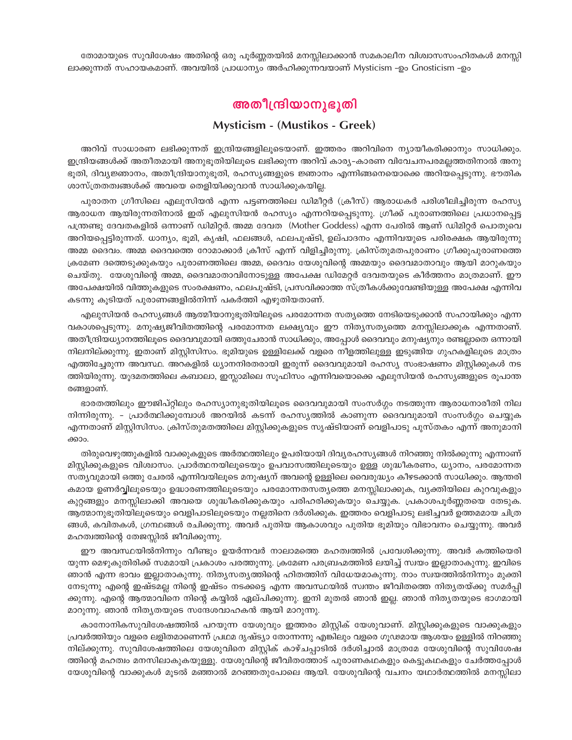തോമായുടെ സുവിശേഷം അതിന്റെ ഒരു പൂർണ്ണതയിൽ മനസ്സിലാക്കാൻ സമകാലീന വിശ്വാസസംഹിതകൾ മനസ്സിലാക്കുന്നത് സഹായകമാണ്. അവയിൽ പ്രാധാന്യം അർഹിക്കുന്നവയാണ് Mysticism -ഉം Gnosticism -ഉം

## അതീന്ദ്രിയാനുഭൂതി

### Mysticism - (Mustikos - Greek)

അറിവ് സാധാരണ ലഭിക്കുന്നത് ഇന്ദ്രിയങ്ങളിലൂടെയാണ്. ഇത്തരം അറിവിനെ ന്യായീകരിക്കാനും സാധിക്കും. ഇന്ദ്രിയങ്ങൾക്ക് അതീതമായി അനുഭൂതിയിലൂടെ ലഭിക്കുന്ന അറിവ് കാര്യ-കാരണ വിവേചനപരമല്ലത്തതിനാൽ അനുഭൂതി, ദിവ്യജ്ഞാനം, അതീന്ദ്രിയാനുഭൂതി, രഹസ്യങ്ങളുടെ ജ്ഞാനം എന്നിങ്ങനെയൊക്കെ അറിയപ്പെടുന്നു. ഭൗതിക ശാസ്ത്രതത്വങ്ങൾക്ക് അവയെ തെളിയിക്കുവാൻ സാധിക്കുകയില്ല.

പുരാതന ഗ്രീസിലെ എലുസിയൻ എന്ന പട്ടണത്തിലെ ഡിമീറ്റർ (ക്രീസ്) ആരാധകർ പരിശീലിച്ചിരുന്ന രഹസ്യ ആരാധന ആയിരുന്നതിനാൽ ഇത് എലുസിയൻ രഹസ്യം എന്നറിയപ്പെടുന്നു. ഗ്രീക്ക് പുരാണത്തിലെ പ്രധാനപ്പെട്ട പന്ത്രണ്ടു ദേവതകളിൽ ഒന്നാണ് ഡിമിറ്റർ. അമ്മ ദേവത (Mother Goddess) എന്ന പേരിൽ ആണ് ഡിമിറ്റർ പൊതുവെ അറിയപ്പെട്ടിരുന്നത്. ധാന്യം, ഭൂമി, കൃഷി, ഫലങ്ങൾ, ഫലപുഷ്ടി, ഉല്പാദനം എന്നിവയുടെ പരിരക്ഷക ആയിരുന്നു അമ്മ ദൈവം. അമ്മ ദൈവത്തെ റോമാക്കാർ ക്രീസ് എന്ന് വിളിച്ചിരുന്നു. ക്രിസ്തുമതപുരാണം ഗ്രീക്കുപുരാണത്തെ ക്രമേണ ദത്തെടുക്കുകയും പുരാണത്തിലെ അമ്മ, ദൈവം യേശുവിന്റെ അമ്മയും ദൈവമാതാവും ആയി മാറുകയും ചെയ്തു. യേശുവിന്റെ അമ്മ, ദൈവമാതാവിനോടുള്ള അപേക്ഷ ഡിമേറ്റർ ദേവതയുടെ കീർത്തനം മാത്രമാണ്. ഈ അപേക്ഷയിൽ വിത്തുകളുടെ സംരക്ഷണം, ഫലപുഷ്ടി, പ്രസവിക്കാത്ത സ്ത്രീകൾക്കുവേണ്ടിയുള്ള അപേക്ഷ എന്നിവ കടന്നു കൂടിയത് പുരാണങ്ങളിൽനിന്ന് പകർത്തി എഴുതിയതാണ്.

എലുസിയൻ രഹസ്യങ്ങൾ ആത്മീയാനുഭൂതിയിലൂടെ പരമോന്നത സത്യത്തെ നേടിയെടുക്കാൻ സഹായിക്കും എന്ന വകാശപ്പെടുന്നു. മനുഷ്യജീവിതത്തിന്റെ പരമോന്നത ലക്ഷ്യവും ഈ നിത്യസത്യത്തെ മനസ്സിലാക്കുക എന്നതാണ്. അതീന്ദ്രിയധ്യാനത്തിലൂടെ ദൈവവുമായി ഒത്തുചേരാൻ സാധിക്കും, അപ്പോൾ ദൈവവും മനുഷ്യനും രണ്ടല്ലാതെ ഒന്നായി നിലനില്ക്കുന്നു. ഇതാണ് മിസ്റ്റിസിസം. ഭൂമിയുടെ ഉള്ളിലേക്ക് വളരെ നീളത്തിലുള്ള ഇടുങ്ങിയ ഗുഹകളിലൂടെ മാത്രം എത്തിച്ചേരുന്ന അവസ്ഥ. അറകളിൽ ധ്യാനനിരതരായി ഇരുന്ന് ദൈവവുമായി രഹസ്യ സംഭാഷണം മിസ്റ്റിക്കുകൾ നടത്തിയിരുന്നു. യൂദമതത്തിലെ കബാലാ, ഇസ്ലാമിലെ സൂഫിസം എന്നിവയൊക്കെ എലുസിയൻ രഹസ്യങ്ങളുടെ രൂപാന്തരങ്ങളാണ്.

ഭാരതത്തിലും ഈജിപ്റ്റിലും രഹസ്യാനുഭൂതിയിലൂടെ ദൈവവുമായി സംസർഗ്ഗം നടത്തുന്ന ആരാധനാരീതി നിലനിന്നിരുന്നു. - പ്രാർത്ഥിക്കുമ്പോൾ അറയിൽ കടന്ന് രഹസ്യത്തിൽ കാണുന്ന ദൈവവുമായി സംസർഗ്ഗം ചെയ്യുക എന്നതാണ് മിസ്റ്റിസിസം. ക്രിസ്തുമതത്തിലെ മിസ്റ്റിക്കുകളുടെ സൃഷ്ടിയാണ് വെളിപാടു പുസ്തകം എന്ന് അനുമാനിക്കാം.

തിരുവെഴുത്തുകളിൽ വാക്കുകളുടെ അർത്ഥത്തിലും ഉപരിയായി ദിവ്യരഹസ്യങ്ങൾ നിറഞ്ഞു നിൽക്കുന്നു എന്നാണ് മിസ്റ്റിക്കുകളുടെ വിശ്വാസം. പ്രാർത്ഥനയിലൂടെയും ഉപവാസത്തിലൂടെയും ഉള്ള ശുദ്ധീകരണം, ധ്യാനം, പരമോന്നത സത്യവുമായി ഒത്തു ചേരൽ എന്നിവയിലൂടെ മനുഷ്യന് അവന്റെ ഉള്ളിലെ വൈരുദ്ധ്യം കീഴടക്കാൻ സാധിക്കും. ആന്തരികമായ ഉണർവ്വിലൂടെയും ഉദ്ധാരണത്തിലൂടെയും പരമോന്നതസത്യത്തെ മനസ്സിലാക്കുക, വ്യക്തിയിലെ കുറവുകളും കുറ്റങ്ങളും മനസ്സിലാക്കി അവയെ ശുദ്ധീകരിക്കുകയും പരിഹരിക്കുകയും ചെയ്യുക. പ്രകാശപൂർണ്ണതയെ തേടുക. ആത്മാനുഭൂതിയിലൂടെയും വെളിപാടിലൂടെയും നല്ലതിനെ ദർശിക്കുക. ഇത്തരം വെളിപാടു ലഭിച്ചവർ ഉത്തമമായ ചിത്രങ്ങൾ, കവിതകൾ, ഗ്രന്ഥങ്ങൾ രചിക്കുന്നു. അവർ പുതിയ ആകാശവും പുതിയ ഭൂമിയും വിഭാവനം ചെയ്യുന്നു. അവർ മഹത്വത്തിന്റെ തേജസ്സിൽ ജീവിക്കുന്നു.

ഈ അവസ്ഥയിൽനിന്നും വീണ്ടും ഉയർന്നവർ നാലാമത്തെ മഹത്വത്തിൽ പ്രവേശിക്കുന്നു. അവർ കത്തിയെരിയുന്ന മെഴുകുതിരിക്ക് സമമായി പ്രകാശം പരത്തുന്നു. ക്രമേണ പരബ്രഹ്മത്തിൽ ലയിച്ച് സ്വയം ഇല്ലാതാകുന്നു. ഇവിടെ ഞാൻ എന്ന ഭാവം ഇല്ലാതാകുന്നു. നിത്യസത്യത്തിന്റെ ഹിതത്തിന് വിധേയമാകുന്നു. നാം സ്വയത്തിൽനിന്നും മുക്തി നേടുന്നു എന്റെ ഇഷ്ടമല്ല നിന്റെ ഇഷ്ടം നടക്കട്ടെ എന്ന അവസ്ഥയിൽ സ്വന്തം ജീവിതത്തെ നിത്യതയ്ക്കു സമർപ്പിക്കുന്നു. എന്റെ ആത്മാവിനെ നിന്റെ കയ്യിൽ ഏല്പിക്കുന്നു. ഇനി മുതൽ ഞാൻ ഇല്ല. ഞാൻ നിത്യതയുടെ ഭാഗമായി മാറുന്നു. ഞാൻ നിത്യതയുടെ സന്ദേശവാഹകൻ ആയി മാറുന്നു.

കാനോനികസുവിശേഷത്തിൽ പറയുന്ന യേശുവും ഇത്തരം മിസ്റ്റിക് യേശുവാണ്. മിസ്റ്റിക്കുകളുടെ വാക്കുകളും പ്രവർത്തിയും വളരെ ലളിതമാണെന്ന് പ്രഥമ ദൃഷ്ട്യാ തോന്നന്നു എങ്കിലും വളരെ ഗൂഢമായ ആശയം ഉള്ളിൽ നിറഞ്ഞു നില്ക്കുന്നു. സുവിശേഷത്തിലെ യേശുവിനെ മിസ്റ്റിക് കാഴ്ചപ്പാടിൽ ദർശിച്ചാൽ മാത്രമേ യേശുവിന്റെ സുവിശേഷത്തിന്റെ മഹത്വം മനസിലാകുകയുള്ളൂ. യേശുവിന്റെ ജീവിതത്തോട് പുരാണകഥകളും കെട്ടുകഥകളും ചേർത്തപ്പോൾ യേശുവിന്റെ വാക്കുകൾ മൂടൽ മഞ്ഞാൽ മറഞ്ഞതുപോലെ ആയി. യേശുവിന്റെ വചനം യഥാർത്ഥത്തിൽ മനസ്സിലാ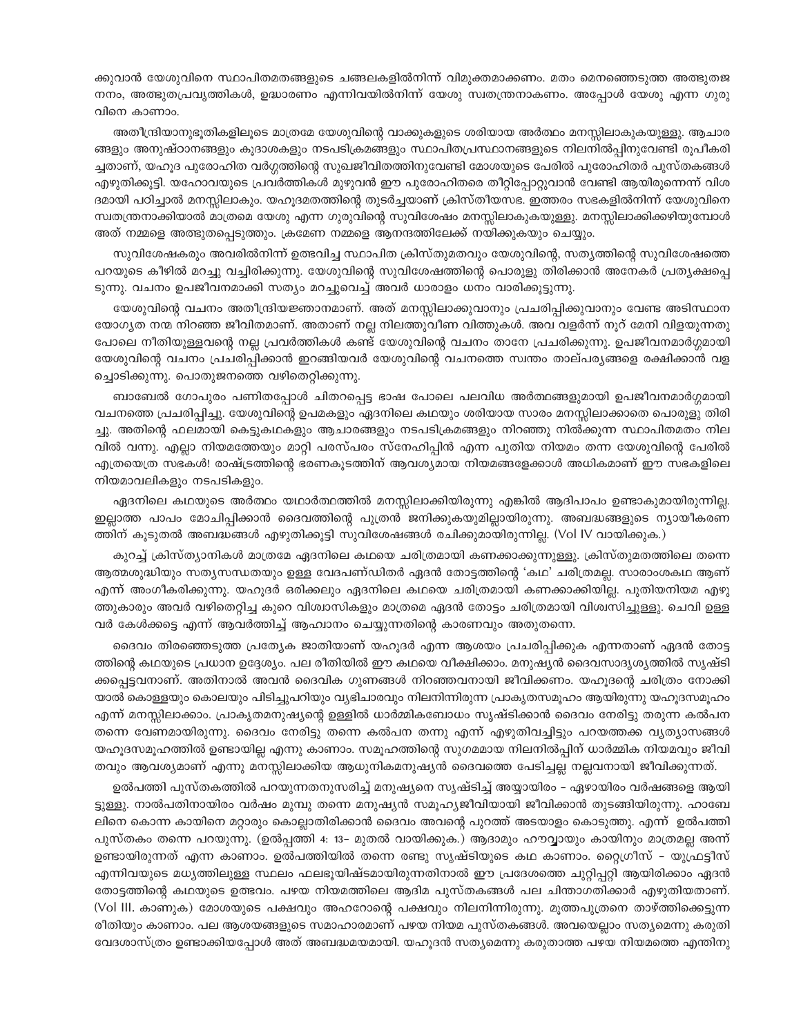ക്കുവാൻ യേശുവിനെ സ്ഥാപിതമതങ്ങളുടെ ചങ്ങലകളിൽനിന്ന് വിമുക്തമാക്കണം. മതം മെനഞ്ഞെടുത്ത അത്ഭുതജനനം, അത്ഭുതപ്രവൃത്തികൾ, ഉദ്ധാരണം എന്നിവയിൽനിന്ന് യേശു സ്വതന്ത്രനാകണം. അപ്പോൾ യേശു എന്ന ഗുരുവിനെ കാണാം.

അതീന്ദ്രിയാനുഭൂതികളിലൂടെ മാത്രമേ യേശുവിന്റെ വാക്കുകളുടെ ശരിയായ അർത്ഥം മനസ്സിലാകുകയുള്ളൂ. ആചാരങ്ങളും അനുഷ്ഠാനങ്ങളും കൂദാശകളും നടപടിക്രമങ്ങളും സ്ഥാപിതപ്രസ്ഥാനങ്ങളുടെ നിലനിൽപ്പിനുവേണ്ടി രൂപീകരിച്ചതാണ്, യഹൂദ പുരോഹിത വർഗ്ഗത്തിന്റെ സുഖജീവിതത്തിനുവേണ്ടി മോശയുടെ പേരിൽ പുരോഹിതർ പുസ്തകങ്ങൾ എഴുതിക്കൂട്ടി. യഹോവയുടെ പ്രവർത്തികൾ മുഴുവൻ ഈ പുരോഹിതരെ തീറ്റിപ്പോറ്റുവാൻ വേണ്ടി ആയിരുന്നെന്ന് വിശദമായി പഠിച്ചാൽ മനസ്സിലാകും. യഹൂദമതത്തിന്റെ തുടർച്ചയാണ് ക്രിസ്തീയസഭ. ഇത്തരം സഭകളിൽനിന്ന് യേശുവിനെ സ്വതന്ത്രനാക്കിയാൽ മാത്രമെ യേശു എന്ന ഗുരുവിന്റെ സുവിശേഷം മനസ്സിലാകുകയുള്ളൂ. മനസ്സിലാക്കിക്കഴിയുമ്പോൾ അത് നമ്മളെ അത്ഭുതപ്പെടുത്തും. ക്രമേണ നമ്മളെ ആനന്ദത്തിലേക്ക് നയിക്കുകയും ചെയ്യും.

സുവിശേഷകരും അവരിൽനിന്ന് ഉത്ഭവിച്ച സ്ഥാപിത ക്രിസ്തുമതവും യേശുവിന്റെ, സത്യത്തിന്റെ സുവിശേഷത്തെ പറയുടെ കീഴിൽ മറച്ചു വച്ചിരിക്കുന്നു. യേശുവിന്റെ സുവിശേഷത്തിന്റെ പൊരുളു തിരിക്കാൻ അനേകർ പ്രത്യക്ഷപ്പെടുന്നു. വചനം ഉപജീവനമാക്കി സത്യം മറച്ചുവെച്ച് അവർ ധാരാളം ധനം വാരിക്കൂട്ടുന്നു.

യേശുവിന്റെ വചനം അതീന്ദ്രിയജ്ഞാനമാണ്. അത് മനസ്സിലാക്കുവാനും പ്രചരിപ്പിക്കുവാനും വേണ്ട അടിസ്ഥാന യോഗ്യത നന്മ നിറഞ്ഞ ജീവിതമാണ്. അതാണ് നല്ല നിലത്തുവീണ വിത്തുകൾ. അവ വളർന്ന് നൂറ് മേനി വിളയുന്നതു പോലെ നീതിയുള്ളവന്റെ നല്ല പ്രവർത്തികൾ കണ്ട് യേശുവിന്റെ വചനം താനേ പ്രചരിക്കുന്നു. ഉപജീവനമാർഗ്ഗമായി യേശുവിന്റെ വചനം പ്രചരിപ്പിക്കാൻ ഇറങ്ങിയവർ യേശുവിന്റെ വചനത്തെ സ്വന്തം താല്പര്യങ്ങളെ രക്ഷിക്കാൻ വളച്ചൊടിക്കുന്നു. പൊതുജനത്തെ വഴിതെറ്റിക്കുന്നു.

ബാബേൽ ഗോപുരം പണിതപ്പോൾ ചിതറപ്പെട്ട ഭാഷ പോലെ പലവിധ അർത്ഥങ്ങളുമായി ഉപജീവനമാർഗ്ഗമായി വചനത്തെ പ്രചരിപ്പിച്ചു. യേശുവിന്റെ ഉപമകളും ഏദനിലെ കഥയും ശരിയായ സാരം മനസ്സിലാക്കാതെ പൊരുളു തിരിച്ചു. അതിന്റെ ഫലമായി കെട്ടുകഥകളും ആചാരങ്ങളും നടപടിക്രമങ്ങളും നിറഞ്ഞു നിൽക്കുന്ന സ്ഥാപിതമതം നിലവിൽ വന്നു. എല്ലാ നിയമത്തേയും മാറ്റി പരസ്പരം സ്നേഹിപ്പിൻ എന്ന പുതിയ നിയമം തന്ന യേശുവിന്റെ പേരിൽ എത്രയെത്ര സഭകൾ! രാഷ്ട്രത്തിന്റെ ഭരണകൂടത്തിന് ആവശ്യമായ നിയമങ്ങളേക്കാൾ അധികമാണ് ഈ സഭകളിലെ നിയമാവലികളും നടപടികളും.

ഏദനിലെ കഥയുടെ അർത്ഥം യഥാർത്ഥത്തിൽ മനസ്സിലാക്കിയിരുന്നു എങ്കിൽ ആദിപാപം ഉണ്ടാകുമായിരുന്നില്ല. ഇല്ലാത്ത പാപം മോചിപ്പിക്കാൻ ദൈവത്തിന്റെ പുത്രൻ ജനിക്കുകയുമില്ലായിരുന്നു. അബദ്ധങ്ങളുടെ ന്യായീകരണത്തിന് കൂടുതൽ അബദ്ധങ്ങൾ എഴുതിക്കൂട്ടി സുവിശേഷങ്ങൾ രചിക്കുമായിരുന്നില്ല. (Vol IV വായിക്കുക.)

കുറച്ച് ക്രിസ്ത്യാനികൾ മാത്രമേ ഏദനിലെ കഥയെ ചരിത്രമായി കണക്കാക്കുന്നുള്ളൂ. ക്രിസ്തുമതത്തിലെ തന്നെ ആത്മശുദ്ധിയും സത്യസന്ധതയും ഉള്ള വേദപണ്ഡിതർ ഏദൻ തോട്ടത്തിന്റെ 'കഥ' ചരിത്രമല്ല. സാരാംശകഥ ആണ് എന്ന് അംഗീകരിക്കുന്നു. യഹൂദർ ഒരിക്കലും ഏദനിലെ കഥയെ ചരിത്രമായി കണക്കാക്കിയില്ല. പുതിയനിയമ എഴുത്തുകാരും അവർ വഴിതെറ്റിച്ച കുറെ വിശ്വാസികളും മാത്രമെ ഏദൻ തോട്ടം ചരിത്രമായി വിശ്വസിച്ചുള്ളൂ. ചെവി ഉള്ളവർ കേൾക്കട്ടെ എന്ന് ആവർത്തിച്ച് ആഹ്വാനം ചെയ്യുന്നതിന്റെ കാരണവും അതുതന്നെ.

ദൈവം തിരഞ്ഞെടുത്ത പ്രത്യേക ജാതിയാണ് യഹൂദർ എന്ന ആശയം പ്രചരിപ്പിക്കുക എന്നതാണ് ഏദൻ തോട്ടത്തിന്റെ കഥയുടെ പ്രധാന ഉദ്ദേശ്യം. പല രീതിയിൽ ഈ കഥയെ വീക്ഷിക്കാം. മനുഷ്യൻ ദൈവസാദൃശ്യത്തിൽ സൃഷ്ടിക്കപ്പെട്ടവനാണ്. അതിനാൽ അവൻ ദൈവിക ഗുണങ്ങൾ നിറഞ്ഞവനായി ജീവിക്കണം. യഹൂദന്റെ ചരിത്രം നോക്കിയാൽ കൊള്ളയും കൊലയും പിടിച്ചുപറിയും വ്യഭിചാരവും നിലനിന്നിരുന്ന പ്രാകൃതസമൂഹം ആയിരുന്നു യഹൂദസമൂഹം എന്ന് മനസ്സിലാക്കാം. പ്രാകൃതമനുഷ്യന്റെ ഉള്ളിൽ ധാർമ്മികബോധം സൃഷ്ടിക്കാൻ ദൈവം നേരിട്ടു തരുന്ന കൽപന തന്നെ വേണമായിരുന്നു. ദൈവം നേരിട്ടു തന്നെ കൽപന തന്നു എന്ന് എഴുതിവച്ചിട്ടും പറയത്തക്ക വ്യത്യാസങ്ങൾ യഹൂദസമൂഹത്തിൽ ഉണ്ടായില്ല എന്നു കാണാം. സമൂഹത്തിന്റെ സുഗമമായ നിലനിൽപ്പിന് ധാർമ്മിക നിയമവും ജീവിതവും ആവശ്യമാണ് എന്നു മനസ്സിലാക്കിയ ആധുനികമനുഷ്യൻ ദൈവത്തെ പേടിച്ചല്ല നല്ലവനായി ജീവിക്കുന്നത്.

ഉൽപത്തി പുസ്തകത്തിൽ പറയുന്നതനുസരിച്ച് മനുഷ്യനെ സൃഷ്ടിച്ച് അയ്യായിരം – ഏഴായിരം വർഷങ്ങളെ ആയിട്ടുള്ളൂ. നാൽപതിനായിരം വർഷം മുമ്പു തന്നെ മനുഷ്യൻ സമൂഹ്യജീവിയായി ജീവിക്കാൻ തുടങ്ങിയിരുന്നു. ഹാബേലിനെ കൊന്ന കായിനെ മറ്റാരും കൊല്ലാതിരിക്കാൻ ദൈവം അവന്റെ പുറത്ത് അടയാളം കൊടുത്തു. എന്ന് ഉൽപത്തി പുസ്തകം തന്നെ പറയുന്നു. (ഉൽപ്പത്തി 4: 13– മുതൽ വായിക്കുക.) ആദാമും ഹൗവ്വായും കായിനും മാത്രമല്ല അന്ന് ഉണ്ടായിരുന്നത് എന്ന കാണാം. ഉൽപത്തിയിൽ തന്നെ രണ്ടു സൃഷ്ടിയുടെ കഥ കാണാം. റൈഗ്രീസ് – യുഫ്രട്ടീസ് എന്നിവയുടെ മധ്യത്തിലുള്ള സ്ഥലം ഫലഭൂയിഷ്ടമായിരുന്നതിനാൽ ഈ പ്രദേശത്തെ ചുറ്റിപ്പറ്റി ആയിരിക്കാം ഏദൻ തോട്ടത്തിന്റെ കഥയുടെ ഉത്ഭവം. പഴയ നിയമത്തിലെ ആദിമ പുസ്തകങ്ങൾ പല ചിന്താഗതിക്കാർ എഴുതിയതാണ്. (Vol III. കാണുക) മോശയുടെ പക്ഷവും അഹറോന്റെ പക്ഷവും നിലനിന്നിരുന്നു. മൂത്തപുത്രനെ താഴ്ത്തിക്കെട്ടുന്ന രീതിയും കാണാം. പല ആശയങ്ങളുടെ സമാഹാരമാണ് പഴയ നിയമ പുസ്തകങ്ങൾ. അവയെല്ലാം സത്യമെന്നു കരുതി വേദശാസ്ത്രം ഉണ്ടാക്കിയപ്പോൾ അത് അബദ്ധമയമായി. യഹൂദൻ സത്യമെന്നു കരുതാത്ത പഴയ നിയമത്തെ എന്തിനു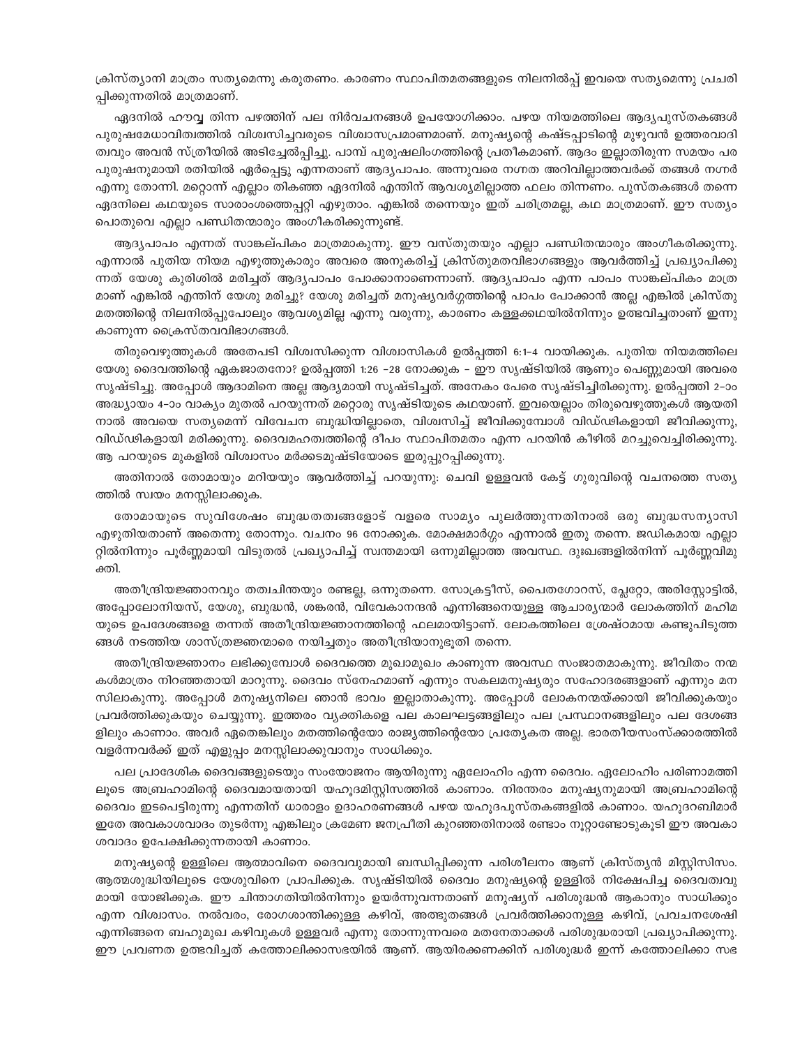ക്രിസ്ത്യാനി മാത്രം സത്യമെന്നു കരുതണം. കാരണം സ്ഥാപിതമതങ്ങളുടെ നിലനിൽപ്പ് ഇവയെ സത്യമെന്നു പ്രചരിപ്പിക്കുന്നതിൽ മാത്രമാണ്.

ഏദനിൽ ഹൗവ്വ തിന്ന പഴത്തിന് പല നിർവചനങ്ങൾ ഉപയോഗിക്കാം. പഴയ നിയമത്തിലെ ആദ്യപുസ്തകങ്ങൾ പുരുഷമേധാവിത്വത്തിൽ വിശ്വസിച്ചവരുടെ വിശ്വാസപ്രമാണമാണ്. മനുഷ്യന്റെ കഷ്ടപ്പാടിന്റെ മുഴുവൻ ഉത്തരവാദിത്വവും അവൻ സ്ത്രീയിൽ അടിച്ചേൽപ്പിച്ചു. പാമ്പ് പുരുഷലിംഗത്തിന്റെ പ്രതീകമാണ്. ആദം ഇല്ലാതിരുന്ന സമയം പര പുരുഷനുമായി രതിയിൽ ഏർപ്പെട്ടു എന്നതാണ് ആദ്യപാപം. അന്നുവരെ നഗ്നത അറിവില്ലാത്തവർക്ക് തങ്ങൾ നഗ്നർ എന്നു തോന്നി. മറ്റൊന്ന് എല്ലാം തികഞ്ഞ ഏദനിൽ എന്തിന് ആവശ്യമില്ലാത്ത ഫലം തിന്നണം. പുസ്തകങ്ങൾ തന്നെ ഏദനിലെ കഥയുടെ സാരാംശത്തെപ്പറ്റി എഴുതാം. എങ്കിൽ തന്നെയും ഇത് ചരിത്രമല്ല, കഥ മാത്രമാണ്. ഈ സത്യം പൊതുവെ എല്ലാ പണ്ഡിതന്മാരും അംഗീകരിക്കുന്നുണ്ട്.

ആദ്യപാപം എന്നത് സാങ്കല്പികം മാത്രമാകുന്നു. ഈ വസ്തുതയും എല്ലാ പണ്ഡിതന്മാരും അംഗീകരിക്കുന്നു. എന്നാൽ പുതിയ നിയമ എഴുത്തുകാരും അവരെ അനുകരിച്ച് ക്രിസ്തുമതവിഭാഗങ്ങളും ആവർത്തിച്ച് പ്രഖ്യാപിക്കുന്നത് യേശു കുരിശിൽ മരിച്ചത് ആദ്യപാപം പോക്കാനാണെന്നാണ്. ആദ്യപാപം എന്ന പാപം സാങ്കല്പികം മാത്രമാണ് എങ്കിൽ എന്തിന് യേശു മരിച്ചു? യേശു മരിച്ചത് മനുഷ്യവർഗ്ഗത്തിന്റെ പാപം പോക്കാൻ അല്ല എങ്കിൽ ക്രിസ്തുമതത്തിന്റെ നിലനിൽപ്പുപോലും ആവശ്യമില്ല എന്നു വരുന്നു, കാരണം കള്ളക്കഥയിൽനിന്നും ഉത്ഭവിച്ചതാണ് ഇന്നു കാണുന്ന ക്രൈസ്തവവിഭാഗങ്ങൾ.

തിരുവെഴുത്തുകൾ അതേപടി വിശ്വസിക്കുന്ന വിശ്വാസികൾ ഉൽപ്പത്തി 6:1–4 വായിക്കുക. പുതിയ നിയമത്തിലെ യേശു ദൈവത്തിന്റെ ഏകജാതനോ? ഉൽപ്പത്തി 1:26 –28 നോക്കുക – ഈ സൃഷ്ടിയിൽ ആണും പെണ്ണുമായി അവരെ സൃഷ്ടിച്ചു. അപ്പോൾ ആദാമിനെ അല്ല ആദ്യമായി സൃഷ്ടിച്ചത്. അനേകം പേരെ സൃഷ്ടിച്ചിരിക്കുന്നു. ഉൽപ്പത്തി 2–ാം അദ്ധ്യായം 4–ാം വാക്യം മുതൽ പറയുന്നത് മറ്റൊരു സൃഷ്ടിയുടെ കഥയാണ്. ഇവയെല്ലാം തിരുവെഴുത്തുകൾ ആയതിനാൽ അവയെ സത്യമെന്ന് വിവേചന ബുദ്ധിയില്ലാതെ, വിശ്വസിച്ച് ജീവിക്കുമ്പോൾ വിഢ്ഢികളായി ജീവിക്കുന്നു, വിഢ്ഢികളായി മരിക്കുന്നു. ദൈവമഹത്വത്തിന്റെ ദീപം സ്ഥാപിതമതം എന്ന പറയിൻ കീഴിൽ മറച്ചുവെച്ചിരിക്കുന്നു. ആ പറയുടെ മുകളിൽ വിശ്വാസം മർക്കടമുഷ്ടിയോടെ ഇരുപ്പുറപ്പിക്കുന്നു.

അതിനാൽ തോമായും മറിയയും ആവർത്തിച്ച് പറയുന്നു: ചെവി ഉള്ളവൻ കേട്ട് ഗുരുവിന്റെ വചനത്തെ സത്യത്തിൽ സ്വയം മനസ്സിലാക്കുക.

തോമായുടെ സുവിശേഷം ബുദ്ധതത്വങ്ങളോട് വളരെ സാമ്യം പുലർത്തുന്നതിനാൽ ഒരു ബുദ്ധസന്യാസി എഴുതിയതാണ് അതെന്നു തോന്നും. വചനം 96 നോക്കുക. മോക്ഷമാർഗ്ഗം എന്നാൽ ഇതു തന്നെ. ജഢികമായ എല്ലാറ്റിൽനിന്നും പൂർണ്ണമായി വിടുതൽ പ്രഖ്യാപിച്ച് സ്വന്തമായി ഒന്നുമില്ലാത്ത അവസ്ഥ. ദുഃഖങ്ങളിൽനിന്ന് പൂർണ്ണവിമുക്തി.

അതീന്ദ്രിയജ്ഞാനവും തത്വചിന്തയും രണ്ടല്ല, ഒന്നുതന്നെ. സോക്രട്ടീസ്, പൈതഗോറസ്, പ്ലേറ്റോ, അരിസ്റ്റോട്ടിൽ, അപ്പോലോനിയസ്, യേശു, ബുദ്ധൻ, ശങ്കരൻ, വിവേകാനന്ദൻ എന്നിങ്ങനെയുള്ള ആചാര്യന്മാർ ലോകത്തിന് മഹിമയുടെ ഉപദേശങ്ങളെ തന്നത് അതീന്ദ്രിയജ്ഞാനത്തിന്റെ ഫലമായിട്ടാണ്. ലോകത്തിലെ ശ്രേഷ്ഠമായ കണ്ടുപിടുത്തങ്ങൾ നടത്തിയ ശാസ്ത്രജ്ഞന്മാരെ നയിച്ചതും അതീന്ദ്രിയാനുഭൂതി തന്നെ.

അതീന്ദ്രിയജ്ഞാനം ലഭിക്കുമ്പോൾ ദൈവത്തെ മുഖാമുഖം കാണുന്ന അവസ്ഥ സംജാതമാകുന്നു. ജീവിതം നന്മകൾമാത്രം നിറഞ്ഞതായി മാറുന്നു. ദൈവം സ്നേഹമാണ് എന്നും സകലമനുഷ്യരും സഹോദരങ്ങളാണ് എന്നും മനസിലാകുന്നു. അപ്പോൾ മനുഷ്യനിലെ ഞാൻ ഭാവം ഇല്ലാതാകുന്നു. അപ്പോൾ ലോകനന്മയ്ക്കായി ജീവിക്കുകയും പ്രവർത്തിക്കുകയും ചെയ്യുന്നു. ഇത്തരം വ്യക്തികളെ പല കാലഘട്ടങ്ങളിലും പല പ്രസ്ഥാനങ്ങളിലും പല ദേശങ്ങളിലും കാണാം. അവർ ഏതെങ്കിലും മതത്തിന്റെയോ രാജ്യത്തിന്റെയോ പ്രത്യേകത അല്ല. ഭാരതീയസംസ്കാരത്തിൽ വളർന്നവർക്ക് ഇത് എളുപ്പം മനസ്സിലാക്കുവാനും സാധിക്കും.

പല പ്രാദേശിക ദൈവങ്ങളുടെയും സംയോജനം ആയിരുന്നു ഏലോഹിം എന്ന ദൈവം. ഏലോഹിം പരിണാമത്തിലൂടെ അബ്രഹാമിന്റെ ദൈവമായതായി യഹൂദമിസ്റ്റിസത്തിൽ കാണാം. നിരന്തരം മനുഷ്യനുമായി അബ്രഹാമിന്റെ ദൈവം ഇടപെട്ടിരുന്നു എന്നതിന് ധാരാളം ഉദാഹരണങ്ങൾ പഴയ യഹൂദപുസ്തകങ്ങളിൽ കാണാം. യഹൂദറബിമാർ ഇതേ അവകാശവാദം തുടർന്നു എങ്കിലും ക്രമേണ ജനപ്രീതി കുറഞ്ഞതിനാൽ രണ്ടാം നൂറ്റാണ്ടോടുകൂടി ഈ അവകാശവാദം ഉപേക്ഷിക്കുന്നതായി കാണാം.

മനുഷ്യന്റെ ഉള്ളിലെ ആത്മാവിനെ ദൈവവുമായി ബന്ധിപ്പിക്കുന്ന പരിശീലനം ആണ് ക്രിസ്ത്യൻ മിസ്റ്റിസിസം. ആത്മശുദ്ധിയിലൂടെ യേശുവിനെ പ്രാപിക്കുക. സൃഷ്ടിയിൽ ദൈവം മനുഷ്യന്റെ ഉള്ളിൽ നിക്ഷേപിച്ച ദൈവത്വവുമായി യോജിക്കുക. ഈ ചിന്താഗതിയിൽനിന്നും ഉയർന്നുവന്നതാണ് മനുഷ്യന് പരിശുദ്ധൻ ആകാനും സാധിക്കും എന്ന വിശ്വാസം. നൽവരം, രോഗശാന്തിക്കുള്ള കഴിവ്, അത്ഭുതങ്ങൾ പ്രവർത്തിക്കാനുള്ള കഴിവ്, പ്രവചനശേഷി എന്നിങ്ങനെ ബഹുമുഖ കഴിവുകൾ ഉള്ളവർ എന്നു തോന്നുന്നവരെ മതനേതാക്കൾ പരിശുദ്ധരായി പ്രഖ്യാപിക്കുന്നു. ഈ പ്രവണത ഉത്ഭവിച്ചത് കത്തോലിക്കാസഭയിൽ ആണ്. ആയിരക്കണക്കിന് പരിശുദ്ധർ ഇന്ന് കത്തോലിക്കാ സഭ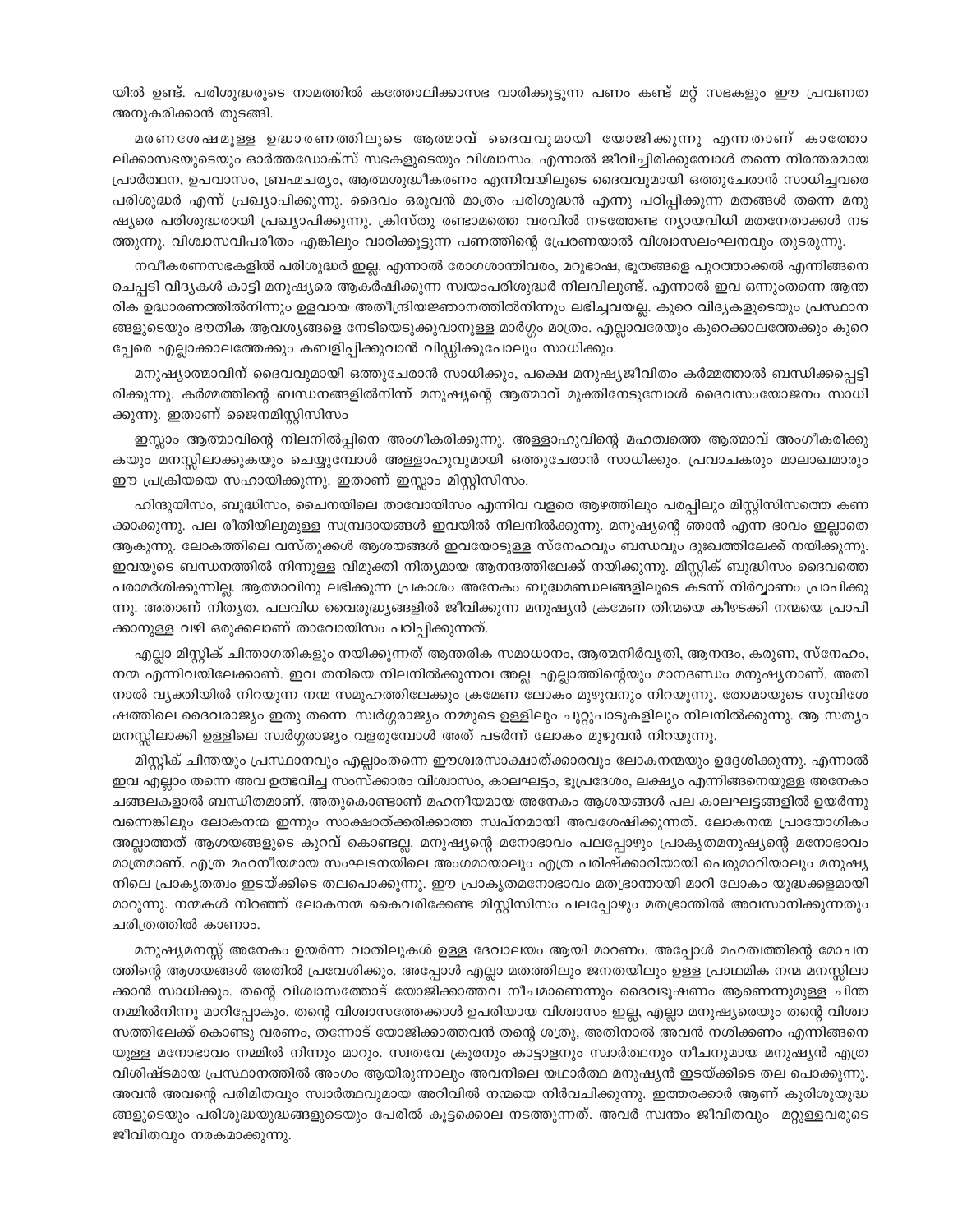യിൽ ഉണ്ട്. പരിശുദ്ധരുടെ നാമത്തിൽ കത്തോലിക്കാസഭ വാരിക്കൂട്ടുന്ന പണം കണ്ട് മറ്റ് സഭകളും ഈ പ്രവണത അനുകരിക്കാൻ തുടങ്ങി.

മരണശേഷമുള്ള ഉദ്ധാരണത്തിലൂടെ ആത്മാവ് ദൈവവുമായി യോജിക്കുന്നു എന്നതാണ് കാത്തോലിക്കാസഭയുടെയും ഓർത്തഡോക്സ് സഭകളുടെയും വിശ്വാസം. എന്നാൽ ജീവിച്ചിരിക്കുമ്പോൾ തന്നെ നിരന്തരമായ പ്രാർത്ഥന, ഉപവാസം, ബ്രഹ്മചര്യം, ആത്മശുദ്ധീകരണം എന്നിവയിലൂടെ ദൈവവുമായി ഒത്തുചേരാൻ സാധിച്ചവരെ പരിശുദ്ധർ എന്ന് പ്രഖ്യാപിക്കുന്നു. ദൈവം ഒരുവൻ മാത്രം പരിശുദ്ധൻ എന്നു പഠിപ്പിക്കുന്ന മതങ്ങൾ തന്നെ മനുഷ്യരെ പരിശുദ്ധരായി പ്രഖ്യാപിക്കുന്നു. ക്രിസ്തു രണ്ടാമത്തെ വരവിൽ നടത്തേണ്ട ന്യായവിധി മതനേതാക്കൾ നടത്തുന്നു. വിശ്വാസവിപരീതം എങ്കിലും വാരിക്കൂട്ടുന്ന പണത്തിന്റെ പ്രേരണയാൽ വിശ്വാസലംഘനവും തുടരുന്നു.

നവീകരണസഭകളിൽ പരിശുദ്ധർ ഇല്ല. എന്നാൽ രോഗശാന്തിവരം, മറുഭാഷ, ഭൂതങ്ങളെ പുറത്താക്കൽ എന്നിങ്ങനെ ചെപ്പടി വിദ്യകൾ കാട്ടി മനുഷ്യരെ ആകർഷിക്കുന്ന സ്വയംപരിശുദ്ധർ നിലവിലുണ്ട്. എന്നാൽ ഇവ ഒന്നുംതന്നെ ആന്തരിക ഉദ്ധാരണത്തിൽനിന്നും ഉളവായ അതീന്ദ്രിയജ്ഞാനത്തിൽനിന്നും ലഭിച്ചവയല്ല. കുറെ വിദ്യകളുടെയും പ്രസ്ഥാനങ്ങളുടെയും ഭൗതിക ആവശ്യങ്ങളെ നേടിയെടുക്കുവാനുള്ള മാർഗ്ഗം മാത്രം. എല്ലാവരേയും കുറെക്കാലത്തേക്കും കുറെപ്പേരെ എല്ലാക്കാലത്തേക്കും കബളിപ്പിക്കുവാൻ വിഡ്ഢിക്കുപോലും സാധിക്കും.

മനുഷ്യാത്മാവിന് ദൈവവുമായി ഒത്തുചേരാൻ സാധിക്കും, പക്ഷെ മനുഷ്യജീവിതം കർമ്മത്താൽ ബന്ധിക്കപ്പെട്ടിരിക്കുന്നു. കർമ്മത്തിന്റെ ബന്ധനങ്ങളിൽനിന്ന് മനുഷ്യന്റെ ആത്മാവ് മുക്തിനേടുമ്പോൾ ദൈവസംയോജനം സാധിക്കുന്നു. ഇതാണ് ജൈനമിസ്റ്റിസിസം

ഇസ്ലാം ആത്മാവിന്റെ നിലനിൽപ്പിനെ അംഗീകരിക്കുന്നു. അള്ളാഹുവിന്റെ മഹത്വത്തെ ആത്മാവ് അംഗീകരിക്കുകയും മനസ്സിലാക്കുകയും ചെയ്യുമ്പോൾ അള്ളാഹുവുമായി ഒത്തുചേരാൻ സാധിക്കും. പ്രവാചകരും മാലാഖമാരും ഈ പ്രക്രിയയെ സഹായിക്കുന്നു. ഇതാണ് ഇസ്ലാം മിസ്റ്റിസിസം.

ഹിന്ദുയിസം, ബുദ്ധിസം, ചൈനയിലെ താവോയിസം എന്നിവ വളരെ ആഴത്തിലും പരപ്പിലും മിസ്റ്റിസിസത്തെ കണക്കാക്കുന്നു. പല രീതിയിലുമുള്ള സമ്പ്രദായങ്ങൾ ഇവയിൽ നിലനിൽക്കുന്നു. മനുഷ്യന്റെ ഞാൻ എന്ന ഭാവം ഇല്ലാതെ ആകുന്നു. ലോകത്തിലെ വസ്തുക്കൾ ആശയങ്ങൾ ഇവയോടുള്ള സ്നേഹവും ബന്ധവും ദുഃഖത്തിലേക്ക് നയിക്കുന്നു. ഇവയുടെ ബന്ധനത്തിൽ നിന്നുള്ള വിമുക്തി നിത്യമായ ആനന്ദത്തിലേക്ക് നയിക്കുന്നു. മിസ്റ്റിക് ബുദ്ധിസം ദൈവത്തെ പരാമർശിക്കുന്നില്ല. ആത്മാവിനു ലഭിക്കുന്ന പ്രകാശം അനേകം ബുദ്ധമണ്ഡലങ്ങളിലൂടെ കടന്ന് നിർവ്വാണം പ്രാപിക്കുന്നു. അതാണ് നിത്യത. പലവിധ വൈരുദ്ധ്യങ്ങളിൽ ജീവിക്കുന്ന മനുഷ്യൻ ക്രമേണ തിന്മയെ കീഴടക്കി നന്മയെ പ്രാപിക്കാനുള്ള വഴി ഒരുക്കലാണ് താവോയിസം പഠിപ്പിക്കുന്നത്.

എല്ലാ മിസ്റ്റിക് ചിന്താഗതികളും നയിക്കുന്നത് ആന്തരിക സമാധാനം, ആത്മനിർവൃതി, ആനന്ദം, കരുണ, സ്നേഹം, നന്മ എന്നിവയിലേക്കാണ്. ഇവ തനിയെ നിലനിൽക്കുന്നവ അല്ല. എല്ലാത്തിന്റെയും മാനദണ്ഡം മനുഷ്യനാണ്. അതിനാൽ വ്യക്തിയിൽ നിറയുന്ന നന്മ സമൂഹത്തിലേക്കും ക്രമേണ ലോകം മുഴുവനും നിറയുന്നു. തോമായുടെ സുവിശേഷത്തിലെ ദൈവരാജ്യം ഇതു തന്നെ. സ്വർഗ്ഗരാജ്യം നമ്മുടെ ഉള്ളിലും ചുറ്റുപാടുകളിലും നിലനിൽക്കുന്നു. ആ സത്യം മനസ്സിലാക്കി ഉള്ളിലെ സ്വർഗ്ഗരാജ്യം വളരുമ്പോൾ അത് പടർന്ന് ലോകം മുഴുവൻ നിറയുന്നു.

മിസ്റ്റിക് ചിന്തയും പ്രസ്ഥാനവും എല്ലാംതന്നെ ഈശ്വരസാക്ഷാത്ക്കാരവും ലോകനന്മയും ഉദ്ദേശിക്കുന്നു. എന്നാൽ ഇവ എല്ലാം തന്നെ അവ ഉത്ഭവിച്ച സംസ്ക്കാരം വിശ്വാസം, കാലഘട്ടം, ഭൂപ്രദേശം, ലക്ഷ്യം എന്നിങ്ങനെയുള്ള അനേകം ചങ്ങലകളാൽ ബന്ധിതമാണ്. അതുകൊണ്ടാണ് മഹനീയമായ അനേകം ആശയങ്ങൾ പല കാലഘട്ടങ്ങളിൽ ഉയർന്നു വന്നെങ്കിലും ലോകനന്മ ഇന്നും സാക്ഷാത്ക്കരിക്കാത്ത സ്വപ്നമായി അവശേഷിക്കുന്നത്. ലോകനന്മ പ്രായോഗികം അല്ലാത്തത് ആശയങ്ങളുടെ കുറവ് കൊണ്ടല്ല. മനുഷ്യന്റെ മനോഭാവം പലപ്പോഴും പ്രാകൃതമനുഷ്യന്റെ മനോഭാവം മാത്രമാണ്. എത്ര മഹനീയമായ സംഘടനയിലെ അംഗമായാലും എത്ര പരിഷ്ക്കാരിയായി പെരുമാറിയാലും മനുഷ്യനിലെ പ്രാകൃതത്വം ഇടയ്ക്കിടെ തലപൊക്കുന്നു. ഈ പ്രാകൃതമനോഭാവം മതഭ്രാന്തായി മാറി ലോകം യുദ്ധക്കളമായി മാറുന്നു. നന്മകൾ നിറഞ്ഞ് ലോകനന്മ കൈവരിക്കേണ്ട മിസ്റ്റിസിസം പലപ്പോഴും മതഭ്രാന്തിൽ അവസാനിക്കുന്നതും ചരിത്രത്തിൽ കാണാം.

മനുഷ്യമനസ്സ് അനേകം ഉയർന്ന വാതിലുകൾ ഉള്ള ദേവാലയം ആയി മാറണം. അപ്പോൾ മഹത്വത്തിന്റെ മോചനത്തിന്റെ ആശയങ്ങൾ അതിൽ പ്രവേശിക്കും. അപ്പോൾ എല്ലാ മതത്തിലും ജനതയിലും ഉള്ള പ്രാഥമിക നന്മ മനസ്സിലാക്കാൻ സാധിക്കും. തന്റെ വിശ്വാസത്തോട് യോജിക്കാത്തവ നീചമാണെന്നും ദൈവദൂഷണം ആണെന്നുമുള്ള ചിന്ത നമ്മിൽനിന്നു മാറിപ്പോകും. തന്റെ വിശ്വാസത്തേക്കാൾ ഉപരിയായ വിശ്വാസം ഇല്ല, എല്ലാ മനുഷ്യരെയും തന്റെ വിശ്വാസത്തിലേക്ക് കൊണ്ടു വരണം, തന്നോട് യോജിക്കാത്തവൻ തന്റെ ശത്രു, അതിനാൽ അവൻ നശിക്കണം എന്നിങ്ങനെയുള്ള മനോഭാവം നമ്മിൽ നിന്നും മാറും. സ്വതവേ ക്രൂരനും കാട്ടാളനും സ്വാർത്ഥനും നീചനുമായ മനുഷ്യൻ എത്ര വിശിഷ്ടമായ പ്രസ്ഥാനത്തിൽ അംഗം ആയിരുന്നാലും അവനിലെ യഥാർത്ഥ മനുഷ്യൻ ഇടയ്ക്കിടെ തല പൊക്കുന്നു. അവൻ അവന്റെ പരിമിതവും സ്വാർത്ഥവുമായ അറിവിൽ നന്മയെ നിർവചിക്കുന്നു. ഇത്തരക്കാർ ആണ് കുരിശുയുദ്ധങ്ങളുടെയും പരിശുദ്ധയുദ്ധങ്ങളുടെയും പേരിൽ കൂട്ടക്കൊല നടത്തുന്നത്. അവർ സ്വന്തം ജീവിതവും മറ്റുള്ളവരുടെ ജീവിതവും നരകമാക്കുന്നു.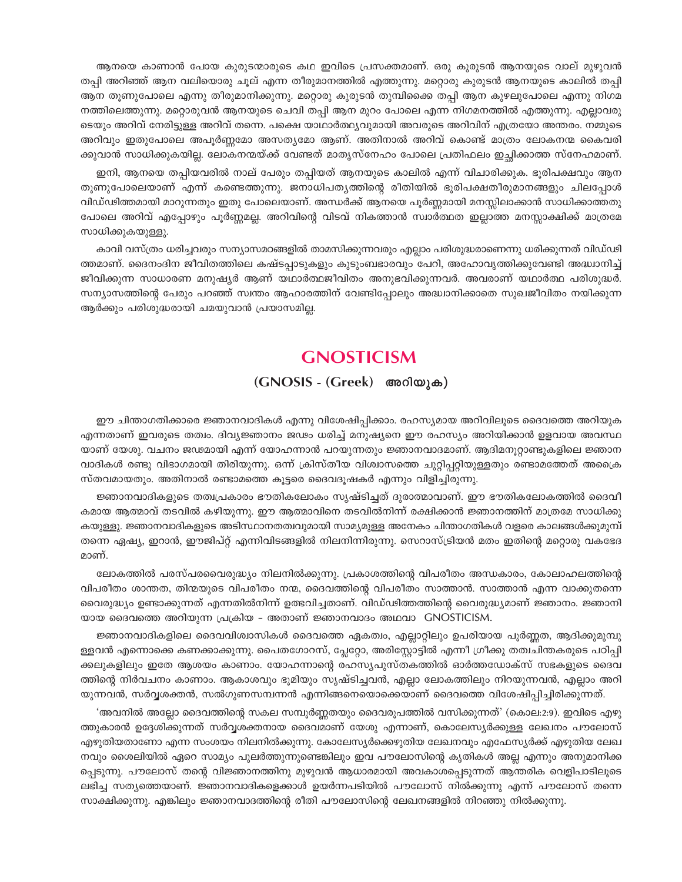ആനയെ കാണാൻ പോയ കുരുടന്മാരുടെ കഥ ഇവിടെ പ്രസക്തമാണ്. ഒരു കുരുടൻ ആനയുടെ വാല് മുഴുവൻ തപ്പി അറിഞ്ഞ് ആന വലിയൊരു ചൂല് എന്ന തീരുമാനത്തിൽ എത്തുന്നു. മറ്റൊരു കുരുടൻ ആനയുടെ കാലിൽ തപ്പി ആന തൂണുപോലെ എന്നു തീരുമാനിക്കുന്നു. മറ്റൊരു കുരുടൻ തുമ്പിക്കൈ തപ്പി ആന കുഴലുപോലെ എന്നു നിഗമനത്തിലെത്തുന്നു. മറ്റൊരുവൻ ആനയുടെ ചെവി തപ്പി ആന മുറം പോലെ എന്ന നിഗമനത്തിൽ എത്തുന്നു. എല്ലാവരുടെയും അറിവ് നേരിട്ടുള്ള അറിവ് തന്നെ. പക്ഷെ യാഥാർത്ഥ്യവുമായി അവരുടെ അറിവിന് എത്രയോ അന്തരം. നമ്മുടെ അറിവും ഇതുപോലെ അപൂർണ്ണമോ അസത്യമോ ആണ്. അതിനാൽ അറിവ് കൊണ്ട് മാത്രം ലോകനന്മ കൈവരിക്കുവാൻ സാധിക്കുകയില്ല. ലോകനന്മയ്ക്ക് വേണ്ടത് മാതൃസ്നേഹം പോലെ പ്രതിഫലം ഇച്ഛിക്കാത്ത സ്നേഹമാണ്.

ഇനി, ആനയെ തപ്പിയവരിൽ നാല് പേരും തപ്പിയത് ആനയുടെ കാലിൽ എന്ന് വിചാരിക്കുക. ഭൂരിപക്ഷവും ആന തൂണുപോലെയാണ് എന്ന് കണ്ടെത്തുന്നു. ജനാധിപത്യത്തിന്റെ രീതിയിൽ ഭൂരിപക്ഷതീരുമാനങ്ങളും ചിലപ്പോൾ വിഡ്ഢിത്തമായി മാറുന്നതും ഇതു പോലെയാണ്. അന്ധർക്ക് ആനയെ പൂർണ്ണമായി മനസ്സിലാക്കാൻ സാധിക്കാത്തതു പോലെ അറിവ് എപ്പോഴും പൂർണ്ണമല്ല. അറിവിന്റെ വിടവ് നികത്താൻ സ്വാർത്ഥത ഇല്ലാത്ത മനസ്സാക്ഷിക്ക് മാത്രമേ സാധിക്കുകയുള്ളു.

കാവി വസ്ത്രം ധരിച്ചവരും സന്യാസമഠങ്ങളിൽ താമസിക്കുന്നവരും എല്ലാം പരിശുദ്ധരാണെന്നു ധരിക്കുന്നത് വിഡ്ഢിത്തമാണ്. ദൈനംദിന ജീവിതത്തിലെ കഷ്ടപ്പാടുകളും കുടുംബഭാരവും പേറി, അഹോവൃത്തിക്കുവേണ്ടി അദ്ധ്വാനിച്ച് ജീവിക്കുന്ന സാധാരണ മനുഷ്യർ ആണ് യഥാർത്ഥജീവിതം അനുഭവിക്കുന്നവർ. അവരാണ് യഥാർത്ഥ പരിശുദ്ധർ. സന്യാസത്തിന്റെ പേരും പറഞ്ഞ് സ്വന്തം ആഹാരത്തിന് വേണ്ടിപ്പോലും അദ്ധ്വാനിക്കാതെ സുഖജീവിതം നയിക്കുന്ന ആർക്കും പരിശുദ്ധരായി ചമയുവാൻ പ്രയാസമില്ല.

# GNOSTICISM

## (GNOSIS - (Greek) അറിയുക)

ഈ ചിന്താഗതിക്കാരെ ജ്ഞാനവാദികൾ എന്നു വിശേഷിപ്പിക്കാം. രഹസ്യമായ അറിവിലൂടെ ദൈവത്തെ അറിയുക എന്നതാണ് ഇവരുടെ തത്വം. ദിവ്യജ്ഞാനം ജഢം ധരിച്ച് മനുഷ്യനെ ഈ രഹസ്യം അറിയിക്കാൻ ഉളവായ അവസ്ഥയാണ് യേശു. വചനം ജഢമായി എന്ന് യോഹന്നാൻ പറയുന്നതും ജ്ഞാനവാദമാണ്. ആദിമനൂറ്റാണ്ടുകളിലെ ജ്ഞാനവാദികൾ രണ്ടു വിഭാഗമായി തിരിയുന്നു. ഒന്ന് ക്രിസ്തീയ വിശ്വാസത്തെ ചുറ്റിപ്പറ്റിയുള്ളതും രണ്ടാമത്തേത് അക്രൈസ്തവമായതും. അതിനാൽ രണ്ടാമത്തെ കൂട്ടരെ ദൈവദൂഷകർ എന്നും വിളിച്ചിരുന്നു.

ജ്ഞാനവാദികളുടെ തത്വപ്രകാരം ഭൗതികലോകം സൃഷ്ടിച്ചത് ദുരാത്മാവാണ്. ഈ ഭൗതികലോകത്തിൽ ദൈവീകമായ ആത്മാവ് തടവിൽ കഴിയുന്നു. ഈ ആത്മാവിനെ തടവിൽനിന്ന് രക്ഷിക്കാൻ ജ്ഞാനത്തിന് മാത്രമേ സാധിക്കുകയുള്ളു. ജ്ഞാനവാദികളുടെ അടിസ്ഥാനതത്വവുമായി സാമ്യമുള്ള അനേകം ചിന്താഗതികൾ വളരെ കാലങ്ങൾക്കുമുമ്പ് തന്നെ ഏഷ്യ, ഇറാൻ, ഈജിപ്റ്റ് എന്നിവിടങ്ങളിൽ നിലനിന്നിരുന്നു. സെറാസ്ട്രിയൻ മതം ഇതിന്റെ മറ്റൊരു വകഭേദമാണ്.

ലോകത്തിൽ പരസ്പരവൈരുദ്ധ്യം നിലനിൽക്കുന്നു. പ്രകാശത്തിന്റെ വിപരീതം അന്ധകാരം, കോലാഹലത്തിന്റെ വിപരീതം ശാന്തത, തിന്മയുടെ വിപരീതം നന്മ, ദൈവത്തിന്റെ വിപരീതം സാത്താൻ. സാത്താൻ എന്ന വാക്കുതന്നെ വൈരുദ്ധ്യം ഉണ്ടാക്കുന്നത് എന്നതിൽനിന്ന് ഉത്ഭവിച്ചതാണ്. വിഡ്ഢിത്തത്തിന്റെ വൈരുദ്ധ്യമാണ് ജ്ഞാനം. ജ്ഞാനിയായ ദൈവത്തെ അറിയുന്ന പ്രക്രിയ - അതാണ് ജ്ഞാനവാദം അഥവാ GNOSTICISM.

ജ്ഞാനവാദികളിലെ ദൈവവിശ്വാസികൾ ദൈവത്തെ ഏകത്വം, എല്ലാറ്റിലും ഉപരിയായ പൂർണ്ണത, ആദിക്കുമുമ്പുള്ളവൻ എന്നൊക്കെ കണക്കാക്കുന്നു. പൈതഗോറസ്, പ്ലേറ്റോ, അരിസ്റ്റോട്ടിൽ എന്നീ ഗ്രീക്കു തത്വചിന്തകരുടെ പഠിപ്പിക്കലുകളിലും ഇതേ ആശയം കാണാം. യോഹന്നാന്റെ രഹസ്യപുസ്തകത്തിൽ ഓർത്തഡോക്സ് സഭകളുടെ ദൈവത്തിന്റെ നിർവചനം കാണാം. ആകാശവും ഭൂമിയും സൃഷ്ടിച്ചവൻ, എല്ലാ ലോകത്തിലും നിറയുന്നവൻ, എല്ലാം അറിയുന്നവൻ, സർവ്വശക്തൻ, സൽഗുണസമ്പന്നൻ എന്നിങ്ങനെയൊക്കെയാണ് ദൈവത്തെ വിശേഷിപ്പിച്ചിരിക്കുന്നത്.

'അവനിൽ അല്ലോ ദൈവത്തിന്റെ സകല സമ്പൂർണ്ണതയും ദൈവരൂപത്തിൽ വസിക്കുന്നത്' (കൊല:2:9). ഇവിടെ എഴുത്തുകാരൻ ഉദ്ദേശിക്കുന്നത് സർവ്വശക്തനായ ദൈവമാണ് യേശു എന്നാണ്, കൊലേസ്യർക്കുള്ള ലേഖനം പൗലോസ് എഴുതിയതാണോ എന്ന സംശയം നിലനിൽക്കുന്നു. കോലേസ്യർക്കെഴുതിയ ലേഖനവും എഫേസ്യർക്ക് എഴുതിയ ലേഖനവും ശൈലിയിൽ ഏറെ സാമ്യം പുലർത്തുന്നുണ്ടെങ്കിലും ഇവ പൗലോസിന്റെ കൃതികൾ അല്ല എന്നും അനുമാനിക്കപ്പെടുന്നു. പൗലോസ് തന്റെ വിജ്ഞാനത്തിനു മുഴുവൻ ആധാരമായി അവകാശപ്പെടുന്നത് ആന്തരിക വെളിപാടിലൂടെ ലഭിച്ച സത്യത്തെയാണ്. ജ്ഞാനവാദികളെക്കാൾ ഉയർന്നപടിയിൽ പൗലോസ് നിൽക്കുന്നു എന്ന് പൗലോസ് തന്നെ സാക്ഷിക്കുന്നു. എങ്കിലും ജ്ഞാനവാദത്തിന്റെ രീതി പൗലോസിന്റെ ലേഖനങ്ങളിൽ നിറഞ്ഞു നിൽക്കുന്നു.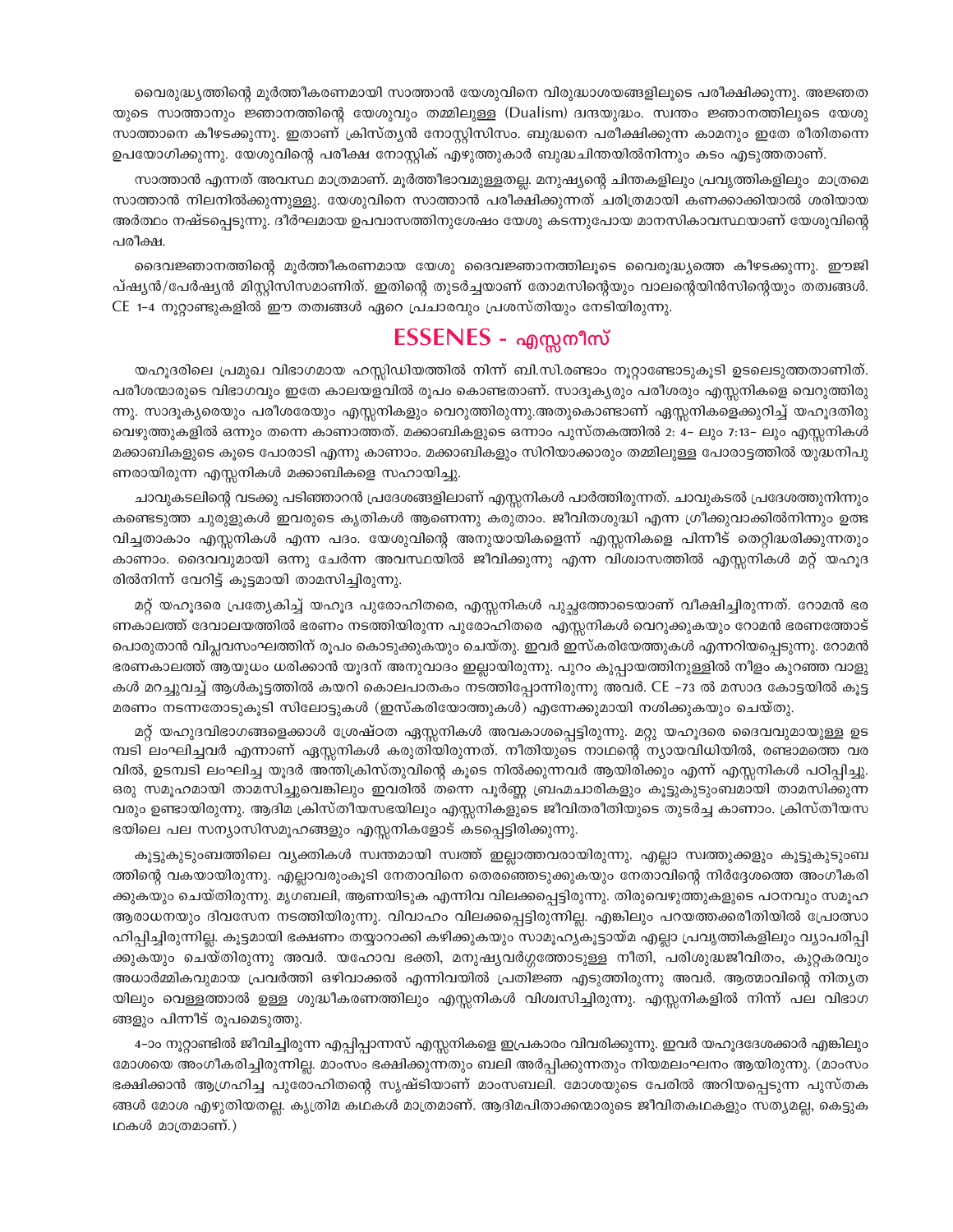വൈരുദ്ധ്യത്തിന്റെ മൂർത്തീകരണമായി സാത്താൻ യേശുവിനെ വിരുദ്ധാശയങ്ങളിലൂടെ പരീക്ഷിക്കുന്നു. അജ്ഞതയുടെ സാത്താനും ജ്ഞാനത്തിന്റെ യേശുവും തമ്മിലുള്ള (Dualism) ദ്വന്ദയുദ്ധം. സ്വന്തം ജ്ഞാനത്തിലൂടെ യേശു സാത്താനെ കീഴടക്കുന്നു. ഇതാണ് ക്രിസ്ത്യൻ നോസ്റ്റിസിസം. ബുദ്ധനെ പരീക്ഷിക്കുന്ന കാമനും ഇതേ രീതിതന്നെ ഉപയോഗിക്കുന്നു. യേശുവിന്റെ പരീക്ഷ നോസ്റ്റിക് എഴുത്തുകാർ ബുദ്ധചിന്തയിൽനിന്നും കടം എടുത്തതാണ്.

സാത്താൻ എന്നത് അവസ്ഥ മാത്രമാണ്. മൂർത്തീഭാവമുള്ളതല്ല. മനുഷ്യന്റെ ചിന്തകളിലും പ്രവൃത്തികളിലും മാത്രമെ സാത്താൻ നിലനിൽക്കുന്നുള്ളു. യേശുവിനെ സാത്താൻ പരീക്ഷിക്കുന്നത് ചരിത്രമായി കണക്കാക്കിയാൽ ശരിയായ അർത്ഥം നഷ്ടപ്പെടുന്നു. ദീർഘമായ ഉപവാസത്തിനുശേഷം യേശു കടന്നുപോയ മാനസികാവസ്ഥയാണ് യേശുവിന്റെ പരീക്ഷ.

ദൈവജ്ഞാനത്തിന്റെ മൂർത്തീകരണമായ യേശു ദൈവജ്ഞാനത്തിലൂടെ വൈരുദ്ധ്യത്തെ കീഴടക്കുന്നു. ഈജിപ്ഷ്യൻ/പേർഷ്യൻ മിസ്റ്റിസിസമാണിത്. ഇതിന്റെ തുടർച്ചയാണ് തോമസിന്റെയും വാലന്റെയിൻസിന്റെയും തത്വങ്ങൾ. CE 1–4 നൂറ്റാണ്ടുകളിൽ ഈ തത്വങ്ങൾ ഏറെ പ്രചാരവും പ്രശസ്തിയും നേടിയിരുന്നു.

## ESSENES - എസ്സനീസ്

യഹൂദരിലെ പ്രമുഖ വിഭാഗമായ ഹസ്സിഡിയത്തിൽ നിന്ന് ബി.സി.രണ്ടാം നൂറ്റാണ്ടോടുകൂടി ഉടലെടുത്തതാണിത്. പരീശന്മാരുടെ വിഭാഗവും ഇതേ കാലയളവിൽ രൂപം കൊണ്ടതാണ്. സാദൂക്യരും പരീശരും എസ്സനികളെ വെറുത്തിരുന്നു. സാദൂക്യരെയും പരീശരേയും എസ്സനികളും വെറുത്തിരുന്നു.അതുകൊണ്ടാണ് ഏസ്സനികളെക്കുറിച്ച് യഹൂദതിരുവെഴുത്തുകളിൽ ഒന്നും തന്നെ കാണാത്തത്. മക്കാബികളുടെ ഒന്നാം പുസ്തകത്തിൽ 2: 4– ലും 7:13– ലും എസ്സനികൾ മക്കാബികളുടെ കൂടെ പോരാടി എന്നു കാണാം. മക്കാബികളും സിറിയാക്കാരും തമ്മിലുള്ള പോരാട്ടത്തിൽ യുദ്ധനിപുണരായിരുന്ന എസ്സനികൾ മക്കാബികളെ സഹായിച്ചു.

ചാവുകടലിന്റെ വടക്കു പടിഞ്ഞാറൻ പ്രദേശങ്ങളിലാണ് എസ്സനികൾ പാർത്തിരുന്നത്. ചാവുകടൽ പ്രദേശത്തുനിന്നും കണ്ടെടുത്ത ചുരുളുകൾ ഇവരുടെ കൃതികൾ ആണെന്നു കരുതാം. ജീവിതശുദ്ധി എന്ന ഗ്രീക്കുവാക്കിൽനിന്നും ഉത്ഭവിച്ചതാകാം എസ്സനികൾ എന്ന പദം. യേശുവിന്റെ അനുയായികളെന്ന് എസ്സനികളെ പിന്നീട് തെറ്റിദ്ധരിക്കുന്നതും കാണാം. ദൈവവുമായി ഒന്നു ചേർന്ന അവസ്ഥയിൽ ജീവിക്കുന്നു എന്ന വിശ്വാസത്തിൽ എസ്സനികൾ മറ്റ് യഹൂദരിൽനിന്ന് വേറിട്ട് കൂട്ടമായി താമസിച്ചിരുന്നു.

മറ്റ് യഹൂദരെ പ്രത്യേകിച്ച് യഹൂദ പുരോഹിതരെ, എസ്സനികൾ പുച്ഛത്തോടെയാണ് വീക്ഷിച്ചിരുന്നത്. റോമൻ ഭരണകാലത്ത് ദേവാലയത്തിൽ ഭരണം നടത്തിയിരുന്ന പുരോഹിതരെ എസ്സനികൾ വെറുക്കുകയും റോമൻ ഭരണത്തോട് പൊരുതാൻ വിപ്ലവസംഘത്തിന് രൂപം കൊടുക്കുകയും ചെയ്തു. ഇവർ ഇസ്കരിയോത്തുകൾ എന്നറിയപ്പെടുന്നു. റോമൻ ഭരണകാലത്ത് ആയുധം ധരിക്കാൻ യൂദന് അനുവാദം ഇല്ലായിരുന്നു. പുറം കുപ്പായത്തിനുള്ളിൽ നീളം കുറഞ്ഞ വാളുകൾ മറച്ചുവച്ച് ആൾകൂട്ടത്തിൽ കയറി കൊലപാതകം നടത്തിപ്പോന്നിരുന്നു അവർ. CE –73 ൽ മസാദ കോട്ടയിൽ കൂട്ടമരണം നടന്നതോടുകൂടി സിലോട്ടുകൾ (ഇസ്കരിയോത്തുകൾ) എന്നേക്കുമായി നശിക്കുകയും ചെയ്തു.

മറ്റ് യഹൂദവിഭാഗങ്ങളെക്കാൾ ശ്രേഷ്ഠത ഏസ്സനികൾ അവകാശപ്പെട്ടിരുന്നു. മറ്റു യഹൂദരെ ദൈവവുമായുള്ള ഉടമ്പടി ലംഘിച്ചവർ എന്നാണ് ഏസ്സനികൾ കരുതിയിരുന്നത്. നീതിയുടെ നാഥന്റെ ന്യായവിധിയിൽ, രണ്ടാമത്തെ വരവിൽ, ഉടമ്പടി ലംഘിച്ച യൂദർ അന്തിക്രിസ്തുവിന്റെ കൂടെ നിൽക്കുന്നവർ ആയിരിക്കും എന്ന് എസ്സനികൾ പഠിപ്പിച്ചു. ഒരു സമൂഹമായി താമസിച്ചുവെങ്കിലും ഇവരിൽ തന്നെ പൂർണ്ണ ബ്രഹ്മചാരികളും കൂട്ടുകുടുംബമായി താമസിക്കുന്നവരും ഉണ്ടായിരുന്നു. ആദിമ ക്രിസ്തീയസഭയിലും എസ്സനികളുടെ ജീവിതരീതിയുടെ തുടർച്ച കാണാം. ക്രിസ്തീയസഭയിലെ പല സന്യാസിസമൂഹങ്ങളും എസ്സനികളോട് കടപ്പെട്ടിരിക്കുന്നു.

കൂട്ടുകുടുംബത്തിലെ വ്യക്തികൾ സ്വന്തമായി സ്വത്ത് ഇല്ലാത്തവരായിരുന്നു. എല്ലാ സ്വത്തുക്കളും കൂട്ടുകുടുംബത്തിന്റെ വകയായിരുന്നു. എല്ലാവരുംകൂടി നേതാവിനെ തെരഞ്ഞെടുക്കുകയും നേതാവിന്റെ നിർദ്ദേശത്തെ അംഗീകരിക്കുകയും ചെയ്തിരുന്നു. മൃഗബലി, ആണയിടുക എന്നിവ വിലക്കപ്പെട്ടിരുന്നു. തിരുവെഴുത്തുകളുടെ പഠനവും സമൂഹ ആരാധനയും ദിവസേന നടത്തിയിരുന്നു. വിവാഹം വിലക്കപ്പെട്ടിരുന്നില്ല. എങ്കിലും പറയത്തക്കരീതിയിൽ പ്രോത്സാഹിപ്പിച്ചിരുന്നില്ല. കൂട്ടമായി ഭക്ഷണം തയ്യാറാക്കി കഴിക്കുകയും സാമൂഹ്യകൂട്ടായ്മ എല്ലാ പ്രവൃത്തികളിലും വ്യാപരിപ്പിക്കുകയും ചെയ്തിരുന്നു അവർ. യഹോവ ഭക്തി, മനുഷ്യവർഗ്ഗത്തോടുള്ള നീതി, പരിശുദ്ധജീവിതം, കുറ്റകരവും അധാർമ്മികവുമായ പ്രവർത്തി ഒഴിവാക്കൽ എന്നിവയിൽ പ്രതിജ്ഞ എടുത്തിരുന്നു അവർ. ആത്മാവിന്റെ നിത്യതയിലും വെള്ളത്താൽ ഉള്ള ശുദ്ധീകരണത്തിലും എസ്സനികൾ വിശ്വസിച്ചിരുന്നു. എസ്സനികളിൽ നിന്ന് പല വിഭാഗങ്ങളും പിന്നീട് രൂപമെടുത്തു.

4–ാം നൂറ്റാണ്ടിൽ ജീവിച്ചിരുന്ന എപ്പിപ്പാന്നസ് എസ്സനികളെ ഇപ്രകാരം വിവരിക്കുന്നു. ഇവർ യഹൂദദേശക്കാർ എങ്കിലും മോശയെ അംഗീകരിച്ചിരുന്നില്ല. മാംസം ഭക്ഷിക്കുന്നതും ബലി അർപ്പിക്കുന്നതും നിയമലംഘനം ആയിരുന്നു. (മാംസം ഭക്ഷിക്കാൻ ആഗ്രഹിച്ച പുരോഹിതന്റെ സൃഷ്ടിയാണ് മാംസബലി. മോശയുടെ പേരിൽ അറിയപ്പെടുന്ന പുസ്തകങ്ങൾ മോശ എഴുതിയതല്ല. കൃത്രിമ കഥകൾ മാത്രമാണ്. ആദിമപിതാക്കന്മാരുടെ ജീവിതകഥകളും സത്യമല്ല, കെട്ടുകഥകൾ മാത്രമാണ്.)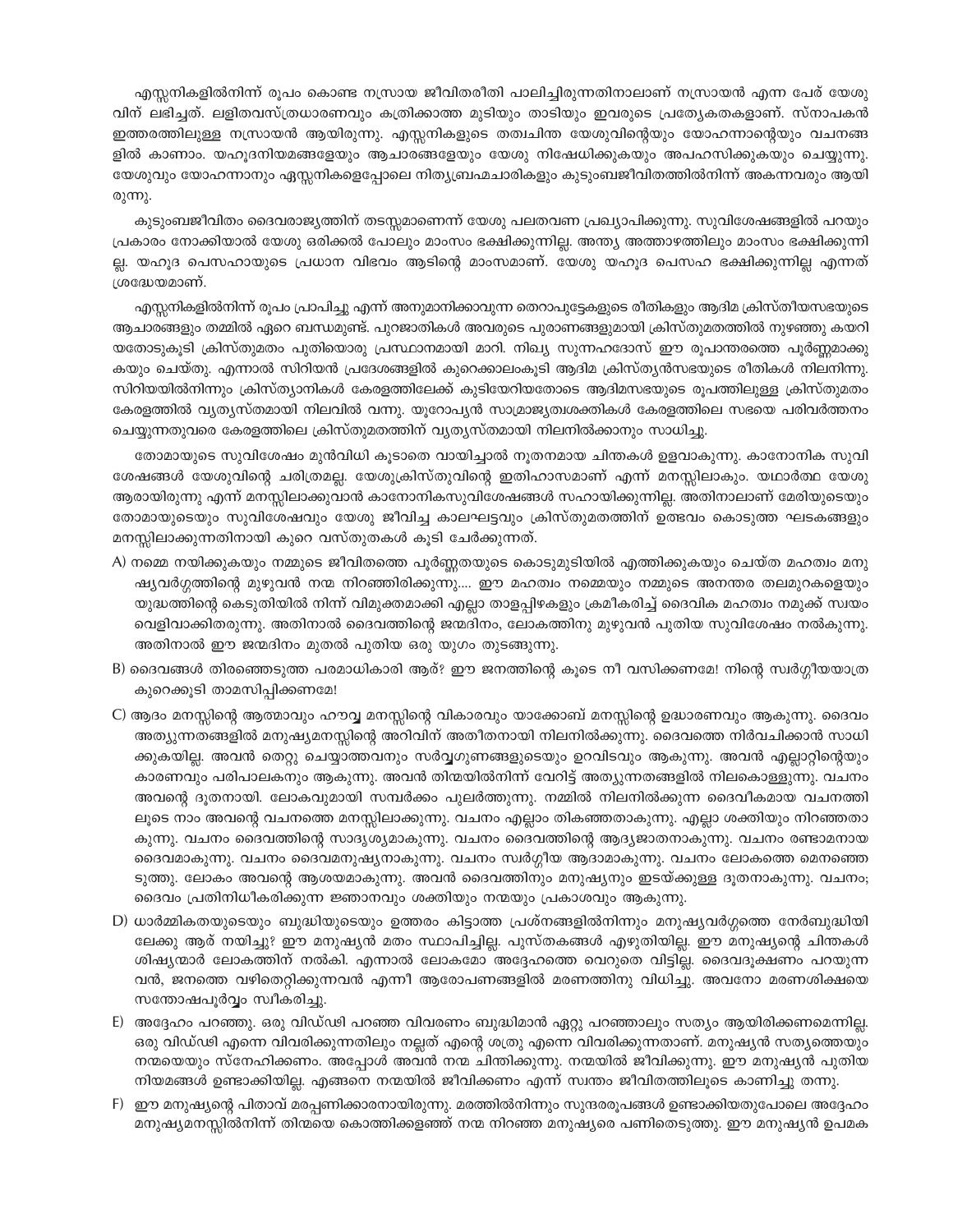എസ്സനികളിൽനിന്ന് രൂപം കൊണ്ട നസ്രായ ജീവിതരീതി പാലിച്ചിരുന്നതിനാലാണ് നസ്രായൻ എന്ന പേര് യേശുവിന് ലഭിച്ചത്. ലളിതവസ്ത്രധാരണവും കത്രിക്കാത്ത മുടിയും താടിയും ഇവരുടെ പ്രത്യേകതകളാണ്. സ്നാപകൻ ഇത്തരത്തിലുള്ള നസ്രായൻ ആയിരുന്നു. എസ്സനികളുടെ തത്വചിന്ത യേശുവിന്റെയും യോഹന്നാന്റെയും വചനങ്ങളിൽ കാണാം. യഹൂദനിയമങ്ങളേയും ആചാരങ്ങളേയും യേശു നിഷേധിക്കുകയും അപഹസിക്കുകയും ചെയ്യുന്നു. യേശുവും യോഹന്നാനും ഏസ്സനികളെപ്പോലെ നിത്യബ്രഹ്മചാരികളും കുടുംബജീവിതത്തിൽനിന്ന് അകന്നവരും ആയിരുന്നു.

കുടുംബജീവിതം ദൈവരാജ്യത്തിന് തടസ്സമാണെന്ന് യേശു പലതവണ പ്രഖ്യാപിക്കുന്നു. സുവിശേഷങ്ങളിൽ പറയും പ്രകാരം നോക്കിയാൽ യേശു ഒരിക്കൽ പോലും മാംസം ഭക്ഷിക്കുന്നില്ല. അന്ത്യ അത്താഴത്തിലും മാംസം ഭക്ഷിക്കുന്നില്ല. യഹൂദ പെസഹായുടെ പ്രധാന വിഭവം ആടിന്റെ മാംസമാണ്. യേശു യഹൂദ പെസഹ ഭക്ഷിക്കുന്നില്ല എന്നത് ശ്രദ്ധേയമാണ്.

എസ്സനികളിൽനിന്ന് രൂപം പ്രാപിച്ചു എന്ന് അനുമാനിക്കാവുന്ന തെറാപുട്ടേകളുടെ രീതികളും ആദിമ ക്രിസ്തീയസഭയുടെ ആചാരങ്ങളും തമ്മിൽ ഏറെ ബന്ധമുണ്ട്. പുറജാതികൾ അവരുടെ പുരാണങ്ങളുമായി ക്രിസ്തുമതത്തിൽ നുഴഞ്ഞു കയറിയതോടുകൂടി ക്രിസ്തുമതം പുതിയൊരു പ്രസ്ഥാനമായി മാറി. നിഖ്യ സുന്നഹദോസ് ഈ രൂപാന്തരത്തെ പൂർണ്ണമാക്കുകയും ചെയ്തു. എന്നാൽ സിറിയൻ പ്രദേശങ്ങളിൽ കുറെക്കാലംകൂടി ആദിമ ക്രിസ്ത്യൻസഭയുടെ രീതികൾ നിലനിന്നു. സിറിയയിൽനിന്നും ക്രിസ്ത്യാനികൾ കേരളത്തിലേക്ക് കുടിയേറിയതോടെ ആദിമസഭയുടെ രൂപത്തിലുള്ള ക്രിസ്തുമതം കേരളത്തിൽ വ്യത്യസ്തമായി നിലവിൽ വന്നു. യൂറോപ്യൻ സാമ്രാജ്യത്വശക്തികൾ കേരളത്തിലെ സഭയെ പരിവർത്തനം ചെയ്യുന്നതുവരെ കേരളത്തിലെ ക്രിസ്തുമതത്തിന് വ്യത്യസ്തമായി നിലനിൽക്കാനും സാധിച്ചു.

തോമായുടെ സുവിശേഷം മുൻവിധി കൂടാതെ വായിച്ചാൽ നൂതനമായ ചിന്തകൾ ഉളവാകുന്നു. കാനോനിക സുവിശേഷങ്ങൾ യേശുവിന്റെ ചരിത്രമല്ല. യേശുക്രിസ്തുവിന്റെ ഇതിഹാസമാണ് എന്ന് മനസ്സിലാകും. യഥാർത്ഥ യേശു ആരായിരുന്നു എന്ന് മനസ്സിലാക്കുവാൻ കാനോനികസുവിശേഷങ്ങൾ സഹായിക്കുന്നില്ല. അതിനാലാണ് മേരിയുടെയും തോമായുടെയും സുവിശേഷവും യേശു ജീവിച്ച കാലഘട്ടവും ക്രിസ്തുമതത്തിന് ഉത്ഭവം കൊടുത്ത ഘടകങ്ങളും മനസ്സിലാക്കുന്നതിനായി കുറെ വസ്തുതകൾ കൂടി ചേർക്കുന്നത്.

A) നമ്മെ നയിക്കുകയും നമ്മുടെ ജീവിതത്തെ പൂർണ്ണതയുടെ കൊടുമുടിയിൽ എത്തിക്കുകയും ചെയ്ത മഹത്വം മനുഷ്യവർഗ്ഗത്തിന്റെ മുഴുവൻ നന്മ നിറഞ്ഞിരിക്കുന്നു.... ഈ മഹത്വം നമ്മെയും നമ്മുടെ അനന്തര തലമുറകളെയും യുദ്ധത്തിന്റെ കെടുതിയിൽ നിന്ന് വിമുക്തമാക്കി എല്ലാ താളപ്പിഴകളും ക്രമീകരിച്ച് ദൈവിക മഹത്വം നമുക്ക് സ്വയം വെളിവാക്കിതരുന്നു. അതിനാൽ ദൈവത്തിന്റെ ജന്മദിനം, ലോകത്തിനു മുഴുവൻ പുതിയ സുവിശേഷം നൽകുന്നു. അതിനാൽ ഈ ജന്മദിനം മുതൽ പുതിയ ഒരു യുഗം തുടങ്ങുന്നു.

B) ദൈവങ്ങൾ തിരഞ്ഞെടുത്ത പരമാധികാരി ആര്? ഈ ജനത്തിന്റെ കൂടെ നീ വസിക്കണമേ! നിന്റെ സ്വർഗ്ഗീയയാത്ര കുറെക്കൂടി താമസിപ്പിക്കണമേ!

C) ആദം മനസ്സിന്റെ ആത്മാവും ഹൗവ്വ മനസ്സിന്റെ വികാരവും യാക്കോബ് മനസ്സിന്റെ ഉദ്ധാരണവും ആകുന്നു. ദൈവം അത്യുന്നതങ്ങളിൽ മനുഷ്യമനസ്സിന്റെ അറിവിന് അതീതനായി നിലനിൽക്കുന്നു. ദൈവത്തെ നിർവചിക്കാൻ സാധിക്കുകയില്ല. അവൻ തെറ്റു ചെയ്യാത്തവനും സർവ്വഗുണങ്ങളുടെയും ഉറവിടവും ആകുന്നു. അവൻ എല്ലാറ്റിന്റെയും കാരണവും പരിപാലകനും ആകുന്നു. അവൻ തിന്മയിൽനിന്ന് വേറിട്ട് അത്യുന്നതങ്ങളിൽ നിലകൊള്ളുന്നു. വചനം അവന്റെ ദൂതനായി. ലോകവുമായി സമ്പർക്കം പുലർത്തുന്നു. നമ്മിൽ നിലനിൽക്കുന്ന ദൈവീകമായ വചനത്തിലൂടെ നാം അവന്റെ വചനത്തെ മനസ്സിലാക്കുന്നു. വചനം എല്ലാം തികഞ്ഞതാകുന്നു. എല്ലാ ശക്തിയും നിറഞ്ഞതാകുന്നു. വചനം ദൈവത്തിന്റെ സാദൃശ്യമാകുന്നു. വചനം ദൈവത്തിന്റെ ആദ്യജാതനാകുന്നു. വചനം രണ്ടാമനായ ദൈവമാകുന്നു. വചനം ദൈവമനുഷ്യനാകുന്നു. വചനം സ്വർഗ്ഗീയ ആദാമാകുന്നു. വചനം ലോകത്തെ മെനഞ്ഞെടുത്തു. ലോകം അവന്റെ ആശയമാകുന്നു. അവൻ ദൈവത്തിനും മനുഷ്യനും ഇടയ്ക്കുള്ള ദൂതനാകുന്നു. വചനം; ദൈവം പ്രതിനിധീകരിക്കുന്ന ജ്ഞാനവും ശക്തിയും നന്മയും പ്രകാശവും ആകുന്നു.

D) ധാർമ്മികതയുടെയും ബുദ്ധിയുടെയും ഉത്തരം കിട്ടാത്ത പ്രശ്നങ്ങളിൽനിന്നും മനുഷ്യവർഗ്ഗത്തെ നേർബുദ്ധിയിലേക്കു ആര് നയിച്ചു? ഈ മനുഷ്യൻ മതം സ്ഥാപിച്ചില്ല. പുസ്തകങ്ങൾ എഴുതിയില്ല. ഈ മനുഷ്യന്റെ ചിന്തകൾ ശിഷ്യന്മാർ ലോകത്തിന് നൽകി. എന്നാൽ ലോകമോ അദ്ദേഹത്തെ വെറുതെ വിട്ടില്ല. ദൈവദൂഷണം പറയുന്നവൻ, ജനത്തെ വഴിതെറ്റിക്കുന്നവൻ എന്നീ ആരോപണങ്ങളിൽ മരണത്തിനു വിധിച്ചു. അവനോ മരണശിക്ഷയെ സന്തോഷപൂർവ്വം സ്വീകരിച്ചു.

E) അദ്ദേഹം പറഞ്ഞു. ഒരു വിഡ്ഢി പറഞ്ഞ വിവരണം ബുദ്ധിമാൻ ഏറ്റു പറഞ്ഞാലും സത്യം ആയിരിക്കണമെന്നില്ല. ഒരു വിഡ്ഢി എന്നെ വിവരിക്കുന്നതിലും നല്ലത് എന്റെ ശത്രു എന്നെ വിവരിക്കുന്നതാണ്. മനുഷ്യൻ സത്യത്തെയും നന്മയെയും സ്നേഹിക്കണം. അപ്പോൾ അവൻ നന്മ ചിന്തിക്കുന്നു. നന്മയിൽ ജീവിക്കുന്നു. ഈ മനുഷ്യൻ പുതിയ നിയമങ്ങൾ ഉണ്ടാക്കിയില്ല. എങ്ങനെ നന്മയിൽ ജീവിക്കണം എന്ന് സ്വന്തം ജീവിതത്തിലൂടെ കാണിച്ചു തന്നു.

F) ഈ മനുഷ്യന്റെ പിതാവ് മരപ്പണിക്കാരനായിരുന്നു. മരത്തിൽനിന്നും സുന്ദരരൂപങ്ങൾ ഉണ്ടാക്കിയതുപോലെ അദ്ദേഹം മനുഷ്യമനസ്സിൽനിന്ന് തിന്മയെ കൊത്തിക്കളഞ്ഞ് നന്മ നിറഞ്ഞ മനുഷ്യരെ പണിതെടുത്തു. ഈ മനുഷ്യൻ ഉപമക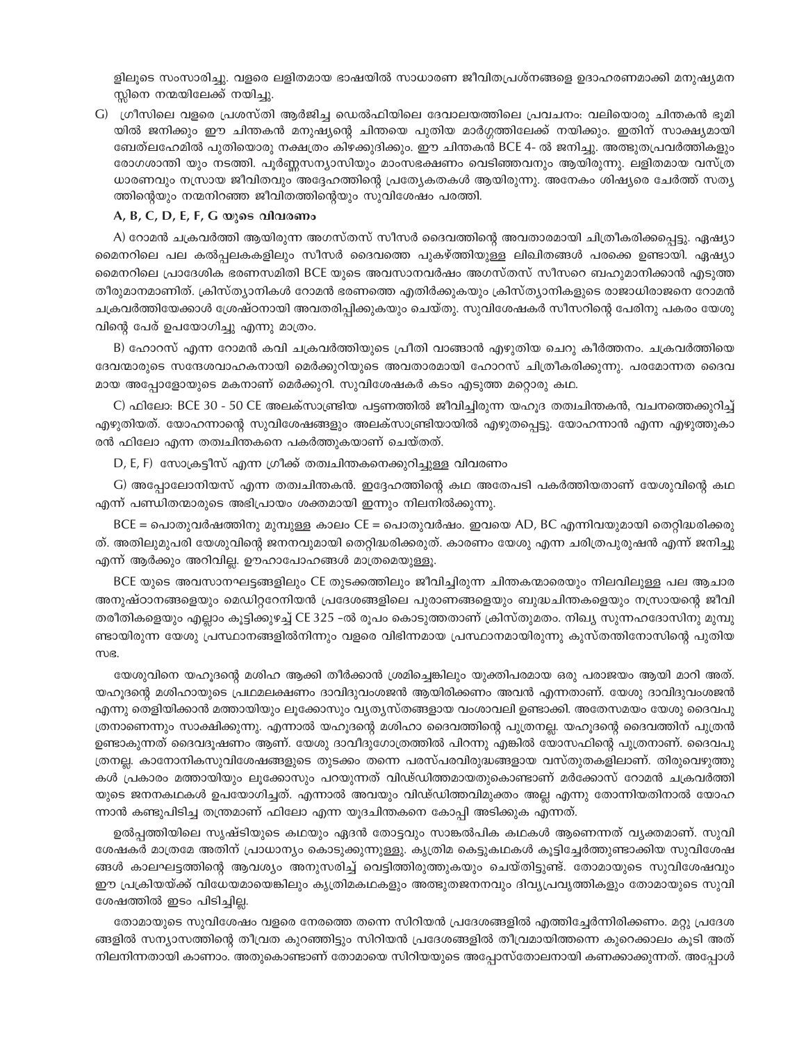ളിലൂടെ സംസാരിച്ചു. വളരെ ലളിതമായ ഭാഷയിൽ സാധാരണ ജീവിതപ്രശ്നങ്ങളെ ഉദാഹരണമാക്കി മനുഷ്യമനസ്സിനെ നന്മയിലേക്ക് നയിച്ചു.

G) ഗ്രീസിലെ വളരെ പ്രശസ്തി ആർജിച്ച ഡെൽഫിയിലെ ദേവാലയത്തിലെ പ്രവചനം: വലിയൊരു ചിന്തകൻ ഭൂമിയിൽ ജനിക്കും ഈ ചിന്തകൻ മനുഷ്യന്റെ ചിന്തയെ പുതിയ മാർഗ്ഗത്തിലേക്ക് നയിക്കും. ഇതിന് സാക്ഷ്യമായി ബേത്‌ലഹേമിൽ പുതിയൊരു നക്ഷത്രം കിഴക്കുദിക്കും. ഈ ചിന്തകൻ BCE 4- ൽ ജനിച്ചു. അത്ഭുതപ്രവർത്തികളും രോഗശാന്തി യും നടത്തി. പൂർണ്ണസന്യാസിയും മാംസഭക്ഷണം വെടിഞ്ഞവനും ആയിരുന്നു. ലളിതമായ വസ്ത്രധാരണവും നസ്രായ ജീവിതവും അദ്ദേഹത്തിന്റെ പ്രത്യേകതകൾ ആയിരുന്നു. അനേകം ശിഷ്യരെ ചേർത്ത് സത്യത്തിന്റെയും നന്മനിറഞ്ഞ ജീവിതത്തിന്റെയും സുവിശേഷം പരത്തി.

**A, B, C, D, E, F, G യുടെ വിവരണം**

A) റോമൻ ചക്രവർത്തി ആയിരുന്ന അഗസ്തസ് സീസർ ദൈവത്തിന്റെ അവതാരമായി ചിത്രീകരിക്കപ്പെട്ടു. ഏഷ്യാമൈനറിലെ പല കൽപ്പലകകളിലും സീസർ ദൈവത്തെ പുകഴ്ത്തിയുള്ള ലിഖിതങ്ങൾ പരക്കെ ഉണ്ടായി. ഏഷ്യാമൈനറിലെ പ്രാദേശിക ഭരണസമിതി BCE യുടെ അവസാനവർഷം അഗസ്തസ് സീസറെ ബഹുമാനിക്കാൻ എടുത്ത തീരുമാനമാണിത്. ക്രിസ്ത്യാനികൾ റോമൻ ഭരണത്തെ എതിർക്കുകയും ക്രിസ്ത്യാനികളുടെ രാജാധിരാജനെ റോമൻ ചക്രവർത്തിയേക്കാൾ ശ്രേഷ്ഠനായി അവതരിപ്പിക്കുകയും ചെയ്തു. സുവിശേഷകർ സീസറിന്റെ പേരിനു പകരം യേശുവിന്റെ പേര് ഉപയോഗിച്ചു എന്നു മാത്രം.

B) ഹോറസ് എന്ന റോമൻ കവി ചക്രവർത്തിയുടെ പ്രീതി വാങ്ങാൻ എഴുതിയ ചെറു കീർത്തനം. ചക്രവർത്തിയെ ദേവന്മാരുടെ സന്ദേശവാഹകനായി മെർക്കുറിയുടെ അവതാരമായി ഹോറസ് ചിത്രീകരിക്കുന്നു. പരമോന്നത ദൈവമായ അപ്പോളോയുടെ മകനാണ് മെർക്കുറി. സുവിശേഷകർ കടം എടുത്ത മറ്റൊരു കഥ.

C) ഫിലോ: BCE 30 - 50 CE അലക്സാണ്ട്രിയ പട്ടണത്തിൽ ജീവിച്ചിരുന്ന യഹൂദ തത്വചിന്തകൻ, വചനത്തെക്കുറിച്ച് എഴുതിയത്. യോഹന്നാന്റെ സുവിശേഷങ്ങളും അലക്സാന്ദ്രിയായിൽ എഴുതപ്പെട്ടു. യോഹന്നാൻ എന്ന എഴുത്തുകാരൻ ഫിലോ എന്ന തത്വചിന്തകനെ പകർത്തുകയാണ് ചെയ്തത്.

D, E, F) സോക്രട്ടീസ് എന്ന ഗ്രീക്ക് തത്വചിന്തകനെക്കുറിച്ചുള്ള വിവരണം

G) അപ്പോലോനിയസ് എന്ന തത്വചിന്തകൻ. ഇദ്ദേഹത്തിന്റെ കഥ അതേപടി പകർത്തിയതാണ് യേശുവിന്റെ കഥ എന്ന് പണ്ഡിതന്മാരുടെ അഭിപ്രായം ശക്തമായി ഇന്നും നിലനിൽക്കുന്നു.

BCE = പൊതുവർഷത്തിനു മുമ്പുള്ള കാലം CE = പൊതുവർഷം. ഇവയെ AD, BC എന്നിവയുമായി തെറ്റിദ്ധരിക്കരുത്. അതിലുമുപരി യേശുവിന്റെ ജനനവുമായി തെറ്റിദ്ധരിക്കരുത്. കാരണം യേശു എന്ന ചരിത്രപുരുഷൻ എന്ന് ജനിച്ചു എന്ന് ആർക്കും അറിവില്ല. ഊഹാപോഹങ്ങൾ മാത്രമെയുള്ളൂ.

BCE യുടെ അവസാനഘട്ടങ്ങളിലും CE തുടക്കത്തിലും ജീവിച്ചിരുന്ന ചിന്തകന്മാരെയും നിലവിലുള്ള പല ആചാര അനുഷ്ഠാനങ്ങളെയും മെഡിറ്ററേനിയൻ പ്രദേശങ്ങളിലെ പുരാണങ്ങളെയും ബുദ്ധചിന്തകളെയും നസ്രായന്റെ ജീവിതരീതികളെയും എല്ലാം കൂട്ടിക്കുഴച്ച് CE 325 -ൽ രൂപം കൊടുത്തതാണ് ക്രിസ്തുമതം. നിഖ്യ സൂന്നഹദോസിനു മുമ്പുണ്ടായിരുന്ന യേശു പ്രസ്ഥാനങ്ങളിൽനിന്നും വളരെ വിഭിന്നമായ പ്രസ്ഥാനമായിരുന്നു കുസ്തന്തിനോസിന്റെ പുതിയ സഭ.

യേശുവിനെ യഹൂദന്റെ മശിഹ ആക്കി തീർക്കാൻ ശ്രമിച്ചെങ്കിലും യുക്തിപരമായ ഒരു പരാജയം ആയി മാറി അത്. യഹൂദന്റെ മശിഹായുടെ പ്രഥമലക്ഷണം ദാവിദുവംശജൻ ആയിരിക്കണം അവൻ എന്നതാണ്. യേശു ദാവിദുവംശജൻ എന്നു തെളിയിക്കാൻ മത്തായിയും ലൂക്കോസും വ്യത്യസ്തങ്ങളായ വംശാവലി ഉണ്ടാക്കി. അതേസമയം യേശു ദൈവപുത്രനാണെന്നും സാക്ഷിക്കുന്നു. എന്നാൽ യഹൂദന്റെ മശിഹാ ദൈവത്തിന്റെ പുത്രനല്ല. യഹൂദന്റെ ദൈവത്തിന് പുത്രൻ ഉണ്ടാകുന്നത് ദൈവദൂഷണം ആണ്. യേശു ദാവീദുഗോത്രത്തിൽ പിറന്നു എങ്കിൽ യോസഫിന്റെ പുത്രനാണ്. ദൈവപുത്രനല്ല. കാനോനികസുവിശേഷങ്ങളുടെ തുടക്കം തന്നെ പരസ്പരവിരുദ്ധങ്ങളായ വസ്തുതകളിലാണ്. തിരുവെഴുത്തുകൾ പ്രകാരം മത്തായിയും ലൂക്കോസും പറയുന്നത് വിഢ്ഡിത്തമായതുകൊണ്ടാണ് മർക്കോസ് റോമൻ ചക്രവർത്തിയുടെ ജനനകഥകൾ ഉപയോഗിച്ചത്. എന്നാൽ അവയും വിഢ്ഡിത്തവിമുക്തം അല്ല എന്നു തോന്നിയതിനാൽ യോഹന്നാൻ കണ്ടുപിടിച്ച തന്ത്രമാണ് ഫിലോ എന്ന യൂദചിന്തകനെ കോപ്പി അടിക്കുക എന്നത്.

ഉൽപ്പത്തിയിലെ സൃഷ്ടിയുടെ കഥയും ഏദൻ തോട്ടവും സാങ്കൽപിക കഥകൾ ആണെന്നത് വ്യക്തമാണ്. സുവിശേഷകർ മാത്രമേ അതിന് പ്രാധാന്യം കൊടുക്കുന്നുള്ളു. കൃത്രിമ കെട്ടുകഥകൾ കൂട്ടിച്ചേർത്തുണ്ടാക്കിയ സുവിശേഷങ്ങൾ കാലഘട്ടത്തിന്റെ ആവശ്യം അനുസരിച്ച് വെട്ടിത്തിരുത്തുകയും ചെയ്തിട്ടുണ്ട്. തോമായുടെ സുവിശേഷവും ഈ പ്രക്രിയയ്ക്ക് വിധേയമായെങ്കിലും കൃത്രിമകഥകളും അത്ഭുതജനനവും ദിവ്യപ്രവൃത്തികളും തോമായുടെ സുവിശേഷത്തിൽ ഇടം പിടിച്ചില്ല.

തോമായുടെ സുവിശേഷം വളരെ നേരത്തെ തന്നെ സിറിയൻ പ്രദേശങ്ങളിൽ എത്തിച്ചേർന്നിരിക്കണം. മറ്റു പ്രദേശങ്ങളിൽ സന്യാസത്തിന്റെ തീവ്രത കുറഞ്ഞിട്ടും സിറിയൻ പ്രദേശങ്ങളിൽ തീവ്രമായിത്തന്നെ കുറെക്കാലം കൂടി അത് നിലനിന്നതായി കാണാം. അതുകൊണ്ടാണ് തോമായെ സിറിയയുടെ അപ്പോസ്തോലനായി കണക്കാക്കുന്നത്. അപ്പോൾ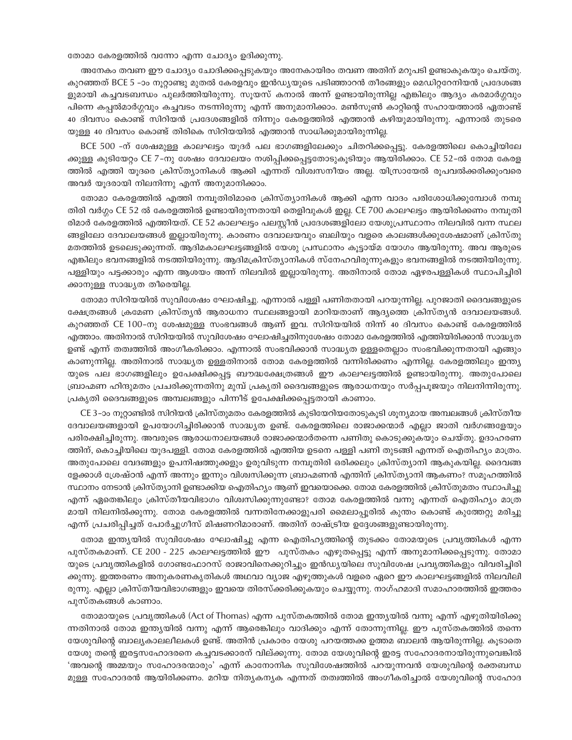തോമാ കേരളത്തിൽ വന്നോ എന്ന ചോദ്യം ഉദിക്കുന്നു.

അനേകം തവണ ഈ ചോദ്യം ചോദിക്കപ്പെടുകയും അനേകായിരം തവണ അതിന് മറുപടി ഉണ്ടാകുകയും ചെയ്തു. കുറഞ്ഞത് BCE 5 -ാം നൂറ്റാണ്ടു മുതൽ കേരളവും ഇൻഡ്യയുടെ പടിഞ്ഞാറൻ തീരങ്ങളും മെഡിറ്ററേനിയൻ പ്രദേശങ്ങളുമായി കച്ചവടബന്ധം പുലർത്തിയിരുന്നു. സൂയസ് കനാൽ അന്ന് ഉണ്ടായിരുന്നില്ല എങ്കിലും ആദ്യം കരമാർഗ്ഗവും പിന്നെ കപ്പൽമാർഗ്ഗവും കച്ചവടം നടന്നിരുന്നു എന്ന് അനുമാനിക്കാം. മൺസൂൺ കാറ്റിന്റെ സഹായത്താൽ ഏതാണ്ട് 40 ദിവസം കൊണ്ട് സിറിയൻ പ്രദേശങ്ങളിൽ നിന്നും കേരളത്തിൽ എത്താൻ കഴിയുമായിരുന്നു. എന്നാൽ തുടരെയുള്ള 40 ദിവസം കൊണ്ട് തിരികെ സിറിയയിൽ എത്താൻ സാധിക്കുമായിരുന്നില്ല.

BCE 500 -ന് ശേഷമുള്ള കാലഘട്ടം യൂദർ പല ഭാഗങ്ങളിലേക്കും ചിതറിക്കപ്പെട്ടു. കേരളത്തിലെ കൊച്ചിയിലേക്കുള്ള കുടിയേറ്റം CE 7-നു ശേഷം ദേവാലയം നശിപ്പിക്കപ്പെട്ടതോടുകൂടിയും ആയിരിക്കാം. CE 52-ൽ തോമ കേരളത്തിൽ എത്തി യൂദരെ ക്രിസ്ത്യാനികൾ ആക്കി എന്നത് വിശ്വസനീയം അല്ല. യിസ്രായേൽ രൂപവൽക്കരിക്കുംവരെ അവർ യൂദരായി നിലനിന്നു എന്ന് അനുമാനിക്കാം.

തോമാ കേരളത്തിൽ എത്തി നമ്പൂതിരിമാരെ ക്രിസ്ത്യാനികൾ ആക്കി എന്ന വാദം പരിശോധിക്കുമ്പോൾ നമ്പൂതിരി വർഗ്ഗം CE 52 ൽ കേരളത്തിൽ ഉണ്ടായിരുന്നതായി തെളിവുകൾ ഇല്ല. CE 700 കാലഘട്ടം ആയിരിക്കണം നമ്പൂതിരിമാർ കേരളത്തിൽ എത്തിയത്. CE 52 കാലഘട്ടം പലസ്റ്റീൻ പ്രദേശങ്ങളിലോ യേശുപ്രസ്ഥാനം നിലവിൽ വന്ന സ്ഥലങ്ങളിലോ ദേവാലയങ്ങൾ ഇല്ലായിരുന്നു. കാരണം ദേവാലയവും ബലിയും വളരെ കാലങ്ങൾക്കുശേഷമാണ് ക്രിസ്തുമതത്തിൽ ഉടലെടുക്കുന്നത്. ആദിമകാലഘട്ടങ്ങളിൽ യേശു പ്രസ്ഥാനം കൂട്ടായ്മ യോഗം ആയിരുന്നു. അവ ആരുടെ എങ്കിലും ഭവനങ്ങളിൽ നടത്തിയിരുന്നു. ആദിമക്രിസ്ത്യാനികൾ സ്നേഹവിരുന്നുകളും ഭവനങ്ങളിൽ നടത്തിയിരുന്നു. പള്ളിയും പട്ടക്കാരും എന്ന ആശയം അന്ന് നിലവിൽ ഇല്ലായിരുന്നു. അതിനാൽ തോമ ഏഴരപള്ളികൾ സ്ഥാപിച്ചിരിക്കാനുള്ള സാദ്ധ്യത തീരെയില്ല.

തോമാ സിറിയയിൽ സുവിശേഷം ഘോഷിച്ചു. എന്നാൽ പള്ളി പണിതതായി പറയുന്നില്ല. പുറജാതി ദൈവങ്ങളുടെ ക്ഷേത്രങ്ങൾ ക്രമേണ ക്രിസ്ത്യൻ ആരാധനാ സ്ഥലങ്ങളായി മാറിയതാണ് ആദ്യത്തെ ക്രിസ്ത്യൻ ദേവാലയങ്ങൾ. കുറഞ്ഞത് CE 100-നു ശേഷമുള്ള സംഭവങ്ങൾ ആണ് ഇവ. സിറിയയിൽ നിന്ന് 40 ദിവസം കൊണ്ട് കേരളത്തിൽ എത്താം. അതിനാൽ സിറിയയിൽ സുവിശേഷം ഘോഷിച്ചതിനുശേഷം തോമാ കേരളത്തിൽ എത്തിയിരിക്കാൻ സാധ്യത ഉണ്ട് എന്ന് തത്വത്തിൽ അംഗീകരിക്കാം. എന്നാൽ സംഭവിക്കാൻ സാദ്ധ്യത ഉള്ളതെല്ലാം സംഭവിക്കുന്നതായി എങ്ങും കാണുന്നില്ല. അതിനാൽ സാദ്ധ്യത ഉള്ളതിനാൽ തോമ കേരളത്തിൽ വന്നിരിക്കണം എന്നില്ല. കേരളത്തിലും ഇന്ത്യയുടെ പല ഭാഗങ്ങളിലും ഉപേക്ഷിക്കപ്പെട്ട ബൗദ്ധക്ഷേത്രങ്ങൾ ഈ കാലഘട്ടത്തിൽ ഉണ്ടായിരുന്നു. അതുപോലെ ബ്രാഹ്മണ ഹിന്ദുമതം പ്രചരിക്കുന്നതിനു മുമ്പ് പ്രകൃതി ദൈവങ്ങളുടെ ആരാധനയും സർപ്പപൂജയും നിലനിന്നിരുന്നു. പ്രകൃതി ദൈവങ്ങളുടെ അമ്പലങ്ങളും പിന്നീട് ഉപേക്ഷിക്കപ്പെട്ടതായി കാണാം.

CE 3-ാം നൂറ്റാണ്ടിൽ സിറിയൻ ക്രിസ്തുമതം കേരളത്തിൽ കുടിയേറിയതോടുകൂടി ശൂന്യമായ അമ്പലങ്ങൾ ക്രിസ്തീയ ദേവാലയങ്ങളായി ഉപയോഗിച്ചിരിക്കാൻ സാദ്ധ്യത ഉണ്ട്. കേരളത്തിലെ രാജാക്കന്മാർ എല്ലാ ജാതി വർഗങ്ങളേയും പരിരക്ഷിച്ചിരുന്നു. അവരുടെ ആരാധനാലയങ്ങൾ രാജാക്കന്മാർതന്നെ പണിതു കൊടുക്കുകയും ചെയ്തു. ഉദാഹരണത്തിന്, കൊച്ചിയിലെ യൂദപള്ളി. തോമ കേരളത്തിൽ എത്തിയ ഉടനെ പള്ളി പണി തുടങ്ങി എന്നത് ഐതിഹ്യം മാത്രം. അതുപോലെ വേദങ്ങളും ഉപനിഷത്തുക്കളും ഉരുവിടുന്ന നമ്പൂതിരി ഒരിക്കലും ക്രിസ്ത്യാനി ആകുകയില്ല. ദൈവങ്ങളേക്കാൾ ശ്രേഷ്ഠൻ എന്ന് അന്നും ഇന്നും വിശ്വസിക്കുന്ന ബ്രാഹ്മണൻ എന്തിന് ക്രിസ്ത്യാനി ആകണം? സമൂഹത്തിൽ സ്ഥാനം നേടാൻ ക്രിസ്ത്യാനി ഉണ്ടാക്കിയ ഐതിഹ്യം ആണ് ഇവയൊക്കെ. തോമ കേരളത്തിൽ ക്രിസ്തുമതം സ്ഥാപിച്ചു എന്ന് ഏതെങ്കിലും ക്രിസ്തീയവിഭാഗം വിശ്വസിക്കുന്നുണ്ടോ? തോമ കേരളത്തിൽ വന്നു എന്നത് ഐതിഹ്യം മാത്രമായി നിലനിൽക്കുന്നു. തോമ കേരളത്തിൽ വന്നതിനേക്കാളുപരി മൈലാപ്പൂരിൽ കുന്തം കൊണ്ട് കുത്തേറ്റു മരിച്ചു എന്ന് പ്രചരിപ്പിച്ചത് പോർച്ചുഗീസ് മിഷണറിമാരാണ്. അതിന് രാഷ്ട്രീയ ഉദ്ദേശങ്ങളുണ്ടായിരുന്നു.

തോമ ഇന്ത്യയിൽ സുവിശേഷം ഘോഷിച്ചു എന്ന ഐതിഹ്യത്തിന്റെ തുടക്കം തോമയുടെ പ്രവൃത്തികൾ എന്ന പുസ്തകമാണ്. CE 200 - 225 കാലഘട്ടത്തിൽ ഈ പുസ്തകം എഴുതപ്പെട്ടു എന്ന് അനുമാനിക്കപ്പെടുന്നു. തോമായുടെ പ്രവൃത്തികളിൽ ഗോണ്ടഫോറസ് രാജാവിനെക്കുറിച്ചും ഇൻഡ്യയിലെ സുവിശേഷ പ്രവൃത്തികളും വിവരിച്ചിരിക്കുന്നു. ഇത്തരം അനുകരണകൃതികൾ അഥവാ വ്യാജ എഴുത്തുകൾ വളരെ ഏറെ ഈ കാലഘട്ടങ്ങളിൽ നിലവിലിരുന്നു. എല്ലാ ക്രിസ്തീയവിഭാഗങ്ങളും ഇവയെ തിരസ്ക്കരിക്കുകയും ചെയ്യുന്നു. നാഗ്ഹമാദി സമാഹാരത്തിൽ ഇത്തരം പുസ്തകങ്ങൾ കാണാം.

തോമായുടെ പ്രവൃത്തികൾ (Act of Thomas) എന്ന പുസ്തകത്തിൽ തോമ ഇന്ത്യയിൽ വന്നു എന്ന് എഴുതിയിരിക്കുന്നതിനാൽ തോമ ഇന്ത്യയിൽ വന്നു എന്ന് ആരെങ്കിലും വാദിക്കും എന്ന് തോന്നുന്നില്ല. ഈ പുസ്തകത്തിൽ തന്നെ യേശുവിന്റെ ബാല്യകാലലീലകൾ ഉണ്ട്. അതിൻ പ്രകാരം യേശു പറയത്തക്ക ഉത്തമ ബാലൻ ആയിരുന്നില്ല. കൂടാതെ യേശു തന്റെ ഇരട്ടസഹോദരനെ കച്ചവടക്കാരന് വില്ക്കുന്നു. തോമ യേശുവിന്റെ ഇരട്ട സഹോദരനായിരുന്നുവെങ്കിൽ 'അവന്റെ അമ്മയും സഹോദരന്മാരും' എന്ന് കാനോനിക സുവിശേഷത്തിൽ പറയുന്നവൻ യേശുവിന്റെ രക്തബന്ധമുള്ള സഹോദരൻ ആയിരിക്കണം. മറിയ നിത്യകന്യക എന്നത് തത്വത്തിൽ അംഗീകരിച്ചാൽ യേശുവിന്റെ സഹോദ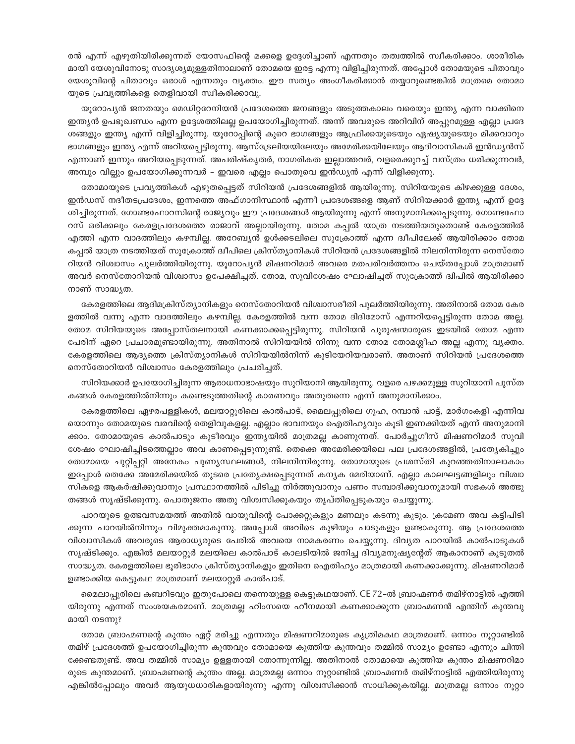രൻ എന്ന് എഴുതിയിരിക്കുന്നത് യോസഫിന്റെ മക്കളെ ഉദ്ദേശിച്ചാണ് എന്നതും തത്വത്തിൽ സ്വീകരിക്കാം. ശാരീരികമായി യേശുവിനോടു സാദൃശ്യമുള്ളതിനാലാണ് തോമയെ ഇരട്ട എന്നു വിളിച്ചിരുന്നത്. അപ്പോൾ തോമയുടെ പിതാവും യേശുവിന്റെ പിതാവും ഒരാൾ എന്നതും വ്യക്തം. ഈ സത്യം അംഗീകരിക്കാൻ തയ്യാറുണ്ടെങ്കിൽ മാത്രമെ തോമായുടെ പ്രവൃത്തികളെ തെളിവായി സ്വീകരിക്കാവൂ.

യൂറോപ്യൻ ജനതയും മെഡിറ്ററേനിയൻ പ്രദേശത്തെ ജനങ്ങളും അടുത്തകാലം വരെയും ഇന്ത്യ എന്ന വാക്കിനെ ഇന്ത്യൻ ഉപഭൂഖണ്ഡം എന്ന ഉദ്ദേശത്തിലല്ല ഉപയോഗിച്ചിരുന്നത്. അന്ന് അവരുടെ അറിവിന് അപ്പുറമുള്ള എല്ലാ പ്രദേശങ്ങളും ഇന്ത്യ എന്ന് വിളിച്ചിരുന്നു. യൂറോപ്പിന്റെ കുറെ ഭാഗങ്ങളും ആഫ്രിക്കയുടെയും ഏഷ്യയുടെയും മിക്കവാറും ഭാഗങ്ങളും ഇന്ത്യ എന്ന് അറിയപ്പെട്ടിരുന്നു. ആസ്ട്രേലിയയിലേയും അമേരിക്കയിലേയും ആദിവാസികൾ ഇൻഡ്യൻസ് എന്നാണ് ഇന്നും അറിയപ്പെടുന്നത്. അപരിഷ്കൃതർ, നാഗരികത ഇല്ലാത്തവർ, വളരെക്കുറച്ച് വസ്ത്രം ധരിക്കുന്നവർ, അമ്പും വില്ലും ഉപയോഗിക്കുന്നവർ - ഇവരെ എല്ലം പൊതുവെ ഇൻഡ്യൻ എന്ന് വിളിക്കുന്നു.

തോമായുടെ പ്രവൃത്തികൾ എഴുതപ്പെട്ടത് സിറിയൻ പ്രദേശങ്ങളിൽ ആയിരുന്നു. സിറിയയുടെ കിഴക്കുള്ള ദേശം, ഇൻഡസ് നദീതടപ്രദേശം, ഇന്നത്തെ അഫ്ഗാനിസ്ഥാൻ എന്നീ പ്രദേശങ്ങളെ ആണ് സിറിയക്കാർ ഇന്ത്യ എന്ന് ഉദ്ദേശിച്ചിരുന്നത്. ഗോണ്ടഫോറസിന്റെ രാജ്യവും ഈ പ്രദേശങ്ങൾ ആയിരുന്നു എന്ന് അനുമാനിക്കപ്പെടുന്നു. ഗോണ്ടഫോറസ് ഒരിക്കലും കേരളപ്രദേശത്തെ രാജാവ് അല്ലായിരുന്നു. തോമ കപ്പൽ യാത്ര നടത്തിയതുകൊണ്ട് കേരളത്തിൽ എത്തി എന്ന വാദത്തിലും കഴമ്പില്ല. അറേബ്യൻ ഉൾക്കടലിലെ സുക്രോത്ത് എന്ന ദ്വീപിലേക്ക് ആയിരിക്കാം തോമ കപ്പൽ യാത്ര നടത്തിയത് സുക്രോത്ത് ദ്വീപിലെ ക്രിസ്ത്യാനികൾ സിറിയൻ പ്രദേശങ്ങളിൽ നിലനിന്നിരുന്ന നെസ്തോറിയൻ വിശ്വാസം പുലർത്തിയിരുന്നു. യൂറോപ്യൻ മിഷനറിമാർ അവരെ മതപരിവർത്തനം ചെയ്തപ്പോൾ മാത്രമാണ് അവർ നെസ്തോറിയൻ വിശ്വാസം ഉപേക്ഷിച്ചത്. തോമ, സുവിശേഷം ഘോഷിച്ചത് സുക്രോത്ത് ദ്വിപിൽ ആയിരിക്കാനാണ് സാദ്ധ്യത.

കേരളത്തിലെ ആദിമക്രിസ്ത്യാനികളും നെസ്തോറിയൻ വിശ്വാസരീതി പുലർത്തിയിരുന്നു. അതിനാൽ തോമ കേരളത്തിൽ വന്നു എന്ന വാദത്തിലും കഴമ്പില്ല. കേരളത്തിൽ വന്ന തോമ ദിദിമോസ് എന്നറിയപ്പെട്ടിരുന്ന തോമ അല്ല. തോമ സിറിയയുടെ അപ്പോസ്തലനായി കണക്കാക്കപ്പെട്ടിരുന്നു. സിറിയൻ പുരുഷന്മാരുടെ ഇടയിൽ തോമ എന്ന പേരിന് ഏറെ പ്രചാരമുണ്ടായിരുന്നു. അതിനാൽ സിറിയയിൽ നിന്നു വന്ന തോമ തോമശ്ലീഹ അല്ല എന്നു വ്യക്തം. കേരളത്തിലെ ആദ്യത്തെ ക്രിസ്ത്യാനികൾ സിറിയയിൽനിന്ന് കുടിയേറിയവരാണ്. അതാണ് സിറിയൻ പ്രദേശത്തെ നെസ്തോറിയൻ വിശ്വാസം കേരളത്തിലും പ്രചരിച്ചത്.

സിറിയക്കാർ ഉപയോഗിച്ചിരുന്ന ആരാധനാഭാഷയും സുറിയാനി ആയിരുന്നു. വളരെ പഴക്കമുള്ള സുറിയാനി പുസ്തകങ്ങൾ കേരളത്തിൽനിന്നും കണ്ടെടുത്തതിന്റെ കാരണവും അതുതന്നെ എന്ന് അനുമാനിക്കാം.

കേരളത്തിലെ ഏഴരപള്ളികൾ, മലയാറ്റൂരിലെ കാൽപാട്, മൈലപ്പൂരിലെ ഗുഹ, റമ്പാൻ പാട്ട്, മാർഗംകളി എന്നിവയൊന്നും തോമയുടെ വരവിന്റെ തെളിവുകളല്ല. എല്ലാം ഭാവനയും ഐതിഹ്യവും കൂടി ഇണക്കിയത് എന്ന് അനുമാനിക്കാം. തോമായുടെ കാൽപാടും കുടീരവും ഇന്ത്യയിൽ മാത്രമല്ല കാണുന്നത്. പോർച്ചുഗീസ് മിഷണറിമാർ സുവിശേഷം ഘോഷിച്ചിടത്തെല്ലാം അവ കാണപ്പെടുന്നുണ്ട്. തെക്കെ അമേരിക്കയിലെ പല പ്രദേശങ്ങളിൽ, പ്രത്യേകിച്ചും തോമായെ ചുറ്റിപ്പറ്റി അനേകം പുണ്യസ്ഥലങ്ങൾ, നിലനിന്നിരുന്നു. തോമായുടെ പ്രശസ്തി കുറഞ്ഞതിനാലാകാം ഇപ്പോൾ തെക്കേ അമേരിക്കയിൽ തുടരെ പ്രത്യേക്ഷപ്പെടുന്നത് കന്യക മേരിയാണ്. എല്ലാ കാലഘട്ടങ്ങളിലും വിശ്വാസികളെ ആകർഷിക്കുവാനും പ്രസ്ഥാനത്തിൽ പിടിച്ചു നിർത്തുവാനും പണം സമ്പാദിക്കുവാനുമായി സഭകൾ അത്ഭുതങ്ങൾ സൃഷ്ടിക്കുന്നു. പൊതുജനം അതു വിശ്വസിക്കുകയും തൃപ്തിപ്പെടുകയും ചെയ്യുന്നു.

പാറയുടെ ഉത്ഭവസമയത്ത് അതിൽ വായുവിന്റെ പോക്കറ്റുകളും മണലും കടന്നു കൂടും. ക്രമേണ അവ കട്ടിപിടിക്കുന്ന പാറയിൽനിന്നും വിമുക്തമാകുന്നു. അപ്പോൾ അവിടെ കുഴിയും പാടുകളും ഉണ്ടാകുന്നു. ആ പ്രദേശത്തെ വിശ്വാസികൾ അവരുടെ ആരാധ്യരുടെ പേരിൽ അവയെ നാമകരണം ചെയ്യുന്നു. ദിവ്യത പാറയിൽ കാൽപാടുകൾ സൃഷ്ടിക്കും. എങ്കിൽ മലയാറ്റൂർ മലയിലെ കാൽപാട് കാലടിയിൽ ജനിച്ച ദിവ്യമനുഷ്യന്റേത് ആകാനാണ് കൂടുതൽ സാദ്ധ്യത. കേരളത്തിലെ ഭൂരിഭാഗം ക്രിസ്ത്യാനികളും ഇതിനെ ഐതിഹ്യം മാത്രമായി കണക്കാക്കുന്നു. മിഷണറിമാർ ഉണ്ടാക്കിയ കെട്ടുകഥ മാത്രമാണ് മലയാറ്റൂർ കാൽപാട്.

മൈലാപ്പൂരിലെ കബറിടവും ഇതുപോലെ തന്നെയുള്ള കെട്ടുകഥയാണ്. CE 72-ൽ ബ്രാഹ്മണർ തമിഴ്നാട്ടിൽ എത്തിയിരുന്നു എന്നത് സംശയകരമാണ്. മാത്രമല്ല ഹിംസയെ ഹീനമായി കണക്കാക്കുന്ന ബ്രാഹ്മണൻ എന്തിന് കുന്തവുമായി നടന്നു?

തോമ ബ്രാഹ്മണന്റെ കുന്തം ഏറ്റ് മരിച്ചു എന്നതും മിഷണറിമാരുടെ കൃത്രിമകഥ മാത്രമാണ്. ഒന്നാം നൂറ്റാണ്ടിൽ തമിഴ് പ്രദേശത്ത് ഉപയോഗിച്ചിരുന്ന കുന്തവും തോമായെ കുത്തിയ കുന്തവും തമ്മിൽ സാമ്യം ഉണ്ടോ എന്നും ചിന്തിക്കേണ്ടതുണ്ട്. അവ തമ്മിൽ സാമ്യം ഉള്ളതായി തോന്നുന്നില്ല. അതിനാൽ തോമായെ കുത്തിയ കുന്തം മിഷണറിമാരുടെ കുന്തമാണ്. ബ്രാഹ്മണന്റെ കുന്തം അല്ല. മാത്രമല്ല ഒന്നാം നൂറ്റാണ്ടിൽ ബ്രാഹ്മണർ തമിഴ്നാട്ടിൽ എത്തിയിരുന്നു എങ്കിൽപ്പോലും അവർ ആയുധധാരികളായിരുന്നു എന്നു വിശ്വസിക്കാൻ സാധിക്കുകയില്ല. മാത്രമല്ല ഒന്നാം നൂറ്റാ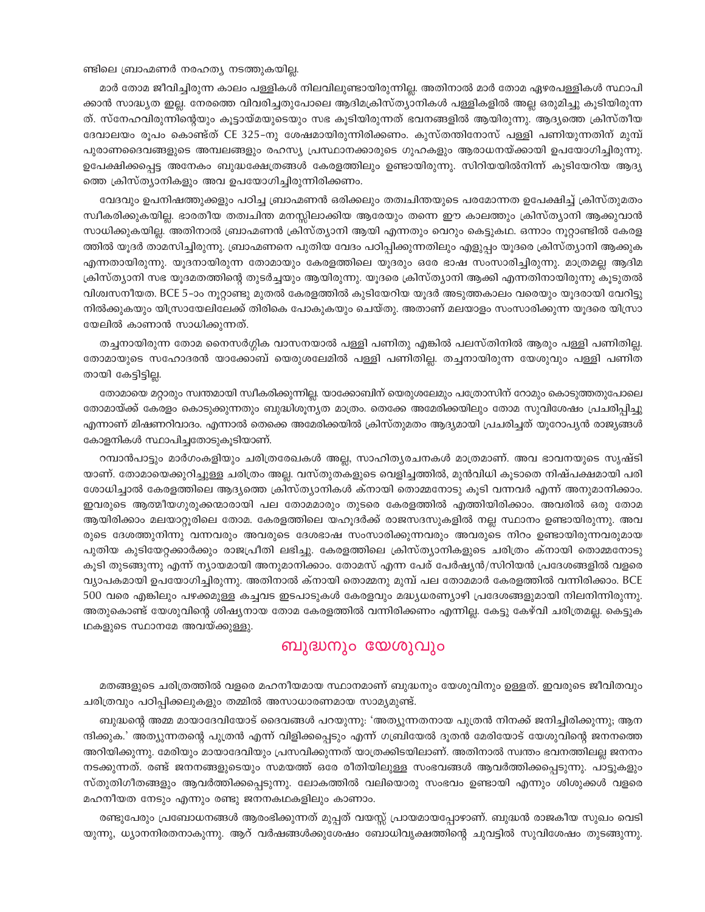ണ്ടിലെ ബ്രാഹ്മണർ നരഹത്യ നടത്തുകയില്ല.

മാർ തോമ ജീവിച്ചിരുന്ന കാലം പള്ളികൾ നിലവിലുണ്ടായിരുന്നില്ല. അതിനാൽ മാർ തോമ ഏഴരപള്ളികൾ സ്ഥാപിക്കാൻ സാദ്ധ്യത ഇല്ല. നേരത്തെ വിവരിച്ചതുപോലെ ആദിമക്രിസ്ത്യാനികൾ പള്ളികളിൽ അല്ല ഒരുമിച്ചു കൂടിയിരുന്നത്. സ്നേഹവിരുന്നിന്റെയും കൂട്ടായ്മയുടെയും സഭ കൂടിയിരുന്നത് ഭവനങ്ങളിൽ ആയിരുന്നു. ആദ്യത്തെ ക്രിസ്തീയ ദേവാലയം രൂപം കൊണ്ടത് CE 325-നു ശേഷമായിരുന്നിരിക്കണം. കുസ്തന്തിനോസ് പള്ളി പണിയുന്നതിന് മുമ്പ് പുരാണദൈവങ്ങളുടെ അമ്പലങ്ങളും രഹസ്യ പ്രസ്ഥാനക്കാരുടെ ഗുഹകളും ആരാധനയ്ക്കായി ഉപയോഗിച്ചിരുന്നു. ഉപേക്ഷിക്കപ്പെട്ട അനേകം ബുദ്ധക്ഷേത്രങ്ങൾ കേരളത്തിലും ഉണ്ടായിരുന്നു. സിറിയയിൽനിന്ന് കുടിയേറിയ ആദ്യത്തെ ക്രിസ്ത്യാനികളും അവ ഉപയോഗിച്ചിരുന്നിരിക്കണം.

വേദവും ഉപനിഷത്തുക്കളും പഠിച്ച ബ്രാഹ്മണൻ ഒരിക്കലും തത്വചിന്തയുടെ പരമോന്നത ഉപേക്ഷിച്ച് ക്രിസ്തുമതം സ്വീകരിക്കുകയില്ല. ഭാരതീയ തത്വചിന്ത മനസ്സിലാക്കിയ ആരേയും തന്നെ ഈ കാലത്തും ക്രിസ്ത്യാനി ആക്കുവാൻ സാധിക്കുകയില്ല. അതിനാൽ ബ്രാഹ്മണൻ ക്രിസ്ത്യാനി ആയി എന്നതും വെറും കെട്ടുകഥ. ഒന്നാം നൂറ്റാണ്ടിൽ കേരളത്തിൽ യൂദർ താമസിച്ചിരുന്നു. ബ്രാഹ്മണനെ പുതിയ വേദം പഠിപ്പിക്കുന്നതിലും എളുപ്പം യൂദരെ ക്രിസ്ത്യാനി ആക്കുക എന്നതായിരുന്നു. യൂദനായിരുന്ന തോമായും കേരളത്തിലെ യൂദരും ഒരേ ഭാഷ സംസാരിച്ചിരുന്നു. മാത്രമല്ല ആദിമ ക്രിസ്ത്യാനി സഭ യൂദമതത്തിന്റെ തുടർച്ചയും ആയിരുന്നു. യൂദരെ ക്രിസ്ത്യാനി ആക്കി എന്നതിനായിരുന്നു കൂടുതൽ വിശ്വസനീയത. BCE 5-ാം നൂറ്റാണ്ടു മുതൽ കേരളത്തിൽ കുടിയേറിയ യൂദർ അടുത്തകാലം വരെയും യൂദരായി വേറിട്ടു നിൽക്കുകയും യിസ്രായേലിലേക്ക് തിരികെ പോകുകയും ചെയ്തു. അതാണ് മലയാളം സംസാരിക്കുന്ന യൂദരെ യിസ്രായേലിൽ കാണാൻ സാധിക്കുന്നത്.

തച്ചനായിരുന്ന തോമ നൈസർഗ്ഗിക വാസനയാൽ പള്ളി പണിതു എങ്കിൽ പലസ്തിനിൽ ആരും പള്ളി പണിതില്ല. തോമായുടെ സഹോദരൻ യാക്കോബ് യെരുശലേമിൽ പള്ളി പണിതില്ല. തച്ചനായിരുന്ന യേശുവും പള്ളി പണിതതായി കേട്ടിട്ടില്ല.

തോമായെ മറ്റാരും സ്വന്തമായി സ്വീകരിക്കുന്നില്ല. യാക്കോബിന് യെരുശലേമും പത്രോസിന് റോമും കൊടുത്തതുപോലെ തോമായ്ക്ക് കേരളം കൊടുക്കുന്നതും ബുദ്ധിശൂന്യത മാത്രം. തെക്കേ അമേരിക്കയിലും തോമ സുവിശേഷം പ്രചരിപ്പിച്ചു എന്നാണ് മിഷണറിവാദം. എന്നാൽ തെക്കെ അമേരിക്കയിൽ ക്രിസ്തുമതം ആദ്യമായി പ്രചരിച്ചത് യൂറോപ്യൻ രാജ്യങ്ങൾ കോളനികൾ സ്ഥാപിച്ചതോടുകൂടിയാണ്.

റമ്പാൻപാട്ടും മാർഗംകളിയും ചരിത്രരേഖകൾ അല്ല, സാഹിത്യരചനകൾ മാത്രമാണ്. അവ ഭാവനയുടെ സൃഷ്ടിയാണ്. തോമായെക്കുറിച്ചുള്ള ചരിത്രം അല്ല. വസ്തുതകളുടെ വെളിച്ചത്തിൽ, മുൻവിധി കൂടാതെ നിഷ്പക്ഷമായി പരിശോധിച്ചാൽ കേരളത്തിലെ ആദ്യത്തെ ക്രിസ്ത്യാനികൾ ക്നായി തൊമ്മനോടു കൂടി വന്നവർ എന്ന് അനുമാനിക്കാം. ഇവരുടെ ആത്മീയഗുരുക്കന്മാരായി പല തോമമാരും തുടരെ കേരളത്തിൽ എത്തിയിരിക്കാം. അവരിൽ ഒരു തോമ ആയിരിക്കാം മലയാറ്റൂരിലെ തോമ. കേരളത്തിലെ യഹൂദർക്ക് രാജസദസുകളിൽ നല്ല സ്ഥാനം ഉണ്ടായിരുന്നു. അവരുടെ ദേശത്തുനിന്നു വന്നവരും അവരുടെ ദേശഭാഷ സംസാരിക്കുന്നവരും അവരുടെ നിറം ഉണ്ടായിരുന്നവരുമായ പുതിയ കുടിയേറ്റക്കാർക്കും രാജപ്രീതി ലഭിച്ചു. കേരളത്തിലെ ക്രിസ്ത്യാനികളുടെ ചരിത്രം ക്നായി തൊമ്മനോടു കൂടി തുടങ്ങുന്നു എന്ന് ന്യായമായി അനുമാനിക്കാം. തോമസ് എന്ന പേര് പേർഷ്യൻ/സിറിയൻ പ്രദേശങ്ങളിൽ വളരെ വ്യാപകമായി ഉപയോഗിച്ചിരുന്നു. അതിനാൽ ക്നായി തൊമ്മനു മുമ്പ് പല തോമമാർ കേരളത്തിൽ വന്നിരിക്കാം. BCE 500 വരെ എങ്കിലും പഴക്കമുള്ള കച്ചവട ഇടപാടുകൾ കേരളവും മദ്ധ്യധരണ്യാഴി പ്രദേശങ്ങളുമായി നിലനിന്നിരുന്നു. അതുകൊണ്ട് യേശുവിന്റെ ശിഷ്യനായ തോമ കേരളത്തിൽ വന്നിരിക്കണം എന്നില്ല. കേട്ടു കേഴ്‌വി ചരിത്രമല്ല. കെട്ടുകഥകളുടെ സ്ഥാനമേ അവയ്ക്കുള്ളൂ.

## ബുദ്ധനും യേശുവും

മതങ്ങളുടെ ചരിത്രത്തിൽ വളരെ മഹനീയമായ സ്ഥാനമാണ് ബുദ്ധനും യേശുവിനും ഉള്ളത്. ഇവരുടെ ജീവിതവും ചരിത്രവും പഠിപ്പിക്കലുകളും തമ്മിൽ അസാധാരണമായ സാമ്യമുണ്ട്.

ബുദ്ധന്റെ അമ്മ മായാദേവിയോട് ദൈവങ്ങൾ പറയുന്നു: 'അത്യുന്നതനായ പുത്രൻ നിനക്ക് ജനിച്ചിരിക്കുന്നു; ആനന്ദിക്കുക.' അത്യുന്നതന്റെ പുത്രൻ എന്ന് വിളിക്കപ്പെടും എന്ന് ഗബ്രിയേൽ ദൂതൻ മേരിയോട് യേശുവിന്റെ ജനനത്തെ അറിയിക്കുന്നു. മേരിയും മായാദേവിയും പ്രസവിക്കുന്നത് യാത്രക്കിടയിലാണ്. അതിനാൽ സ്വന്തം ഭവനത്തിലല്ല ജനനം നടക്കുന്നത്. രണ്ട് ജനനങ്ങളുടെയും സമയത്ത് ഒരേ രീതിയിലുള്ള സംഭവങ്ങൾ ആവർത്തിക്കപ്പെടുന്നു. പാട്ടുകളും സ്തുതിഗീതങ്ങളും ആവർത്തിക്കപ്പെടുന്നു. ലോകത്തിൽ വലിയൊരു സംഭവം ഉണ്ടായി എന്നും ശിശുക്കൾ വളരെ മഹനീയത നേടും എന്നും രണ്ടു ജനനകഥകളിലും കാണാം.

രണ്ടുപേരും പ്രബോധനങ്ങൾ ആരംഭിക്കുന്നത് മുപ്പത് വയസ്സ് പ്രായമായപ്പോഴാണ്. ബുദ്ധൻ രാജകീയ സുഖം വെടിയുന്നു, ധ്യാനനിരതനാകുന്നു. ആറ് വർഷങ്ങൾക്കുശേഷം ബോധിവൃക്ഷത്തിന്റെ ചുവട്ടിൽ സുവിശേഷം തുടങ്ങുന്നു.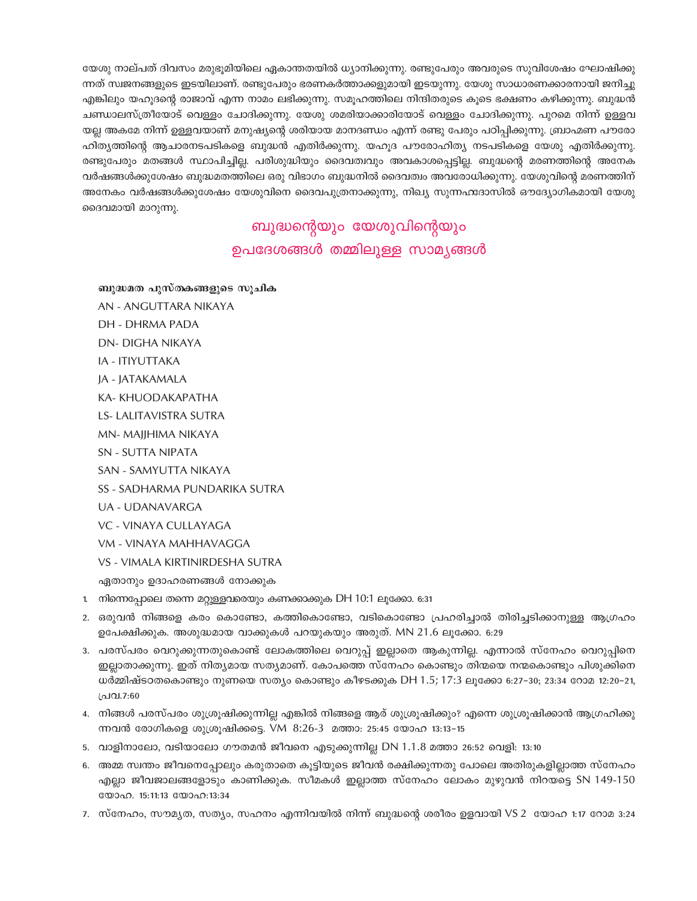യേശു നാല്പത് ദിവസം മരുഭൂമിയിലെ ഏകാന്തതയിൽ ധ്യാനിക്കുന്നു. രണ്ടുപേരും അവരുടെ സുവിശേഷം ഘോഷിക്കുന്നത് സ്വജനങ്ങളുടെ ഇടയിലാണ്. രണ്ടുപേരും ഭരണകർത്താക്കളുമായി ഇടയുന്നു. യേശു സാധാരണക്കാരനായി ജനിച്ചു എങ്കിലും യഹൂദന്റെ രാജാവ് എന്ന നാമം ലഭിക്കുന്നു. സമൂഹത്തിലെ നിന്ദിതരുടെ കൂടെ ഭക്ഷണം കഴിക്കുന്നു. ബുദ്ധൻ ചണ്ഡാലസ്ത്രീയോട് വെള്ളം ചോദിക്കുന്നു. യേശു ശമരിയാക്കാരിയോട് വെള്ളം ചോദിക്കുന്നു. പുറമെ നിന്ന് ഉള്ളവയല്ല അകമേ നിന്ന് ഉള്ളവയാണ് മനുഷ്യന്റെ ശരിയായ മാനദണ്ഡം എന്ന് രണ്ടു പേരും പഠിപ്പിക്കുന്നു. ബ്രാഹ്മണ പൗരോഹിത്യത്തിന്റെ ആചാരനടപടികളെ ബുദ്ധൻ എതിർക്കുന്നു. യഹൂദ പൗരോഹിത്യ നടപടികളെ യേശു എതിർക്കുന്നു. രണ്ടുപേരും മതങ്ങൾ സ്ഥാപിച്ചില്ല. പരിശുദ്ധിയും ദൈവത്വവും അവകാശപ്പെട്ടില്ല. ബുദ്ധന്റെ മരണത്തിന്റെ അനേക വർഷങ്ങൾക്കുശേഷം ബുദ്ധമതത്തിലെ ഒരു വിഭാഗം ബുദ്ധനിൽ ദൈവത്വം അവരോധിക്കുന്നു. യേശുവിന്റെ മരണത്തിന് അനേകം വർഷങ്ങൾക്കുശേഷം യേശുവിനെ ദൈവപുത്രനാക്കുന്നു, നിഖ്യ സുന്നഹദോസിൽ ഔദ്യോഗികമായി യേശു ദൈവമായി മാറുന്നു.

## ബുദ്ധന്റെയും യേശുവിന്റെയും ഉപദേശങ്ങൾ തമ്മിലുള്ള സാമ്യങ്ങൾ

**ബുദ്ധമത പുസ്തകങ്ങളുടെ സൂചിക**

AN - ANGUTTARA NIKAYA

DH - DHRMA PADA

DN- DIGHA NIKAYA

IA - ITIYUTTAKA

JA - JATAKAMALA

KA- KHUODAKAPATHA

LS- LALITAVISTRA SUTRA

MN- MAJJHIMA NIKAYA

SN - SUTTA NIPATA

SAN - SAMYUTTA NIKAYA

SS - SADHARMA PUNDARIKA SUTRA

UA - UDANAVARGA

VC - VINAYA CULLAYAGA

VM - VINAYA MAHHAVAGGA

VS - VIMALA KIRTINIRDESHA SUTRA

ഏതാനും ഉദാഹരണങ്ങൾ നോക്കുക

1. നിന്നെപ്പോലെ തന്നെ മറ്റുള്ളവരെയും കണക്കാക്കുക DH 10:1 ലൂക്കോ. 6:31
2. ഒരുവൻ നിങ്ങളെ കരം കൊണ്ടോ, കത്തികൊണ്ടോ, വടികൊണ്ടോ പ്രഹരിച്ചാൽ തിരിച്ചടിക്കാനുള്ള ആഗ്രഹം ഉപേക്ഷിക്കുക. അശുദ്ധമായ വാക്കുകൾ പറയുകയും അരുത്. MN 21.6 ലൂക്കോ. 6:29
3. പരസ്പരം വെറുക്കുന്നതുകൊണ്ട് ലോകത്തിലെ വെറുപ്പ് ഇല്ലാതെ ആകുന്നില്ല. എന്നാൽ സ്നേഹം വെറുപ്പിനെ ഇല്ലാതാക്കുന്നു. ഇത് നിത്യമായ സത്യമാണ്. കോപത്തെ സ്നേഹം കൊണ്ടും തിന്മയെ നന്മകൊണ്ടും പിശുക്കിനെ ധർമ്മിഷ്ടതകൊണ്ടും നുണയെ സത്യം കൊണ്ടും കീഴടക്കുക DH 1.5; 17:3 ലൂക്കോ 6:27–30; 23:34 റോമ 12:20–21, പ്രവ.7:60
4. നിങ്ങൾ പരസ്പരം ശുശ്രൂഷിക്കുന്നില്ല എങ്കിൽ നിങ്ങളെ ആര് ശുശ്രൂഷിക്കും? എന്നെ ശുശ്രൂഷിക്കാൻ ആഗ്രഹിക്കുന്നവൻ രോഗികളെ ശുശ്രൂഷിക്കട്ടെ. VM 8:26-3 മത്താ: 25:45 യോഹ 13:13–15
5. വാളിനാലോ, വടിയാലോ ഗൗതമൻ ജീവനെ എടുക്കുന്നില്ല DN 1.1.8 മത്താ 26:52 വെളി: 13:10
6. അമ്മ സ്വന്തം ജീവനെപ്പോലും കരുതാതെ കുട്ടിയുടെ ജീവൻ രക്ഷിക്കുന്നതു പോലെ അതിരുകളില്ലാത്ത സ്നേഹം എല്ലാ ജീവജാലങ്ങളോടും കാണിക്കുക. സീമകൾ ഇല്ലാത്ത സ്നേഹം ലോകം മുഴുവൻ നിറയട്ടെ SN 149-150 യോഹ. 15:11:13 യോഹ:13:34
7. സ്നേഹം, സൗമ്യത, സത്യം, സഹനം എന്നിവയിൽ നിന്ന് ബുദ്ധന്റെ ശരീരം ഉളവായി VS 2 യോഹ 1:17 റോമ 3:24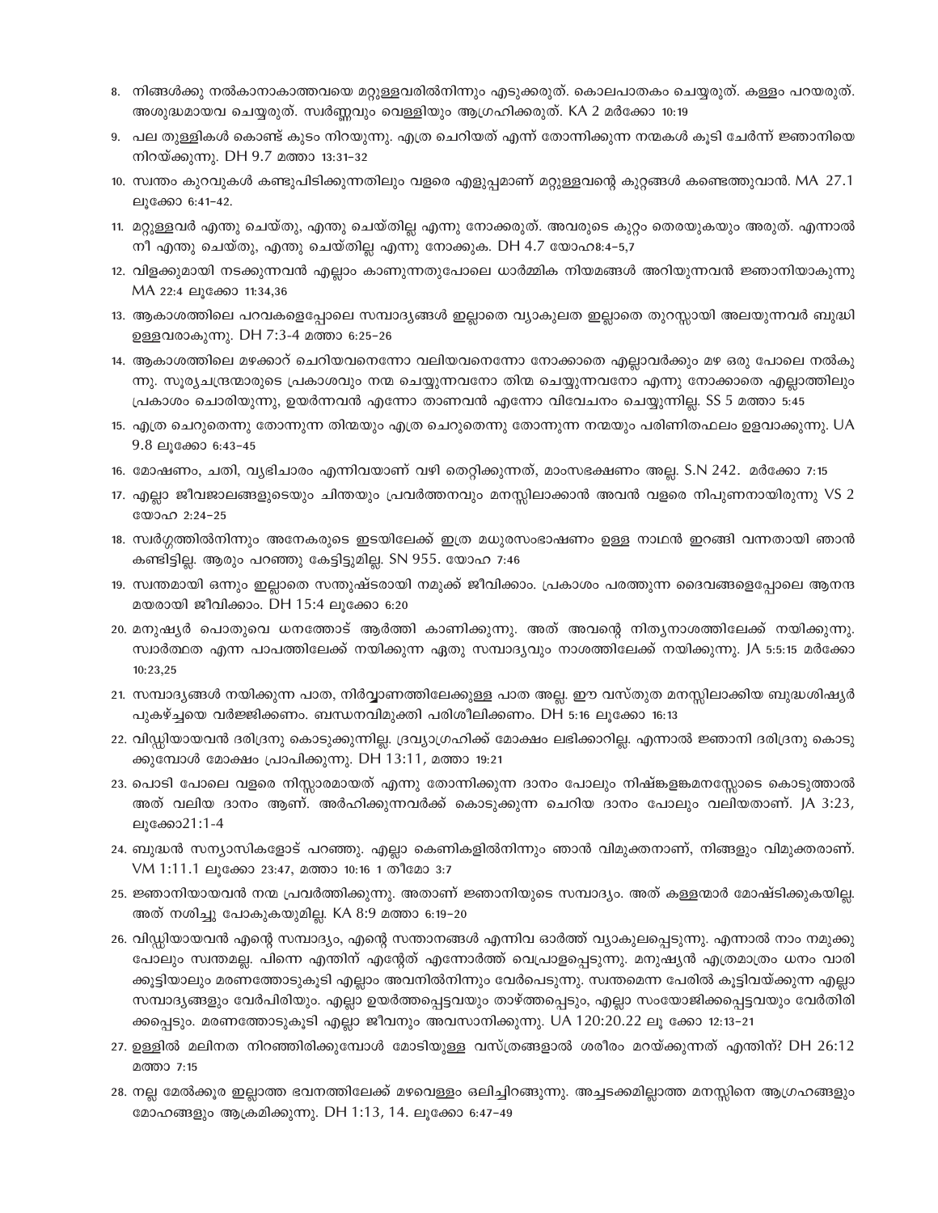8. നിങ്ങൾക്കു നൽകാനാകാത്തവയെ മറ്റുള്ളവരിൽനിന്നും എടുക്കരുത്. കൊലപാതകം ചെയ്യരുത്. കള്ളം പറയരുത്. അശുദ്ധമായവ ചെയ്യരുത്. സ്വർണ്ണവും വെള്ളിയും ആഗ്രഹിക്കരുത്. KA 2 മർക്കോ 10:19

9. പല തുള്ളികൾ കൊണ്ട് കുടം നിറയുന്നു. എത്ര ചെറിയത് എന്ന് തോന്നിക്കുന്ന നന്മകൾ കൂടി ചേർന്ന് ജ്ഞാനിയെ നിറയ്ക്കുന്നു. DH 9.7 മത്താ 13:31–32

10. സ്വന്തം കുറവുകൾ കണ്ടുപിടിക്കുന്നതിലും വളരെ എളുപ്പമാണ് മറ്റുള്ളവന്റെ കുറ്റങ്ങൾ കണ്ടെത്തുവാൻ. MA 27.1 ലൂക്കോ 6:41–42.

11. മറ്റുള്ളവർ എന്തു ചെയ്തു, എന്തു ചെയ്തില്ല എന്നു നോക്കരുത്. അവരുടെ കുറ്റം തെരയുകയും അരുത്. എന്നാൽ നീ എന്തു ചെയ്തു, എന്തു ചെയ്തില്ല എന്നു നോക്കുക. DH 4.7 യോഹ8:4–5,7

12. വിളക്കുമായി നടക്കുന്നവൻ എല്ലാം കാണുന്നതുപോലെ ധാർമ്മിക നിയമങ്ങൾ അറിയുന്നവൻ ജ്ഞാനിയാകുന്നു MA 22:4 ലൂക്കോ 11:34,36

13. ആകാശത്തിലെ പറവകളെപ്പോലെ സമ്പാദ്യങ്ങൾ ഇല്ലാതെ വ്യാകുലത ഇല്ലാതെ തുറസ്സായി അലയുന്നവർ ബുദ്ധി ഉള്ളവരാകുന്നു. DH 7:3-4 മത്താ 6:25–26

14. ആകാശത്തിലെ മഴക്കാറ് ചെറിയവനെന്നോ വലിയവനെന്നോ നോക്കാതെ എല്ലാവർക്കും മഴ ഒരു പോലെ നൽകുന്നു. സൂര്യചന്ദ്രന്മാരുടെ പ്രകാശവും നന്മ ചെയ്യുന്നവനോ തിന്മ ചെയ്യുന്നവനോ എന്നു നോക്കാതെ എല്ലാത്തിലും പ്രകാശം ചൊരിയുന്നു, ഉയർന്നവൻ എന്നോ താണവൻ എന്നോ വിവേചനം ചെയ്യുന്നില്ല. SS 5 മത്താ 5:45

15. എത്ര ചെറുതെന്നു തോന്നുന്ന തിന്മയും എത്ര ചെറുതെന്നു തോന്നുന്ന നന്മയും പരിണിതഫലം ഉളവാക്കുന്നു. UA 9.8 ലൂക്കോ 6:43–45

16. മോഷണം, ചതി, വ്യഭിചാരം എന്നിവയാണ് വഴി തെറ്റിക്കുന്നത്, മാംസഭക്ഷണം അല്ല. S.N 242. മർക്കോ 7:15

17. എല്ലാ ജീവജാലങ്ങളുടെയും ചിന്തയും പ്രവർത്തനവും മനസ്സിലാക്കാൻ അവൻ വളരെ നിപുണനായിരുന്നു VS 2 യോഹ 2:24–25

18. സ്വർഗ്ഗത്തിൽനിന്നും അനേകരുടെ ഇടയിലേക്ക് ഇത്ര മധുരസംഭാഷണം ഉള്ള നാഥൻ ഇറങ്ങി വന്നതായി ഞാൻ കണ്ടിട്ടില്ല. ആരും പറഞ്ഞു കേട്ടിട്ടുമില്ല. SN 955. യോഹ 7:46

19. സ്വന്തമായി ഒന്നും ഇല്ലാതെ സന്തുഷ്ടരായി നമുക്ക് ജീവിക്കാം. പ്രകാശം പരത്തുന്ന ദൈവങ്ങളെപ്പോലെ ആനന്ദമയരായി ജീവിക്കാം. DH 15:4 ലൂക്കോ 6:20

20. മനുഷ്യർ പൊതുവെ ധനത്തോട് ആർത്തി കാണിക്കുന്നു. അത് അവന്റെ നിത്യനാശത്തിലേക്ക് നയിക്കുന്നു. സ്വാർത്ഥത എന്ന പാപത്തിലേക്ക് നയിക്കുന്ന ഏതു സമ്പാദ്യവും നാശത്തിലേക്ക് നയിക്കുന്നു. JA 5:5:15 മർക്കോ 10:23,25

21. സമ്പാദ്യങ്ങൾ നയിക്കുന്ന പാത, നിർവ്വാണത്തിലേക്കുള്ള പാത അല്ല. ഈ വസ്തുത മനസ്സിലാക്കിയ ബുദ്ധശിഷ്യർ പുകഴ്ച്ചയെ വർജ്ജിക്കണം. ബന്ധനവിമുക്തി പരിശീലിക്കണം. DH 5:16 ലൂക്കോ 16:13

22. വിഡ്ഢിയായവൻ ദരിദ്രനു കൊടുക്കുന്നില്ല. ദ്രവ്യാഗ്രഹിക്ക് മോക്ഷം ലഭിക്കാറില്ല. എന്നാൽ ജ്ഞാനി ദരിദ്രനു കൊടുക്കുമ്പോൾ മോക്ഷം പ്രാപിക്കുന്നു. DH 13:11, മത്താ 19:21

23. പൊടി പോലെ വളരെ നിസ്സാരമായത് എന്നു തോന്നിക്കുന്ന ദാനം പോലും നിഷ്കളങ്കമനസ്സോടെ കൊടുത്താൽ അത് വലിയ ദാനം ആണ്. അർഹിക്കുന്നവർക്ക് കൊടുക്കുന്ന ചെറിയ ദാനം പോലും വലിയതാണ്. JA 3:23, ലൂക്കോ21:1-4

24. ബുദ്ധൻ സന്യാസികളോട് പറഞ്ഞു. എല്ലാ കെണികളിൽനിന്നും ഞാൻ വിമുക്തനാണ്, നിങ്ങളും വിമുക്തരാണ്. VM 1:11.1 ലൂക്കോ 23:47, മത്താ 10:16 1 തീമോ 3:7

25. ജ്ഞാനിയായവൻ നന്മ പ്രവർത്തിക്കുന്നു. അതാണ് ജ്ഞാനിയുടെ സമ്പാദ്യം. അത് കള്ളന്മാർ മോഷ്ടിക്കുകയില്ല. അത് നശിച്ചു പോകുകയുമില്ല. KA 8:9 മത്താ 6:19–20

26. വിഡ്ഢിയായവൻ എന്റെ സമ്പാദ്യം, എന്റെ സന്താനങ്ങൾ എന്നിവ ഓർത്ത് വ്യാകുലപ്പെടുന്നു. എന്നാൽ നാം നമുക്കു പോലും സ്വന്തമല്ല. പിന്നെ എന്തിന് എന്റേത് എന്നോർത്ത് വെപ്രാളപ്പെടുന്നു. മനുഷ്യൻ എത്രമാത്രം ധനം വാരിക്കൂട്ടിയാലും മരണത്തോടുകൂടി എല്ലാം അവനിൽനിന്നും വേർപെടുന്നു. സ്വന്തമെന്ന പേരിൽ കൂട്ടിവയ്ക്കുന്ന എല്ലാ സമ്പാദ്യങ്ങളും വേർപിരിയും. എല്ലാ ഉയർത്തപ്പെട്ടവയും താഴ്ത്തപ്പെടും, എല്ലാ സംയോജിക്കപ്പെട്ടവയും വേർതിരിക്കപ്പെടും. മരണത്തോടുകൂടി എല്ലാ ജീവനും അവസാനിക്കുന്നു. UA 120:20.22 ലൂ ക്കോ 12:13–21

27. ഉള്ളിൽ മലിനത നിറഞ്ഞിരിക്കുമ്പോൾ മോടിയുള്ള വസ്ത്രങ്ങളാൽ ശരീരം മറയ്ക്കുന്നത് എന്തിന്? DH 26:12 മത്താ 7:15

28. നല്ല മേൽക്കൂര ഇല്ലാത്ത ഭവനത്തിലേക്ക് മഴവെള്ളം ഒലിച്ചിറങ്ങുന്നു. അച്ചടക്കമില്ലാത്ത മനസ്സിനെ ആഗ്രഹങ്ങളും മോഹങ്ങളും ആക്രമിക്കുന്നു. DH 1:13, 14. ലൂക്കോ 6:47–49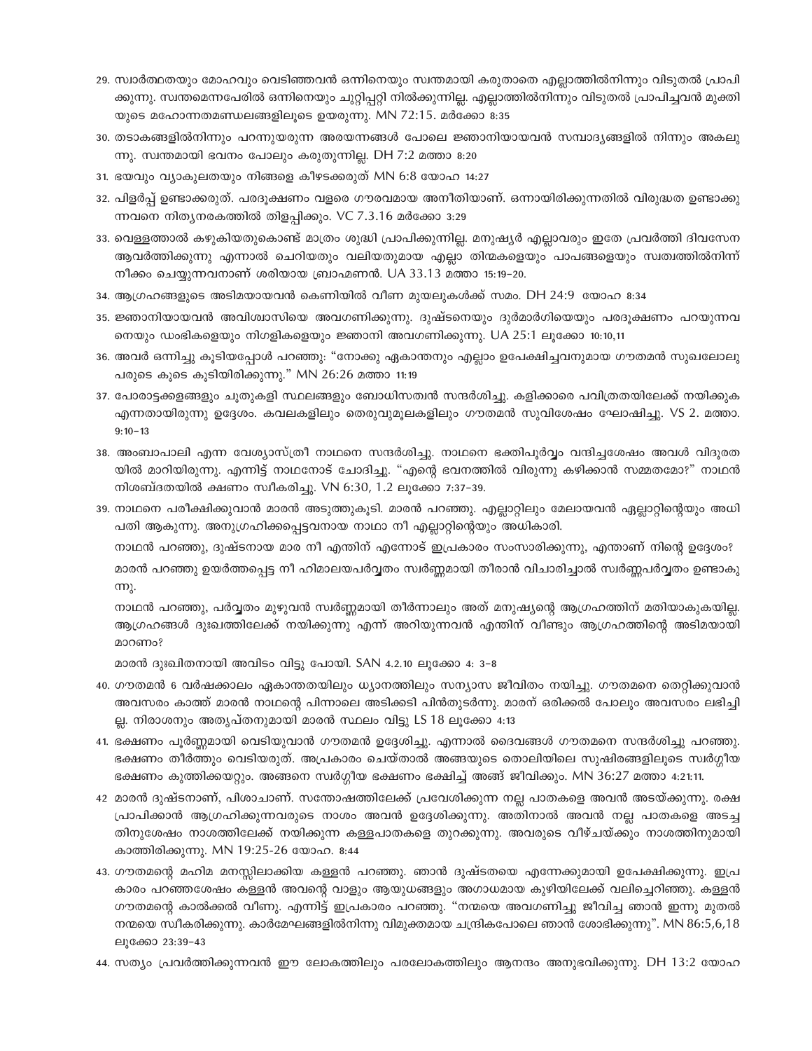29. സ്വാർത്ഥതയും മോഹവും വെടിഞ്ഞവൻ ഒന്നിനെയും സ്വന്തമായി കരുതാതെ എല്ലാത്തിൽനിന്നും വിടുതൽ പ്രാപിക്കുന്നു. സ്വന്തമെന്നപേരിൽ ഒന്നിനെയും ചുറ്റിപ്പറ്റി നിൽക്കുന്നില്ല. എല്ലാത്തിൽനിന്നും വിടുതൽ പ്രാപിച്ചവൻ മുക്തിയുടെ മഹോന്നതമണ്ഡലങ്ങളിലൂടെ ഉയരുന്നു. MN 72:15. മർക്കോ 8:35

30. തടാകങ്ങളിൽനിന്നും പറന്നുയരുന്ന അരയന്നങ്ങൾ പോലെ ജ്ഞാനിയായവൻ സമ്പാദ്യങ്ങളിൽ നിന്നും അകലുന്നു. സ്വന്തമായി ഭവനം പോലും കരുതുന്നില്ല. DH 7:2 മത്താ 8:20

31. ഭയവും വ്യാകുലതയും നിങ്ങളെ കീഴടക്കരുത് MN 6:8 യോഹ 14:27

32. പിളർപ്പ് ഉണ്ടാക്കരുത്. പരദൂഷണം വളരെ ഗൗരവമായ അനീതിയാണ്. ഒന്നായിരിക്കുന്നതിൽ വിരുദ്ധത ഉണ്ടാക്കുന്നവനെ നിത്യനരകത്തിൽ തിളപ്പിക്കും. VC 7.3.16 മർക്കോ 3:29

33. വെള്ളത്താൽ കഴുകിയതുകൊണ്ട് മാത്രം ശുദ്ധി പ്രാപിക്കുന്നില്ല. മനുഷ്യർ എല്ലാവരും ഇതേ പ്രവർത്തി ദിവസേന ആവർത്തിക്കുന്നു എന്നാൽ ചെറിയതും വലിയതുമായ എല്ലാ തിന്മകളെയും പാപങ്ങളെയും സ്വത്വത്തിൽനിന്ന് നീക്കം ചെയ്യുന്നവനാണ് ശരിയായ ബ്രാഹ്മണൻ. UA 33.13 മത്താ 15:19-20.

34. ആഗ്രഹങ്ങളുടെ അടിമയായവൻ കെണിയിൽ വീണ മുയലുകൾക്ക് സമം. DH 24:9 യോഹ 8:34

35. ജ്ഞാനിയായവൻ അവിശ്വാസിയെ അവഗണിക്കുന്നു. ദുഷ്ടനെയും ദുർമാർഗിയെയും പരദൂഷണം പറയുന്നവനെയും ഡംഭികളെയും നിഗളികളെയും ജ്ഞാനി അവഗണിക്കുന്നു. UA 25:1 ലൂക്കോ 10:10,11

36. അവർ ഒന്നിച്ചു കൂടിയപ്പോൾ പറഞ്ഞു: "നോക്കു ഏകാന്തനും എല്ലാം ഉപേക്ഷിച്ചവനുമായ ഗൗതമൻ സുഖലോലുപരുടെ കൂടെ കൂടിയിരിക്കുന്നു." MN 26:26 മത്താ 11:19

37. പോരാട്ടക്കളങ്ങളും ചൂതുകളി സ്ഥലങ്ങളും ബോധിസത്വൻ സന്ദർശിച്ചു. കളിക്കാരെ പവിത്രതയിലേക്ക് നയിക്കുക എന്നതായിരുന്നു ഉദ്ദേശം. കവലകളിലും തെരുവുമൂലകളിലും ഗൗതമൻ സുവിശേഷം ഘോഷിച്ചു. VS 2. മത്താ. 9:10-13

38. അംബാപാലി എന്ന വേശ്യാസ്ത്രീ നാഥനെ സന്ദർശിച്ചു. നാഥനെ ഭക്തിപൂർവ്വം വന്ദിച്ചശേഷം അവൾ വിദൂരതയിൽ മാറിയിരുന്നു. എന്നിട്ട് നാഥനോട് ചോദിച്ചു. "എന്റെ ഭവനത്തിൽ വിരുന്നു കഴിക്കാൻ സമ്മതമോ?" നാഥൻ നിശബ്ദതയിൽ ക്ഷണം സ്വീകരിച്ചു. VN 6:30, 1.2 ലൂക്കോ 7:37-39.

39. നാഥനെ പരീക്ഷിക്കുവാൻ മാരൻ അടുത്തുകൂടി. മാരൻ പറഞ്ഞു. എല്ലാറ്റിലും മേലായവൻ എല്ലാറ്റിന്റെയും അധിപതി ആകുന്നു. അനുഗ്രഹിക്കപ്പെട്ടവനായ നാഥാ നീ എല്ലാറ്റിന്റെയും അധികാരി.

നാഥൻ പറഞ്ഞു, ദുഷ്ടനായ മാര നീ എന്തിന് എന്നോട് ഇപ്രകാരം സംസാരിക്കുന്നു, എന്താണ് നിന്റെ ഉദ്ദേശം?

മാരൻ പറഞ്ഞു ഉയർത്തപ്പെട്ട നീ ഹിമാലയപർവ്വതം സ്വർണ്ണമായി തീരാൻ വിചാരിച്ചാൽ സ്വർണ്ണപർവ്വതം ഉണ്ടാകുന്നു.

നാഥൻ പറഞ്ഞു, പർവ്വതം മുഴുവൻ സ്വർണ്ണമായി തീർന്നാലും അത് മനുഷ്യന്റെ ആഗ്രഹത്തിന് മതിയാകുകയില്ല. ആഗ്രഹങ്ങൾ ദുഃഖത്തിലേക്ക് നയിക്കുന്നു എന്ന് അറിയുന്നവൻ എന്തിന് വീണ്ടും ആഗ്രഹത്തിന്റെ അടിമയായി മാറണം?

മാരൻ ദുഃഖിതനായി അവിടം വിട്ടു പോയി. SAN 4.2.10 ലൂക്കോ 4: 3-8

40. ഗൗതമൻ 6 വർഷക്കാലം ഏകാന്തതയിലും ധ്യാനത്തിലും സന്യാസ ജീവിതം നയിച്ചു. ഗൗതമനെ തെറ്റിക്കുവാൻ അവസരം കാത്ത് മാരൻ നാഥന്റെ പിന്നാലെ അടിക്കടി പിൻതുടർന്നു. മാരന് ഒരിക്കൽ പോലും അവസരം ലഭിച്ചില്ല. നിരാശനും അതൃപ്തനുമായി മാരൻ സ്ഥലം വിട്ടു LS 18 ലൂക്കോ 4:13

41. ഭക്ഷണം പൂർണ്ണമായി വെടിയുവാൻ ഗൗതമൻ ഉദ്ദേശിച്ചു. എന്നാൽ ദൈവങ്ങൾ ഗൗതമനെ സന്ദർശിച്ചു പറഞ്ഞു. ഭക്ഷണം തീർത്തും വെടിയരുത്. അപ്രകാരം ചെയ്താൽ അങ്ങയുടെ തൊലിയിലെ സുഷിരങ്ങളിലൂടെ സ്വർഗ്ഗീയ ഭക്ഷണം കുത്തിക്കയറ്റും. അങ്ങനെ സ്വർഗ്ഗീയ ഭക്ഷണം ഭക്ഷിച്ച് അങ്ങ് ജീവിക്കും. MN 36:27 മത്താ 4:21:11.

42 മാരൻ ദുഷ്ടനാണ്, പിശാചാണ്. സന്തോഷത്തിലേക്ക് പ്രവേശിക്കുന്ന നല്ല പാതകളെ അവൻ അടയ്ക്കുന്നു. രക്ഷ പ്രാപിക്കാൻ ആഗ്രഹിക്കുന്നവരുടെ നാശം അവൻ ഉദ്ദേശിക്കുന്നു. അതിനാൽ അവൻ നല്ല പാതകളെ അടച്ചതിനുശേഷം നാശത്തിലേക്ക് നയിക്കുന്ന കള്ളപാതകളെ തുറക്കുന്നു. അവരുടെ വീഴ്ചയ്ക്കും നാശത്തിനുമായി കാത്തിരിക്കുന്നു. MN 19:25-26 യോഹ. 8:44

43. ഗൗതമന്റെ മഹിമ മനസ്സിലാക്കിയ കള്ളൻ പറഞ്ഞു. ഞാൻ ദുഷ്ടതയെ എന്നേക്കുമായി ഉപേക്ഷിക്കുന്നു. ഇപ്രകാരം പറഞ്ഞശേഷം കള്ളൻ അവന്റെ വാളും ആയുധങ്ങളും അഗാധമായ കുഴിയിലേക്ക് വലിച്ചെറിഞ്ഞു. കള്ളൻ ഗൗതമന്റെ കാൽക്കൽ വീണു. എന്നിട്ട് ഇപ്രകാരം പറഞ്ഞു. "നന്മയെ അവഗണിച്ചു ജീവിച്ച ഞാൻ ഇന്നു മുതൽ നന്മയെ സ്വീകരിക്കുന്നു. കാർമേഘങ്ങളിൽനിന്നു വിമുക്തമായ ചന്ദ്രികപോലെ ഞാൻ ശോഭിക്കുന്നു". MN 86:5,6,18 ലൂക്കോ 23:39-43

44. സത്യം പ്രവർത്തിക്കുന്നവൻ ഈ ലോകത്തിലും പരലോകത്തിലും ആനന്ദം അനുഭവിക്കുന്നു. DH 13:2 യോഹ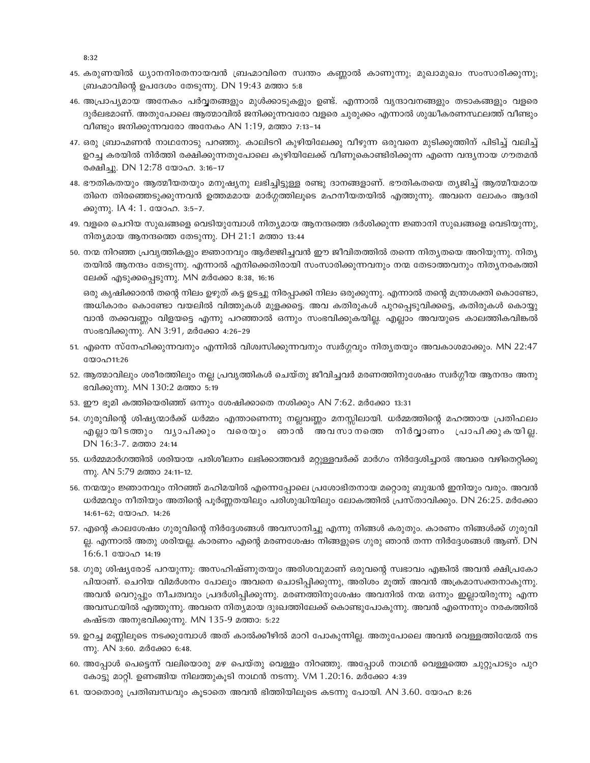45. കരുണയിൽ ധ്യാനനിരതനായവൻ ബ്രഹ്മാവിനെ സ്വന്തം കണ്ണാൽ കാണുന്നു; മുഖാമുഖം സംസാരിക്കുന്നു; ബ്രഹ്മാവിന്റെ ഉപദേശം തേടുന്നു. DN 19:43 മത്താ 5:8

46. അപ്രാപ്യമായ അനേകം പർവ്വതങ്ങളും മുൾക്കാടുകളും ഉണ്ട്. എന്നാൽ വൃന്ദാവനങ്ങളും തടാകങ്ങളും വളരെ ദുർലഭമാണ്. അതുപോലെ ആത്മാവിൽ ജനിക്കുന്നവരോ വളരെ ചുരുക്കം എന്നാൽ ശുദ്ധീകരണസ്ഥലത്ത് വീണ്ടും വീണ്ടും ജനിക്കുന്നവരോ അനേകം AN 1:19, മത്താ 7:13-14

47. ഒരു ബ്രാഹ്മണൻ നാഥനോടു പറഞ്ഞു. കാലിടറി കുഴിയിലേക്കു വീഴുന്ന ഒരുവനെ മുടിക്കുത്തിന് പിടിച്ച് വലിച്ച് ഉറച്ച കരയിൽ നിർത്തി രക്ഷിക്കുന്നതുപോലെ കുഴിയിലേക്ക് വീണുകൊണ്ടിരിക്കുന്ന എന്നെ വന്ദ്യനായ ഗൗതമൻ രക്ഷിച്ചു. DN 12:78 യോഹ. 3:16-17

48. ഭൗതികതയും ആത്മീയതയും മനുഷ്യനു ലഭിച്ചിട്ടുള്ള രണ്ടു ദാനങ്ങളാണ്. ഭൗതികതയെ ത്യജിച്ച് ആത്മീയമായതിനെ തിരഞ്ഞെടുക്കുന്നവൻ ഉത്തമമായ മാർഗ്ഗത്തിലൂടെ മഹനീയതയിൽ എത്തുന്നു. അവനെ ലോകം ആദരിക്കുന്നു. IA 4: 1. യോഹ. 3:5-7.

49. വളരെ ചെറിയ സുഖങ്ങളെ വെടിയുമ്പോൾ നിത്യമായ ആനന്ദത്തെ ദർശിക്കുന്ന ജ്ഞാനി സുഖങ്ങളെ വെടിയുന്നു, നിത്യമായ ആനന്ദത്തെ തേടുന്നു. DH 21:1 മത്താ 13:44

50. നന്മ നിറഞ്ഞ പ്രവൃത്തികളും ജ്ഞാനവും ആർജ്ജിച്ചവൻ ഈ ജീവിതത്തിൽ തന്നെ നിത്യതയെ അറിയുന്നു. നിത്യതയിൽ ആനന്ദം തേടുന്നു. എന്നാൽ എനിക്കെതിരായി സംസാരിക്കുന്നവനും നന്മ തേടാത്തവനും നിത്യനരകത്തിലേക്ക് എടുക്കപ്പെടുന്നു. MN മർക്കോ 8:38, 16:16

ഒരു കൃഷിക്കാരൻ തന്റെ നിലം ഉഴുത് കട്ട ഉടച്ചു നിരപ്പാക്കി നിലം ഒരുക്കുന്നു. എന്നാൽ തന്റെ മന്ത്രശക്തി കൊണ്ടോ, അധികാരം കൊണ്ടോ വയലിൽ വിത്തുകൾ മുളക്കട്ടെ. അവ കതിരുകൾ പുറപ്പെടുവിക്കട്ടെ, കതിരുകൾ കൊയ്യുവാൻ തക്കവണ്ണം വിളയട്ടെ എന്നു പറഞ്ഞാൽ ഒന്നും സംഭവിക്കുകയില്ല. എല്ലാം അവയുടെ കാലത്തികവിങ്കൽ സംഭവിക്കുന്നു. AN 3:91, മർക്കോ 4:26-29

51. എന്നെ സ്നേഹിക്കുന്നവനും എന്നിൽ വിശ്വസിക്കുന്നവനും സ്വർഗ്ഗവും നിത്യതയും അവകാശമാക്കും. MN 22:47 യോഹ11:26

52. ആത്മാവിലും ശരീരത്തിലും നല്ല പ്രവൃത്തികൾ ചെയ്തു ജീവിച്ചവർ മരണത്തിനുശേഷം സ്വർഗ്ഗീയ ആനന്ദം അനുഭവിക്കുന്നു. MN 130:2 മത്താ 5:19

53. ഈ ഭൂമി കത്തിയെരിഞ്ഞ് ഒന്നും ശേഷിക്കാതെ നശിക്കും AN 7:62. മർക്കോ 13:31

54. ഗുരുവിന്റെ ശിഷ്യന്മാർക്ക് ധർമ്മം എന്താണെന്നു നല്ലവണ്ണം മനസ്സിലായി. ധർമ്മത്തിന്റെ മഹത്തായ പ്രതിഫലം എല്ലായിടത്തും വ്യാപിക്കും വരെയും ഞാൻ അവസാനത്തെ നിർവ്വാണം പ്രാപിക്കുകയില്ല. DN 16:3-7. മത്താ 24:14

55. ധർമ്മമാർഗത്തിൽ ശരിയായ പരിശീലനം ലഭിക്കാത്തവർ മറ്റുള്ളവർക്ക് മാർഗം നിർദ്ദേശിച്ചാൽ അവരെ വഴിതെറ്റിക്കുന്നു. AN 5:79 മത്താ 24:11-12.

56. നന്മയും ജ്ഞാനവും നിറഞ്ഞ് മഹിമയിൽ എന്നെപ്പോലെ പ്രശോഭിതനായ മറ്റൊരു ബുദ്ധൻ ഇനിയും വരും. അവൻ ധർമ്മവും നീതിയും അതിന്റെ പൂർണ്ണതയിലും പരിശുദ്ധിയിലും ലോകത്തിൽ പ്രസ്താവിക്കും. DN 26:25. മർക്കോ 14:61-62; യോഹ. 14:26

57. എന്റെ കാലശേഷം ഗുരുവിന്റെ നിർദ്ദേശങ്ങൾ അവസാനിച്ചു എന്നു നിങ്ങൾ കരുതും. കാരണം നിങ്ങൾക്ക് ഗുരുവില്ല. എന്നാൽ അതു ശരിയല്ല. കാരണം എന്റെ മരണശേഷം നിങ്ങളുടെ ഗുരു ഞാൻ തന്ന നിർദ്ദേശങ്ങൾ ആണ്. DN 16:6.1 യോഹ 14:19

58. ഗുരു ശിഷ്യരോട് പറയുന്നു: അസഹിഷ്ണുതയും അരിശവുമാണ് ഒരുവന്റെ സ്വഭാവം എങ്കിൽ അവൻ ക്ഷിപ്രകോപിയാണ്. ചെറിയ വിമർശനം പോലും അവനെ ചൊടിപ്പിക്കുന്നു, അരിശം മൂത്ത് അവൻ അക്രമാസക്തനാകുന്നു. അവൻ വെറുപ്പും നീചത്വവും പ്രദർശിപ്പിക്കുന്നു. മരണത്തിനുശേഷം അവനിൽ നന്മ ഒന്നും ഇല്ലായിരുന്നു എന്ന അവസ്ഥയിൽ എത്തുന്നു. അവനെ നിത്യമായ ദുഃഖത്തിലേക്ക് കൊണ്ടുപോകുന്നു. അവൻ എന്നെന്നും നരകത്തിൽ കഷ്ടത അനുഭവിക്കുന്നു. MN 135-9 മത്താ: 5:22

59. ഉറച്ച മണ്ണിലൂടെ നടക്കുമ്പോൾ അത് കാൽക്കീഴിൽ മാറി പോകുന്നില്ല. അതുപോലെ അവൻ വെള്ളത്തിന്മേൽ നടന്നു. AN 3:60. മർക്കോ 6:48.

60. അപ്പോൾ പെട്ടെന്ന് വലിയൊരു മഴ പെയ്തു വെള്ളം നിറഞ്ഞു. അപ്പോൾ നാഥൻ വെള്ളത്തെ ചുറ്റുപാടും പുറകോട്ടു മാറ്റി. ഉണങ്ങിയ നിലത്തുകൂടി നാഥൻ നടന്നു. VM 1.20:16. മർക്കോ 4:39

61. യാതൊരു പ്രതിബന്ധവും കൂടാതെ അവൻ ഭിത്തിയിലൂടെ കടന്നു പോയി. AN 3.60. യോഹ 8:26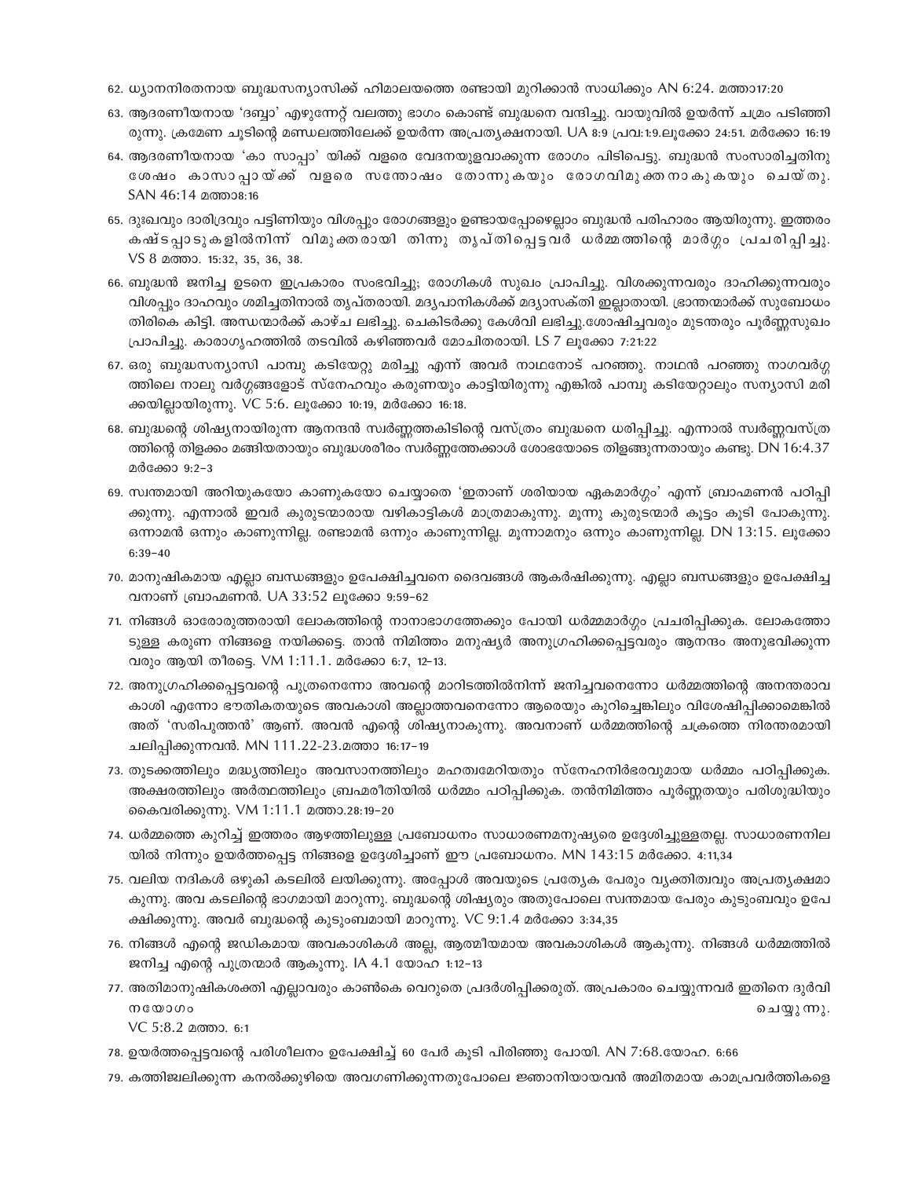62. ധ്യാനനിരതനായ ബുദ്ധസന്യാസിക്ക് ഹിമാലയത്തെ രണ്ടായി മുറിക്കാൻ സാധിക്കും AN 6:24. മത്താ17:20

63. ആദരണീയനായ 'ദബ്ബാ' എഴുന്നേറ്റ് വലത്തു ഭാഗം കൊണ്ട് ബുദ്ധനെ വന്ദിച്ചു. വായുവിൽ ഉയർന്ന് ചമ്രം പടിഞ്ഞിരുന്നു. ക്രമേണ ചൂടിന്റെ മണ്ഡലത്തിലേക്ക് ഉയർന്ന അപ്രത്യക്ഷനായി. UA 8:9 പ്രവ:1:9.ലൂക്കോ 24:51. മർക്കോ 16:19

64. ആദരണീയനായ 'കാ സാപ്പാ' യിക്ക് വളരെ വേദനയുളവാക്കുന്ന രോഗം പിടിപെട്ടു. ബുദ്ധൻ സംസാരിച്ചതിനു ശേഷം കാസാപ്പായ്ക്ക് വളരെ സന്തോഷം തോന്നുകയും രോഗവിമുക്തനാകുകയും ചെയ്തു. SAN 46:14 മത്താ8:16

65. ദുഃഖവും ദാരിദ്രവും പട്ടിണിയും വിശപ്പും രോഗങ്ങളും ഉണ്ടായപ്പോഴെല്ലാം ബുദ്ധൻ പരിഹാരം ആയിരുന്നു. ഇത്തരം കഷ്ടപ്പാടുകളിൽനിന്ന് വിമുക്തരായി തിന്നു തൃപ്തിപ്പെട്ടവർ ധർമ്മത്തിന്റെ മാർഗ്ഗം പ്രചരിപ്പിച്ചു. VS 8 മത്താ. 15:32, 35, 36, 38.

66. ബുദ്ധൻ ജനിച്ച ഉടനെ ഇപ്രകാരം സംഭവിച്ചു; രോഗികൾ സുഖം പ്രാപിച്ചു. വിശക്കുന്നവരും ദാഹിക്കുന്നവരും വിശപ്പും ദാഹവും ശമിച്ചതിനാൽ തൃപ്തരായി. മദ്യപാനികൾക്ക് മദ്യാസക്തി ഇല്ലാതായി. ഭ്രാന്തന്മാർക്ക് സുബോധം തിരികെ കിട്ടി. അന്ധന്മാർക്ക് കാഴ്ച ലഭിച്ചു. ചെകിടർക്കു കേൾവി ലഭിച്ചു.ശോഷിച്ചവരും മുടന്തരും പൂർണ്ണസുഖം പ്രാപിച്ചു. കാരാഗൃഹത്തിൽ തടവിൽ കഴിഞ്ഞവർ മോചിതരായി. LS 7 ലൂക്കോ 7:21:22

67. ഒരു ബുദ്ധസന്യാസി പാമ്പു കടിയേറ്റു മരിച്ചു എന്ന് അവർ നാഥനോട് പറഞ്ഞു. നാഥൻ പറഞ്ഞു നാഗവർഗ്ഗത്തിലെ നാലു വർഗ്ഗങ്ങളോട് സ്നേഹവും കരുണയും കാട്ടിയിരുന്നു എങ്കിൽ പാമ്പു കടിയേറ്റാലും സന്യാസി മരിക്കയില്ലായിരുന്നു. VC 5:6. ലൂക്കോ 10:19, മർക്കോ 16:18.

68. ബുദ്ധന്റെ ശിഷ്യനായിരുന്ന ആനന്ദൻ സ്വർണ്ണത്തകിടിന്റെ വസ്ത്രം ബുദ്ധനെ ധരിപ്പിച്ചു. എന്നാൽ സ്വർണ്ണവസ്ത്രത്തിന്റെ തിളക്കം മങ്ങിയതായും ബുദ്ധശരീരം സ്വർണ്ണത്തേക്കാൾ ശോഭയോടെ തിളങ്ങുന്നതായും കണ്ടു. DN 16:4.37 മർക്കോ 9:2–3

69. സ്വന്തമായി അറിയുകയോ കാണുകയോ ചെയ്യാതെ 'ഇതാണ് ശരിയായ ഏകമാർഗ്ഗം' എന്ന് ബ്രാഹ്മണൻ പഠിപ്പിക്കുന്നു. എന്നാൽ ഇവർ കുരുടന്മാരായ വഴികാട്ടികൾ മാത്രമാകുന്നു. മൂന്നു കുരുടന്മാർ കൂട്ടം കൂടി പോകുന്നു. ഒന്നാമൻ ഒന്നും കാണുന്നില്ല. രണ്ടാമൻ ഒന്നും കാണുന്നില്ല. മൂന്നാമനും ഒന്നും കാണുന്നില്ല. DN 13:15. ലൂക്കോ 6:39–40

70. മാനുഷികമായ എല്ലാ ബന്ധങ്ങളും ഉപേക്ഷിച്ചവനെ ദൈവങ്ങൾ ആകർഷിക്കുന്നു. എല്ലാ ബന്ധങ്ങളും ഉപേക്ഷിച്ചവനാണ് ബ്രാഹ്മണൻ. UA 33:52 ലൂക്കോ 9:59–62

71. നിങ്ങൾ ഓരോരുത്തരായി ലോകത്തിന്റെ നാനാഭാഗത്തേക്കും പോയി ധർമ്മമാർഗ്ഗം പ്രചരിപ്പിക്കുക. ലോകത്തോടുള്ള കരുണ നിങ്ങളെ നയിക്കട്ടെ. താൻ നിമിത്തം മനുഷ്യർ അനുഗ്രഹിക്കപ്പെട്ടവരും ആനന്ദം അനുഭവിക്കുന്നവരും ആയി തീരട്ടെ. VM 1:11.1. മർക്കോ 6:7, 12–13.

72. അനുഗ്രഹിക്കപ്പെട്ടവന്റെ പുത്രനെന്നോ അവന്റെ മാറിടത്തിൽനിന്ന് ജനിച്ചവനെന്നോ ധർമ്മത്തിന്റെ അനന്തരാവകാശി എന്നോ ഭൗതികതയുടെ അവകാശി അല്ലാത്തവനെന്നോ ആരെയും കുറിച്ചെങ്കിലും വിശേഷിപ്പിക്കാമെങ്കിൽ അത് 'സരിപുത്തൻ' ആണ്. അവൻ എന്റെ ശിഷ്യനാകുന്നു. അവനാണ് ധർമ്മത്തിന്റെ ചക്രത്തെ നിരന്തരമായി ചലിപ്പിക്കുന്നവൻ. MN 111.22-23.മത്താ 16:17–19

73. തുടക്കത്തിലും മദ്ധ്യത്തിലും അവസാനത്തിലും മഹത്വമേറിയതും സ്നേഹനിർഭരവുമായ ധർമ്മം പഠിപ്പിക്കുക. അക്ഷരത്തിലും അർത്ഥത്തിലും ബ്രഹ്മരീതിയിൽ ധർമ്മം പഠിപ്പിക്കുക. തൻനിമിത്തം പൂർണ്ണതയും പരിശുദ്ധിയും കൈവരിക്കുന്നു. VM 1:11.1 മത്താ.28:19–20

74. ധർമ്മത്തെ കുറിച്ച് ഇത്തരം ആഴത്തിലുള്ള പ്രബോധനം സാധാരണമനുഷ്യരെ ഉദ്ദേശിച്ചുള്ളതല്ല. സാധാരണനിലയിൽ നിന്നും ഉയർത്തപ്പെട്ട നിങ്ങളെ ഉദ്ദേശിച്ചാണ് ഈ പ്രബോധനം. MN 143:15 മർക്കോ. 4:11,34

75. വലിയ നദികൾ ഒഴുകി കടലിൽ ലയിക്കുന്നു. അപ്പോൾ അവയുടെ പ്രത്യേക പേരും വ്യക്തിത്വവും അപ്രത്യക്ഷമാകുന്നു. അവ കടലിന്റെ ഭാഗമായി മാറുന്നു. ബുദ്ധന്റെ ശിഷ്യരും അതുപോലെ സ്വന്തമായ പേരും കുടുംബവും ഉപേക്ഷിക്കുന്നു. അവർ ബുദ്ധന്റെ കുടുംബമായി മാറുന്നു. VC 9:1.4 മർക്കോ 3:34,35

76. നിങ്ങൾ എന്റെ ജഡികമായ അവകാശികൾ അല്ല, ആത്മീയമായ അവകാശികൾ ആകുന്നു. നിങ്ങൾ ധർമ്മത്തിൽ ജനിച്ച എന്റെ പുത്രന്മാർ ആകുന്നു. IA 4.1 യോഹ 1:12–13

77. അതിമാനുഷികശക്തി എല്ലാവരും കാൺകെ വെറുതെ പ്രദർശിപ്പിക്കരുത്. അപ്രകാരം ചെയ്യുന്നവർ ഇതിനെ ദുർവിനയോഗം ചെയ്യുന്നു. VC 5:8.2 മത്താ. 6:1

78. ഉയർത്തപ്പെട്ടവന്റെ പരിശീലനം ഉപേക്ഷിച്ച് 60 പേർ കൂടി പിരിഞ്ഞു പോയി. AN 7:68.യോഹ. 6:66

79. കത്തിജ്വലിക്കുന്ന കനൽക്കുഴിയെ അവഗണിക്കുന്നതുപോലെ ജ്ഞാനിയായവൻ അമിതമായ കാമപ്രവർത്തികളെ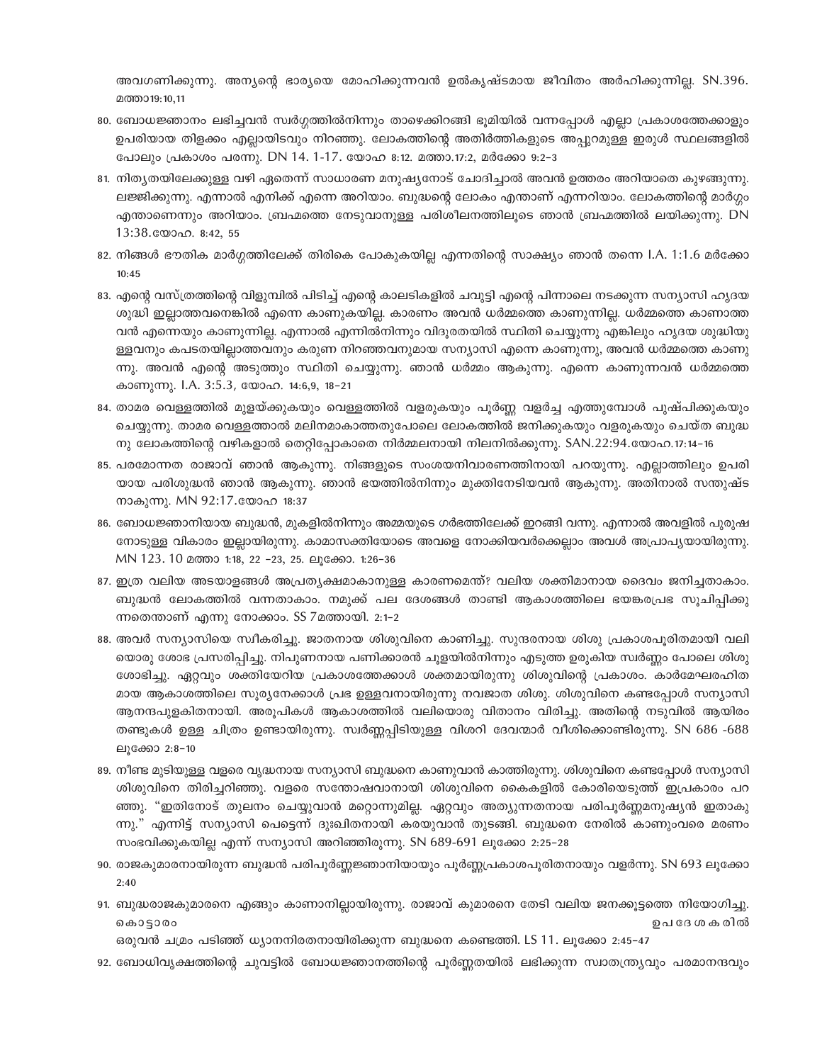അവഗണിക്കുന്നു. അന്യന്റെ ഭാര്യയെ മോഹിക്കുന്നവൻ ഉൽകൃഷ്ടമായ ജീവിതം അർഹിക്കുന്നില്ല. SN.396. മത്താ19:10,11

80. ബോധജ്ഞാനം ലഭിച്ചവൻ സ്വർഗ്ഗത്തിൽനിന്നും താഴെക്കിറങ്ങി ഭൂമിയിൽ വന്നപ്പോൾ എല്ലാ പ്രകാശത്തേക്കാളും ഉപരിയായ തിളക്കം എല്ലായിടവും നിറഞ്ഞു. ലോകത്തിന്റെ അതിർത്തികളുടെ അപ്പുറമുള്ള ഇരുൾ സ്ഥലങ്ങളിൽ പോലും പ്രകാശം പരന്നു. DN 14. 1-17. യോഹ 8:12. മത്താ.17:2, മർക്കോ 9:2-3

81. നിത്യതയിലേക്കുള്ള വഴി ഏതെന്ന് സാധാരണ മനുഷ്യനോട് ചോദിച്ചാൽ അവൻ ഉത്തരം അറിയാതെ കുഴങ്ങുന്നു. ലജ്ജിക്കുന്നു. എന്നാൽ എനിക്ക് എന്നെ അറിയാം. ബുദ്ധന്റെ ലോകം എന്താണ് എന്നറിയാം. ലോകത്തിന്റെ മാർഗ്ഗം എന്താണെന്നും അറിയാം. ബ്രഹ്മത്തെ നേടുവാനുള്ള പരിശീലനത്തിലൂടെ ഞാൻ ബ്രഹ്മത്തിൽ ലയിക്കുന്നു. DN 13:38.യോഹ. 8:42, 55

82. നിങ്ങൾ ഭൗതിക മാർഗ്ഗത്തിലേക്ക് തിരികെ പോകുകയില്ല എന്നതിന്റെ സാക്ഷ്യം ഞാൻ തന്നെ I.A. 1:1.6 മർക്കോ 10:45

83. എന്റെ വസ്ത്രത്തിന്റെ വിളുമ്പിൽ പിടിച്ച് എന്റെ കാലടികളിൽ ചവുട്ടി എന്റെ പിന്നാലെ നടക്കുന്ന സന്യാസി ഹൃദയ ശുദ്ധി ഇല്ലാത്തവനെങ്കിൽ എന്നെ കാണുകയില്ല. കാരണം അവൻ ധർമ്മത്തെ കാണുന്നില്ല. ധർമ്മത്തെ കാണാത്തവൻ എന്നെയും കാണുന്നില്ല. എന്നാൽ എന്നിൽനിന്നും വിദൂരതയിൽ സ്ഥിതി ചെയ്യുന്നു എങ്കിലും ഹൃദയ ശുദ്ധിയുള്ളവനും കപടതയില്ലാത്തവനും കരുണ നിറഞ്ഞവനുമായ സന്യാസി എന്നെ കാണുന്നു, അവൻ ധർമ്മത്തെ കാണുന്നു. അവൻ എന്റെ അടുത്തും സ്ഥിതി ചെയ്യുന്നു. ഞാൻ ധർമ്മം ആകുന്നു. എന്നെ കാണുന്നവൻ ധർമ്മത്തെ കാണുന്നു. I.A. 3:5.3, യോഹ. 14:6,9, 18-21

84. താമര വെള്ളത്തിൽ മുളയ്ക്കുകയും വെള്ളത്തിൽ വളരുകയും പൂർണ്ണ വളർച്ച എത്തുമ്പോൾ പുഷ്പിക്കുകയും ചെയ്യുന്നു. താമര വെള്ളത്താൽ മലിനമാകാത്തതുപോലെ ലോകത്തിൽ ജനിക്കുകയും വളരുകയും ചെയ്ത ബുദ്ധനു ലോകത്തിന്റെ വഴികളാൽ തെറ്റിപ്പോകാതെ നിർമ്മലനായി നിലനിൽക്കുന്നു. SAN.22:94.യോഹ.17:14-16

85. പരമോന്നത രാജാവ് ഞാൻ ആകുന്നു. നിങ്ങളുടെ സംശയനിവാരണത്തിനായി പറയുന്നു. എല്ലാത്തിലും ഉപരിയായ പരിശുദ്ധൻ ഞാൻ ആകുന്നു. ഞാൻ ഭയത്തിൽനിന്നും മുക്തിനേടിയവൻ ആകുന്നു. അതിനാൽ സന്തുഷ്ടനാകുന്നു. MN 92:17.യോഹ 18:37

86. ബോധജ്ഞാനിയായ ബുദ്ധൻ, മുകളിൽനിന്നും അമ്മയുടെ ഗർഭത്തിലേക്ക് ഇറങ്ങി വന്നു. എന്നാൽ അവളിൽ പുരുഷനോടുള്ള വികാരം ഇല്ലായിരുന്നു. കാമാസക്തിയോടെ അവളെ നോക്കിയവർക്കെല്ലാം അവൾ അപ്രാപ്യയായിരുന്നു. MN 123. 10 മത്താ 1:18, 22 -23, 25. ലൂക്കോ. 1:26-36

87. ഇത്ര വലിയ അടയാളങ്ങൾ അപ്രത്യക്ഷമാകാനുള്ള കാരണമെന്ത്? വലിയ ശക്തിമാനായ ദൈവം ജനിച്ചതാകാം. ബുദ്ധൻ ലോകത്തിൽ വന്നതാകാം. നമുക്ക് പല ദേശങ്ങൾ താണ്ടി ആകാശത്തിലെ ഭയങ്കരപ്രഭ സൂചിപ്പിക്കുന്നതെന്താണ് എന്നു നോക്കാം. SS 7മത്തായി. 2:1-2

88. അവർ സന്യാസിയെ സ്വീകരിച്ചു. ജാതനായ ശിശുവിനെ കാണിച്ചു. സുന്ദരനായ ശിശു പ്രകാശപൂരിതമായി വലിയൊരു ശോഭ പ്രസരിപ്പിച്ചു. നിപുണനായ പണിക്കാരൻ ചൂളയിൽനിന്നും എടുത്ത ഉരുകിയ സ്വർണ്ണം പോലെ ശിശു ശോഭിച്ചു. ഏറ്റവും ശക്തിയേറിയ പ്രകാശത്തേക്കാൾ ശക്തമായിരുന്നു ശിശുവിന്റെ പ്രകാശം. കാർമേഘരഹിതമായ ആകാശത്തിലെ സൂര്യനേക്കാൾ പ്രഭ ഉള്ളവനായിരുന്നു നവജാത ശിശു. ശിശുവിനെ കണ്ടപ്പോൾ സന്യാസി ആനന്ദപുളകിതനായി. അരൂപികൾ ആകാശത്തിൽ വലിയൊരു വിതാനം വിരിച്ചു. അതിന്റെ നടുവിൽ ആയിരം തണ്ടുകൾ ഉള്ള ചിത്രം ഉണ്ടായിരുന്നു. സ്വർണ്ണപ്പിടിയുള്ള വിശറി ദേവന്മാർ വീശിക്കൊണ്ടിരുന്നു. SN 686 -688 ലൂക്കോ 2:8-10

89. നീണ്ട മുടിയുള്ള വളരെ വൃദ്ധനായ സന്യാസി ബുദ്ധനെ കാണുവാൻ കാത്തിരുന്നു. ശിശുവിനെ കണ്ടപ്പോൾ സന്യാസി ശിശുവിനെ തിരിച്ചറിഞ്ഞു. വളരെ സന്തോഷവാനായി ശിശുവിനെ കൈകളിൽ കോരിയെടുത്ത് ഇപ്രകാരം പറഞ്ഞു. "ഇതിനോട് തുലനം ചെയ്യുവാൻ മറ്റൊന്നുമില്ല. ഏറ്റവും അത്യുന്നതനായ പരിപൂർണ്ണമനുഷ്യൻ ഇതാകുന്നു." എന്നിട്ട് സന്യാസി പെട്ടെന്ന് ദുഃഖിതനായി കരയുവാൻ തുടങ്ങി. ബുദ്ധനെ നേരിൽ കാണുംവരെ മരണം സംഭവിക്കുകയില്ല എന്ന് സന്യാസി അറിഞ്ഞിരുന്നു. SN 689-691 ലൂക്കോ 2:25-28

90. രാജകുമാരനായിരുന്ന ബുദ്ധൻ പരിപൂർണ്ണജ്ഞാനിയായും പൂർണ്ണപ്രകാശപൂരിതനായും വളർന്നു. SN 693 ലൂക്കോ 2:40

91. ബുദ്ധരാജകുമാരനെ എങ്ങും കാണാനില്ലായിരുന്നു. രാജാവ് കുമാരനെ തേടി വലിയ ജനക്കൂട്ടത്തെ നിയോഗിച്ചു. കൊട്ടാരം ഉപദേശകരിൽ ഒരുവൻ ചമ്രം പടിഞ്ഞ് ധ്യാനനിരതനായിരിക്കുന്ന ബുദ്ധനെ കണ്ടെത്തി. LS 11. ലൂക്കോ 2:45-47

92. ബോധിവൃക്ഷത്തിന്റെ ചുവട്ടിൽ ബോധജ്ഞാനത്തിന്റെ പൂർണ്ണതയിൽ ലഭിക്കുന്ന സ്വാതന്ത്ര്യവും പരമാനന്ദവും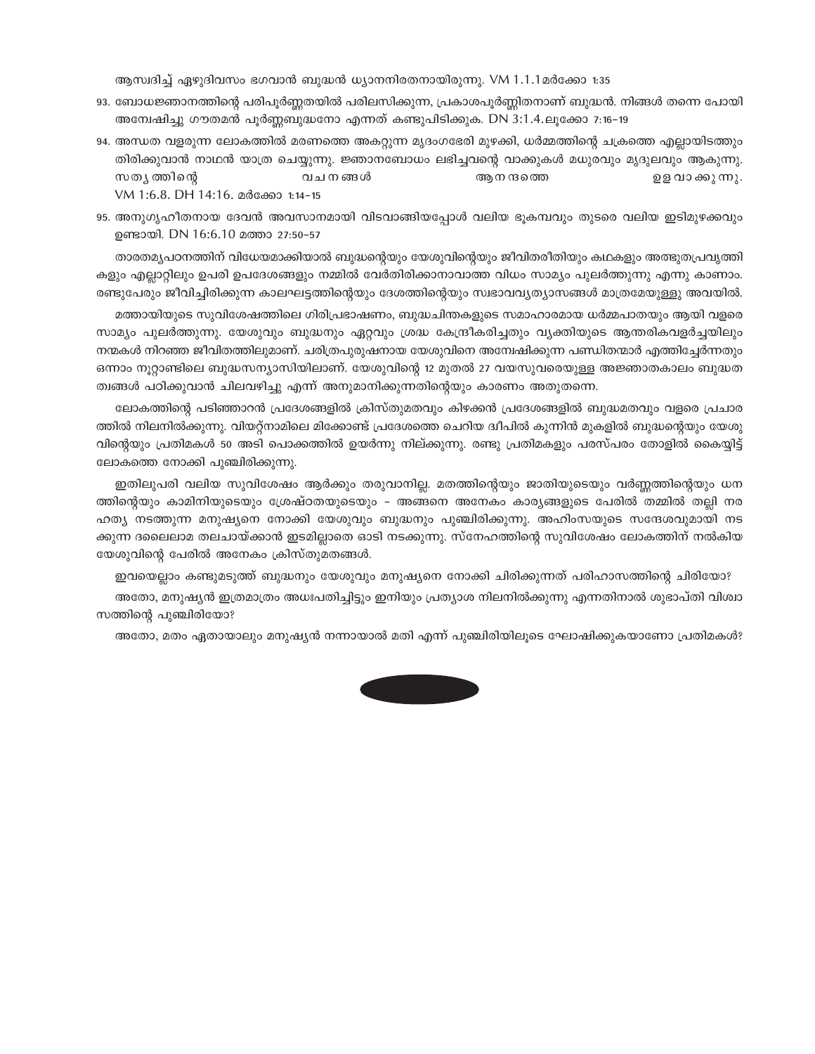ആസ്വദിച്ച് ഏഴുദിവസം ഭഗവാൻ ബുദ്ധൻ ധ്യാനനിരതനായിരുന്നു. VM 1.1.1മർക്കോ 1:35

93. ബോധജ്ഞാനത്തിന്റെ പരിപൂർണ്ണതയിൽ പരിലസിക്കുന്ന, പ്രകാശപൂർണ്ണിതനാണ് ബുദ്ധൻ. നിങ്ങൾ തന്നെ പോയി അന്വേഷിച്ചു ഗൗതമൻ പൂർണ്ണബുദ്ധനോ എന്നത് കണ്ടുപിടിക്കുക. DN 3:1.4.ലൂക്കോ 7:16–19

94. അന്ധത വളരുന്ന ലോകത്തിൽ മരണത്തെ അകറ്റുന്ന മൃദംഗഭേരി മുഴക്കി, ധർമ്മത്തിന്റെ ചക്രത്തെ എല്ലായിടത്തും തിരിക്കുവാൻ നാഥൻ യാത്ര ചെയ്യുന്നു. ജ്ഞാനബോധം ലഭിച്ചവന്റെ വാക്കുകൾ മധുരവും മൃദുലവും ആകുന്നു. സത്യത്തിന്റെ വചനങ്ങൾ ആനന്ദത്തെ ഉളവാക്കുന്നു. VM 1:6.8. DH 14:16. മർക്കോ 1:14–15

95. അനുഗൃഹീതനായ ദേവൻ അവസാനമായി വിടവാങ്ങിയപ്പോൾ വലിയ ഭൂകമ്പവും തുടരെ വലിയ ഇടിമുഴക്കവും ഉണ്ടായി. DN 16:6.10 മത്താ 27:50–57

താരതമ്യപഠനത്തിന് വിധേയമാക്കിയാൽ ബുദ്ധന്റെയും യേശുവിന്റെയും ജീവിതരീതിയും കഥകളും അത്ഭുതപ്രവൃത്തികളും എല്ലാറ്റിലും ഉപരി ഉപദേശങ്ങളും നമ്മിൽ വേർതിരിക്കാനാവാത്ത വിധം സാമ്യം പുലർത്തുന്നു എന്നു കാണാം. രണ്ടുപേരും ജീവിച്ചിരിക്കുന്ന കാലഘട്ടത്തിന്റെയും ദേശത്തിന്റെയും സ്വഭാവവ്യത്യാസങ്ങൾ മാത്രമേയുള്ളു അവയിൽ.

മത്തായിയുടെ സുവിശേഷത്തിലെ ഗിരിപ്രഭാഷണം, ബുദ്ധചിന്തകളുടെ സമാഹാരമായ ധർമ്മപാതയും ആയി വളരെ സാമ്യം പുലർത്തുന്നു. യേശുവും ബുദ്ധനും ഏറ്റവും ശ്രദ്ധ കേന്ദ്രീകരിച്ചതും വ്യക്തിയുടെ ആന്തരികവളർച്ചയിലും നന്മകൾ നിറഞ്ഞ ജീവിതത്തിലുമാണ്. ചരിത്രപുരുഷനായ യേശുവിനെ അന്വേഷിക്കുന്ന പണ്ഡിതന്മാർ എത്തിച്ചേർന്നതും ഒന്നാം നൂറ്റാണ്ടിലെ ബുദ്ധസന്യാസിയിലാണ്. യേശുവിന്റെ 12 മുതൽ 27 വയസുവരെയുള്ള അജ്ഞാതകാലം ബുദ്ധതത്വങ്ങൾ പഠിക്കുവാൻ ചിലവഴിച്ചു എന്ന് അനുമാനിക്കുന്നതിന്റെയും കാരണം അതുതന്നെ.

ലോകത്തിന്റെ പടിഞ്ഞാറൻ പ്രദേശങ്ങളിൽ ക്രിസ്തുമതവും കിഴക്കൻ പ്രദേശങ്ങളിൽ ബുദ്ധമതവും വളരെ പ്രചാരത്തിൽ നിലനിൽക്കുന്നു. വിയറ്റ്നാമിലെ മിക്കോങ്ങ് പ്രദേശത്തെ ചെറിയ ദ്വീപിൽ കുന്നിൻ മുകളിൽ ബുദ്ധന്റെയും യേശുവിന്റെയും പ്രതിമകൾ 50 അടി പൊക്കത്തിൽ ഉയർന്നു നില്ക്കുന്നു. രണ്ടു പ്രതിമകളും പരസ്പരം തോളിൽ കൈയ്യിട്ട് ലോകത്തെ നോക്കി പുഞ്ചിരിക്കുന്നു.

ഇതിലുപരി വലിയ സുവിശേഷം ആർക്കും തരുവാനില്ല. മതത്തിന്റെയും ജാതിയുടെയും വർണ്ണത്തിന്റെയും ധനത്തിന്റെയും കാമിനിയുടെയും ശ്രേഷ്ഠതയുടെയും – അങ്ങനെ അനേകം കാര്യങ്ങളുടെ പേരിൽ തമ്മിൽ തല്ലി നരഹത്യ നടത്തുന്ന മനുഷ്യനെ നോക്കി യേശുവും ബുദ്ധനും പുഞ്ചിരിക്കുന്നു. അഹിംസയുടെ സന്ദേശവുമായി നടക്കുന്ന ദലൈലാമ തലചായ്ക്കാൻ ഇടമില്ലാതെ ഓടി നടക്കുന്നു. സ്നേഹത്തിന്റെ സുവിശേഷം ലോകത്തിന് നൽകിയ യേശുവിന്റെ പേരിൽ അനേകം ക്രിസ്തുമതങ്ങൾ.

ഇവയെല്ലാം കണ്ടുമടുത്ത് ബുദ്ധനും യേശുവും മനുഷ്യനെ നോക്കി ചിരിക്കുന്നത് പരിഹാസത്തിന്റെ ചിരിയോ?

അതോ, മനുഷ്യൻ ഇത്രമാത്രം അധഃപതിച്ചിട്ടും ഇനിയും പ്രത്യാശ നിലനിൽക്കുന്നു എന്നതിനാൽ ശുഭാപ്തി വിശ്വാസത്തിന്റെ പുഞ്ചിരിയോ?

അതോ, മതം ഏതായാലും മനുഷ്യൻ നന്നായാൽ മതി എന്ന് പുഞ്ചിരിയിലൂടെ ഘോഷിക്കുകയാണോ പ്രതിമകൾ?